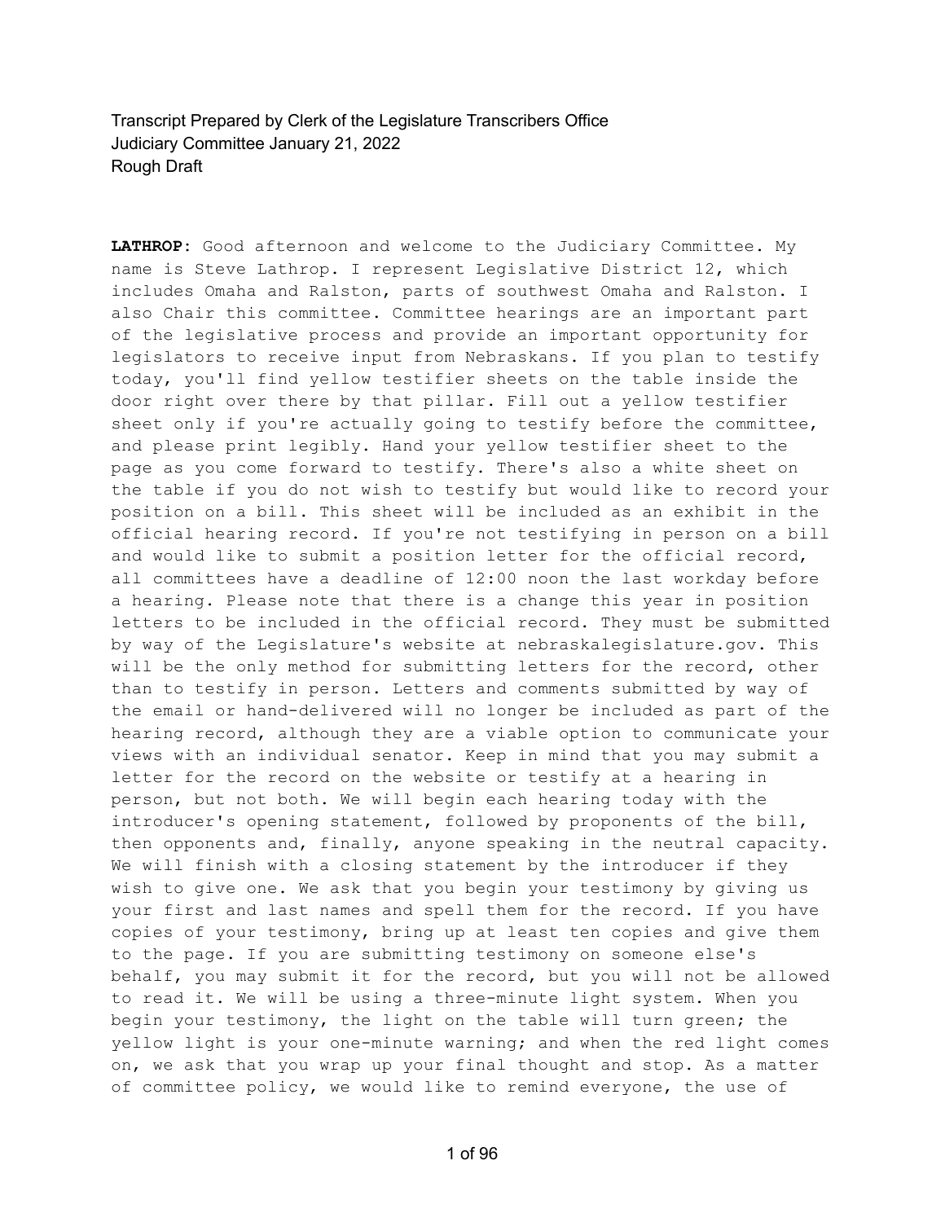Transcript Prepared by Clerk of the Legislature Transcribers Office
Judiciary Committee January 21, 2022
Rough Draft

**LATHROP:** Good afternoon and welcome to the Judiciary Committee. My name is Steve Lathrop. I represent Legislative District 12, which includes Omaha and Ralston, parts of southwest Omaha and Ralston. I also Chair this committee. Committee hearings are an important part of the legislative process and provide an important opportunity for legislators to receive input from Nebraskans. If you plan to testify today, you'll find yellow testifier sheets on the table inside the door right over there by that pillar. Fill out a yellow testifier sheet only if you're actually going to testify before the committee, and please print legibly. Hand your yellow testifier sheet to the page as you come forward to testify. There's also a white sheet on the table if you do not wish to testify but would like to record your position on a bill. This sheet will be included as an exhibit in the official hearing record. If you're not testifying in person on a bill and would like to submit a position letter for the official record, all committees have a deadline of 12:00 noon the last workday before a hearing. Please note that there is a change this year in position letters to be included in the official record. They must be submitted by way of the Legislature's website at nebraskalegislature.gov. This will be the only method for submitting letters for the record, other than to testify in person. Letters and comments submitted by way of the email or hand-delivered will no longer be included as part of the hearing record, although they are a viable option to communicate your views with an individual senator. Keep in mind that you may submit a letter for the record on the website or testify at a hearing in person, but not both. We will begin each hearing today with the introducer's opening statement, followed by proponents of the bill, then opponents and, finally, anyone speaking in the neutral capacity. We will finish with a closing statement by the introducer if they wish to give one. We ask that you begin your testimony by giving us your first and last names and spell them for the record. If you have copies of your testimony, bring up at least ten copies and give them to the page. If you are submitting testimony on someone else's behalf, you may submit it for the record, but you will not be allowed to read it. We will be using a three-minute light system. When you begin your testimony, the light on the table will turn green; the yellow light is your one-minute warning; and when the red light comes on, we ask that you wrap up your final thought and stop. As a matter of committee policy, we would like to remind everyone, the use of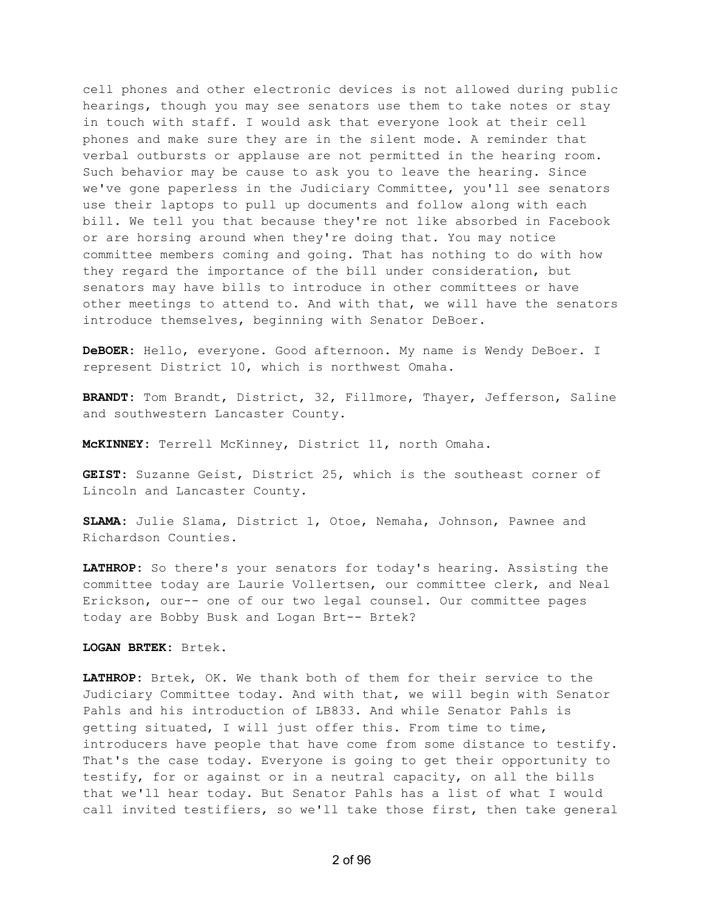cell phones and other electronic devices is not allowed during public hearings, though you may see senators use them to take notes or stay in touch with staff. I would ask that everyone look at their cell phones and make sure they are in the silent mode. A reminder that verbal outbursts or applause are not permitted in the hearing room. Such behavior may be cause to ask you to leave the hearing. Since we've gone paperless in the Judiciary Committee, you'll see senators use their laptops to pull up documents and follow along with each bill. We tell you that because they're not like absorbed in Facebook or are horsing around when they're doing that. You may notice committee members coming and going. That has nothing to do with how they regard the importance of the bill under consideration, but senators may have bills to introduce in other committees or have other meetings to attend to. And with that, we will have the senators introduce themselves, beginning with Senator DeBoer.

**DeBOER:** Hello, everyone. Good afternoon. My name is Wendy DeBoer. I represent District 10, which is northwest Omaha.

**BRANDT:** Tom Brandt, District, 32, Fillmore, Thayer, Jefferson, Saline and southwestern Lancaster County.

**McKINNEY:** Terrell McKinney, District 11, north Omaha.

**GEIST:** Suzanne Geist, District 25, which is the southeast corner of Lincoln and Lancaster County.

**SLAMA:** Julie Slama, District 1, Otoe, Nemaha, Johnson, Pawnee and Richardson Counties.

**LATHROP:** So there's your senators for today's hearing. Assisting the committee today are Laurie Vollertsen, our committee clerk, and Neal Erickson, our-- one of our two legal counsel. Our committee pages today are Bobby Busk and Logan Brt-- Brtek?

**LOGAN BRTEK:** Brtek.

**LATHROP:** Brtek, OK. We thank both of them for their service to the Judiciary Committee today. And with that, we will begin with Senator Pahls and his introduction of LB833. And while Senator Pahls is getting situated, I will just offer this. From time to time, introducers have people that have come from some distance to testify. That's the case today. Everyone is going to get their opportunity to testify, for or against or in a neutral capacity, on all the bills that we'll hear today. But Senator Pahls has a list of what I would call invited testifiers, so we'll take those first, then take general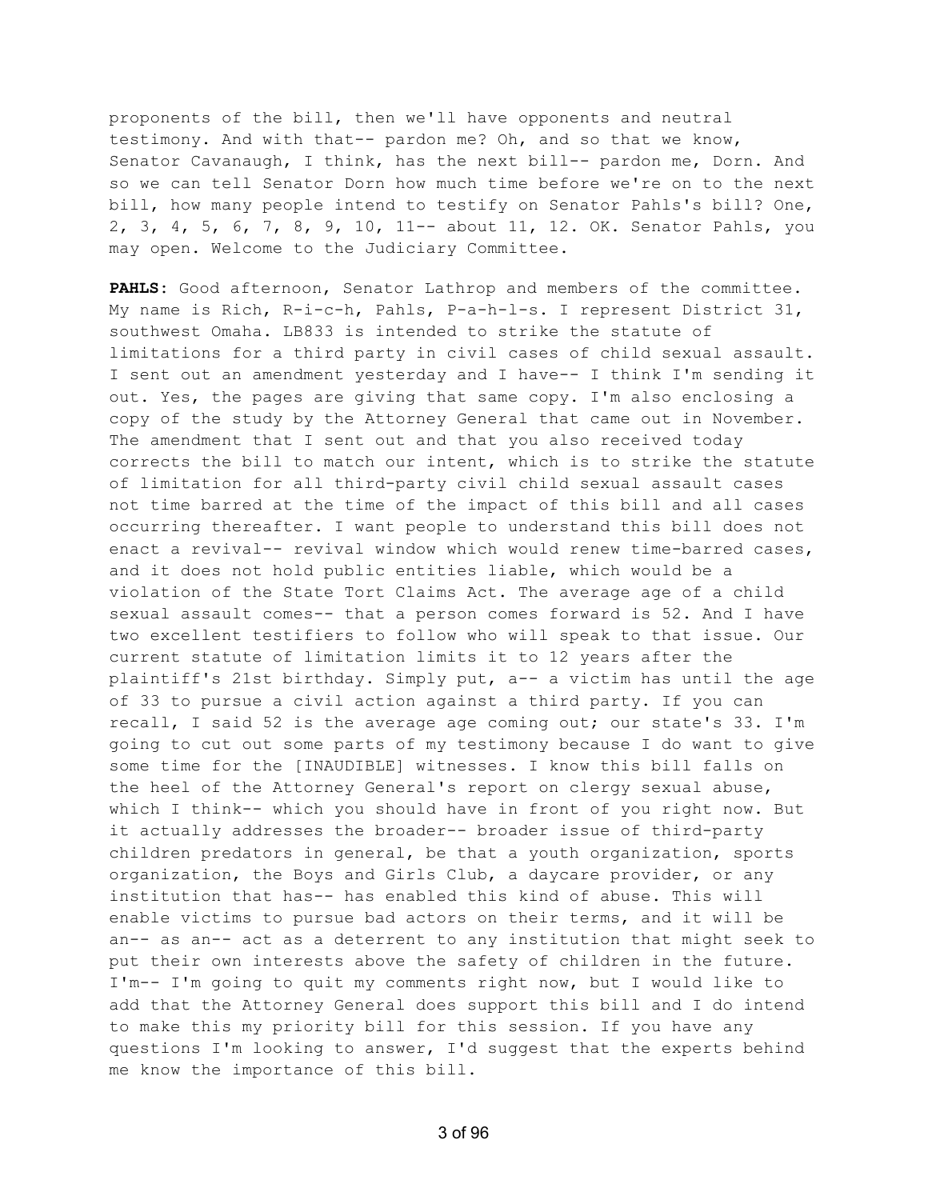proponents of the bill, then we'll have opponents and neutral testimony. And with that-- pardon me? Oh, and so that we know, Senator Cavanaugh, I think, has the next bill-- pardon me, Dorn. And so we can tell Senator Dorn how much time before we're on to the next bill, how many people intend to testify on Senator Pahls's bill? One, 2, 3, 4, 5, 6, 7, 8, 9, 10, 11-- about 11, 12. OK. Senator Pahls, you may open. Welcome to the Judiciary Committee.

**PAHLS:** Good afternoon, Senator Lathrop and members of the committee. My name is Rich, R-i-c-h, Pahls, P-a-h-l-s. I represent District 31, southwest Omaha. LB833 is intended to strike the statute of limitations for a third party in civil cases of child sexual assault. I sent out an amendment yesterday and I have-- I think I'm sending it out. Yes, the pages are giving that same copy. I'm also enclosing a copy of the study by the Attorney General that came out in November. The amendment that I sent out and that you also received today corrects the bill to match our intent, which is to strike the statute of limitation for all third-party civil child sexual assault cases not time barred at the time of the impact of this bill and all cases occurring thereafter. I want people to understand this bill does not enact a revival-- revival window which would renew time-barred cases, and it does not hold public entities liable, which would be a violation of the State Tort Claims Act. The average age of a child sexual assault comes-- that a person comes forward is 52. And I have two excellent testifiers to follow who will speak to that issue. Our current statute of limitation limits it to 12 years after the plaintiff's 21st birthday. Simply put, a-- a victim has until the age of 33 to pursue a civil action against a third party. If you can recall, I said 52 is the average age coming out; our state's 33. I'm going to cut out some parts of my testimony because I do want to give some time for the [INAUDIBLE] witnesses. I know this bill falls on the heel of the Attorney General's report on clergy sexual abuse, which I think-- which you should have in front of you right now. But it actually addresses the broader-- broader issue of third-party children predators in general, be that a youth organization, sports organization, the Boys and Girls Club, a daycare provider, or any institution that has-- has enabled this kind of abuse. This will enable victims to pursue bad actors on their terms, and it will be an-- as an-- act as a deterrent to any institution that might seek to put their own interests above the safety of children in the future. I'm-- I'm going to quit my comments right now, but I would like to add that the Attorney General does support this bill and I do intend to make this my priority bill for this session. If you have any questions I'm looking to answer, I'd suggest that the experts behind me know the importance of this bill.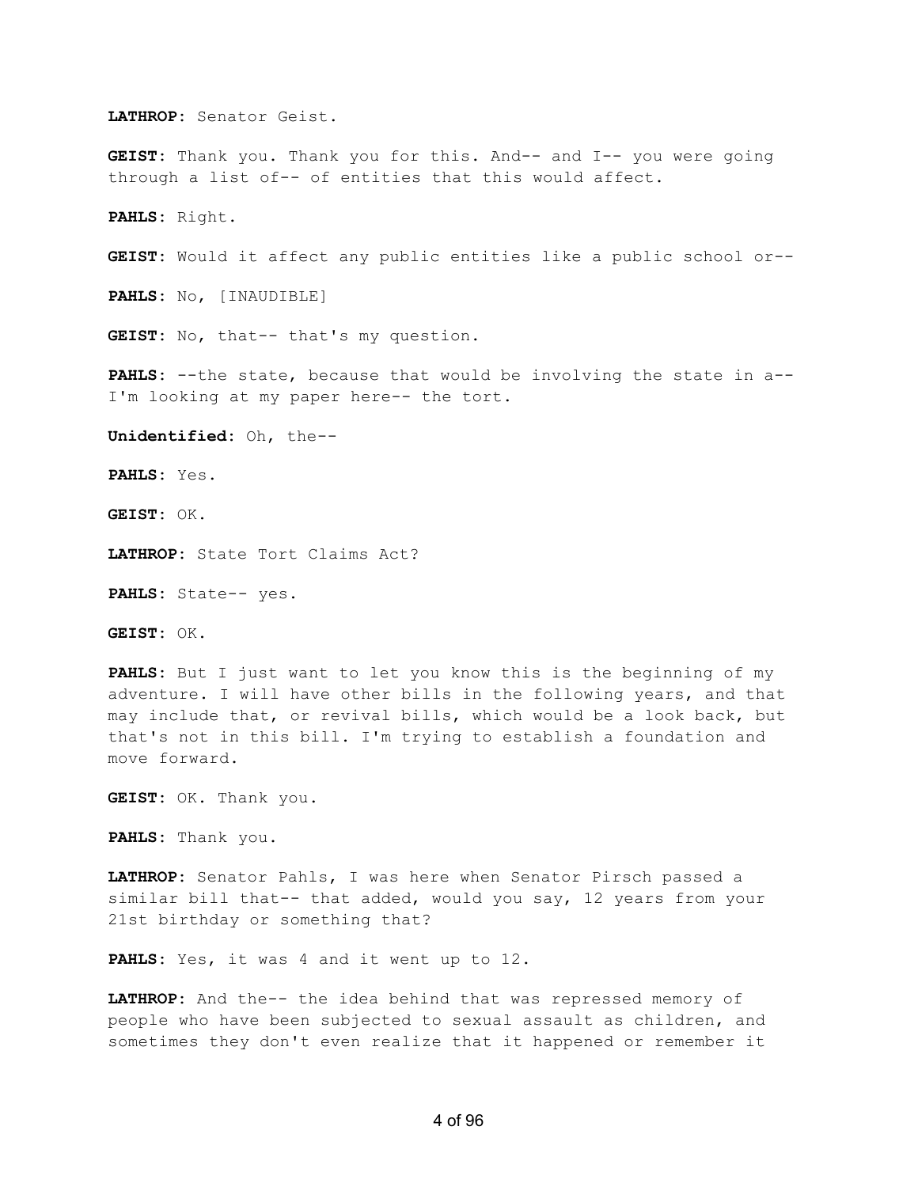**LATHROP:** Senator Geist.

**GEIST:** Thank you. Thank you for this. And-- and I-- you were going through a list of-- of entities that this would affect.

**PAHLS:** Right.

**GEIST:** Would it affect any public entities like a public school or--

**PAHLS:** No, [INAUDIBLE]

**GEIST:** No, that-- that's my question.

**PAHLS:** --the state, because that would be involving the state in a-- I'm looking at my paper here-- the tort.

**Unidentified:** Oh, the--

**PAHLS:** Yes.

**GEIST:** OK.

**LATHROP:** State Tort Claims Act?

**PAHLS:** State-- yes.

**GEIST:** OK.

**PAHLS:** But I just want to let you know this is the beginning of my adventure. I will have other bills in the following years, and that may include that, or revival bills, which would be a look back, but that's not in this bill. I'm trying to establish a foundation and move forward.

**GEIST:** OK. Thank you.

**PAHLS:** Thank you.

**LATHROP:** Senator Pahls, I was here when Senator Pirsch passed a similar bill that-- that added, would you say, 12 years from your 21st birthday or something that?

**PAHLS:** Yes, it was 4 and it went up to 12.

**LATHROP:** And the-- the idea behind that was repressed memory of people who have been subjected to sexual assault as children, and sometimes they don't even realize that it happened or remember it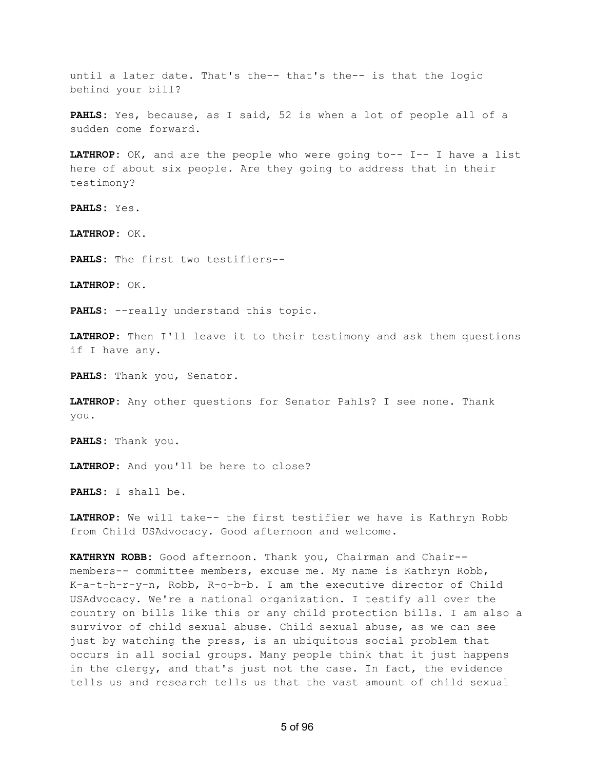until a later date. That's the-- that's the-- is that the logic behind your bill?

**PAHLS:** Yes, because, as I said, 52 is when a lot of people all of a sudden come forward.

**LATHROP:** OK, and are the people who were going to-- I-- I have a list here of about six people. Are they going to address that in their testimony?

**PAHLS:** Yes.

**LATHROP:** OK.

**PAHLS:** The first two testifiers--

**LATHROP:** OK.

**PAHLS:** --really understand this topic.

**LATHROP:** Then I'll leave it to their testimony and ask them questions if I have any.

**PAHLS:** Thank you, Senator.

**LATHROP:** Any other questions for Senator Pahls? I see none. Thank you.

**PAHLS:** Thank you.

**LATHROP:** And you'll be here to close?

**PAHLS:** I shall be.

**LATHROP:** We will take-- the first testifier we have is Kathryn Robb from Child USAdvocacy. Good afternoon and welcome.

**KATHRYN ROBB:** Good afternoon. Thank you, Chairman and Chair-- members-- committee members, excuse me. My name is Kathryn Robb, K-a-t-h-r-y-n, Robb, R-o-b-b. I am the executive director of Child USAdvocacy. We're a national organization. I testify all over the country on bills like this or any child protection bills. I am also a survivor of child sexual abuse. Child sexual abuse, as we can see just by watching the press, is an ubiquitous social problem that occurs in all social groups. Many people think that it just happens in the clergy, and that's just not the case. In fact, the evidence tells us and research tells us that the vast amount of child sexual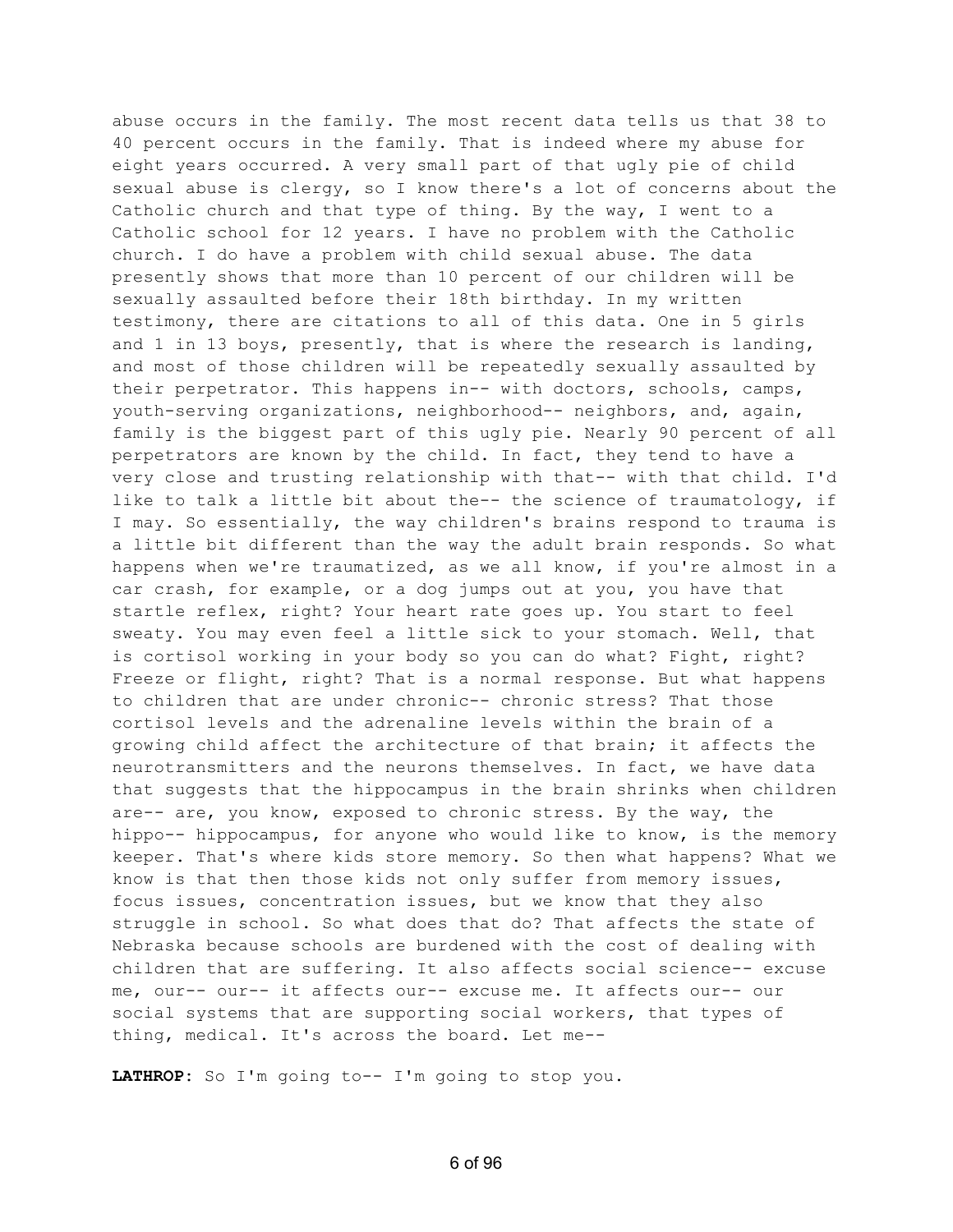abuse occurs in the family. The most recent data tells us that 38 to 40 percent occurs in the family. That is indeed where my abuse for eight years occurred. A very small part of that ugly pie of child sexual abuse is clergy, so I know there's a lot of concerns about the Catholic church and that type of thing. By the way, I went to a Catholic school for 12 years. I have no problem with the Catholic church. I do have a problem with child sexual abuse. The data presently shows that more than 10 percent of our children will be sexually assaulted before their 18th birthday. In my written testimony, there are citations to all of this data. One in 5 girls and 1 in 13 boys, presently, that is where the research is landing, and most of those children will be repeatedly sexually assaulted by their perpetrator. This happens in-- with doctors, schools, camps, youth-serving organizations, neighborhood-- neighbors, and, again, family is the biggest part of this ugly pie. Nearly 90 percent of all perpetrators are known by the child. In fact, they tend to have a very close and trusting relationship with that-- with that child. I'd like to talk a little bit about the-- the science of traumatology, if I may. So essentially, the way children's brains respond to trauma is a little bit different than the way the adult brain responds. So what happens when we're traumatized, as we all know, if you're almost in a car crash, for example, or a dog jumps out at you, you have that startle reflex, right? Your heart rate goes up. You start to feel sweaty. You may even feel a little sick to your stomach. Well, that is cortisol working in your body so you can do what? Fight, right? Freeze or flight, right? That is a normal response. But what happens to children that are under chronic-- chronic stress? That those cortisol levels and the adrenaline levels within the brain of a growing child affect the architecture of that brain; it affects the neurotransmitters and the neurons themselves. In fact, we have data that suggests that the hippocampus in the brain shrinks when children are-- are, you know, exposed to chronic stress. By the way, the hippo-- hippocampus, for anyone who would like to know, is the memory keeper. That's where kids store memory. So then what happens? What we know is that then those kids not only suffer from memory issues, focus issues, concentration issues, but we know that they also struggle in school. So what does that do? That affects the state of Nebraska because schools are burdened with the cost of dealing with children that are suffering. It also affects social science-- excuse me, our-- our-- it affects our-- excuse me. It affects our-- our social systems that are supporting social workers, that types of thing, medical. It's across the board. Let me--

**LATHROP:** So I'm going to-- I'm going to stop you.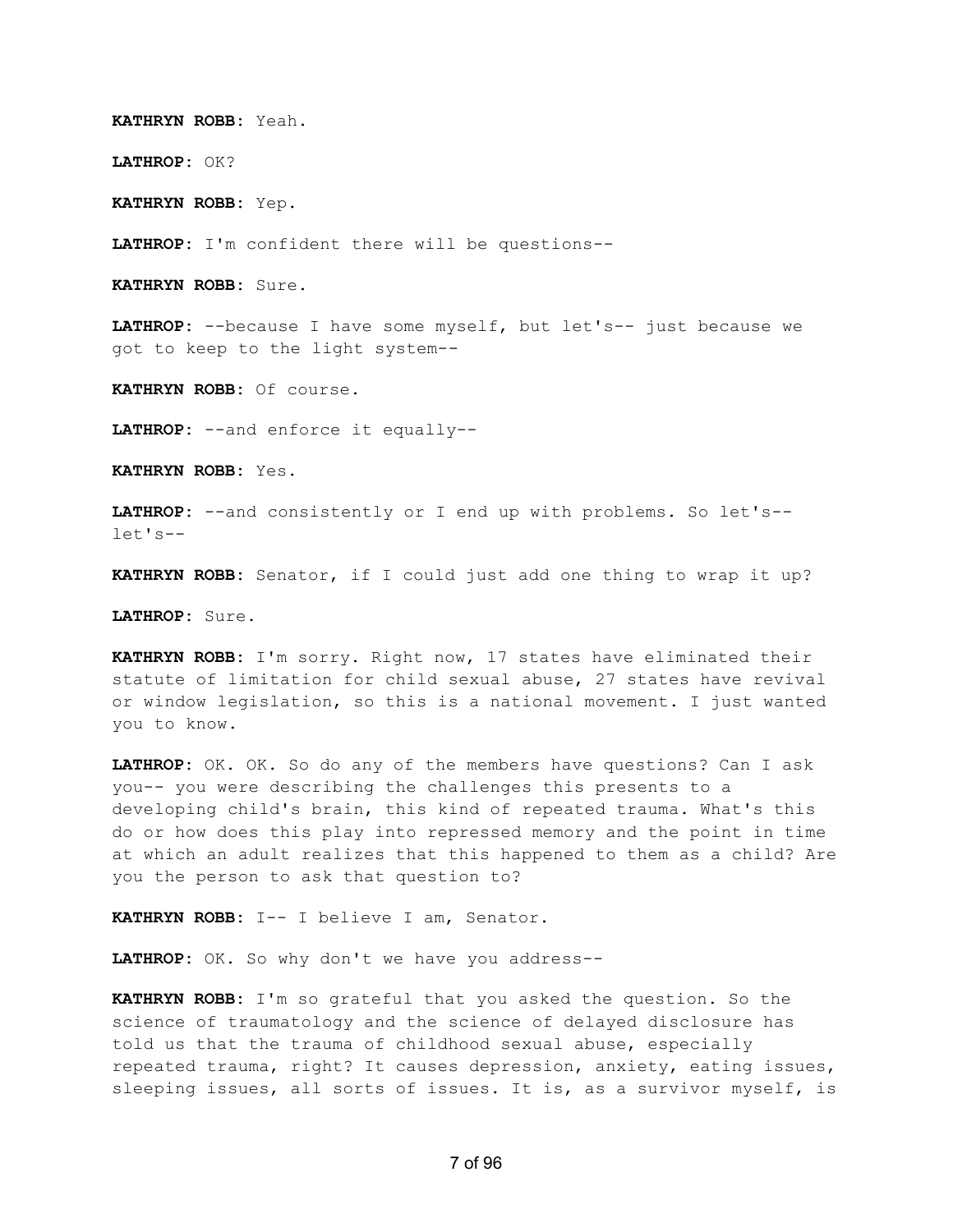**KATHRYN ROBB:** Yeah.

**LATHROP:** OK?

**KATHRYN ROBB:** Yep.

**LATHROP:** I'm confident there will be questions--

**KATHRYN ROBB:** Sure.

**LATHROP:** --because I have some myself, but let's-- just because we got to keep to the light system--

**KATHRYN ROBB:** Of course.

**LATHROP:** --and enforce it equally--

**KATHRYN ROBB:** Yes.

**LATHROP:** --and consistently or I end up with problems. So let's-- let's--

**KATHRYN ROBB:** Senator, if I could just add one thing to wrap it up?

**LATHROP:** Sure.

**KATHRYN ROBB:** I'm sorry. Right now, 17 states have eliminated their statute of limitation for child sexual abuse, 27 states have revival or window legislation, so this is a national movement. I just wanted you to know.

**LATHROP:** OK. OK. So do any of the members have questions? Can I ask you-- you were describing the challenges this presents to a developing child's brain, this kind of repeated trauma. What's this do or how does this play into repressed memory and the point in time at which an adult realizes that this happened to them as a child? Are you the person to ask that question to?

**KATHRYN ROBB:** I-- I believe I am, Senator.

**LATHROP:** OK. So why don't we have you address--

**KATHRYN ROBB:** I'm so grateful that you asked the question. So the science of traumatology and the science of delayed disclosure has told us that the trauma of childhood sexual abuse, especially repeated trauma, right? It causes depression, anxiety, eating issues, sleeping issues, all sorts of issues. It is, as a survivor myself, is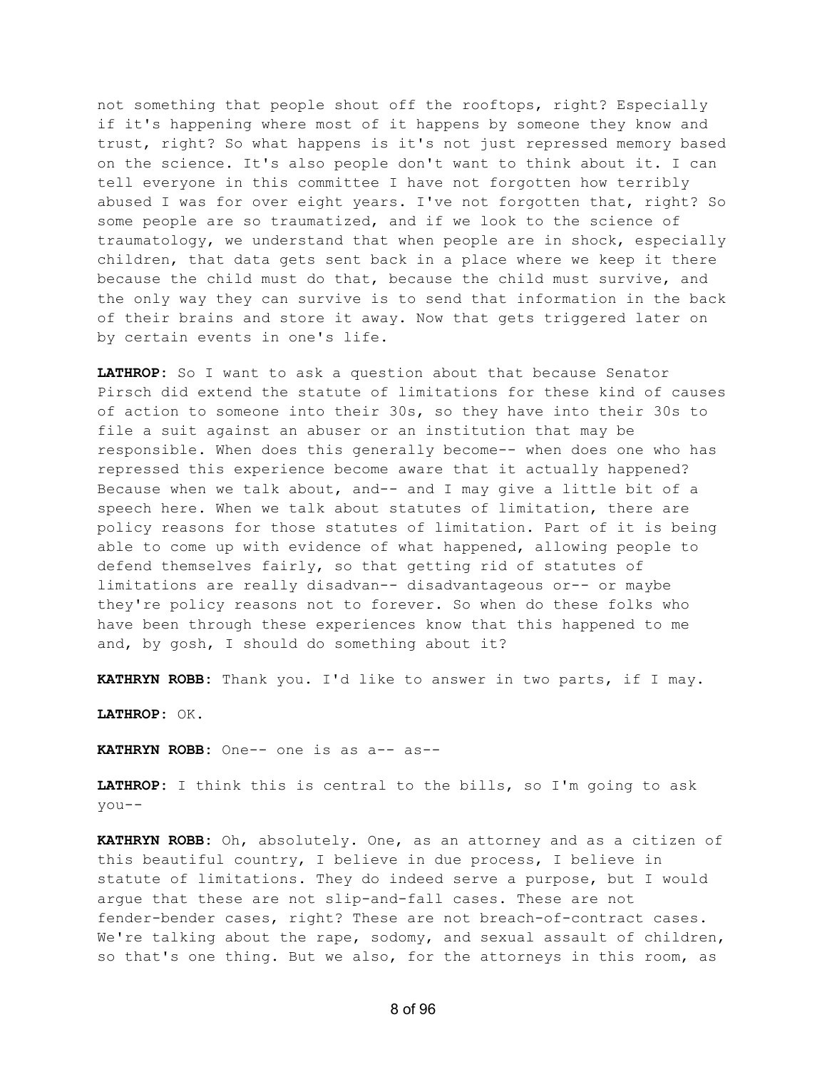not something that people shout off the rooftops, right? Especially if it's happening where most of it happens by someone they know and trust, right? So what happens is it's not just repressed memory based on the science. It's also people don't want to think about it. I can tell everyone in this committee I have not forgotten how terribly abused I was for over eight years. I've not forgotten that, right? So some people are so traumatized, and if we look to the science of traumatology, we understand that when people are in shock, especially children, that data gets sent back in a place where we keep it there because the child must do that, because the child must survive, and the only way they can survive is to send that information in the back of their brains and store it away. Now that gets triggered later on by certain events in one's life.

**LATHROP:** So I want to ask a question about that because Senator Pirsch did extend the statute of limitations for these kind of causes of action to someone into their 30s, so they have into their 30s to file a suit against an abuser or an institution that may be responsible. When does this generally become-- when does one who has repressed this experience become aware that it actually happened? Because when we talk about, and-- and I may give a little bit of a speech here. When we talk about statutes of limitation, there are policy reasons for those statutes of limitation. Part of it is being able to come up with evidence of what happened, allowing people to defend themselves fairly, so that getting rid of statutes of limitations are really disadvan-- disadvantageous or-- or maybe they're policy reasons not to forever. So when do these folks who have been through these experiences know that this happened to me and, by gosh, I should do something about it?

**KATHRYN ROBB:** Thank you. I'd like to answer in two parts, if I may.

**LATHROP:** OK.

**KATHRYN ROBB:** One-- one is as a-- as--

**LATHROP:** I think this is central to the bills, so I'm going to ask you--

**KATHRYN ROBB:** Oh, absolutely. One, as an attorney and as a citizen of this beautiful country, I believe in due process, I believe in statute of limitations. They do indeed serve a purpose, but I would argue that these are not slip-and-fall cases. These are not fender-bender cases, right? These are not breach-of-contract cases. We're talking about the rape, sodomy, and sexual assault of children, so that's one thing. But we also, for the attorneys in this room, as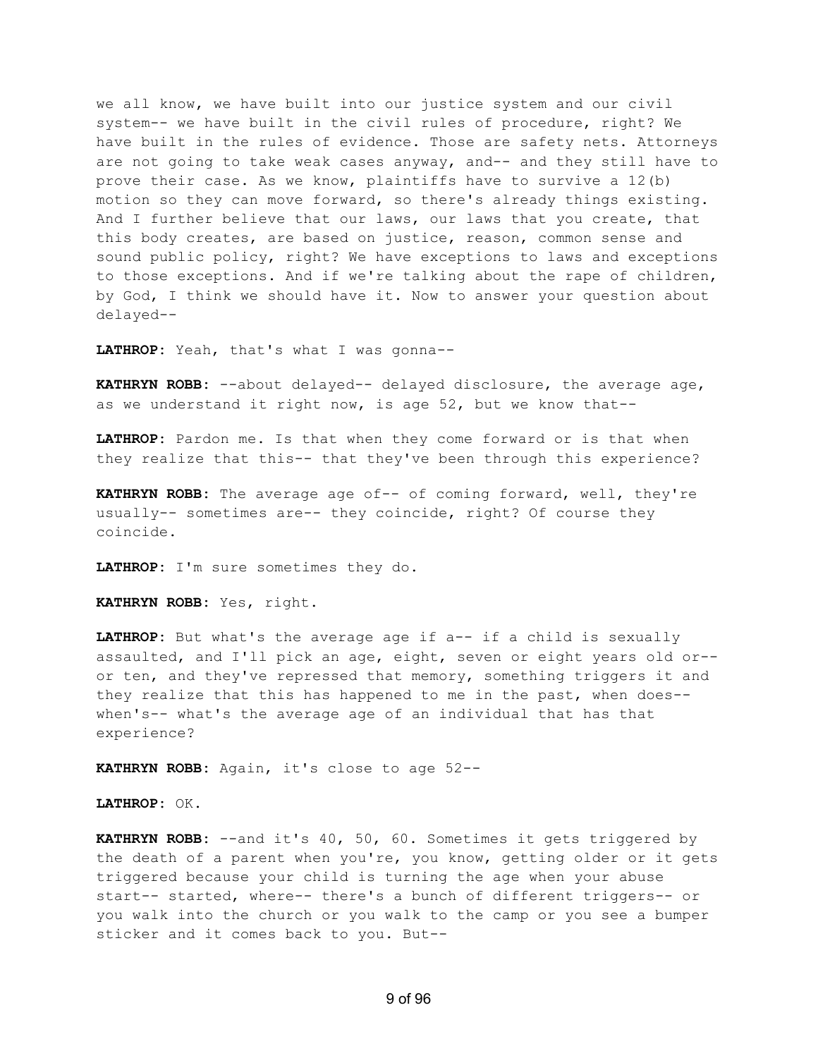we all know, we have built into our justice system and our civil system-- we have built in the civil rules of procedure, right? We have built in the rules of evidence. Those are safety nets. Attorneys are not going to take weak cases anyway, and-- and they still have to prove their case. As we know, plaintiffs have to survive a 12(b) motion so they can move forward, so there's already things existing. And I further believe that our laws, our laws that you create, that this body creates, are based on justice, reason, common sense and sound public policy, right? We have exceptions to laws and exceptions to those exceptions. And if we're talking about the rape of children, by God, I think we should have it. Now to answer your question about delayed--

**LATHROP:** Yeah, that's what I was gonna--

**KATHRYN ROBB:** --about delayed-- delayed disclosure, the average age, as we understand it right now, is age 52, but we know that--

**LATHROP:** Pardon me. Is that when they come forward or is that when they realize that this-- that they've been through this experience?

**KATHRYN ROBB:** The average age of-- of coming forward, well, they're usually-- sometimes are-- they coincide, right? Of course they coincide.

**LATHROP:** I'm sure sometimes they do.

**KATHRYN ROBB:** Yes, right.

**LATHROP:** But what's the average age if a-- if a child is sexually assaulted, and I'll pick an age, eight, seven or eight years old or-- or ten, and they've repressed that memory, something triggers it and they realize that this has happened to me in the past, when does-- when's-- what's the average age of an individual that has that experience?

**KATHRYN ROBB:** Again, it's close to age 52--

**LATHROP:** OK.

**KATHRYN ROBB:** --and it's 40, 50, 60. Sometimes it gets triggered by the death of a parent when you're, you know, getting older or it gets triggered because your child is turning the age when your abuse start-- started, where-- there's a bunch of different triggers-- or you walk into the church or you walk to the camp or you see a bumper sticker and it comes back to you. But--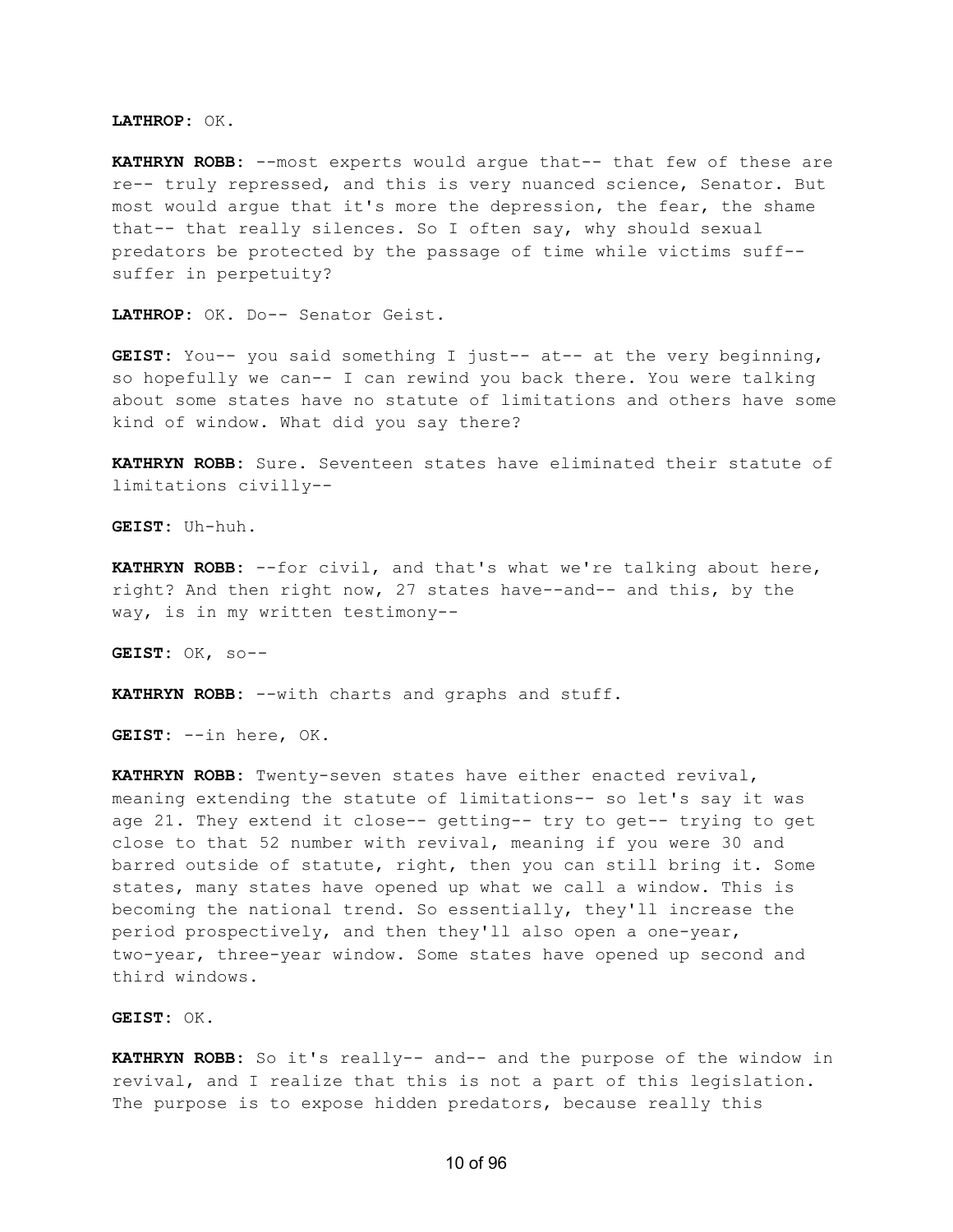**LATHROP:** OK.

**KATHRYN ROBB:** --most experts would argue that-- that few of these are re-- truly repressed, and this is very nuanced science, Senator. But most would argue that it's more the depression, the fear, the shame that-- that really silences. So I often say, why should sexual predators be protected by the passage of time while victims suff-- suffer in perpetuity?

**LATHROP:** OK. Do-- Senator Geist.

**GEIST:** You-- you said something I just-- at-- at the very beginning, so hopefully we can-- I can rewind you back there. You were talking about some states have no statute of limitations and others have some kind of window. What did you say there?

**KATHRYN ROBB:** Sure. Seventeen states have eliminated their statute of limitations civilly--

**GEIST:** Uh-huh.

**KATHRYN ROBB:** --for civil, and that's what we're talking about here, right? And then right now, 27 states have--and-- and this, by the way, is in my written testimony--

**GEIST:** OK, so--

**KATHRYN ROBB:** --with charts and graphs and stuff.

**GEIST:** --in here, OK.

**KATHRYN ROBB:** Twenty-seven states have either enacted revival, meaning extending the statute of limitations-- so let's say it was age 21. They extend it close-- getting-- try to get-- trying to get close to that 52 number with revival, meaning if you were 30 and barred outside of statute, right, then you can still bring it. Some states, many states have opened up what we call a window. This is becoming the national trend. So essentially, they'll increase the period prospectively, and then they'll also open a one-year, two-year, three-year window. Some states have opened up second and third windows.

**GEIST:** OK.

**KATHRYN ROBB:** So it's really-- and-- and the purpose of the window in revival, and I realize that this is not a part of this legislation. The purpose is to expose hidden predators, because really this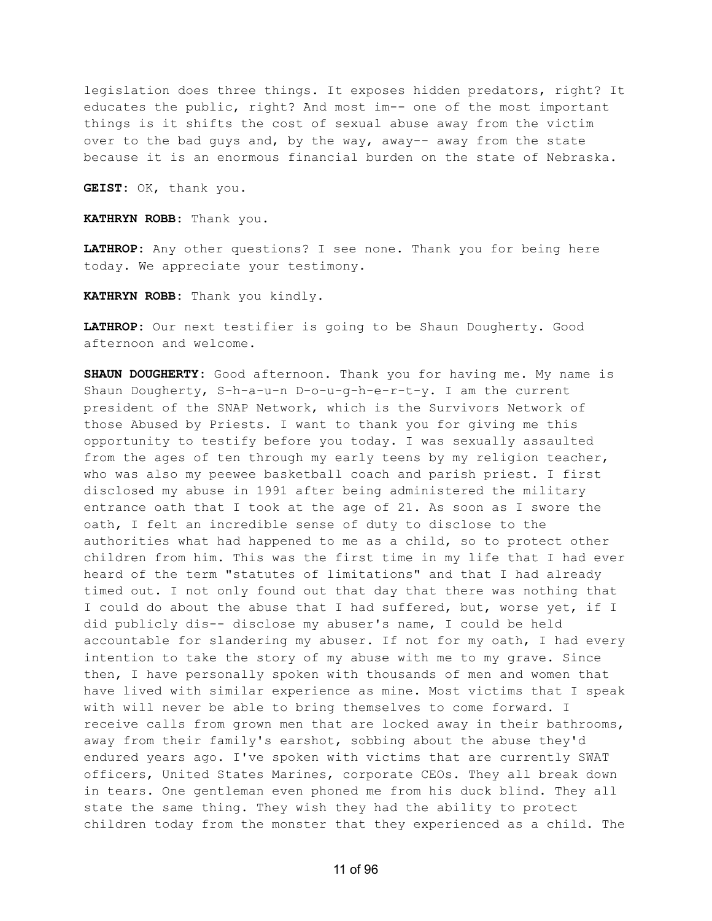legislation does three things. It exposes hidden predators, right? It educates the public, right? And most im-- one of the most important things is it shifts the cost of sexual abuse away from the victim over to the bad guys and, by the way, away-- away from the state because it is an enormous financial burden on the state of Nebraska.

**GEIST:** OK, thank you.

**KATHRYN ROBB:** Thank you.

**LATHROP:** Any other questions? I see none. Thank you for being here today. We appreciate your testimony.

**KATHRYN ROBB:** Thank you kindly.

**LATHROP:** Our next testifier is going to be Shaun Dougherty. Good afternoon and welcome.

**SHAUN DOUGHERTY:** Good afternoon. Thank you for having me. My name is Shaun Dougherty, S-h-a-u-n D-o-u-g-h-e-r-t-y. I am the current president of the SNAP Network, which is the Survivors Network of those Abused by Priests. I want to thank you for giving me this opportunity to testify before you today. I was sexually assaulted from the ages of ten through my early teens by my religion teacher, who was also my peewee basketball coach and parish priest. I first disclosed my abuse in 1991 after being administered the military entrance oath that I took at the age of 21. As soon as I swore the oath, I felt an incredible sense of duty to disclose to the authorities what had happened to me as a child, so to protect other children from him. This was the first time in my life that I had ever heard of the term "statutes of limitations" and that I had already timed out. I not only found out that day that there was nothing that I could do about the abuse that I had suffered, but, worse yet, if I did publicly dis-- disclose my abuser's name, I could be held accountable for slandering my abuser. If not for my oath, I had every intention to take the story of my abuse with me to my grave. Since then, I have personally spoken with thousands of men and women that have lived with similar experience as mine. Most victims that I speak with will never be able to bring themselves to come forward. I receive calls from grown men that are locked away in their bathrooms, away from their family's earshot, sobbing about the abuse they'd endured years ago. I've spoken with victims that are currently SWAT officers, United States Marines, corporate CEOs. They all break down in tears. One gentleman even phoned me from his duck blind. They all state the same thing. They wish they had the ability to protect children today from the monster that they experienced as a child. The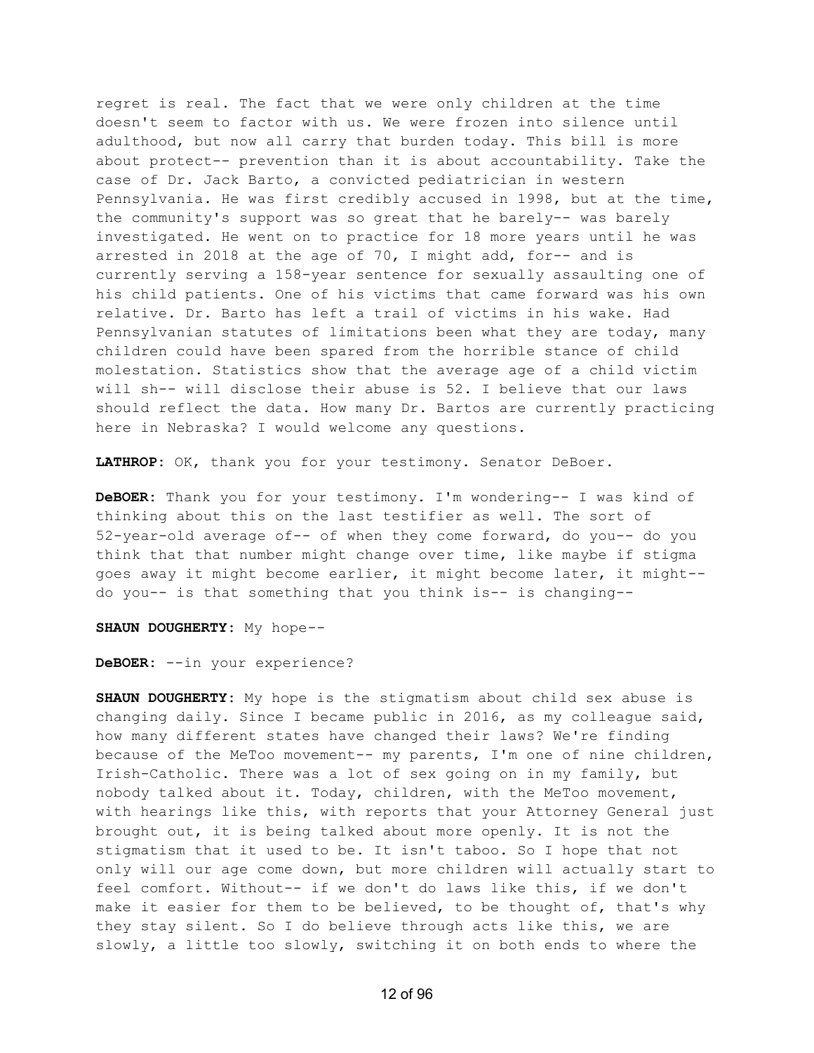regret is real. The fact that we were only children at the time doesn't seem to factor with us. We were frozen into silence until adulthood, but now all carry that burden today. This bill is more about protect-- prevention than it is about accountability. Take the case of Dr. Jack Barto, a convicted pediatrician in western Pennsylvania. He was first credibly accused in 1998, but at the time, the community's support was so great that he barely-- was barely investigated. He went on to practice for 18 more years until he was arrested in 2018 at the age of 70, I might add, for-- and is currently serving a 158-year sentence for sexually assaulting one of his child patients. One of his victims that came forward was his own relative. Dr. Barto has left a trail of victims in his wake. Had Pennsylvanian statutes of limitations been what they are today, many children could have been spared from the horrible stance of child molestation. Statistics show that the average age of a child victim will sh-- will disclose their abuse is 52. I believe that our laws should reflect the data. How many Dr. Bartos are currently practicing here in Nebraska? I would welcome any questions.

**LATHROP:** OK, thank you for your testimony. Senator DeBoer.

**DeBOER:** Thank you for your testimony. I'm wondering-- I was kind of thinking about this on the last testifier as well. The sort of 52-year-old average of-- of when they come forward, do you-- do you think that that number might change over time, like maybe if stigma goes away it might become earlier, it might become later, it might-- do you-- is that something that you think is-- is changing--

**SHAUN DOUGHERTY:** My hope--

**DeBOER:** --in your experience?

**SHAUN DOUGHERTY:** My hope is the stigmatism about child sex abuse is changing daily. Since I became public in 2016, as my colleague said, how many different states have changed their laws? We're finding because of the MeToo movement-- my parents, I'm one of nine children, Irish-Catholic. There was a lot of sex going on in my family, but nobody talked about it. Today, children, with the MeToo movement, with hearings like this, with reports that your Attorney General just brought out, it is being talked about more openly. It is not the stigmatism that it used to be. It isn't taboo. So I hope that not only will our age come down, but more children will actually start to feel comfort. Without-- if we don't do laws like this, if we don't make it easier for them to be believed, to be thought of, that's why they stay silent. So I do believe through acts like this, we are slowly, a little too slowly, switching it on both ends to where the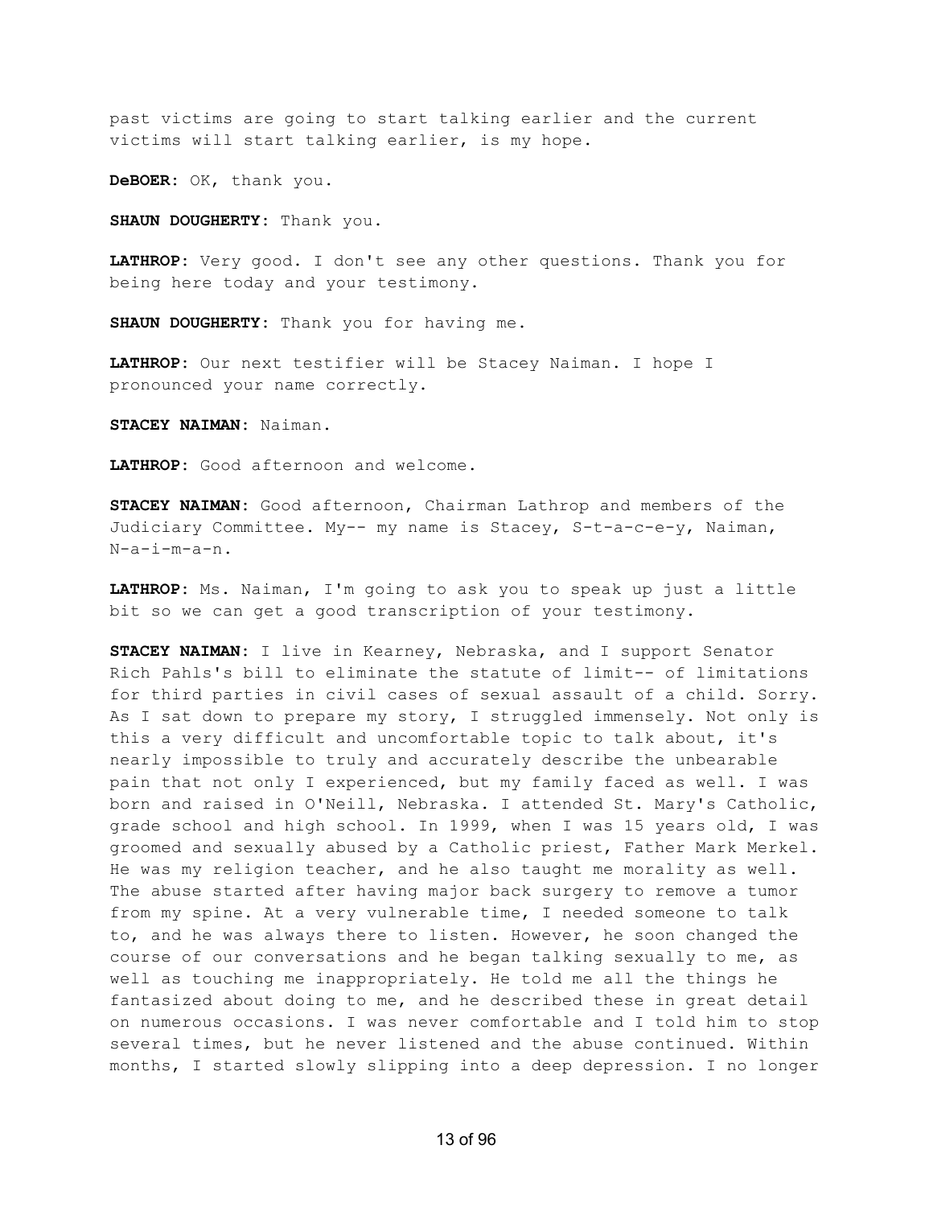past victims are going to start talking earlier and the current victims will start talking earlier, is my hope.

**DeBOER:** OK, thank you.

**SHAUN DOUGHERTY:** Thank you.

**LATHROP:** Very good. I don't see any other questions. Thank you for being here today and your testimony.

**SHAUN DOUGHERTY:** Thank you for having me.

**LATHROP:** Our next testifier will be Stacey Naiman. I hope I pronounced your name correctly.

**STACEY NAIMAN:** Naiman.

**LATHROP:** Good afternoon and welcome.

**STACEY NAIMAN:** Good afternoon, Chairman Lathrop and members of the Judiciary Committee. My-- my name is Stacey, S-t-a-c-e-y, Naiman, N-a-i-m-a-n.

**LATHROP:** Ms. Naiman, I'm going to ask you to speak up just a little bit so we can get a good transcription of your testimony.

**STACEY NAIMAN:** I live in Kearney, Nebraska, and I support Senator Rich Pahls's bill to eliminate the statute of limit-- of limitations for third parties in civil cases of sexual assault of a child. Sorry. As I sat down to prepare my story, I struggled immensely. Not only is this a very difficult and uncomfortable topic to talk about, it's nearly impossible to truly and accurately describe the unbearable pain that not only I experienced, but my family faced as well. I was born and raised in O'Neill, Nebraska. I attended St. Mary's Catholic, grade school and high school. In 1999, when I was 15 years old, I was groomed and sexually abused by a Catholic priest, Father Mark Merkel. He was my religion teacher, and he also taught me morality as well. The abuse started after having major back surgery to remove a tumor from my spine. At a very vulnerable time, I needed someone to talk to, and he was always there to listen. However, he soon changed the course of our conversations and he began talking sexually to me, as well as touching me inappropriately. He told me all the things he fantasized about doing to me, and he described these in great detail on numerous occasions. I was never comfortable and I told him to stop several times, but he never listened and the abuse continued. Within months, I started slowly slipping into a deep depression. I no longer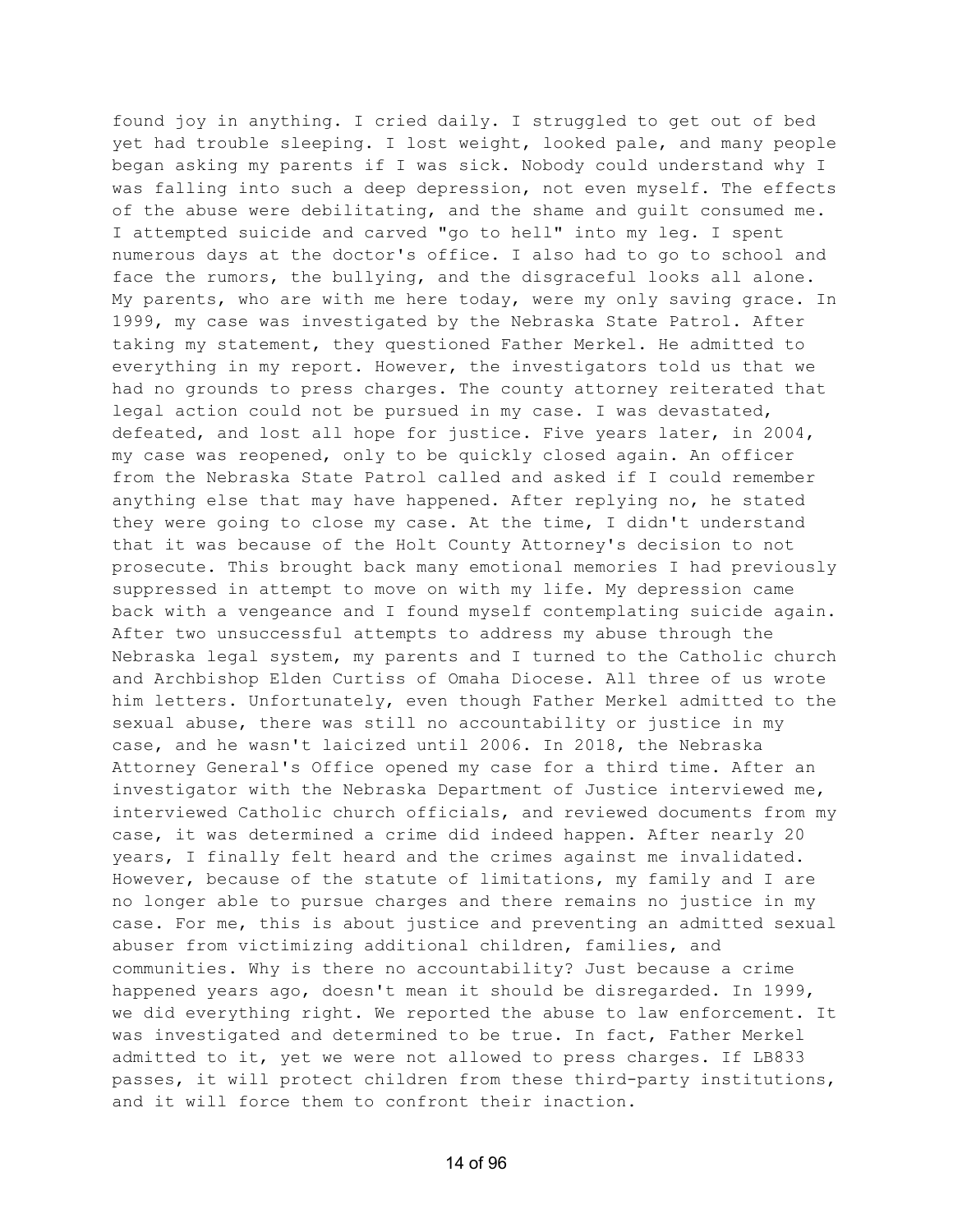found joy in anything. I cried daily. I struggled to get out of bed yet had trouble sleeping. I lost weight, looked pale, and many people began asking my parents if I was sick. Nobody could understand why I was falling into such a deep depression, not even myself. The effects of the abuse were debilitating, and the shame and guilt consumed me. I attempted suicide and carved "go to hell" into my leg. I spent numerous days at the doctor's office. I also had to go to school and face the rumors, the bullying, and the disgraceful looks all alone. My parents, who are with me here today, were my only saving grace. In 1999, my case was investigated by the Nebraska State Patrol. After taking my statement, they questioned Father Merkel. He admitted to everything in my report. However, the investigators told us that we had no grounds to press charges. The county attorney reiterated that legal action could not be pursued in my case. I was devastated, defeated, and lost all hope for justice. Five years later, in 2004, my case was reopened, only to be quickly closed again. An officer from the Nebraska State Patrol called and asked if I could remember anything else that may have happened. After replying no, he stated they were going to close my case. At the time, I didn't understand that it was because of the Holt County Attorney's decision to not prosecute. This brought back many emotional memories I had previously suppressed in attempt to move on with my life. My depression came back with a vengeance and I found myself contemplating suicide again. After two unsuccessful attempts to address my abuse through the Nebraska legal system, my parents and I turned to the Catholic church and Archbishop Elden Curtiss of Omaha Diocese. All three of us wrote him letters. Unfortunately, even though Father Merkel admitted to the sexual abuse, there was still no accountability or justice in my case, and he wasn't laicized until 2006. In 2018, the Nebraska Attorney General's Office opened my case for a third time. After an investigator with the Nebraska Department of Justice interviewed me, interviewed Catholic church officials, and reviewed documents from my case, it was determined a crime did indeed happen. After nearly 20 years, I finally felt heard and the crimes against me invalidated. However, because of the statute of limitations, my family and I are no longer able to pursue charges and there remains no justice in my case. For me, this is about justice and preventing an admitted sexual abuser from victimizing additional children, families, and communities. Why is there no accountability? Just because a crime happened years ago, doesn't mean it should be disregarded. In 1999, we did everything right. We reported the abuse to law enforcement. It was investigated and determined to be true. In fact, Father Merkel admitted to it, yet we were not allowed to press charges. If LB833 passes, it will protect children from these third-party institutions, and it will force them to confront their inaction.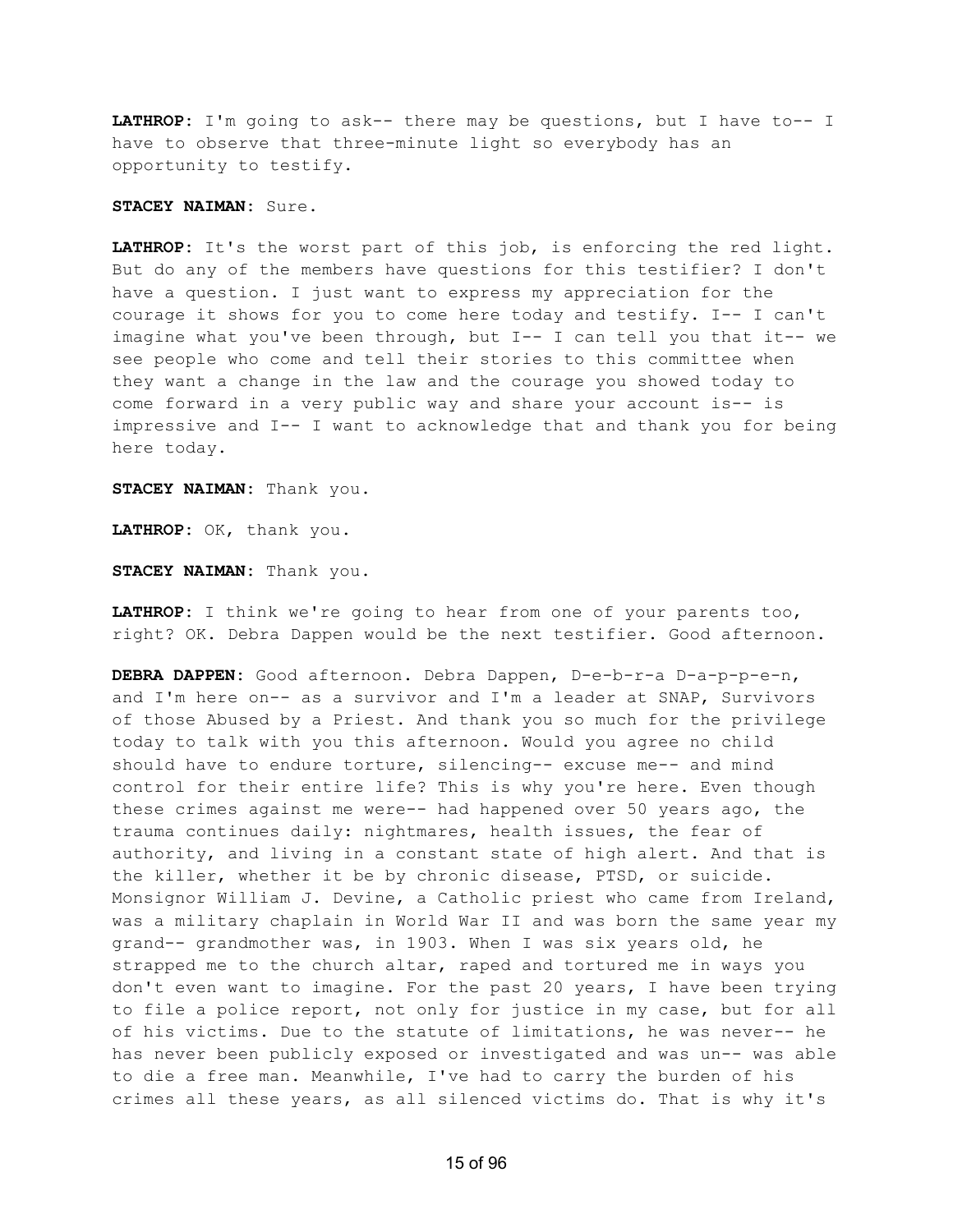**LATHROP:** I'm going to ask-- there may be questions, but I have to-- I have to observe that three-minute light so everybody has an opportunity to testify.

**STACEY NAIMAN:** Sure.

**LATHROP:** It's the worst part of this job, is enforcing the red light. But do any of the members have questions for this testifier? I don't have a question. I just want to express my appreciation for the courage it shows for you to come here today and testify. I-- I can't imagine what you've been through, but I-- I can tell you that it-- we see people who come and tell their stories to this committee when they want a change in the law and the courage you showed today to come forward in a very public way and share your account is-- is impressive and I-- I want to acknowledge that and thank you for being here today.

**STACEY NAIMAN:** Thank you.

**LATHROP:** OK, thank you.

**STACEY NAIMAN:** Thank you.

**LATHROP:** I think we're going to hear from one of your parents too, right? OK. Debra Dappen would be the next testifier. Good afternoon.

**DEBRA DAPPEN:** Good afternoon. Debra Dappen, D-e-b-r-a D-a-p-p-e-n, and I'm here on-- as a survivor and I'm a leader at SNAP, Survivors of those Abused by a Priest. And thank you so much for the privilege today to talk with you this afternoon. Would you agree no child should have to endure torture, silencing-- excuse me-- and mind control for their entire life? This is why you're here. Even though these crimes against me were-- had happened over 50 years ago, the trauma continues daily: nightmares, health issues, the fear of authority, and living in a constant state of high alert. And that is the killer, whether it be by chronic disease, PTSD, or suicide. Monsignor William J. Devine, a Catholic priest who came from Ireland, was a military chaplain in World War II and was born the same year my grand-- grandmother was, in 1903. When I was six years old, he strapped me to the church altar, raped and tortured me in ways you don't even want to imagine. For the past 20 years, I have been trying to file a police report, not only for justice in my case, but for all of his victims. Due to the statute of limitations, he was never-- he has never been publicly exposed or investigated and was un-- was able to die a free man. Meanwhile, I've had to carry the burden of his crimes all these years, as all silenced victims do. That is why it's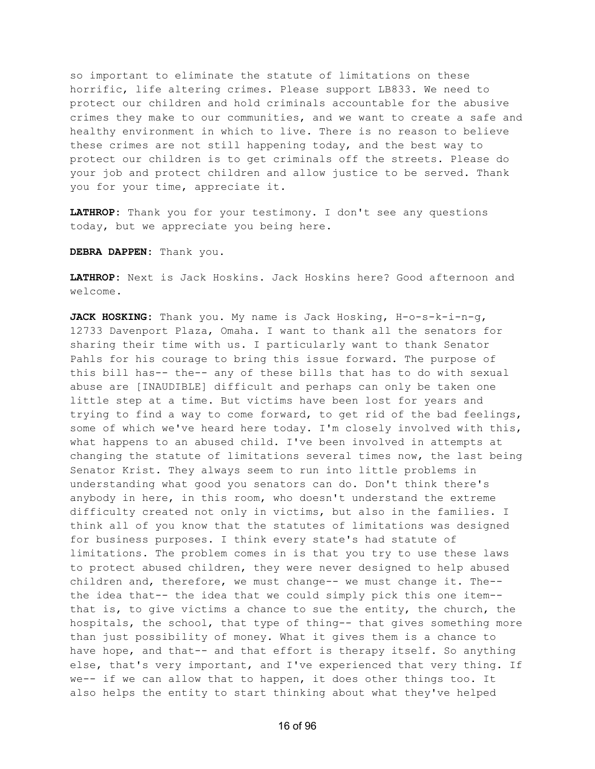so important to eliminate the statute of limitations on these horrific, life altering crimes. Please support LB833. We need to protect our children and hold criminals accountable for the abusive crimes they make to our communities, and we want to create a safe and healthy environment in which to live. There is no reason to believe these crimes are not still happening today, and the best way to protect our children is to get criminals off the streets. Please do your job and protect children and allow justice to be served. Thank you for your time, appreciate it.

**LATHROP:** Thank you for your testimony. I don't see any questions today, but we appreciate you being here.

**DEBRA DAPPEN:** Thank you.

**LATHROP:** Next is Jack Hoskins. Jack Hoskins here? Good afternoon and welcome.

**JACK HOSKING:** Thank you. My name is Jack Hosking, H-o-s-k-i-n-g, 12733 Davenport Plaza, Omaha. I want to thank all the senators for sharing their time with us. I particularly want to thank Senator Pahls for his courage to bring this issue forward. The purpose of this bill has-- the-- any of these bills that has to do with sexual abuse are [INAUDIBLE] difficult and perhaps can only be taken one little step at a time. But victims have been lost for years and trying to find a way to come forward, to get rid of the bad feelings, some of which we've heard here today. I'm closely involved with this, what happens to an abused child. I've been involved in attempts at changing the statute of limitations several times now, the last being Senator Krist. They always seem to run into little problems in understanding what good you senators can do. Don't think there's anybody in here, in this room, who doesn't understand the extreme difficulty created not only in victims, but also in the families. I think all of you know that the statutes of limitations was designed for business purposes. I think every state's had statute of limitations. The problem comes in is that you try to use these laws to protect abused children, they were never designed to help abused children and, therefore, we must change-- we must change it. The-- the idea that-- the idea that we could simply pick this one item-- that is, to give victims a chance to sue the entity, the church, the hospitals, the school, that type of thing-- that gives something more than just possibility of money. What it gives them is a chance to have hope, and that-- and that effort is therapy itself. So anything else, that's very important, and I've experienced that very thing. If we-- if we can allow that to happen, it does other things too. It also helps the entity to start thinking about what they've helped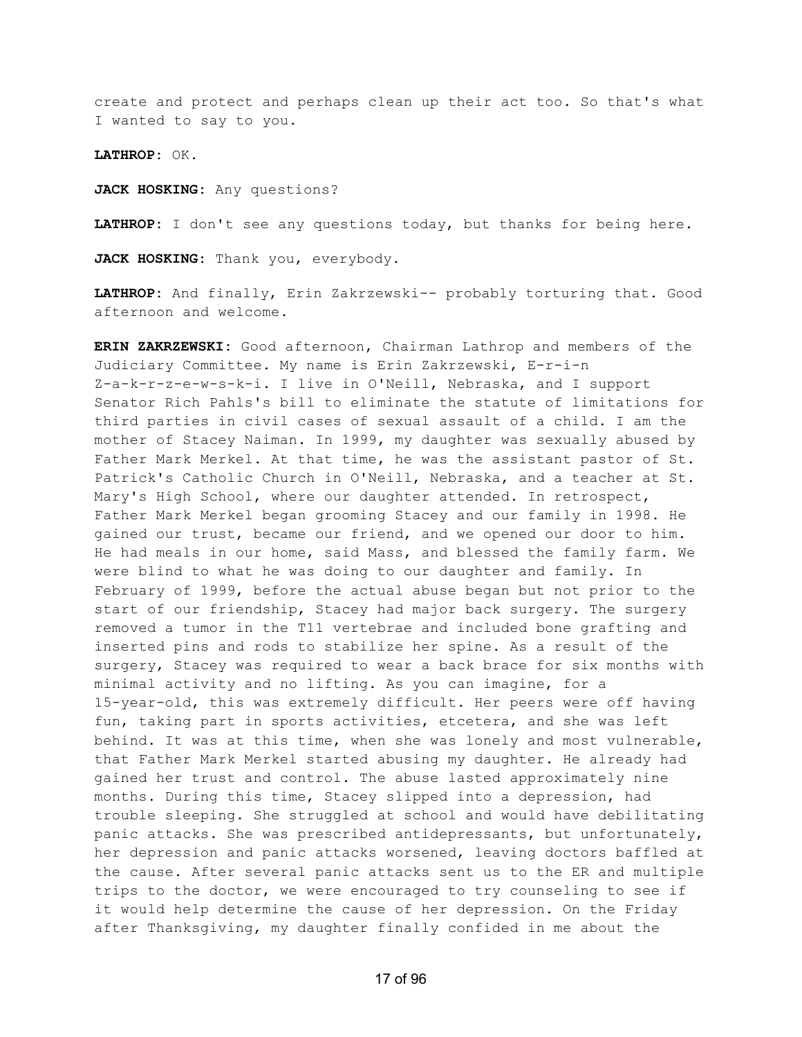create and protect and perhaps clean up their act too. So that's what I wanted to say to you.

**LATHROP:** OK.

**JACK HOSKING:** Any questions?

**LATHROP:** I don't see any questions today, but thanks for being here.

**JACK HOSKING:** Thank you, everybody.

**LATHROP:** And finally, Erin Zakrzewski-- probably torturing that. Good afternoon and welcome.

**ERIN ZAKRZEWSKI:** Good afternoon, Chairman Lathrop and members of the Judiciary Committee. My name is Erin Zakrzewski, E-r-i-n Z-a-k-r-z-e-w-s-k-i. I live in O'Neill, Nebraska, and I support Senator Rich Pahls's bill to eliminate the statute of limitations for third parties in civil cases of sexual assault of a child. I am the mother of Stacey Naiman. In 1999, my daughter was sexually abused by Father Mark Merkel. At that time, he was the assistant pastor of St. Patrick's Catholic Church in O'Neill, Nebraska, and a teacher at St. Mary's High School, where our daughter attended. In retrospect, Father Mark Merkel began grooming Stacey and our family in 1998. He gained our trust, became our friend, and we opened our door to him. He had meals in our home, said Mass, and blessed the family farm. We were blind to what he was doing to our daughter and family. In February of 1999, before the actual abuse began but not prior to the start of our friendship, Stacey had major back surgery. The surgery removed a tumor in the T11 vertebrae and included bone grafting and inserted pins and rods to stabilize her spine. As a result of the surgery, Stacey was required to wear a back brace for six months with minimal activity and no lifting. As you can imagine, for a 15-year-old, this was extremely difficult. Her peers were off having fun, taking part in sports activities, etcetera, and she was left behind. It was at this time, when she was lonely and most vulnerable, that Father Mark Merkel started abusing my daughter. He already had gained her trust and control. The abuse lasted approximately nine months. During this time, Stacey slipped into a depression, had trouble sleeping. She struggled at school and would have debilitating panic attacks. She was prescribed antidepressants, but unfortunately, her depression and panic attacks worsened, leaving doctors baffled at the cause. After several panic attacks sent us to the ER and multiple trips to the doctor, we were encouraged to try counseling to see if it would help determine the cause of her depression. On the Friday after Thanksgiving, my daughter finally confided in me about the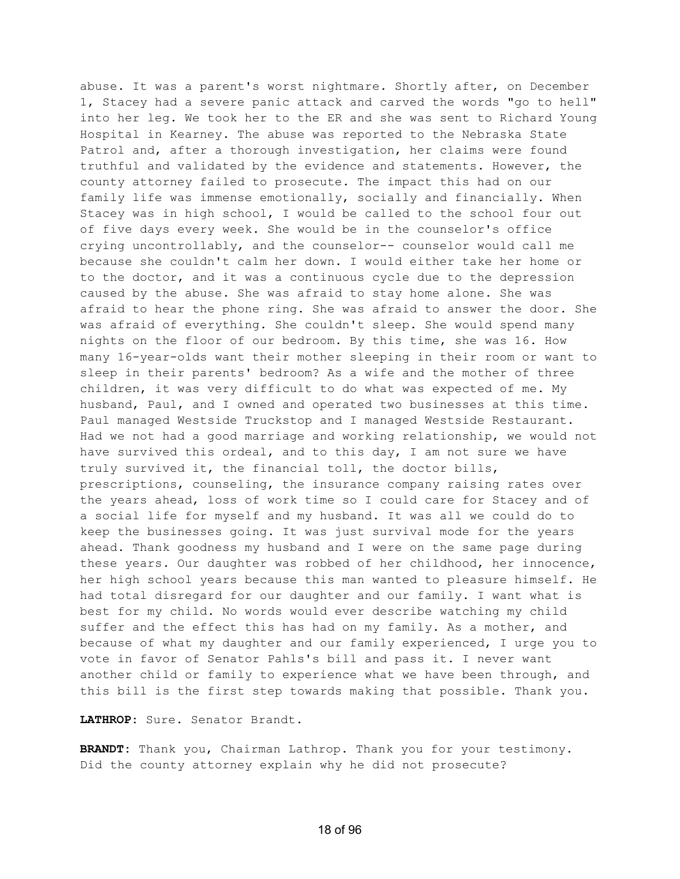abuse. It was a parent's worst nightmare. Shortly after, on December 1, Stacey had a severe panic attack and carved the words "go to hell" into her leg. We took her to the ER and she was sent to Richard Young Hospital in Kearney. The abuse was reported to the Nebraska State Patrol and, after a thorough investigation, her claims were found truthful and validated by the evidence and statements. However, the county attorney failed to prosecute. The impact this had on our family life was immense emotionally, socially and financially. When Stacey was in high school, I would be called to the school four out of five days every week. She would be in the counselor's office crying uncontrollably, and the counselor-- counselor would call me because she couldn't calm her down. I would either take her home or to the doctor, and it was a continuous cycle due to the depression caused by the abuse. She was afraid to stay home alone. She was afraid to hear the phone ring. She was afraid to answer the door. She was afraid of everything. She couldn't sleep. She would spend many nights on the floor of our bedroom. By this time, she was 16. How many 16-year-olds want their mother sleeping in their room or want to sleep in their parents' bedroom? As a wife and the mother of three children, it was very difficult to do what was expected of me. My husband, Paul, and I owned and operated two businesses at this time. Paul managed Westside Truckstop and I managed Westside Restaurant. Had we not had a good marriage and working relationship, we would not have survived this ordeal, and to this day, I am not sure we have truly survived it, the financial toll, the doctor bills, prescriptions, counseling, the insurance company raising rates over the years ahead, loss of work time so I could care for Stacey and of a social life for myself and my husband. It was all we could do to keep the businesses going. It was just survival mode for the years ahead. Thank goodness my husband and I were on the same page during these years. Our daughter was robbed of her childhood, her innocence, her high school years because this man wanted to pleasure himself. He had total disregard for our daughter and our family. I want what is best for my child. No words would ever describe watching my child suffer and the effect this has had on my family. As a mother, and because of what my daughter and our family experienced, I urge you to vote in favor of Senator Pahls's bill and pass it. I never want another child or family to experience what we have been through, and this bill is the first step towards making that possible. Thank you.

**LATHROP:** Sure. Senator Brandt.

**BRANDT:** Thank you, Chairman Lathrop. Thank you for your testimony. Did the county attorney explain why he did not prosecute?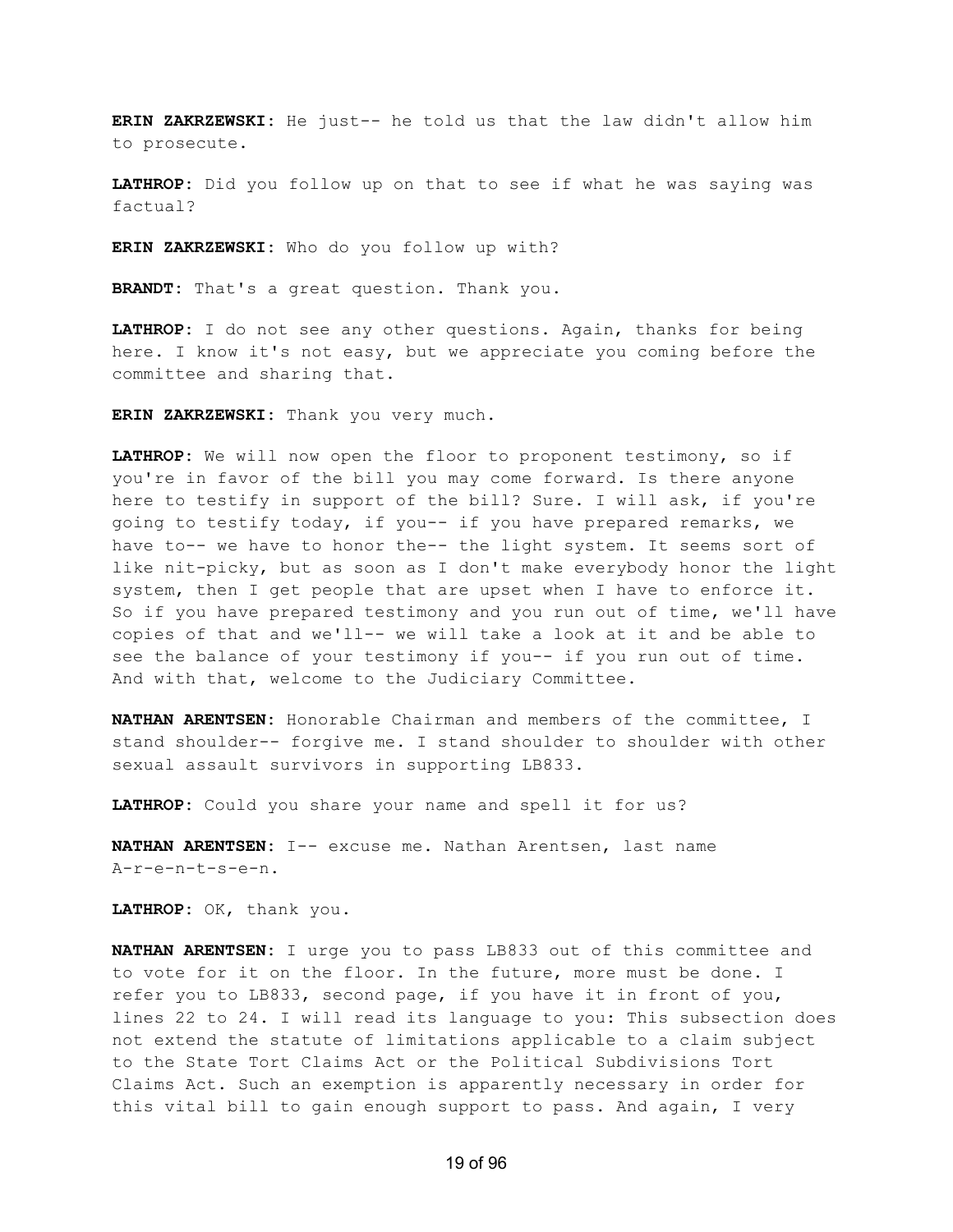**ERIN ZAKRZEWSKI:** He just-- he told us that the law didn't allow him to prosecute.

**LATHROP:** Did you follow up on that to see if what he was saying was factual?

**ERIN ZAKRZEWSKI:** Who do you follow up with?

**BRANDT:** That's a great question. Thank you.

**LATHROP:** I do not see any other questions. Again, thanks for being here. I know it's not easy, but we appreciate you coming before the committee and sharing that.

**ERIN ZAKRZEWSKI:** Thank you very much.

**LATHROP:** We will now open the floor to proponent testimony, so if you're in favor of the bill you may come forward. Is there anyone here to testify in support of the bill? Sure. I will ask, if you're going to testify today, if you-- if you have prepared remarks, we have to-- we have to honor the-- the light system. It seems sort of like nit-picky, but as soon as I don't make everybody honor the light system, then I get people that are upset when I have to enforce it. So if you have prepared testimony and you run out of time, we'll have copies of that and we'll-- we will take a look at it and be able to see the balance of your testimony if you-- if you run out of time. And with that, welcome to the Judiciary Committee.

**NATHAN ARENTSEN:** Honorable Chairman and members of the committee, I stand shoulder-- forgive me. I stand shoulder to shoulder with other sexual assault survivors in supporting LB833.

**LATHROP:** Could you share your name and spell it for us?

**NATHAN ARENTSEN:** I-- excuse me. Nathan Arentsen, last name A-r-e-n-t-s-e-n.

**LATHROP:** OK, thank you.

**NATHAN ARENTSEN:** I urge you to pass LB833 out of this committee and to vote for it on the floor. In the future, more must be done. I refer you to LB833, second page, if you have it in front of you, lines 22 to 24. I will read its language to you: This subsection does not extend the statute of limitations applicable to a claim subject to the State Tort Claims Act or the Political Subdivisions Tort Claims Act. Such an exemption is apparently necessary in order for this vital bill to gain enough support to pass. And again, I very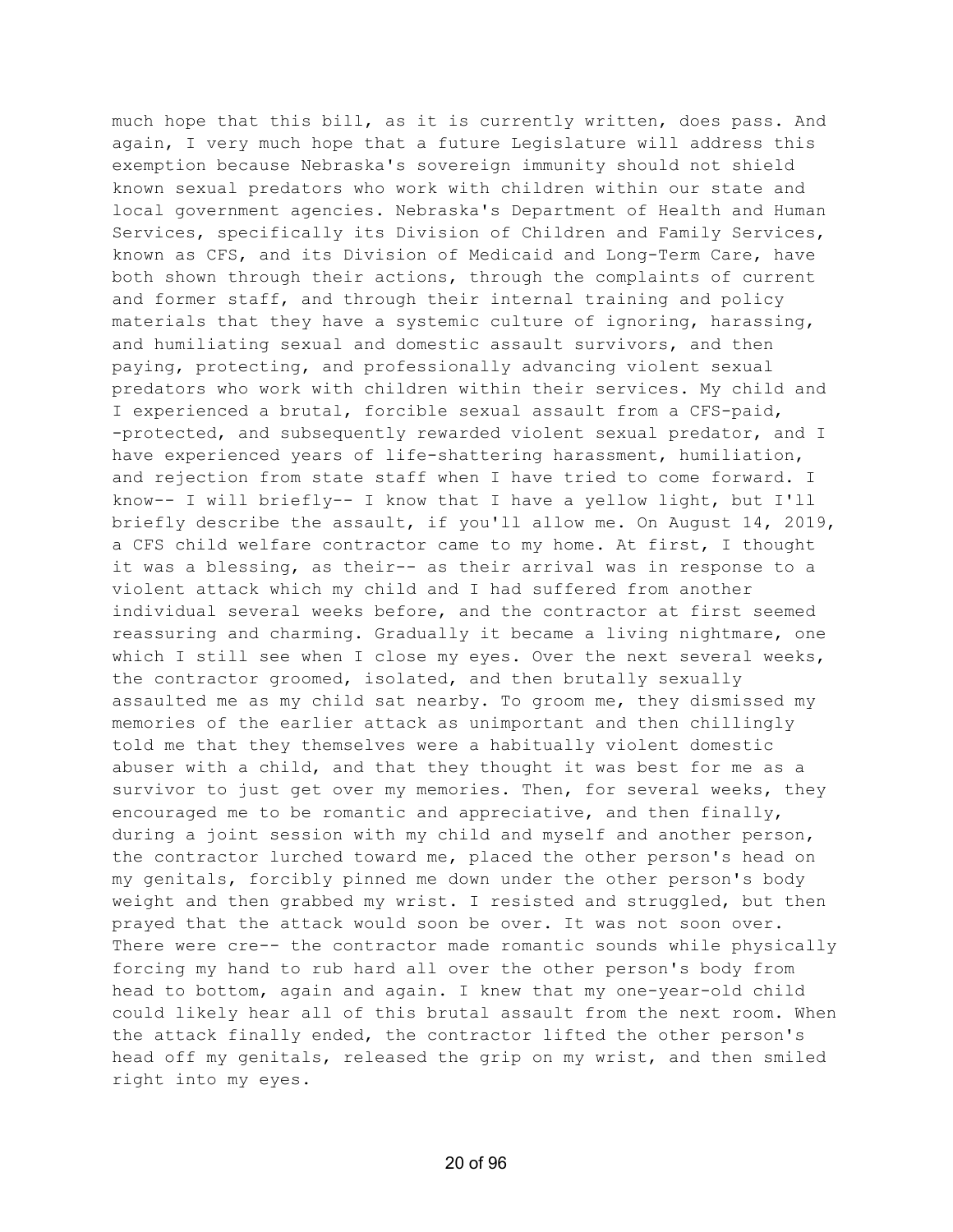much hope that this bill, as it is currently written, does pass. And again, I very much hope that a future Legislature will address this exemption because Nebraska's sovereign immunity should not shield known sexual predators who work with children within our state and local government agencies. Nebraska's Department of Health and Human Services, specifically its Division of Children and Family Services, known as CFS, and its Division of Medicaid and Long-Term Care, have both shown through their actions, through the complaints of current and former staff, and through their internal training and policy materials that they have a systemic culture of ignoring, harassing, and humiliating sexual and domestic assault survivors, and then paying, protecting, and professionally advancing violent sexual predators who work with children within their services. My child and I experienced a brutal, forcible sexual assault from a CFS-paid, -protected, and subsequently rewarded violent sexual predator, and I have experienced years of life-shattering harassment, humiliation, and rejection from state staff when I have tried to come forward. I know-- I will briefly-- I know that I have a yellow light, but I'll briefly describe the assault, if you'll allow me. On August 14, 2019, a CFS child welfare contractor came to my home. At first, I thought it was a blessing, as their-- as their arrival was in response to a violent attack which my child and I had suffered from another individual several weeks before, and the contractor at first seemed reassuring and charming. Gradually it became a living nightmare, one which I still see when I close my eyes. Over the next several weeks, the contractor groomed, isolated, and then brutally sexually assaulted me as my child sat nearby. To groom me, they dismissed my memories of the earlier attack as unimportant and then chillingly told me that they themselves were a habitually violent domestic abuser with a child, and that they thought it was best for me as a survivor to just get over my memories. Then, for several weeks, they encouraged me to be romantic and appreciative, and then finally, during a joint session with my child and myself and another person, the contractor lurched toward me, placed the other person's head on my genitals, forcibly pinned me down under the other person's body weight and then grabbed my wrist. I resisted and struggled, but then prayed that the attack would soon be over. It was not soon over. There were cre-- the contractor made romantic sounds while physically forcing my hand to rub hard all over the other person's body from head to bottom, again and again. I knew that my one-year-old child could likely hear all of this brutal assault from the next room. When the attack finally ended, the contractor lifted the other person's head off my genitals, released the grip on my wrist, and then smiled right into my eyes.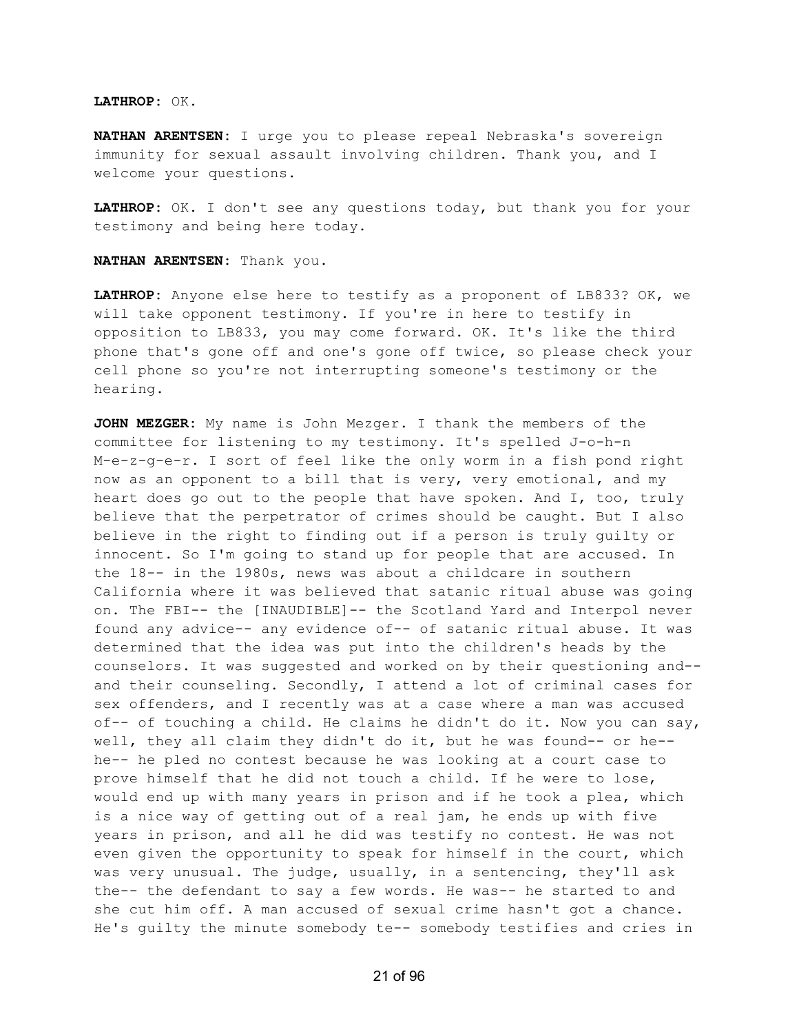**LATHROP:** OK.

**NATHAN ARENTSEN:** I urge you to please repeal Nebraska's sovereign immunity for sexual assault involving children. Thank you, and I welcome your questions.

**LATHROP:** OK. I don't see any questions today, but thank you for your testimony and being here today.

**NATHAN ARENTSEN:** Thank you.

**LATHROP:** Anyone else here to testify as a proponent of LB833? OK, we will take opponent testimony. If you're in here to testify in opposition to LB833, you may come forward. OK. It's like the third phone that's gone off and one's gone off twice, so please check your cell phone so you're not interrupting someone's testimony or the hearing.

**JOHN MEZGER:** My name is John Mezger. I thank the members of the committee for listening to my testimony. It's spelled J-o-h-n M-e-z-g-e-r. I sort of feel like the only worm in a fish pond right now as an opponent to a bill that is very, very emotional, and my heart does go out to the people that have spoken. And I, too, truly believe that the perpetrator of crimes should be caught. But I also believe in the right to finding out if a person is truly guilty or innocent. So I'm going to stand up for people that are accused. In the 18-- in the 1980s, news was about a childcare in southern California where it was believed that satanic ritual abuse was going on. The FBI-- the [INAUDIBLE]-- the Scotland Yard and Interpol never found any advice-- any evidence of-- of satanic ritual abuse. It was determined that the idea was put into the children's heads by the counselors. It was suggested and worked on by their questioning and-- and their counseling. Secondly, I attend a lot of criminal cases for sex offenders, and I recently was at a case where a man was accused of-- of touching a child. He claims he didn't do it. Now you can say, well, they all claim they didn't do it, but he was found-- or he-- he-- he pled no contest because he was looking at a court case to prove himself that he did not touch a child. If he were to lose, would end up with many years in prison and if he took a plea, which is a nice way of getting out of a real jam, he ends up with five years in prison, and all he did was testify no contest. He was not even given the opportunity to speak for himself in the court, which was very unusual. The judge, usually, in a sentencing, they'll ask the-- the defendant to say a few words. He was-- he started to and she cut him off. A man accused of sexual crime hasn't got a chance. He's guilty the minute somebody te-- somebody testifies and cries in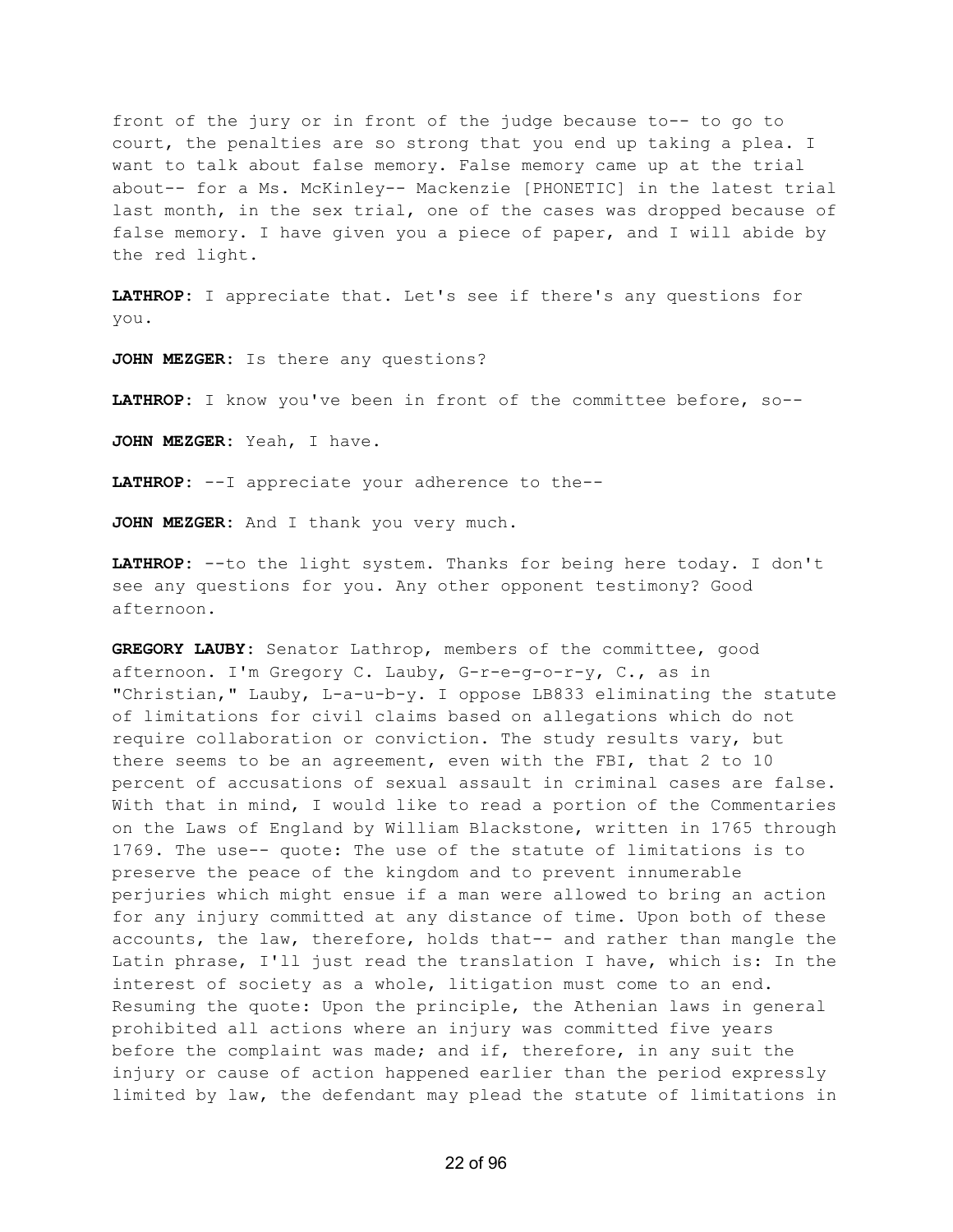front of the jury or in front of the judge because to-- to go to court, the penalties are so strong that you end up taking a plea. I want to talk about false memory. False memory came up at the trial about-- for a Ms. McKinley-- Mackenzie [PHONETIC] in the latest trial last month, in the sex trial, one of the cases was dropped because of false memory. I have given you a piece of paper, and I will abide by the red light.

**LATHROP:** I appreciate that. Let's see if there's any questions for you.

**JOHN MEZGER:** Is there any questions?

**LATHROP:** I know you've been in front of the committee before, so--

**JOHN MEZGER:** Yeah, I have.

**LATHROP:** --I appreciate your adherence to the--

**JOHN MEZGER:** And I thank you very much.

**LATHROP:** --to the light system. Thanks for being here today. I don't see any questions for you. Any other opponent testimony? Good afternoon.

**GREGORY LAUBY:** Senator Lathrop, members of the committee, good afternoon. I'm Gregory C. Lauby, G-r-e-g-o-r-y, C., as in "Christian," Lauby, L-a-u-b-y. I oppose LB833 eliminating the statute of limitations for civil claims based on allegations which do not require collaboration or conviction. The study results vary, but there seems to be an agreement, even with the FBI, that 2 to 10 percent of accusations of sexual assault in criminal cases are false. With that in mind, I would like to read a portion of the Commentaries on the Laws of England by William Blackstone, written in 1765 through 1769. The use-- quote: The use of the statute of limitations is to preserve the peace of the kingdom and to prevent innumerable perjuries which might ensue if a man were allowed to bring an action for any injury committed at any distance of time. Upon both of these accounts, the law, therefore, holds that-- and rather than mangle the Latin phrase, I'll just read the translation I have, which is: In the interest of society as a whole, litigation must come to an end. Resuming the quote: Upon the principle, the Athenian laws in general prohibited all actions where an injury was committed five years before the complaint was made; and if, therefore, in any suit the injury or cause of action happened earlier than the period expressly limited by law, the defendant may plead the statute of limitations in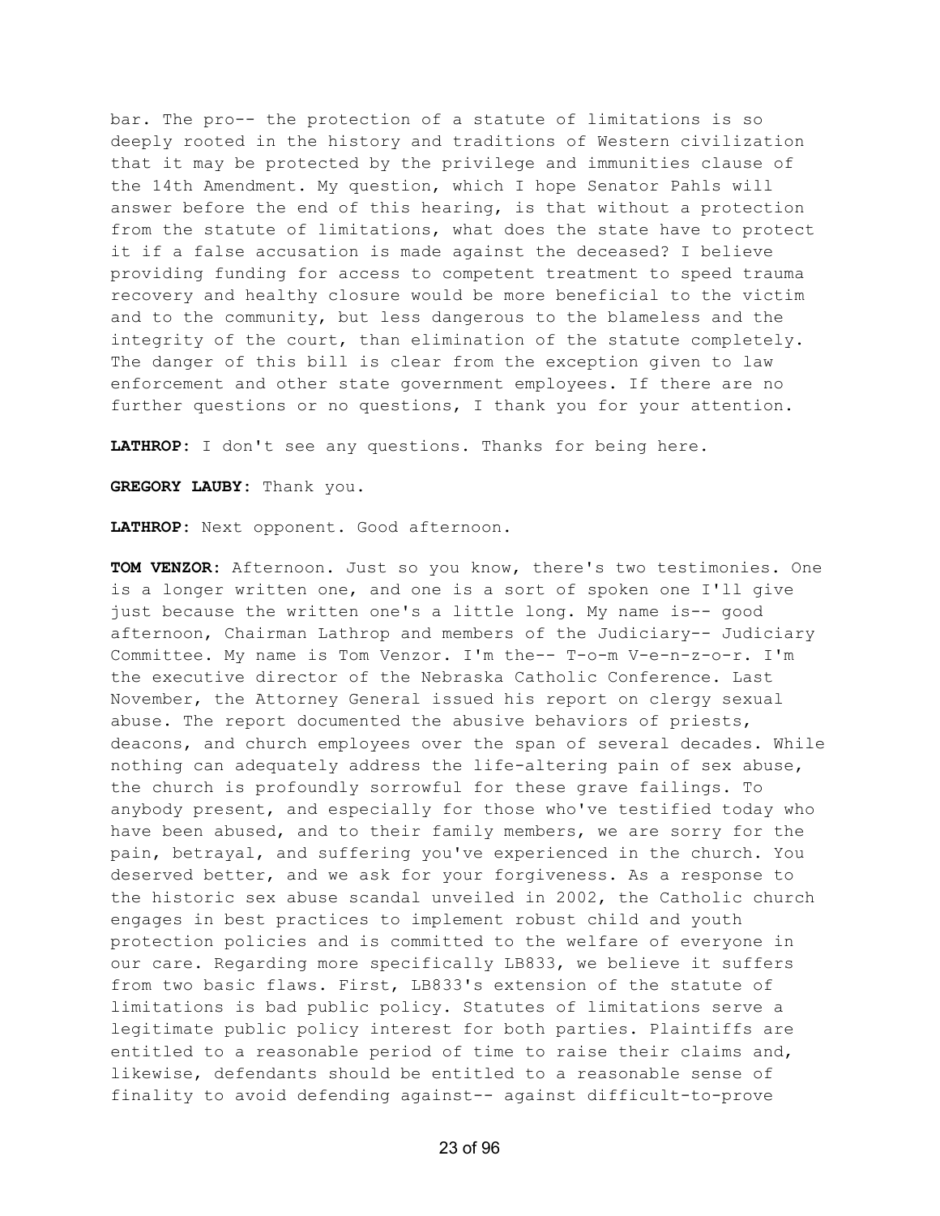bar. The pro-- the protection of a statute of limitations is so deeply rooted in the history and traditions of Western civilization that it may be protected by the privilege and immunities clause of the 14th Amendment. My question, which I hope Senator Pahls will answer before the end of this hearing, is that without a protection from the statute of limitations, what does the state have to protect it if a false accusation is made against the deceased? I believe providing funding for access to competent treatment to speed trauma recovery and healthy closure would be more beneficial to the victim and to the community, but less dangerous to the blameless and the integrity of the court, than elimination of the statute completely. The danger of this bill is clear from the exception given to law enforcement and other state government employees. If there are no further questions or no questions, I thank you for your attention.

**LATHROP:** I don't see any questions. Thanks for being here.

**GREGORY LAUBY:** Thank you.

**LATHROP:** Next opponent. Good afternoon.

**TOM VENZOR:** Afternoon. Just so you know, there's two testimonies. One is a longer written one, and one is a sort of spoken one I'll give just because the written one's a little long. My name is-- good afternoon, Chairman Lathrop and members of the Judiciary-- Judiciary Committee. My name is Tom Venzor. I'm the-- T-o-m V-e-n-z-o-r. I'm the executive director of the Nebraska Catholic Conference. Last November, the Attorney General issued his report on clergy sexual abuse. The report documented the abusive behaviors of priests, deacons, and church employees over the span of several decades. While nothing can adequately address the life-altering pain of sex abuse, the church is profoundly sorrowful for these grave failings. To anybody present, and especially for those who've testified today who have been abused, and to their family members, we are sorry for the pain, betrayal, and suffering you've experienced in the church. You deserved better, and we ask for your forgiveness. As a response to the historic sex abuse scandal unveiled in 2002, the Catholic church engages in best practices to implement robust child and youth protection policies and is committed to the welfare of everyone in our care. Regarding more specifically LB833, we believe it suffers from two basic flaws. First, LB833's extension of the statute of limitations is bad public policy. Statutes of limitations serve a legitimate public policy interest for both parties. Plaintiffs are entitled to a reasonable period of time to raise their claims and, likewise, defendants should be entitled to a reasonable sense of finality to avoid defending against-- against difficult-to-prove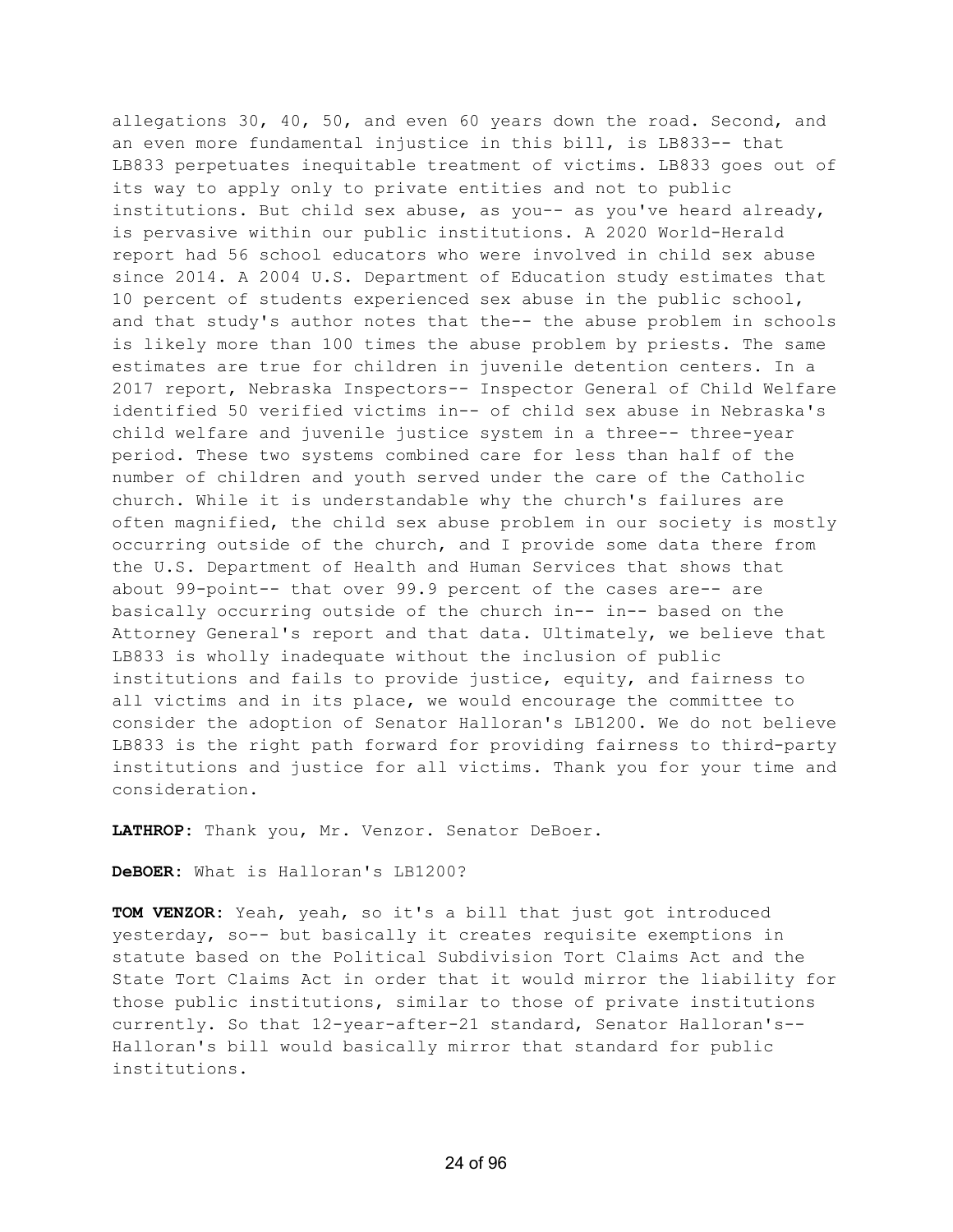allegations 30, 40, 50, and even 60 years down the road. Second, and an even more fundamental injustice in this bill, is LB833-- that LB833 perpetuates inequitable treatment of victims. LB833 goes out of its way to apply only to private entities and not to public institutions. But child sex abuse, as you-- as you've heard already, is pervasive within our public institutions. A 2020 World-Herald report had 56 school educators who were involved in child sex abuse since 2014. A 2004 U.S. Department of Education study estimates that 10 percent of students experienced sex abuse in the public school, and that study's author notes that the-- the abuse problem in schools is likely more than 100 times the abuse problem by priests. The same estimates are true for children in juvenile detention centers. In a 2017 report, Nebraska Inspectors-- Inspector General of Child Welfare identified 50 verified victims in-- of child sex abuse in Nebraska's child welfare and juvenile justice system in a three-- three-year period. These two systems combined care for less than half of the number of children and youth served under the care of the Catholic church. While it is understandable why the church's failures are often magnified, the child sex abuse problem in our society is mostly occurring outside of the church, and I provide some data there from the U.S. Department of Health and Human Services that shows that about 99-point-- that over 99.9 percent of the cases are-- are basically occurring outside of the church in-- in-- based on the Attorney General's report and that data. Ultimately, we believe that LB833 is wholly inadequate without the inclusion of public institutions and fails to provide justice, equity, and fairness to all victims and in its place, we would encourage the committee to consider the adoption of Senator Halloran's LB1200. We do not believe LB833 is the right path forward for providing fairness to third-party institutions and justice for all victims. Thank you for your time and consideration.

**LATHROP:** Thank you, Mr. Venzor. Senator DeBoer.

**DeBOER:** What is Halloran's LB1200?

**TOM VENZOR:** Yeah, yeah, so it's a bill that just got introduced yesterday, so-- but basically it creates requisite exemptions in statute based on the Political Subdivision Tort Claims Act and the State Tort Claims Act in order that it would mirror the liability for those public institutions, similar to those of private institutions currently. So that 12-year-after-21 standard, Senator Halloran's-- Halloran's bill would basically mirror that standard for public institutions.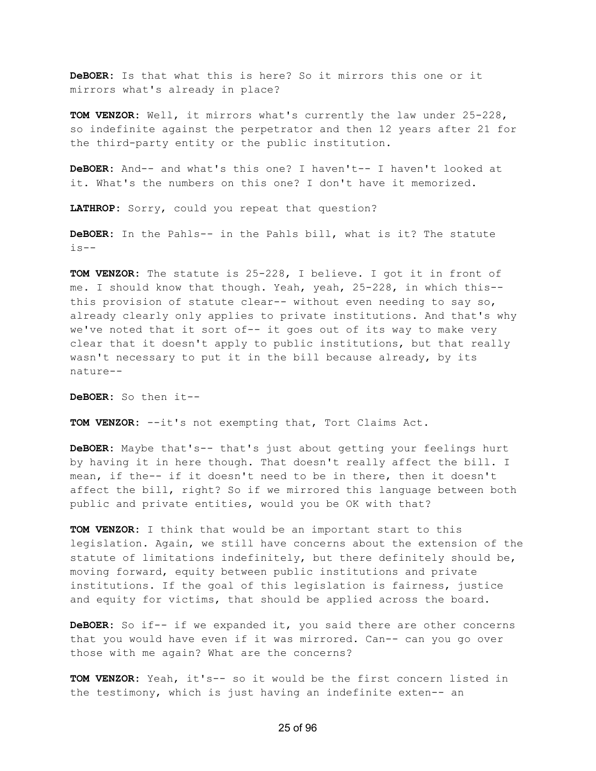**DeBOER:** Is that what this is here? So it mirrors this one or it mirrors what's already in place?

**TOM VENZOR:** Well, it mirrors what's currently the law under 25-228, so indefinite against the perpetrator and then 12 years after 21 for the third-party entity or the public institution.

**DeBOER:** And-- and what's this one? I haven't-- I haven't looked at it. What's the numbers on this one? I don't have it memorized.

**LATHROP:** Sorry, could you repeat that question?

**DeBOER:** In the Pahls-- in the Pahls bill, what is it? The statute is--

**TOM VENZOR:** The statute is 25-228, I believe. I got it in front of me. I should know that though. Yeah, yeah, 25-228, in which this-- this provision of statute clear-- without even needing to say so, already clearly only applies to private institutions. And that's why we've noted that it sort of-- it goes out of its way to make very clear that it doesn't apply to public institutions, but that really wasn't necessary to put it in the bill because already, by its nature--

**DeBOER:** So then it--

**TOM VENZOR:** --it's not exempting that, Tort Claims Act.

**DeBOER:** Maybe that's-- that's just about getting your feelings hurt by having it in here though. That doesn't really affect the bill. I mean, if the-- if it doesn't need to be in there, then it doesn't affect the bill, right? So if we mirrored this language between both public and private entities, would you be OK with that?

**TOM VENZOR:** I think that would be an important start to this legislation. Again, we still have concerns about the extension of the statute of limitations indefinitely, but there definitely should be, moving forward, equity between public institutions and private institutions. If the goal of this legislation is fairness, justice and equity for victims, that should be applied across the board.

**DeBOER:** So if-- if we expanded it, you said there are other concerns that you would have even if it was mirrored. Can-- can you go over those with me again? What are the concerns?

**TOM VENZOR:** Yeah, it's-- so it would be the first concern listed in the testimony, which is just having an indefinite exten-- an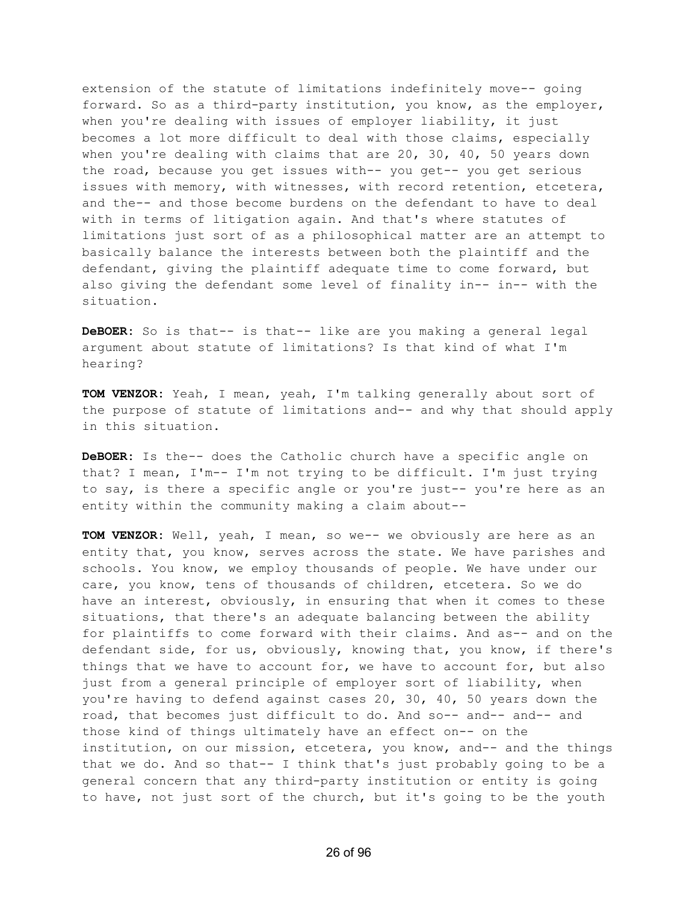extension of the statute of limitations indefinitely move-- going forward. So as a third-party institution, you know, as the employer, when you're dealing with issues of employer liability, it just becomes a lot more difficult to deal with those claims, especially when you're dealing with claims that are 20, 30, 40, 50 years down the road, because you get issues with-- you get-- you get serious issues with memory, with witnesses, with record retention, etcetera, and the-- and those become burdens on the defendant to have to deal with in terms of litigation again. And that's where statutes of limitations just sort of as a philosophical matter are an attempt to basically balance the interests between both the plaintiff and the defendant, giving the plaintiff adequate time to come forward, but also giving the defendant some level of finality in-- in-- with the situation.

**DeBOER:** So is that-- is that-- like are you making a general legal argument about statute of limitations? Is that kind of what I'm hearing?

**TOM VENZOR:** Yeah, I mean, yeah, I'm talking generally about sort of the purpose of statute of limitations and-- and why that should apply in this situation.

**DeBOER:** Is the-- does the Catholic church have a specific angle on that? I mean, I'm-- I'm not trying to be difficult. I'm just trying to say, is there a specific angle or you're just-- you're here as an entity within the community making a claim about--

**TOM VENZOR:** Well, yeah, I mean, so we-- we obviously are here as an entity that, you know, serves across the state. We have parishes and schools. You know, we employ thousands of people. We have under our care, you know, tens of thousands of children, etcetera. So we do have an interest, obviously, in ensuring that when it comes to these situations, that there's an adequate balancing between the ability for plaintiffs to come forward with their claims. And as-- and on the defendant side, for us, obviously, knowing that, you know, if there's things that we have to account for, we have to account for, but also just from a general principle of employer sort of liability, when you're having to defend against cases 20, 30, 40, 50 years down the road, that becomes just difficult to do. And so-- and-- and-- and those kind of things ultimately have an effect on-- on the institution, on our mission, etcetera, you know, and-- and the things that we do. And so that-- I think that's just probably going to be a general concern that any third-party institution or entity is going to have, not just sort of the church, but it's going to be the youth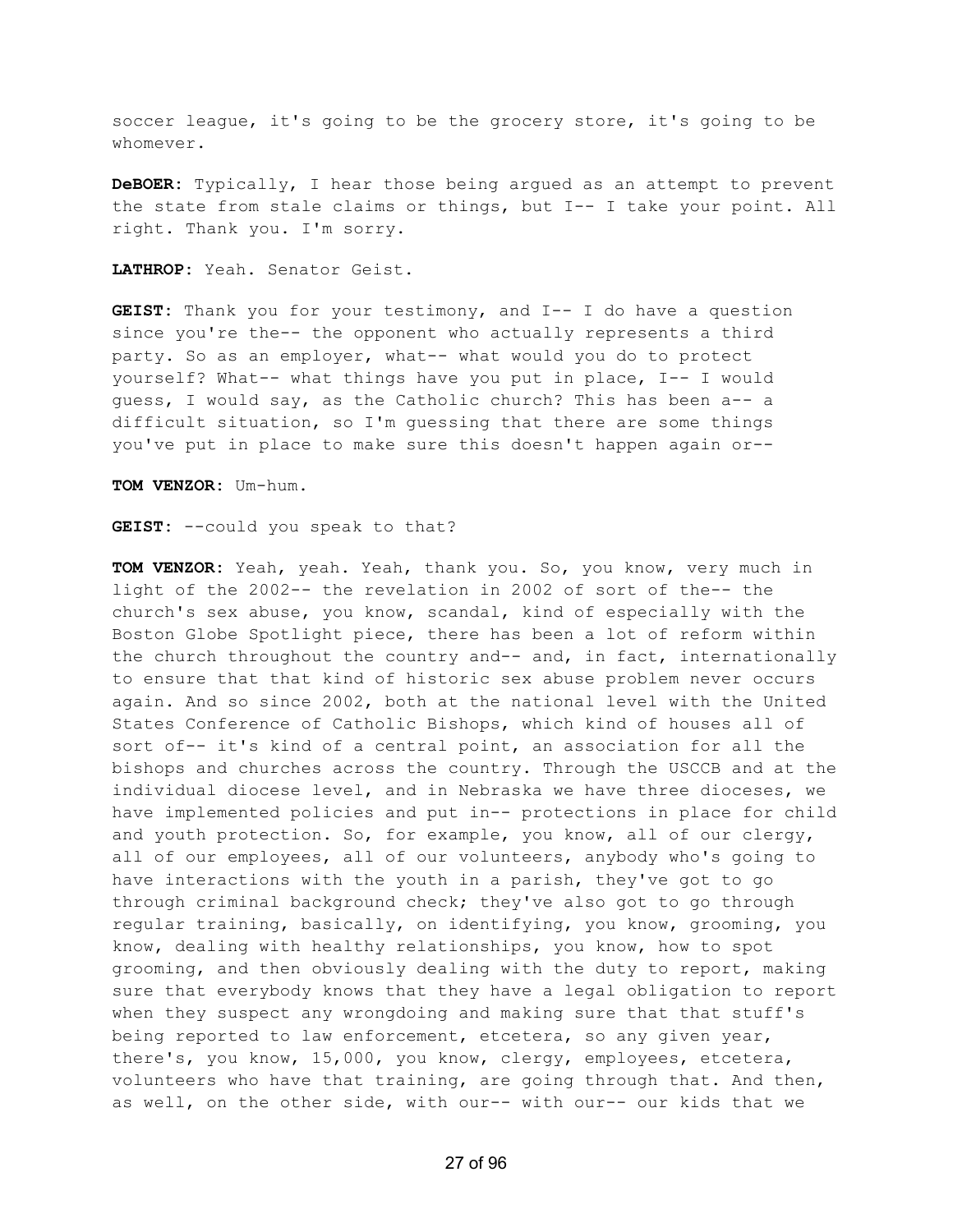soccer league, it's going to be the grocery store, it's going to be whomever.

**DeBOER:** Typically, I hear those being argued as an attempt to prevent the state from stale claims or things, but I-- I take your point. All right. Thank you. I'm sorry.

**LATHROP:** Yeah. Senator Geist.

**GEIST:** Thank you for your testimony, and I-- I do have a question since you're the-- the opponent who actually represents a third party. So as an employer, what-- what would you do to protect yourself? What-- what things have you put in place, I-- I would guess, I would say, as the Catholic church? This has been a-- a difficult situation, so I'm guessing that there are some things you've put in place to make sure this doesn't happen again or--

**TOM VENZOR:** Um-hum.

**GEIST:** --could you speak to that?

**TOM VENZOR:** Yeah, yeah. Yeah, thank you. So, you know, very much in light of the 2002-- the revelation in 2002 of sort of the-- the church's sex abuse, you know, scandal, kind of especially with the Boston Globe Spotlight piece, there has been a lot of reform within the church throughout the country and-- and, in fact, internationally to ensure that that kind of historic sex abuse problem never occurs again. And so since 2002, both at the national level with the United States Conference of Catholic Bishops, which kind of houses all of sort of-- it's kind of a central point, an association for all the bishops and churches across the country. Through the USCCB and at the individual diocese level, and in Nebraska we have three dioceses, we have implemented policies and put in-- protections in place for child and youth protection. So, for example, you know, all of our clergy, all of our employees, all of our volunteers, anybody who's going to have interactions with the youth in a parish, they've got to go through criminal background check; they've also got to go through regular training, basically, on identifying, you know, grooming, you know, dealing with healthy relationships, you know, how to spot grooming, and then obviously dealing with the duty to report, making sure that everybody knows that they have a legal obligation to report when they suspect any wrongdoing and making sure that that stuff's being reported to law enforcement, etcetera, so any given year, there's, you know, 15,000, you know, clergy, employees, etcetera, volunteers who have that training, are going through that. And then, as well, on the other side, with our-- with our-- our kids that we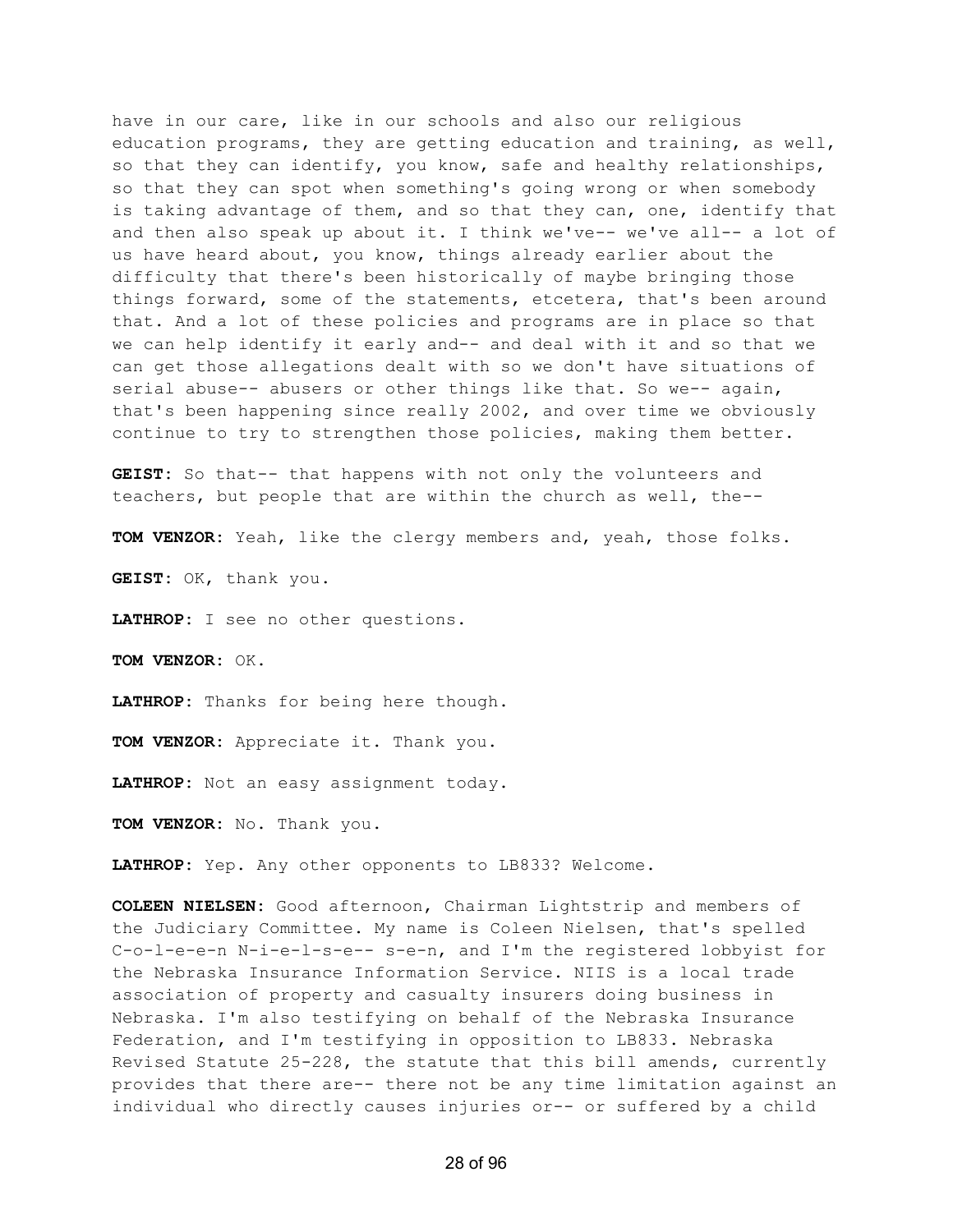have in our care, like in our schools and also our religious education programs, they are getting education and training, as well, so that they can identify, you know, safe and healthy relationships, so that they can spot when something's going wrong or when somebody is taking advantage of them, and so that they can, one, identify that and then also speak up about it. I think we've-- we've all-- a lot of us have heard about, you know, things already earlier about the difficulty that there's been historically of maybe bringing those things forward, some of the statements, etcetera, that's been around that. And a lot of these policies and programs are in place so that we can help identify it early and-- and deal with it and so that we can get those allegations dealt with so we don't have situations of serial abuse-- abusers or other things like that. So we-- again, that's been happening since really 2002, and over time we obviously continue to try to strengthen those policies, making them better.

**GEIST:** So that-- that happens with not only the volunteers and teachers, but people that are within the church as well, the--

**TOM VENZOR:** Yeah, like the clergy members and, yeah, those folks.

**GEIST:** OK, thank you.

**LATHROP:** I see no other questions.

**TOM VENZOR:** OK.

**LATHROP:** Thanks for being here though.

**TOM VENZOR:** Appreciate it. Thank you.

**LATHROP:** Not an easy assignment today.

**TOM VENZOR:** No. Thank you.

**LATHROP:** Yep. Any other opponents to LB833? Welcome.

**COLEEN NIELSEN:** Good afternoon, Chairman Lightstrip and members of the Judiciary Committee. My name is Coleen Nielsen, that's spelled C-o-l-e-e-n N-i-e-l-s-e-- s-e-n, and I'm the registered lobbyist for the Nebraska Insurance Information Service. NIIS is a local trade association of property and casualty insurers doing business in Nebraska. I'm also testifying on behalf of the Nebraska Insurance Federation, and I'm testifying in opposition to LB833. Nebraska Revised Statute 25-228, the statute that this bill amends, currently provides that there are-- there not be any time limitation against an individual who directly causes injuries or-- or suffered by a child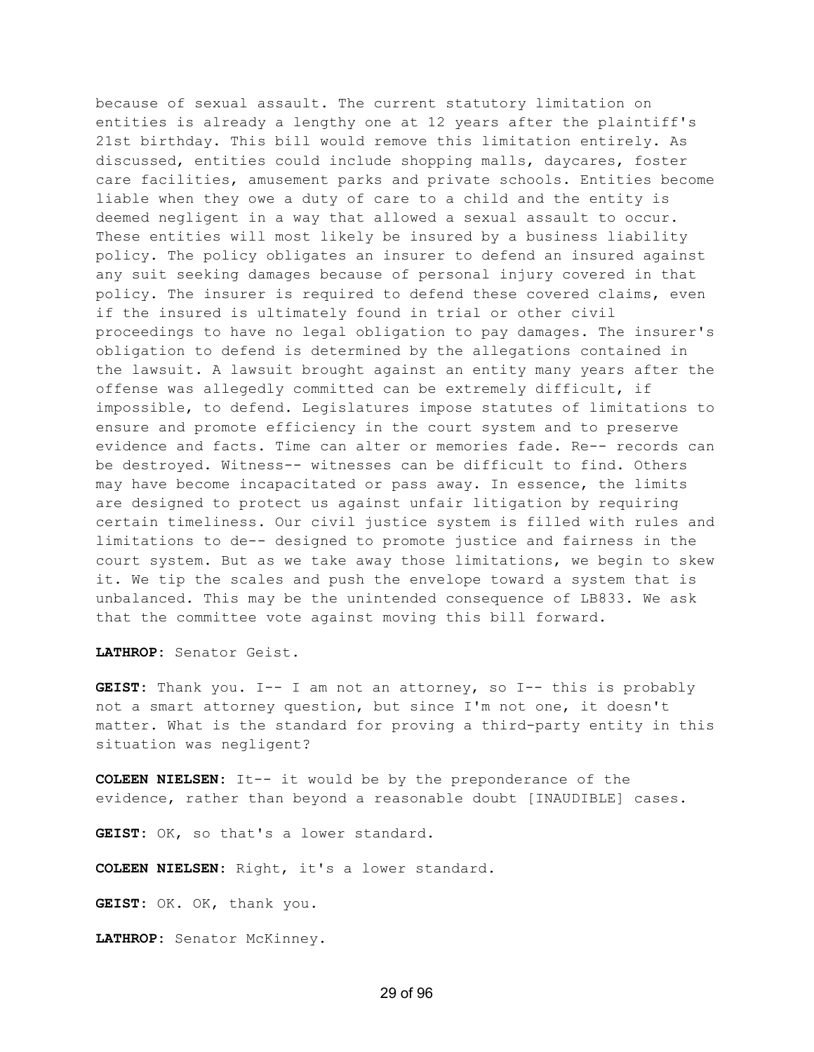because of sexual assault. The current statutory limitation on entities is already a lengthy one at 12 years after the plaintiff's 21st birthday. This bill would remove this limitation entirely. As discussed, entities could include shopping malls, daycares, foster care facilities, amusement parks and private schools. Entities become liable when they owe a duty of care to a child and the entity is deemed negligent in a way that allowed a sexual assault to occur. These entities will most likely be insured by a business liability policy. The policy obligates an insurer to defend an insured against any suit seeking damages because of personal injury covered in that policy. The insurer is required to defend these covered claims, even if the insured is ultimately found in trial or other civil proceedings to have no legal obligation to pay damages. The insurer's obligation to defend is determined by the allegations contained in the lawsuit. A lawsuit brought against an entity many years after the offense was allegedly committed can be extremely difficult, if impossible, to defend. Legislatures impose statutes of limitations to ensure and promote efficiency in the court system and to preserve evidence and facts. Time can alter or memories fade. Re-- records can be destroyed. Witness-- witnesses can be difficult to find. Others may have become incapacitated or pass away. In essence, the limits are designed to protect us against unfair litigation by requiring certain timeliness. Our civil justice system is filled with rules and limitations to de-- designed to promote justice and fairness in the court system. But as we take away those limitations, we begin to skew it. We tip the scales and push the envelope toward a system that is unbalanced. This may be the unintended consequence of LB833. We ask that the committee vote against moving this bill forward.

**LATHROP:** Senator Geist.

**GEIST:** Thank you. I-- I am not an attorney, so I-- this is probably not a smart attorney question, but since I'm not one, it doesn't matter. What is the standard for proving a third-party entity in this situation was negligent?

**COLEEN NIELSEN:** It-- it would be by the preponderance of the evidence, rather than beyond a reasonable doubt [INAUDIBLE] cases.

**GEIST:** OK, so that's a lower standard.

**COLEEN NIELSEN:** Right, it's a lower standard.

**GEIST:** OK. OK, thank you.

**LATHROP:** Senator McKinney.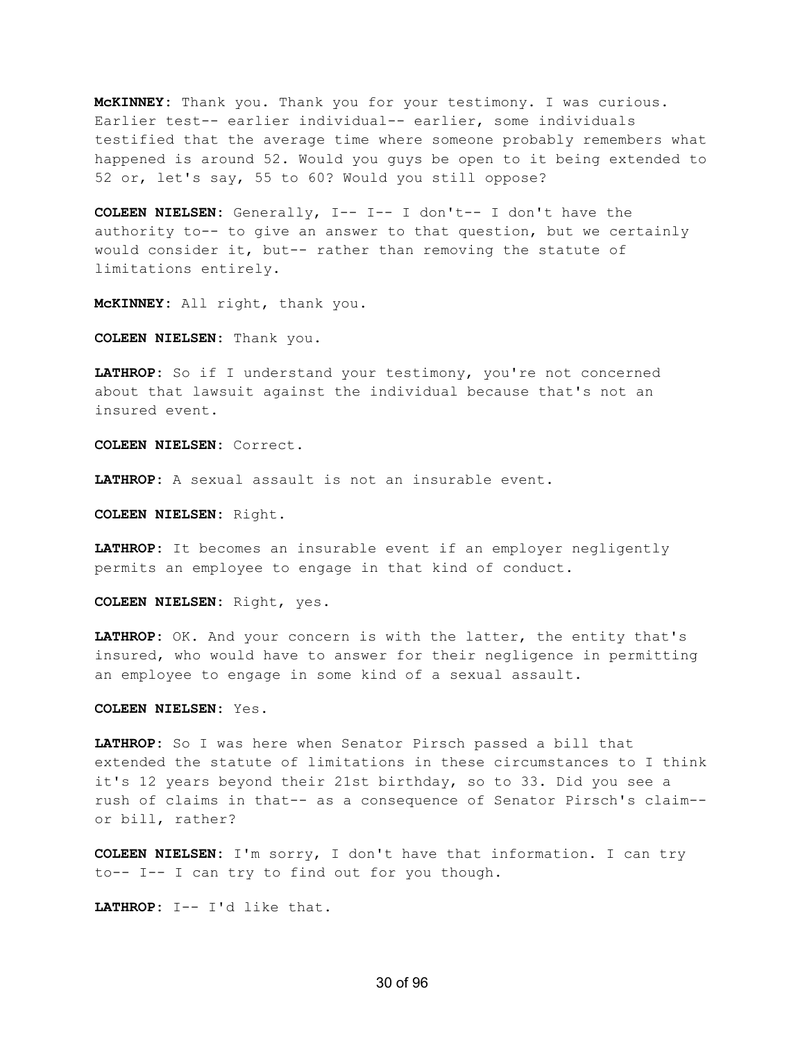**McKINNEY:** Thank you. Thank you for your testimony. I was curious. Earlier test-- earlier individual-- earlier, some individuals testified that the average time where someone probably remembers what happened is around 52. Would you guys be open to it being extended to 52 or, let's say, 55 to 60? Would you still oppose?

**COLEEN NIELSEN:** Generally, I-- I-- I don't-- I don't have the authority to-- to give an answer to that question, but we certainly would consider it, but-- rather than removing the statute of limitations entirely.

**McKINNEY:** All right, thank you.

**COLEEN NIELSEN:** Thank you.

**LATHROP:** So if I understand your testimony, you're not concerned about that lawsuit against the individual because that's not an insured event.

**COLEEN NIELSEN:** Correct.

**LATHROP:** A sexual assault is not an insurable event.

**COLEEN NIELSEN:** Right.

**LATHROP:** It becomes an insurable event if an employer negligently permits an employee to engage in that kind of conduct.

**COLEEN NIELSEN:** Right, yes.

**LATHROP:** OK. And your concern is with the latter, the entity that's insured, who would have to answer for their negligence in permitting an employee to engage in some kind of a sexual assault.

**COLEEN NIELSEN:** Yes.

**LATHROP:** So I was here when Senator Pirsch passed a bill that extended the statute of limitations in these circumstances to I think it's 12 years beyond their 21st birthday, so to 33. Did you see a rush of claims in that-- as a consequence of Senator Pirsch's claim-- or bill, rather?

**COLEEN NIELSEN:** I'm sorry, I don't have that information. I can try to-- I-- I can try to find out for you though.

**LATHROP:** I-- I'd like that.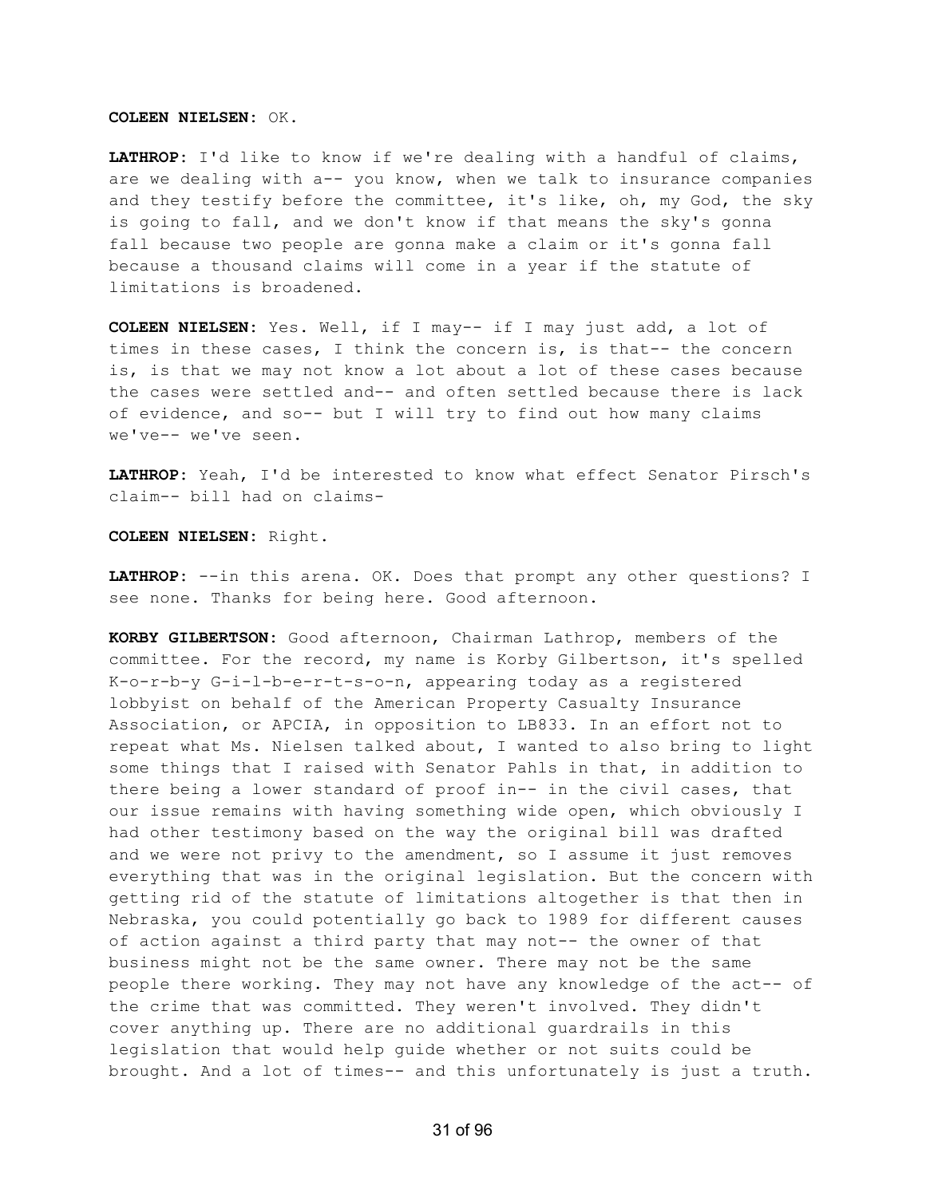**COLEEN NIELSEN:** OK.

**LATHROP:** I'd like to know if we're dealing with a handful of claims, are we dealing with a-- you know, when we talk to insurance companies and they testify before the committee, it's like, oh, my God, the sky is going to fall, and we don't know if that means the sky's gonna fall because two people are gonna make a claim or it's gonna fall because a thousand claims will come in a year if the statute of limitations is broadened.

**COLEEN NIELSEN:** Yes. Well, if I may-- if I may just add, a lot of times in these cases, I think the concern is, is that-- the concern is, is that we may not know a lot about a lot of these cases because the cases were settled and-- and often settled because there is lack of evidence, and so-- but I will try to find out how many claims we've-- we've seen.

**LATHROP:** Yeah, I'd be interested to know what effect Senator Pirsch's claim-- bill had on claims-

**COLEEN NIELSEN:** Right.

**LATHROP:** --in this arena. OK. Does that prompt any other questions? I see none. Thanks for being here. Good afternoon.

**KORBY GILBERTSON:** Good afternoon, Chairman Lathrop, members of the committee. For the record, my name is Korby Gilbertson, it's spelled K-o-r-b-y G-i-l-b-e-r-t-s-o-n, appearing today as a registered lobbyist on behalf of the American Property Casualty Insurance Association, or APCIA, in opposition to LB833. In an effort not to repeat what Ms. Nielsen talked about, I wanted to also bring to light some things that I raised with Senator Pahls in that, in addition to there being a lower standard of proof in-- in the civil cases, that our issue remains with having something wide open, which obviously I had other testimony based on the way the original bill was drafted and we were not privy to the amendment, so I assume it just removes everything that was in the original legislation. But the concern with getting rid of the statute of limitations altogether is that then in Nebraska, you could potentially go back to 1989 for different causes of action against a third party that may not-- the owner of that business might not be the same owner. There may not be the same people there working. They may not have any knowledge of the act-- of the crime that was committed. They weren't involved. They didn't cover anything up. There are no additional guardrails in this legislation that would help guide whether or not suits could be brought. And a lot of times-- and this unfortunately is just a truth.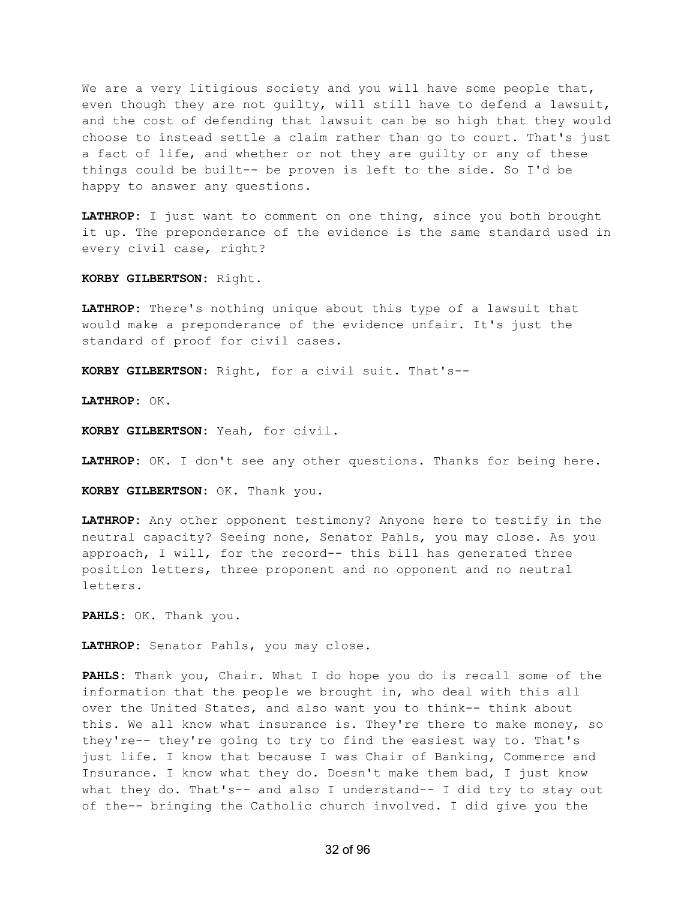We are a very litigious society and you will have some people that, even though they are not guilty, will still have to defend a lawsuit, and the cost of defending that lawsuit can be so high that they would choose to instead settle a claim rather than go to court. That's just a fact of life, and whether or not they are guilty or any of these things could be built-- be proven is left to the side. So I'd be happy to answer any questions.

**LATHROP:** I just want to comment on one thing, since you both brought it up. The preponderance of the evidence is the same standard used in every civil case, right?

**KORBY GILBERTSON:** Right.

**LATHROP:** There's nothing unique about this type of a lawsuit that would make a preponderance of the evidence unfair. It's just the standard of proof for civil cases.

**KORBY GILBERTSON:** Right, for a civil suit. That's--

**LATHROP:** OK.

**KORBY GILBERTSON:** Yeah, for civil.

**LATHROP:** OK. I don't see any other questions. Thanks for being here.

**KORBY GILBERTSON:** OK. Thank you.

**LATHROP:** Any other opponent testimony? Anyone here to testify in the neutral capacity? Seeing none, Senator Pahls, you may close. As you approach, I will, for the record-- this bill has generated three position letters, three proponent and no opponent and no neutral letters.

**PAHLS:** OK. Thank you.

**LATHROP:** Senator Pahls, you may close.

**PAHLS:** Thank you, Chair. What I do hope you do is recall some of the information that the people we brought in, who deal with this all over the United States, and also want you to think-- think about this. We all know what insurance is. They're there to make money, so they're-- they're going to try to find the easiest way to. That's just life. I know that because I was Chair of Banking, Commerce and Insurance. I know what they do. Doesn't make them bad, I just know what they do. That's-- and also I understand-- I did try to stay out of the-- bringing the Catholic church involved. I did give you the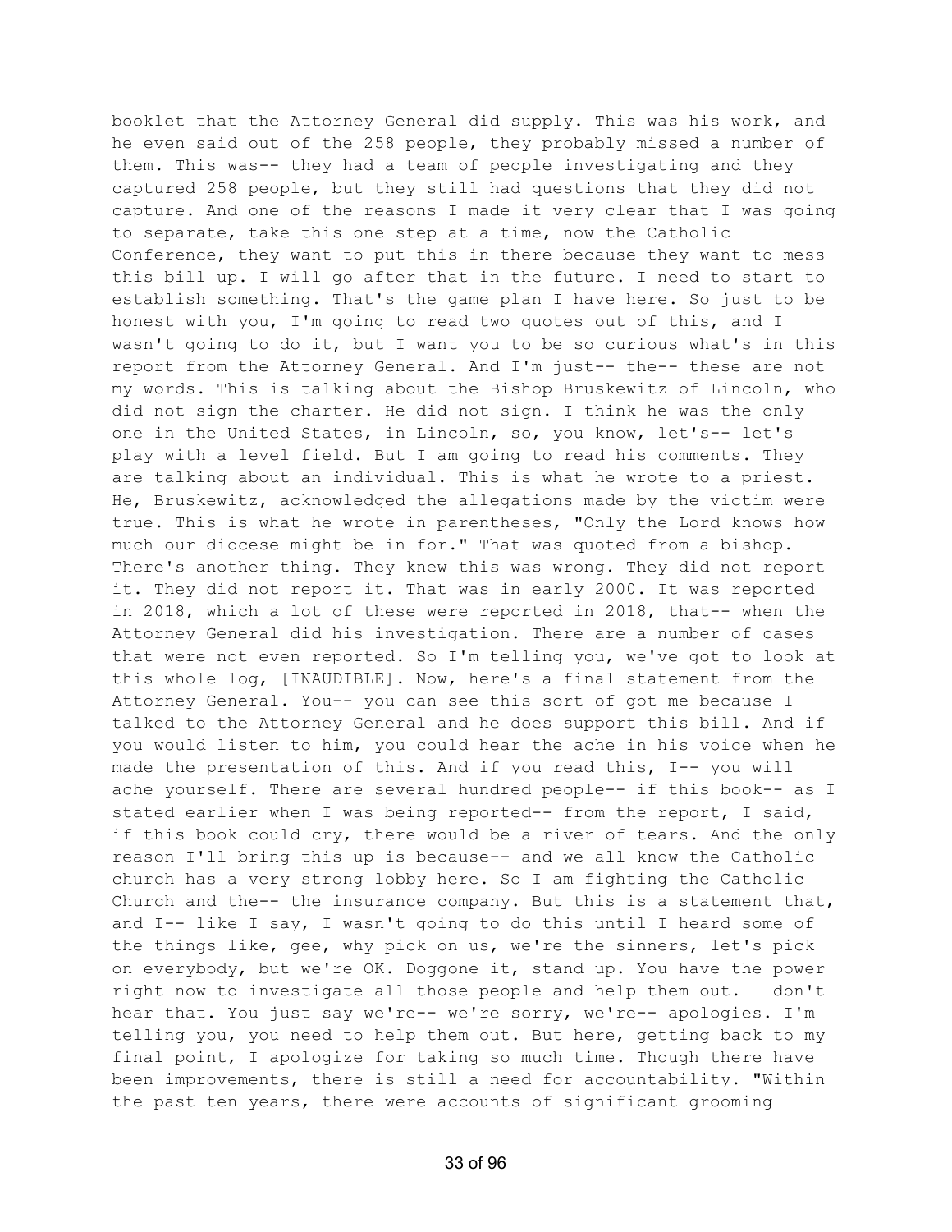booklet that the Attorney General did supply. This was his work, and he even said out of the 258 people, they probably missed a number of them. This was-- they had a team of people investigating and they captured 258 people, but they still had questions that they did not capture. And one of the reasons I made it very clear that I was going to separate, take this one step at a time, now the Catholic Conference, they want to put this in there because they want to mess this bill up. I will go after that in the future. I need to start to establish something. That's the game plan I have here. So just to be honest with you, I'm going to read two quotes out of this, and I wasn't going to do it, but I want you to be so curious what's in this report from the Attorney General. And I'm just-- the-- these are not my words. This is talking about the Bishop Bruskewitz of Lincoln, who did not sign the charter. He did not sign. I think he was the only one in the United States, in Lincoln, so, you know, let's-- let's play with a level field. But I am going to read his comments. They are talking about an individual. This is what he wrote to a priest. He, Bruskewitz, acknowledged the allegations made by the victim were true. This is what he wrote in parentheses, "Only the Lord knows how much our diocese might be in for." That was quoted from a bishop. There's another thing. They knew this was wrong. They did not report it. They did not report it. That was in early 2000. It was reported in 2018, which a lot of these were reported in 2018, that-- when the Attorney General did his investigation. There are a number of cases that were not even reported. So I'm telling you, we've got to look at this whole log, [INAUDIBLE]. Now, here's a final statement from the Attorney General. You-- you can see this sort of got me because I talked to the Attorney General and he does support this bill. And if you would listen to him, you could hear the ache in his voice when he made the presentation of this. And if you read this, I-- you will ache yourself. There are several hundred people-- if this book-- as I stated earlier when I was being reported-- from the report, I said, if this book could cry, there would be a river of tears. And the only reason I'll bring this up is because-- and we all know the Catholic church has a very strong lobby here. So I am fighting the Catholic Church and the-- the insurance company. But this is a statement that, and I-- like I say, I wasn't going to do this until I heard some of the things like, gee, why pick on us, we're the sinners, let's pick on everybody, but we're OK. Doggone it, stand up. You have the power right now to investigate all those people and help them out. I don't hear that. You just say we're-- we're sorry, we're-- apologies. I'm telling you, you need to help them out. But here, getting back to my final point, I apologize for taking so much time. Though there have been improvements, there is still a need for accountability. "Within the past ten years, there were accounts of significant grooming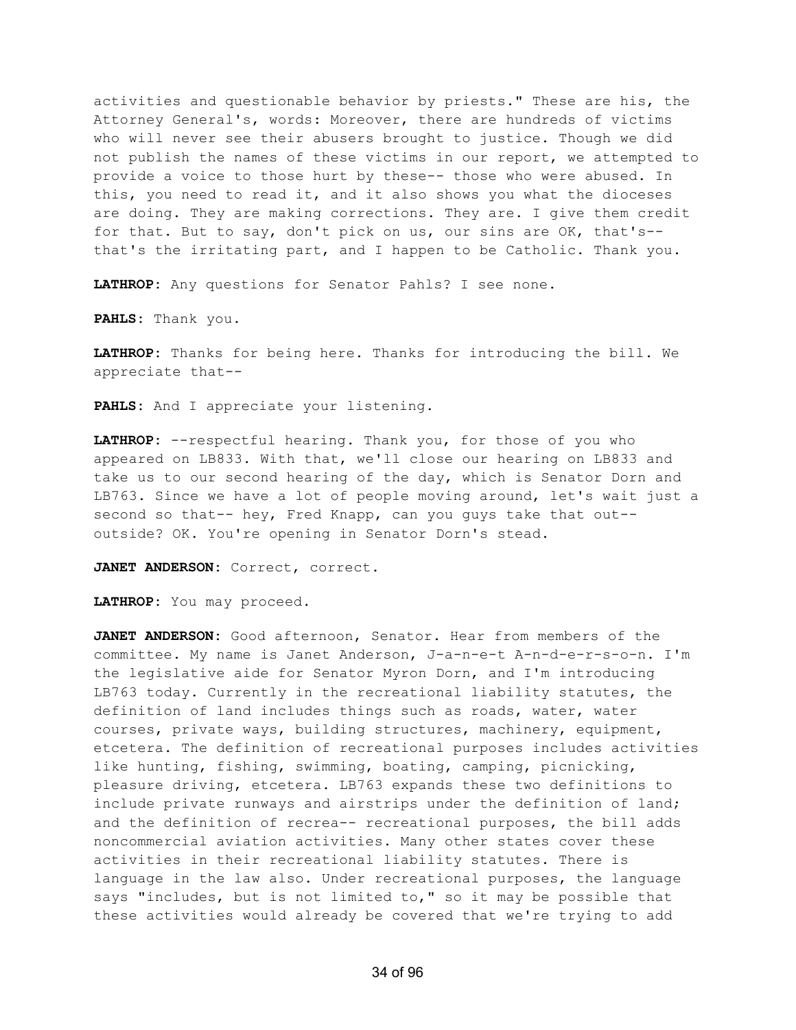activities and questionable behavior by priests." These are his, the Attorney General's, words: Moreover, there are hundreds of victims who will never see their abusers brought to justice. Though we did not publish the names of these victims in our report, we attempted to provide a voice to those hurt by these-- those who were abused. In this, you need to read it, and it also shows you what the dioceses are doing. They are making corrections. They are. I give them credit for that. But to say, don't pick on us, our sins are OK, that's-- that's the irritating part, and I happen to be Catholic. Thank you.

**LATHROP:** Any questions for Senator Pahls? I see none.

**PAHLS:** Thank you.

**LATHROP:** Thanks for being here. Thanks for introducing the bill. We appreciate that--

**PAHLS:** And I appreciate your listening.

**LATHROP:** --respectful hearing. Thank you, for those of you who appeared on LB833. With that, we'll close our hearing on LB833 and take us to our second hearing of the day, which is Senator Dorn and LB763. Since we have a lot of people moving around, let's wait just a second so that-- hey, Fred Knapp, can you guys take that out-- outside? OK. You're opening in Senator Dorn's stead.

**JANET ANDERSON:** Correct, correct.

**LATHROP:** You may proceed.

**JANET ANDERSON:** Good afternoon, Senator. Hear from members of the committee. My name is Janet Anderson, J-a-n-e-t A-n-d-e-r-s-o-n. I'm the legislative aide for Senator Myron Dorn, and I'm introducing LB763 today. Currently in the recreational liability statutes, the definition of land includes things such as roads, water, water courses, private ways, building structures, machinery, equipment, etcetera. The definition of recreational purposes includes activities like hunting, fishing, swimming, boating, camping, picnicking, pleasure driving, etcetera. LB763 expands these two definitions to include private runways and airstrips under the definition of land; and the definition of recrea-- recreational purposes, the bill adds noncommercial aviation activities. Many other states cover these activities in their recreational liability statutes. There is language in the law also. Under recreational purposes, the language says "includes, but is not limited to," so it may be possible that these activities would already be covered that we're trying to add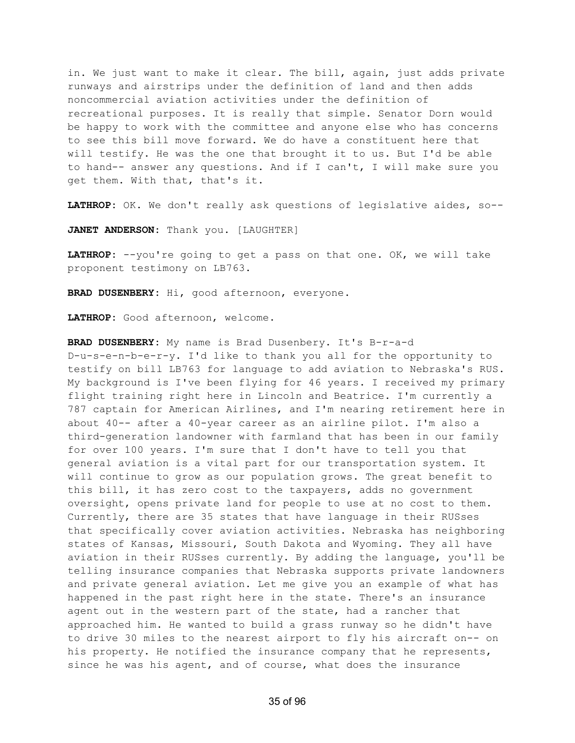in. We just want to make it clear. The bill, again, just adds private runways and airstrips under the definition of land and then adds noncommercial aviation activities under the definition of recreational purposes. It is really that simple. Senator Dorn would be happy to work with the committee and anyone else who has concerns to see this bill move forward. We do have a constituent here that will testify. He was the one that brought it to us. But I'd be able to hand-- answer any questions. And if I can't, I will make sure you get them. With that, that's it.

**LATHROP:** OK. We don't really ask questions of legislative aides, so--

**JANET ANDERSON:** Thank you. [LAUGHTER]

**LATHROP:** --you're going to get a pass on that one. OK, we will take proponent testimony on LB763.

**BRAD DUSENBERY:** Hi, good afternoon, everyone.

**LATHROP:** Good afternoon, welcome.

**BRAD DUSENBERY:** My name is Brad Dusenbery. It's B-r-a-d D-u-s-e-n-b-e-r-y. I'd like to thank you all for the opportunity to testify on bill LB763 for language to add aviation to Nebraska's RUS. My background is I've been flying for 46 years. I received my primary flight training right here in Lincoln and Beatrice. I'm currently a 787 captain for American Airlines, and I'm nearing retirement here in about 40-- after a 40-year career as an airline pilot. I'm also a third-generation landowner with farmland that has been in our family for over 100 years. I'm sure that I don't have to tell you that general aviation is a vital part for our transportation system. It will continue to grow as our population grows. The great benefit to this bill, it has zero cost to the taxpayers, adds no government oversight, opens private land for people to use at no cost to them. Currently, there are 35 states that have language in their RUSses that specifically cover aviation activities. Nebraska has neighboring states of Kansas, Missouri, South Dakota and Wyoming. They all have aviation in their RUSses currently. By adding the language, you'll be telling insurance companies that Nebraska supports private landowners and private general aviation. Let me give you an example of what has happened in the past right here in the state. There's an insurance agent out in the western part of the state, had a rancher that approached him. He wanted to build a grass runway so he didn't have to drive 30 miles to the nearest airport to fly his aircraft on-- on his property. He notified the insurance company that he represents, since he was his agent, and of course, what does the insurance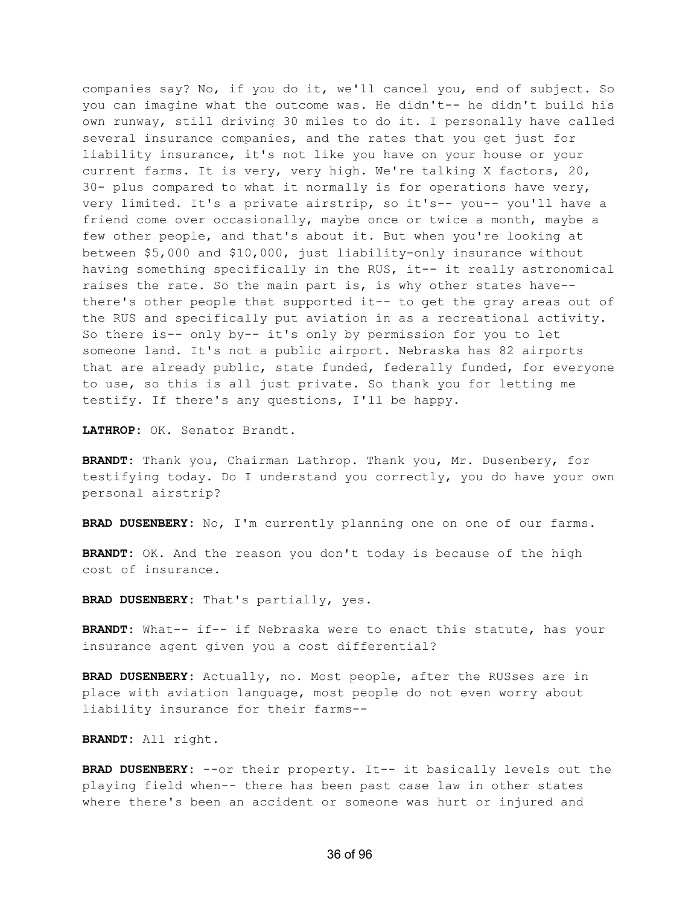companies say? No, if you do it, we'll cancel you, end of subject. So you can imagine what the outcome was. He didn't-- he didn't build his own runway, still driving 30 miles to do it. I personally have called several insurance companies, and the rates that you get just for liability insurance, it's not like you have on your house or your current farms. It is very, very high. We're talking X factors, 20, 30- plus compared to what it normally is for operations have very, very limited. It's a private airstrip, so it's-- you-- you'll have a friend come over occasionally, maybe once or twice a month, maybe a few other people, and that's about it. But when you're looking at between $5,000 and $10,000, just liability-only insurance without having something specifically in the RUS, it-- it really astronomical raises the rate. So the main part is, is why other states have-- there's other people that supported it-- to get the gray areas out of the RUS and specifically put aviation in as a recreational activity. So there is-- only by-- it's only by permission for you to let someone land. It's not a public airport. Nebraska has 82 airports that are already public, state funded, federally funded, for everyone to use, so this is all just private. So thank you for letting me testify. If there's any questions, I'll be happy.

**LATHROP:** OK. Senator Brandt.

**BRANDT:** Thank you, Chairman Lathrop. Thank you, Mr. Dusenbery, for testifying today. Do I understand you correctly, you do have your own personal airstrip?

**BRAD DUSENBERY:** No, I'm currently planning one on one of our farms.

**BRANDT:** OK. And the reason you don't today is because of the high cost of insurance.

**BRAD DUSENBERY:** That's partially, yes.

**BRANDT:** What-- if-- if Nebraska were to enact this statute, has your insurance agent given you a cost differential?

**BRAD DUSENBERY:** Actually, no. Most people, after the RUSses are in place with aviation language, most people do not even worry about liability insurance for their farms--

**BRANDT:** All right.

**BRAD DUSENBERY:** --or their property. It-- it basically levels out the playing field when-- there has been past case law in other states where there's been an accident or someone was hurt or injured and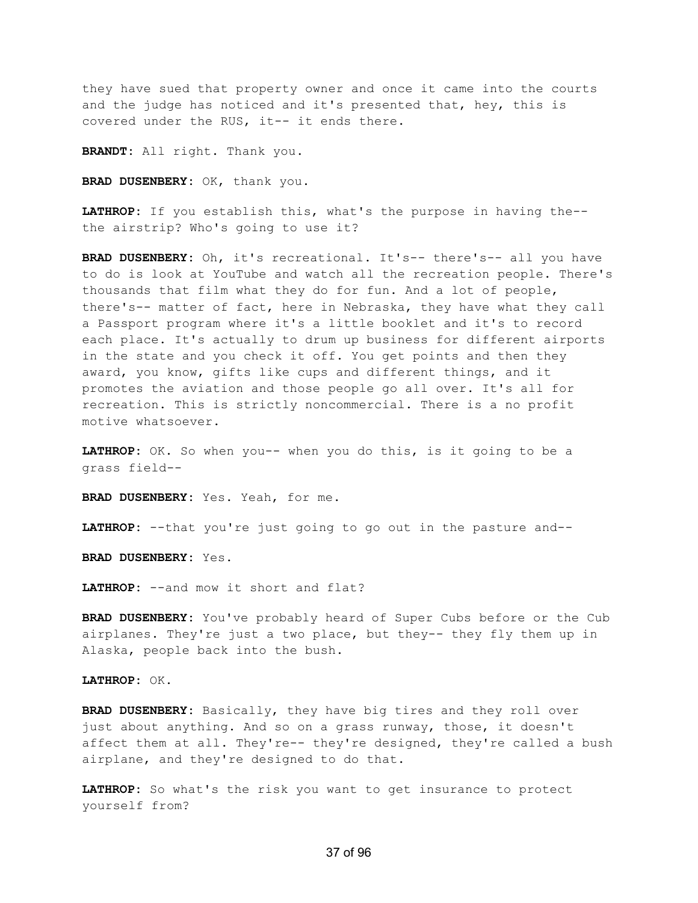they have sued that property owner and once it came into the courts and the judge has noticed and it's presented that, hey, this is covered under the RUS, it-- it ends there.

**BRANDT:** All right. Thank you.

**BRAD DUSENBERY:** OK, thank you.

**LATHROP:** If you establish this, what's the purpose in having the-- the airstrip? Who's going to use it?

**BRAD DUSENBERY:** Oh, it's recreational. It's-- there's-- all you have to do is look at YouTube and watch all the recreation people. There's thousands that film what they do for fun. And a lot of people, there's-- matter of fact, here in Nebraska, they have what they call a Passport program where it's a little booklet and it's to record each place. It's actually to drum up business for different airports in the state and you check it off. You get points and then they award, you know, gifts like cups and different things, and it promotes the aviation and those people go all over. It's all for recreation. This is strictly noncommercial. There is a no profit motive whatsoever.

**LATHROP:** OK. So when you-- when you do this, is it going to be a grass field--

**BRAD DUSENBERY:** Yes. Yeah, for me.

**LATHROP:** --that you're just going to go out in the pasture and--

**BRAD DUSENBERY:** Yes.

**LATHROP:** --and mow it short and flat?

**BRAD DUSENBERY:** You've probably heard of Super Cubs before or the Cub airplanes. They're just a two place, but they-- they fly them up in Alaska, people back into the bush.

**LATHROP:** OK.

**BRAD DUSENBERY:** Basically, they have big tires and they roll over just about anything. And so on a grass runway, those, it doesn't affect them at all. They're-- they're designed, they're called a bush airplane, and they're designed to do that.

**LATHROP:** So what's the risk you want to get insurance to protect yourself from?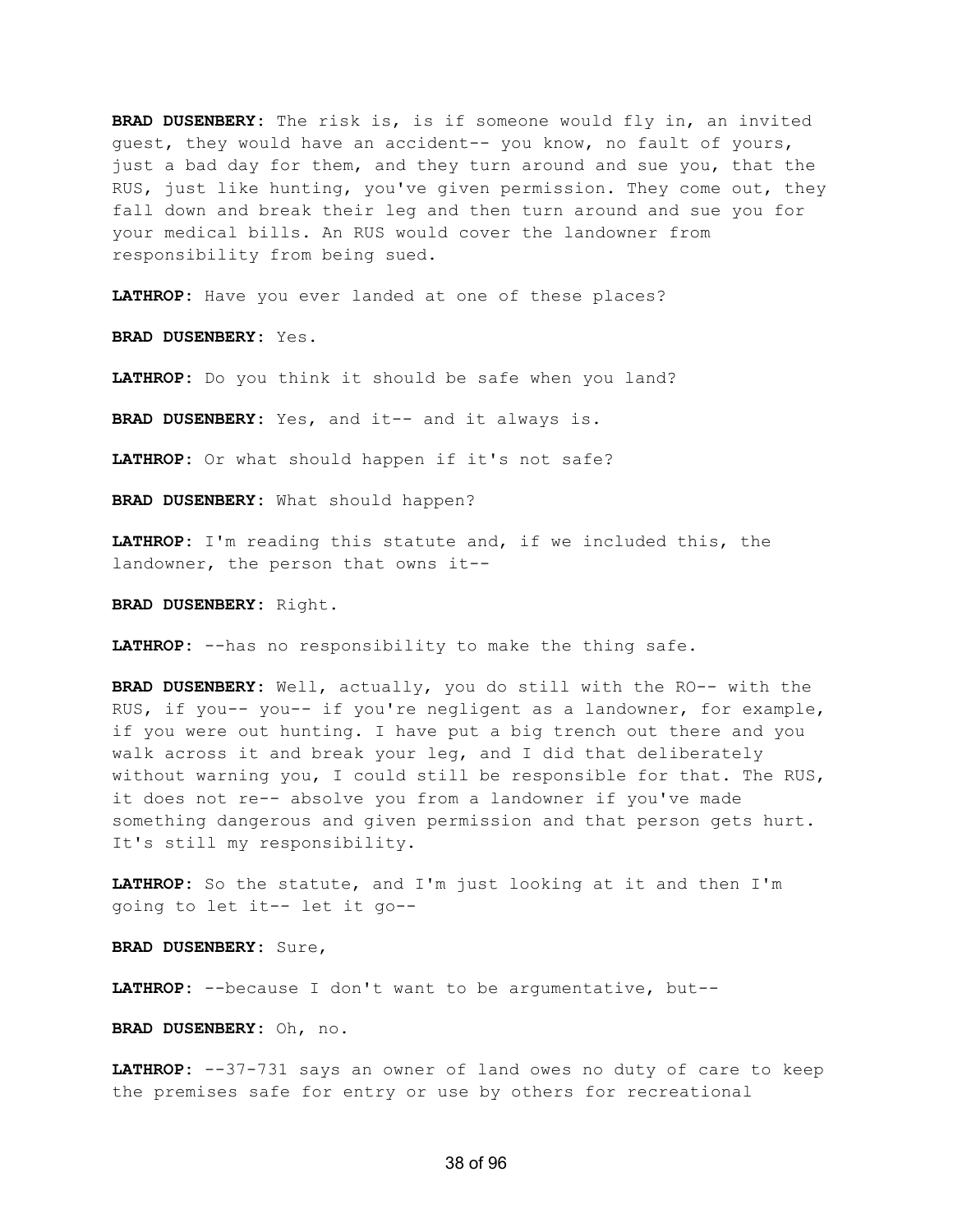**BRAD DUSENBERY:** The risk is, is if someone would fly in, an invited guest, they would have an accident-- you know, no fault of yours, just a bad day for them, and they turn around and sue you, that the RUS, just like hunting, you've given permission. They come out, they fall down and break their leg and then turn around and sue you for your medical bills. An RUS would cover the landowner from responsibility from being sued.

**LATHROP:** Have you ever landed at one of these places?

**BRAD DUSENBERY:** Yes.

**LATHROP:** Do you think it should be safe when you land?

**BRAD DUSENBERY:** Yes, and it-- and it always is.

**LATHROP:** Or what should happen if it's not safe?

**BRAD DUSENBERY:** What should happen?

**LATHROP:** I'm reading this statute and, if we included this, the landowner, the person that owns it--

**BRAD DUSENBERY:** Right.

**LATHROP:** --has no responsibility to make the thing safe.

**BRAD DUSENBERY:** Well, actually, you do still with the RO-- with the RUS, if you-- you-- if you're negligent as a landowner, for example, if you were out hunting. I have put a big trench out there and you walk across it and break your leg, and I did that deliberately without warning you, I could still be responsible for that. The RUS, it does not re-- absolve you from a landowner if you've made something dangerous and given permission and that person gets hurt. It's still my responsibility.

**LATHROP:** So the statute, and I'm just looking at it and then I'm going to let it-- let it go--

**BRAD DUSENBERY:** Sure,

**LATHROP:** --because I don't want to be argumentative, but--

**BRAD DUSENBERY:** Oh, no.

**LATHROP:** --37-731 says an owner of land owes no duty of care to keep the premises safe for entry or use by others for recreational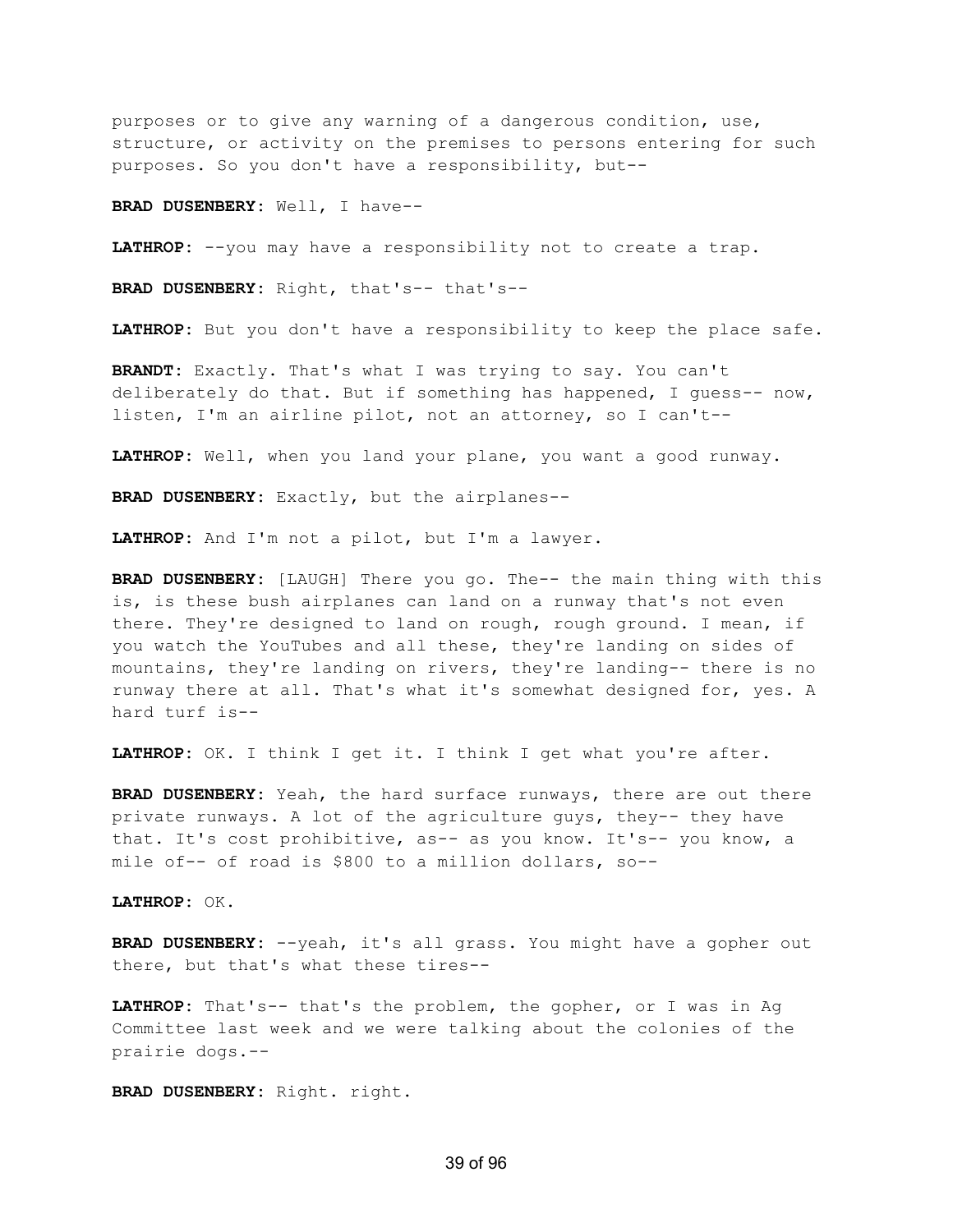purposes or to give any warning of a dangerous condition, use, structure, or activity on the premises to persons entering for such purposes. So you don't have a responsibility, but--

**BRAD DUSENBERY:** Well, I have--

**LATHROP:** --you may have a responsibility not to create a trap.

**BRAD DUSENBERY:** Right, that's-- that's--

**LATHROP:** But you don't have a responsibility to keep the place safe.

**BRANDT:** Exactly. That's what I was trying to say. You can't deliberately do that. But if something has happened, I guess-- now, listen, I'm an airline pilot, not an attorney, so I can't--

**LATHROP:** Well, when you land your plane, you want a good runway.

**BRAD DUSENBERY:** Exactly, but the airplanes--

**LATHROP:** And I'm not a pilot, but I'm a lawyer.

**BRAD DUSENBERY:** [LAUGH] There you go. The-- the main thing with this is, is these bush airplanes can land on a runway that's not even there. They're designed to land on rough, rough ground. I mean, if you watch the YouTubes and all these, they're landing on sides of mountains, they're landing on rivers, they're landing-- there is no runway there at all. That's what it's somewhat designed for, yes. A hard turf is--

**LATHROP:** OK. I think I get it. I think I get what you're after.

**BRAD DUSENBERY:** Yeah, the hard surface runways, there are out there private runways. A lot of the agriculture guys, they-- they have that. It's cost prohibitive, as-- as you know. It's-- you know, a mile of-- of road is $800 to a million dollars, so--

**LATHROP:** OK.

**BRAD DUSENBERY:** --yeah, it's all grass. You might have a gopher out there, but that's what these tires--

**LATHROP:** That's-- that's the problem, the gopher, or I was in Ag Committee last week and we were talking about the colonies of the prairie dogs.--

**BRAD DUSENBERY:** Right. right.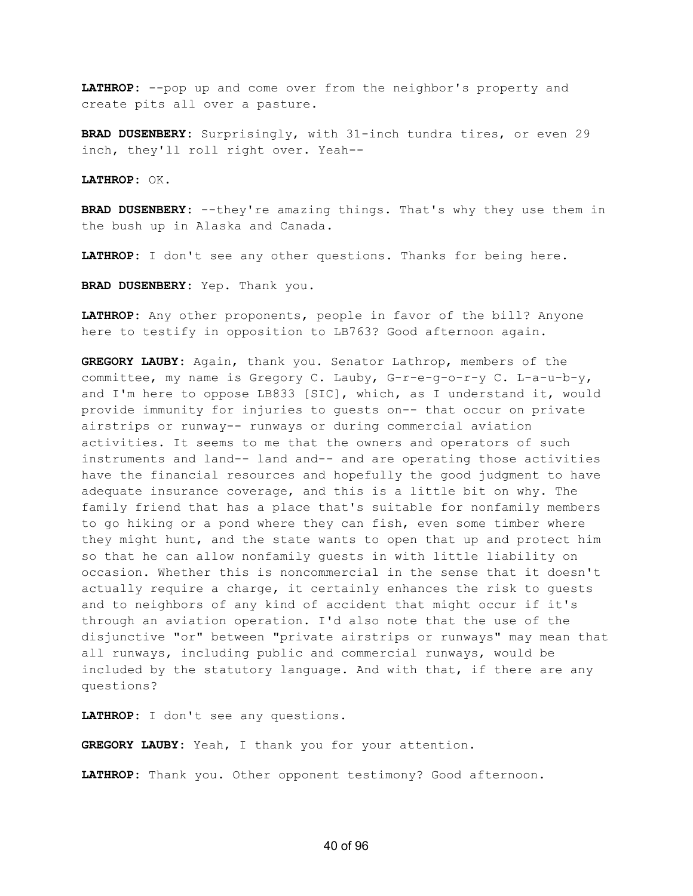**LATHROP:** --pop up and come over from the neighbor's property and create pits all over a pasture.

**BRAD DUSENBERY:** Surprisingly, with 31-inch tundra tires, or even 29 inch, they'll roll right over. Yeah--

**LATHROP:** OK.

**BRAD DUSENBERY:** --they're amazing things. That's why they use them in the bush up in Alaska and Canada.

**LATHROP:** I don't see any other questions. Thanks for being here.

**BRAD DUSENBERY:** Yep. Thank you.

**LATHROP:** Any other proponents, people in favor of the bill? Anyone here to testify in opposition to LB763? Good afternoon again.

**GREGORY LAUBY:** Again, thank you. Senator Lathrop, members of the committee, my name is Gregory C. Lauby, G-r-e-g-o-r-y C. L-a-u-b-y, and I'm here to oppose LB833 [SIC], which, as I understand it, would provide immunity for injuries to guests on-- that occur on private airstrips or runway-- runways or during commercial aviation activities. It seems to me that the owners and operators of such instruments and land-- land and-- and are operating those activities have the financial resources and hopefully the good judgment to have adequate insurance coverage, and this is a little bit on why. The family friend that has a place that's suitable for nonfamily members to go hiking or a pond where they can fish, even some timber where they might hunt, and the state wants to open that up and protect him so that he can allow nonfamily guests in with little liability on occasion. Whether this is noncommercial in the sense that it doesn't actually require a charge, it certainly enhances the risk to guests and to neighbors of any kind of accident that might occur if it's through an aviation operation. I'd also note that the use of the disjunctive "or" between "private airstrips or runways" may mean that all runways, including public and commercial runways, would be included by the statutory language. And with that, if there are any questions?

**LATHROP:** I don't see any questions.

**GREGORY LAUBY:** Yeah, I thank you for your attention.

**LATHROP:** Thank you. Other opponent testimony? Good afternoon.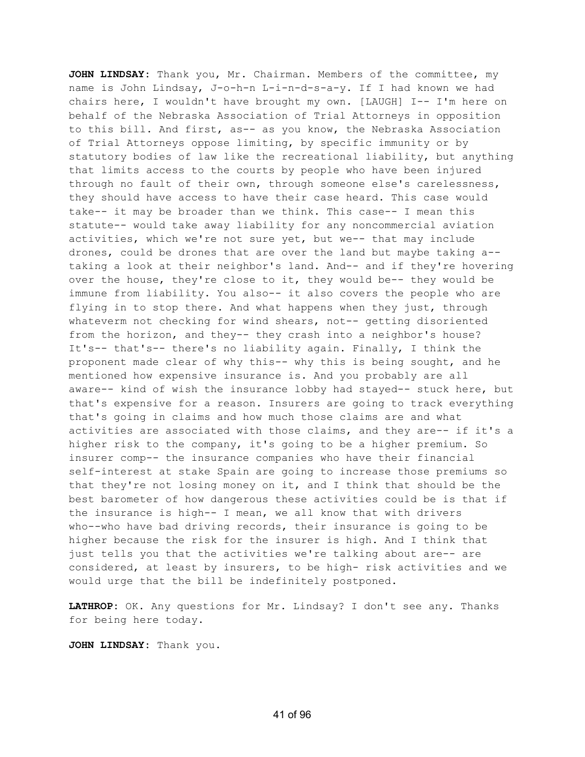**JOHN LINDSAY:** Thank you, Mr. Chairman. Members of the committee, my name is John Lindsay, J-o-h-n L-i-n-d-s-a-y. If I had known we had chairs here, I wouldn't have brought my own. [LAUGH] I-- I'm here on behalf of the Nebraska Association of Trial Attorneys in opposition to this bill. And first, as-- as you know, the Nebraska Association of Trial Attorneys oppose limiting, by specific immunity or by statutory bodies of law like the recreational liability, but anything that limits access to the courts by people who have been injured through no fault of their own, through someone else's carelessness, they should have access to have their case heard. This case would take-- it may be broader than we think. This case-- I mean this statute-- would take away liability for any noncommercial aviation activities, which we're not sure yet, but we-- that may include drones, could be drones that are over the land but maybe taking a-- taking a look at their neighbor's land. And-- and if they're hovering over the house, they're close to it, they would be-- they would be immune from liability. You also-- it also covers the people who are flying in to stop there. And what happens when they just, through whateverm not checking for wind shears, not-- getting disoriented from the horizon, and they-- they crash into a neighbor's house? It's-- that's-- there's no liability again. Finally, I think the proponent made clear of why this-- why this is being sought, and he mentioned how expensive insurance is. And you probably are all aware-- kind of wish the insurance lobby had stayed-- stuck here, but that's expensive for a reason. Insurers are going to track everything that's going in claims and how much those claims are and what activities are associated with those claims, and they are-- if it's a higher risk to the company, it's going to be a higher premium. So insurer comp-- the insurance companies who have their financial self-interest at stake Spain are going to increase those premiums so that they're not losing money on it, and I think that should be the best barometer of how dangerous these activities could be is that if the insurance is high-- I mean, we all know that with drivers who--who have bad driving records, their insurance is going to be higher because the risk for the insurer is high. And I think that just tells you that the activities we're talking about are-- are considered, at least by insurers, to be high- risk activities and we would urge that the bill be indefinitely postponed.

**LATHROP:** OK. Any questions for Mr. Lindsay? I don't see any. Thanks for being here today.

**JOHN LINDSAY:** Thank you.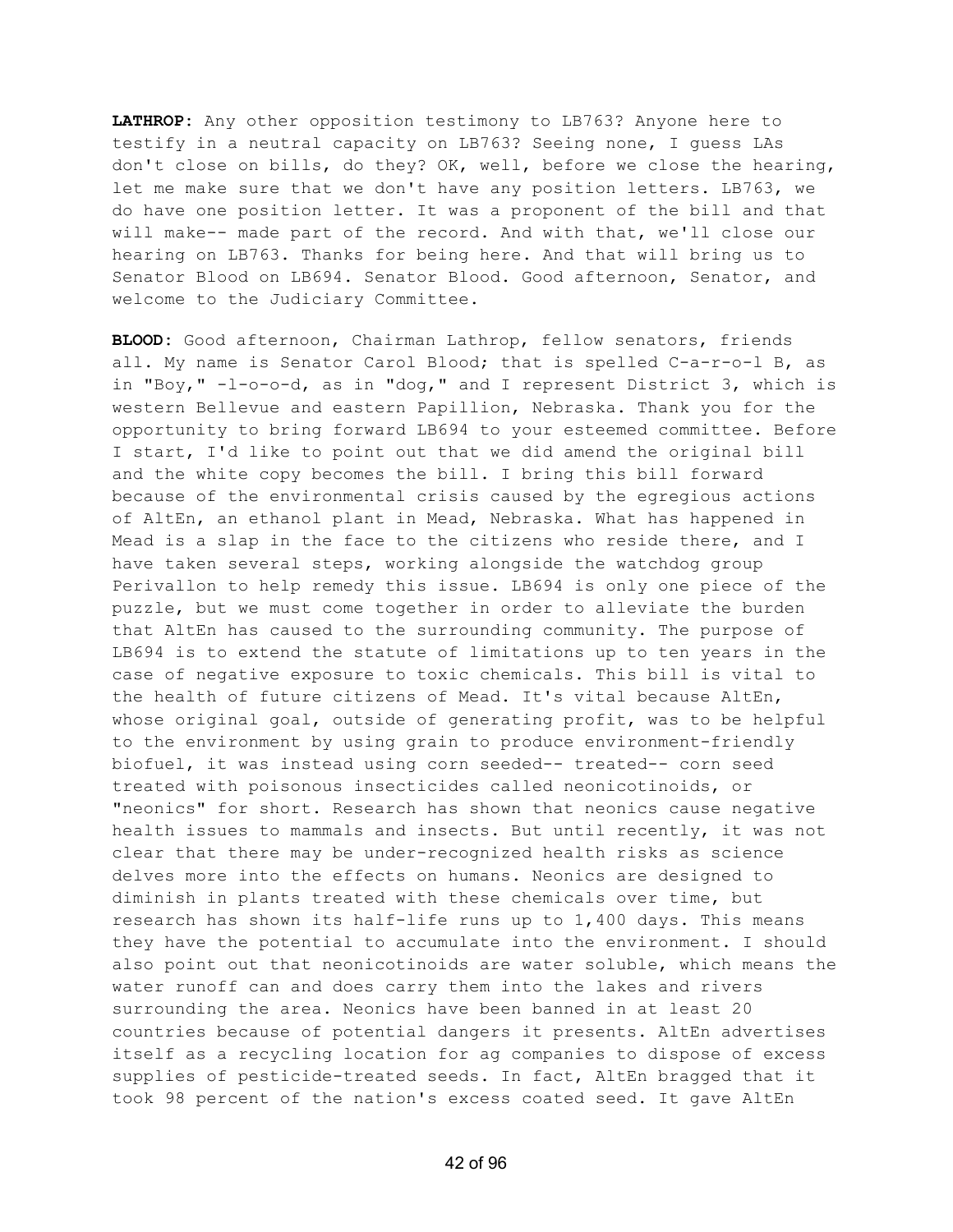**LATHROP:** Any other opposition testimony to LB763? Anyone here to testify in a neutral capacity on LB763? Seeing none, I guess LAs don't close on bills, do they? OK, well, before we close the hearing, let me make sure that we don't have any position letters. LB763, we do have one position letter. It was a proponent of the bill and that will make-- made part of the record. And with that, we'll close our hearing on LB763. Thanks for being here. And that will bring us to Senator Blood on LB694. Senator Blood. Good afternoon, Senator, and welcome to the Judiciary Committee.

**BLOOD:** Good afternoon, Chairman Lathrop, fellow senators, friends all. My name is Senator Carol Blood; that is spelled C-a-r-o-l B, as in "Boy," -l-o-o-d, as in "dog," and I represent District 3, which is western Bellevue and eastern Papillion, Nebraska. Thank you for the opportunity to bring forward LB694 to your esteemed committee. Before I start, I'd like to point out that we did amend the original bill and the white copy becomes the bill. I bring this bill forward because of the environmental crisis caused by the egregious actions of AltEn, an ethanol plant in Mead, Nebraska. What has happened in Mead is a slap in the face to the citizens who reside there, and I have taken several steps, working alongside the watchdog group Perivallon to help remedy this issue. LB694 is only one piece of the puzzle, but we must come together in order to alleviate the burden that AltEn has caused to the surrounding community. The purpose of LB694 is to extend the statute of limitations up to ten years in the case of negative exposure to toxic chemicals. This bill is vital to the health of future citizens of Mead. It's vital because AltEn, whose original goal, outside of generating profit, was to be helpful to the environment by using grain to produce environment-friendly biofuel, it was instead using corn seeded-- treated-- corn seed treated with poisonous insecticides called neonicotinoids, or "neonics" for short. Research has shown that neonics cause negative health issues to mammals and insects. But until recently, it was not clear that there may be under-recognized health risks as science delves more into the effects on humans. Neonics are designed to diminish in plants treated with these chemicals over time, but research has shown its half-life runs up to 1,400 days. This means they have the potential to accumulate into the environment. I should also point out that neonicotinoids are water soluble, which means the water runoff can and does carry them into the lakes and rivers surrounding the area. Neonics have been banned in at least 20 countries because of potential dangers it presents. AltEn advertises itself as a recycling location for ag companies to dispose of excess supplies of pesticide-treated seeds. In fact, AltEn bragged that it took 98 percent of the nation's excess coated seed. It gave AltEn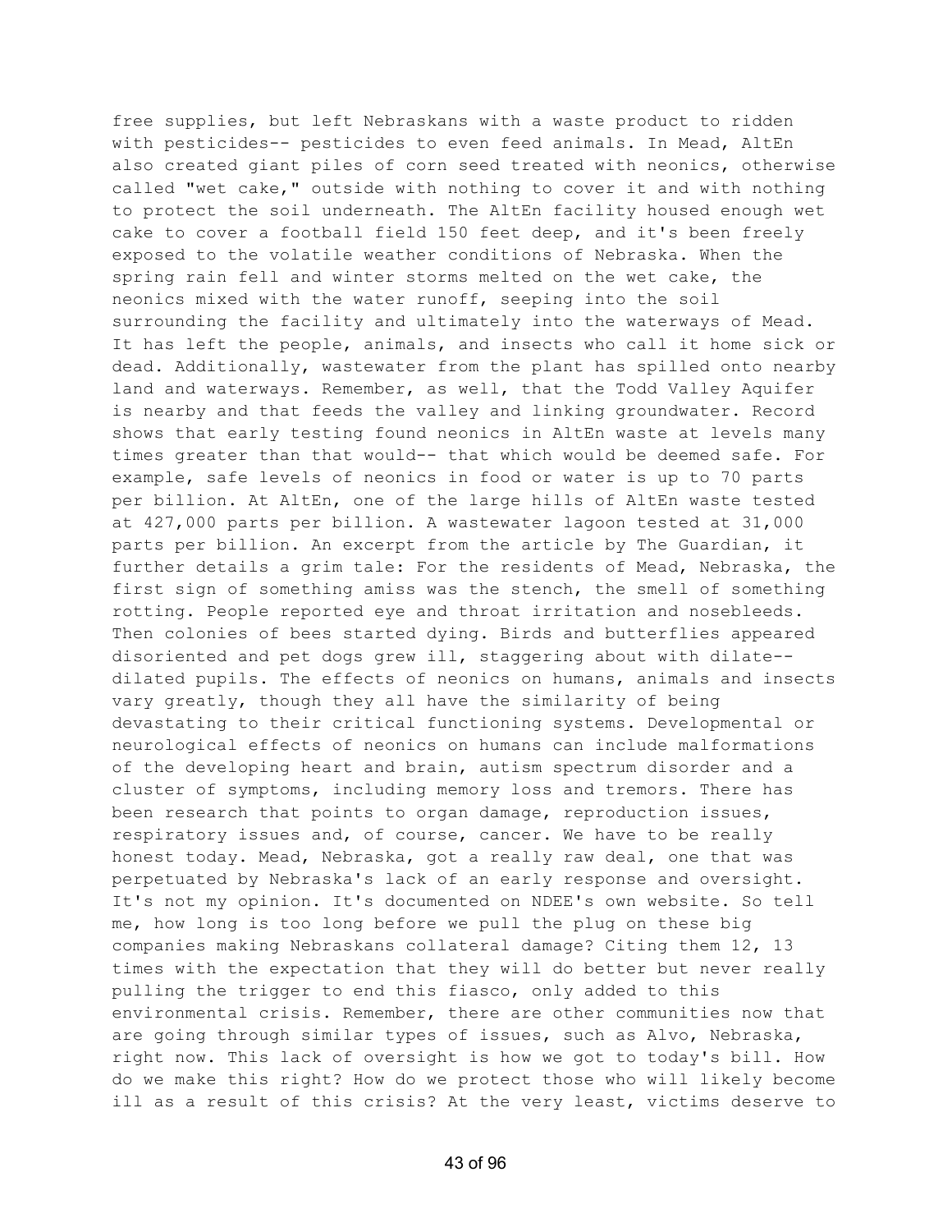free supplies, but left Nebraskans with a waste product to ridden with pesticides-- pesticides to even feed animals. In Mead, AltEn also created giant piles of corn seed treated with neonics, otherwise called "wet cake," outside with nothing to cover it and with nothing to protect the soil underneath. The AltEn facility housed enough wet cake to cover a football field 150 feet deep, and it's been freely exposed to the volatile weather conditions of Nebraska. When the spring rain fell and winter storms melted on the wet cake, the neonics mixed with the water runoff, seeping into the soil surrounding the facility and ultimately into the waterways of Mead. It has left the people, animals, and insects who call it home sick or dead. Additionally, wastewater from the plant has spilled onto nearby land and waterways. Remember, as well, that the Todd Valley Aquifer is nearby and that feeds the valley and linking groundwater. Record shows that early testing found neonics in AltEn waste at levels many times greater than that would-- that which would be deemed safe. For example, safe levels of neonics in food or water is up to 70 parts per billion. At AltEn, one of the large hills of AltEn waste tested at 427,000 parts per billion. A wastewater lagoon tested at 31,000 parts per billion. An excerpt from the article by The Guardian, it further details a grim tale: For the residents of Mead, Nebraska, the first sign of something amiss was the stench, the smell of something rotting. People reported eye and throat irritation and nosebleeds. Then colonies of bees started dying. Birds and butterflies appeared disoriented and pet dogs grew ill, staggering about with dilate-- dilated pupils. The effects of neonics on humans, animals and insects vary greatly, though they all have the similarity of being devastating to their critical functioning systems. Developmental or neurological effects of neonics on humans can include malformations of the developing heart and brain, autism spectrum disorder and a cluster of symptoms, including memory loss and tremors. There has been research that points to organ damage, reproduction issues, respiratory issues and, of course, cancer. We have to be really honest today. Mead, Nebraska, got a really raw deal, one that was perpetuated by Nebraska's lack of an early response and oversight. It's not my opinion. It's documented on NDEE's own website. So tell me, how long is too long before we pull the plug on these big companies making Nebraskans collateral damage? Citing them 12, 13 times with the expectation that they will do better but never really pulling the trigger to end this fiasco, only added to this environmental crisis. Remember, there are other communities now that are going through similar types of issues, such as Alvo, Nebraska, right now. This lack of oversight is how we got to today's bill. How do we make this right? How do we protect those who will likely become ill as a result of this crisis? At the very least, victims deserve to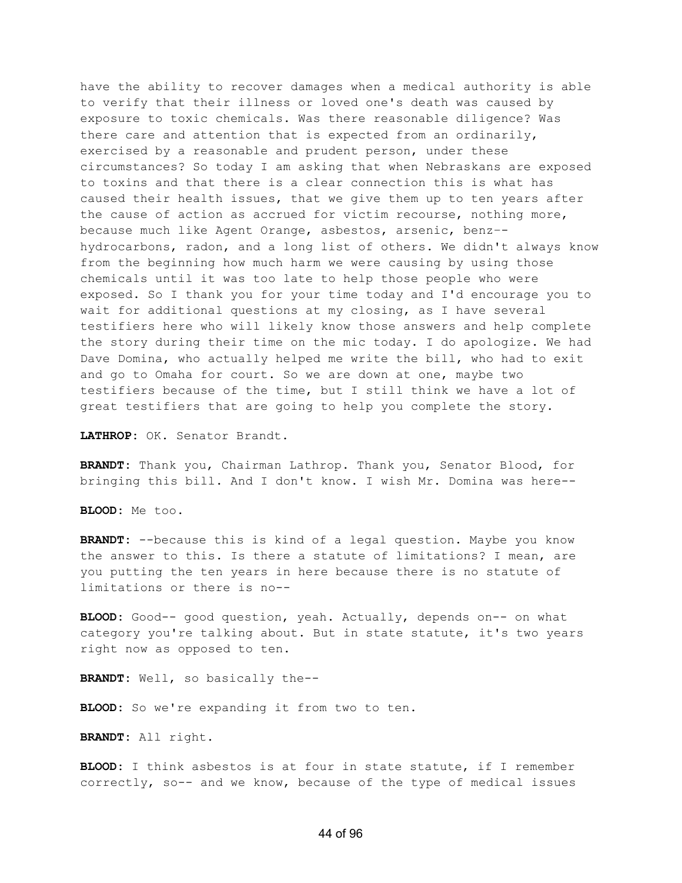have the ability to recover damages when a medical authority is able to verify that their illness or loved one's death was caused by exposure to toxic chemicals. Was there reasonable diligence? Was there care and attention that is expected from an ordinarily, exercised by a reasonable and prudent person, under these circumstances? So today I am asking that when Nebraskans are exposed to toxins and that there is a clear connection this is what has caused their health issues, that we give them up to ten years after the cause of action as accrued for victim recourse, nothing more, because much like Agent Orange, asbestos, arsenic, benz-- hydrocarbons, radon, and a long list of others. We didn't always know from the beginning how much harm we were causing by using those chemicals until it was too late to help those people who were exposed. So I thank you for your time today and I'd encourage you to wait for additional questions at my closing, as I have several testifiers here who will likely know those answers and help complete the story during their time on the mic today. I do apologize. We had Dave Domina, who actually helped me write the bill, who had to exit and go to Omaha for court. So we are down at one, maybe two testifiers because of the time, but I still think we have a lot of great testifiers that are going to help you complete the story.

**LATHROP:** OK. Senator Brandt.

**BRANDT:** Thank you, Chairman Lathrop. Thank you, Senator Blood, for bringing this bill. And I don't know. I wish Mr. Domina was here--

**BLOOD:** Me too.

**BRANDT:** --because this is kind of a legal question. Maybe you know the answer to this. Is there a statute of limitations? I mean, are you putting the ten years in here because there is no statute of limitations or there is no--

**BLOOD:** Good-- good question, yeah. Actually, depends on-- on what category you're talking about. But in state statute, it's two years right now as opposed to ten.

**BRANDT:** Well, so basically the--

**BLOOD:** So we're expanding it from two to ten.

**BRANDT:** All right.

**BLOOD:** I think asbestos is at four in state statute, if I remember correctly, so-- and we know, because of the type of medical issues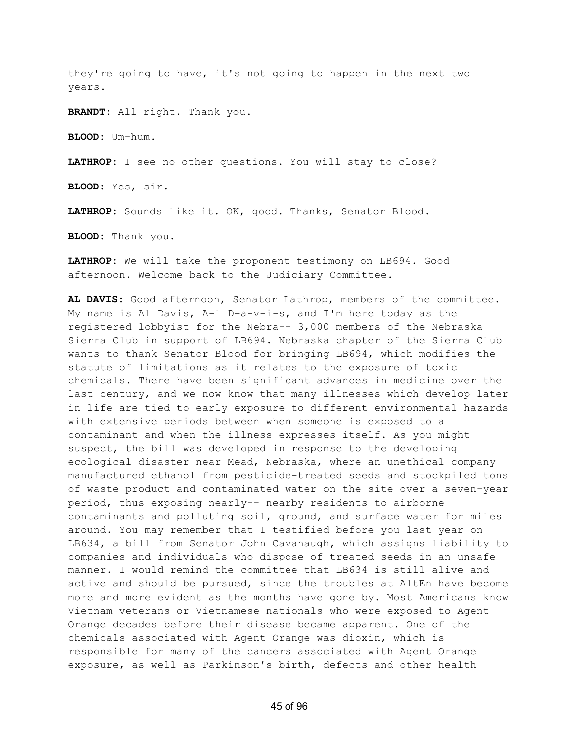they're going to have, it's not going to happen in the next two years.

**BRANDT:** All right. Thank you.

**BLOOD:** Um-hum.

**LATHROP:** I see no other questions. You will stay to close?

**BLOOD:** Yes, sir.

**LATHROP:** Sounds like it. OK, good. Thanks, Senator Blood.

**BLOOD:** Thank you.

**LATHROP:** We will take the proponent testimony on LB694. Good afternoon. Welcome back to the Judiciary Committee.

**AL DAVIS:** Good afternoon, Senator Lathrop, members of the committee. My name is Al Davis, A-l D-a-v-i-s, and I'm here today as the registered lobbyist for the Nebra-- 3,000 members of the Nebraska Sierra Club in support of LB694. Nebraska chapter of the Sierra Club wants to thank Senator Blood for bringing LB694, which modifies the statute of limitations as it relates to the exposure of toxic chemicals. There have been significant advances in medicine over the last century, and we now know that many illnesses which develop later in life are tied to early exposure to different environmental hazards with extensive periods between when someone is exposed to a contaminant and when the illness expresses itself. As you might suspect, the bill was developed in response to the developing ecological disaster near Mead, Nebraska, where an unethical company manufactured ethanol from pesticide-treated seeds and stockpiled tons of waste product and contaminated water on the site over a seven-year period, thus exposing nearly-- nearby residents to airborne contaminants and polluting soil, ground, and surface water for miles around. You may remember that I testified before you last year on LB634, a bill from Senator John Cavanaugh, which assigns liability to companies and individuals who dispose of treated seeds in an unsafe manner. I would remind the committee that LB634 is still alive and active and should be pursued, since the troubles at AltEn have become more and more evident as the months have gone by. Most Americans know Vietnam veterans or Vietnamese nationals who were exposed to Agent Orange decades before their disease became apparent. One of the chemicals associated with Agent Orange was dioxin, which is responsible for many of the cancers associated with Agent Orange exposure, as well as Parkinson's birth, defects and other health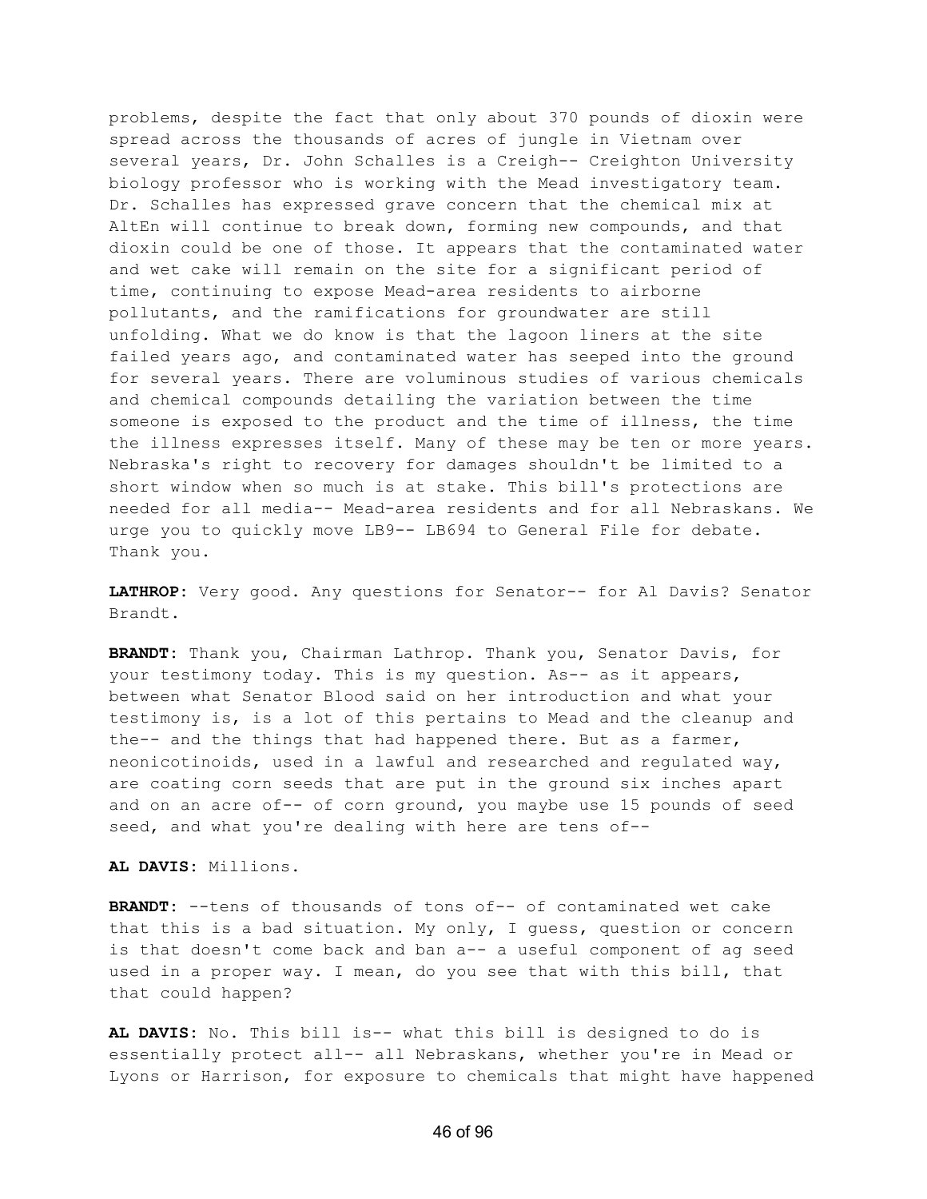problems, despite the fact that only about 370 pounds of dioxin were spread across the thousands of acres of jungle in Vietnam over several years, Dr. John Schalles is a Creigh-- Creighton University biology professor who is working with the Mead investigatory team. Dr. Schalles has expressed grave concern that the chemical mix at AltEn will continue to break down, forming new compounds, and that dioxin could be one of those. It appears that the contaminated water and wet cake will remain on the site for a significant period of time, continuing to expose Mead-area residents to airborne pollutants, and the ramifications for groundwater are still unfolding. What we do know is that the lagoon liners at the site failed years ago, and contaminated water has seeped into the ground for several years. There are voluminous studies of various chemicals and chemical compounds detailing the variation between the time someone is exposed to the product and the time of illness, the time the illness expresses itself. Many of these may be ten or more years. Nebraska's right to recovery for damages shouldn't be limited to a short window when so much is at stake. This bill's protections are needed for all media-- Mead-area residents and for all Nebraskans. We urge you to quickly move LB9-- LB694 to General File for debate. Thank you.

**LATHROP:** Very good. Any questions for Senator-- for Al Davis? Senator Brandt.

**BRANDT:** Thank you, Chairman Lathrop. Thank you, Senator Davis, for your testimony today. This is my question. As-- as it appears, between what Senator Blood said on her introduction and what your testimony is, is a lot of this pertains to Mead and the cleanup and the-- and the things that had happened there. But as a farmer, neonicotinoids, used in a lawful and researched and regulated way, are coating corn seeds that are put in the ground six inches apart and on an acre of-- of corn ground, you maybe use 15 pounds of seed seed, and what you're dealing with here are tens of--

**AL DAVIS:** Millions.

**BRANDT:** --tens of thousands of tons of-- of contaminated wet cake that this is a bad situation. My only, I guess, question or concern is that doesn't come back and ban a-- a useful component of ag seed used in a proper way. I mean, do you see that with this bill, that that could happen?

**AL DAVIS:** No. This bill is-- what this bill is designed to do is essentially protect all-- all Nebraskans, whether you're in Mead or Lyons or Harrison, for exposure to chemicals that might have happened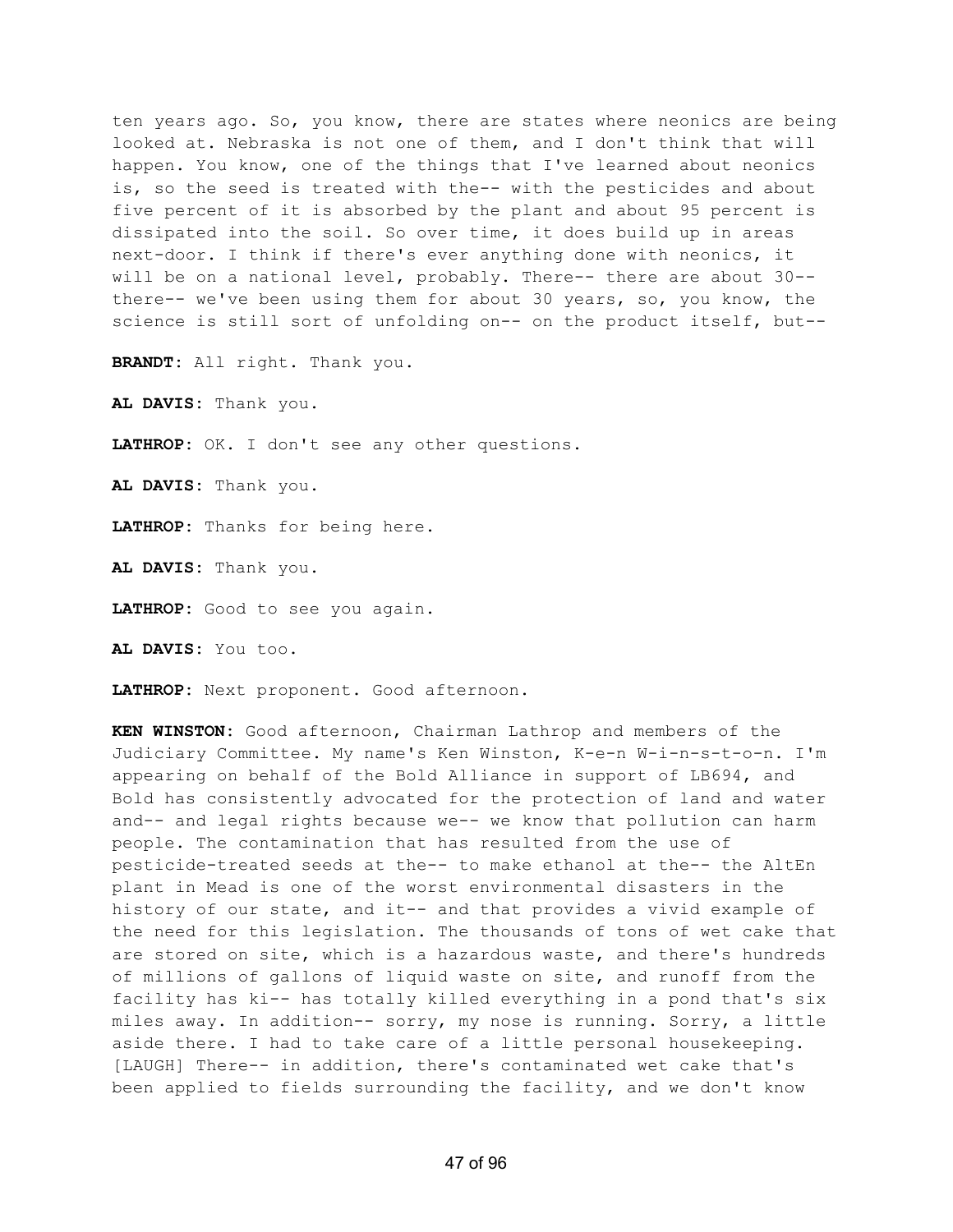ten years ago. So, you know, there are states where neonics are being looked at. Nebraska is not one of them, and I don't think that will happen. You know, one of the things that I've learned about neonics is, so the seed is treated with the-- with the pesticides and about five percent of it is absorbed by the plant and about 95 percent is dissipated into the soil. So over time, it does build up in areas next-door. I think if there's ever anything done with neonics, it will be on a national level, probably. There-- there are about 30-- there-- we've been using them for about 30 years, so, you know, the science is still sort of unfolding on-- on the product itself, but--

**BRANDT:** All right. Thank you.

**AL DAVIS:** Thank you.

**LATHROP:** OK. I don't see any other questions.

**AL DAVIS:** Thank you.

**LATHROP:** Thanks for being here.

**AL DAVIS:** Thank you.

**LATHROP:** Good to see you again.

**AL DAVIS:** You too.

**LATHROP:** Next proponent. Good afternoon.

**KEN WINSTON:** Good afternoon, Chairman Lathrop and members of the Judiciary Committee. My name's Ken Winston, K-e-n W-i-n-s-t-o-n. I'm appearing on behalf of the Bold Alliance in support of LB694, and Bold has consistently advocated for the protection of land and water and-- and legal rights because we-- we know that pollution can harm people. The contamination that has resulted from the use of pesticide-treated seeds at the-- to make ethanol at the-- the AltEn plant in Mead is one of the worst environmental disasters in the history of our state, and it-- and that provides a vivid example of the need for this legislation. The thousands of tons of wet cake that are stored on site, which is a hazardous waste, and there's hundreds of millions of gallons of liquid waste on site, and runoff from the facility has ki-- has totally killed everything in a pond that's six miles away. In addition-- sorry, my nose is running. Sorry, a little aside there. I had to take care of a little personal housekeeping. [LAUGH] There-- in addition, there's contaminated wet cake that's been applied to fields surrounding the facility, and we don't know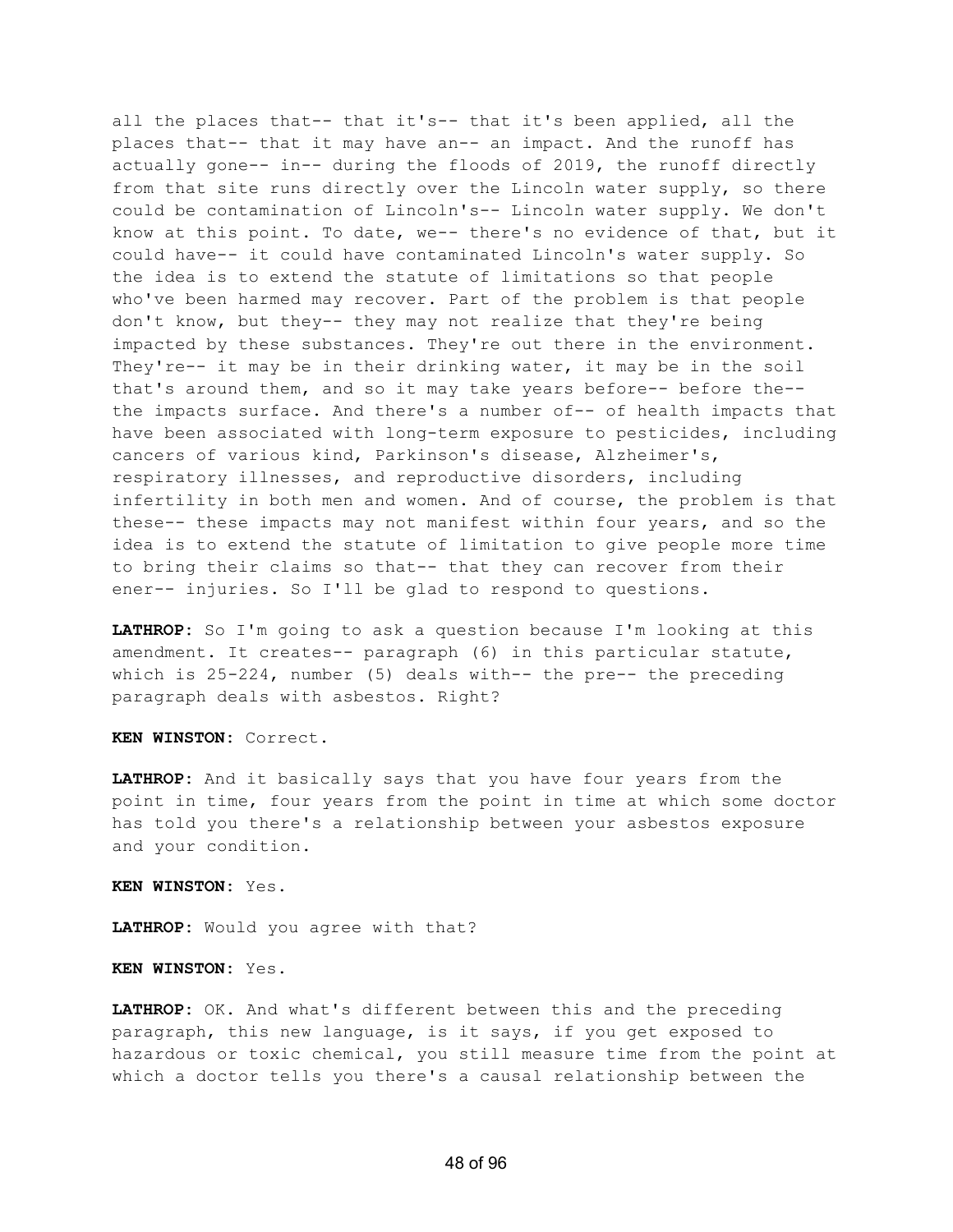all the places that-- that it's-- that it's been applied, all the places that-- that it may have an-- an impact. And the runoff has actually gone-- in-- during the floods of 2019, the runoff directly from that site runs directly over the Lincoln water supply, so there could be contamination of Lincoln's-- Lincoln water supply. We don't know at this point. To date, we-- there's no evidence of that, but it could have-- it could have contaminated Lincoln's water supply. So the idea is to extend the statute of limitations so that people who've been harmed may recover. Part of the problem is that people don't know, but they-- they may not realize that they're being impacted by these substances. They're out there in the environment. They're-- it may be in their drinking water, it may be in the soil that's around them, and so it may take years before-- before the-- the impacts surface. And there's a number of-- of health impacts that have been associated with long-term exposure to pesticides, including cancers of various kind, Parkinson's disease, Alzheimer's, respiratory illnesses, and reproductive disorders, including infertility in both men and women. And of course, the problem is that these-- these impacts may not manifest within four years, and so the idea is to extend the statute of limitation to give people more time to bring their claims so that-- that they can recover from their ener-- injuries. So I'll be glad to respond to questions.

**LATHROP:** So I'm going to ask a question because I'm looking at this amendment. It creates-- paragraph (6) in this particular statute, which is 25-224, number (5) deals with-- the pre-- the preceding paragraph deals with asbestos. Right?

**KEN WINSTON:** Correct.

**LATHROP:** And it basically says that you have four years from the point in time, four years from the point in time at which some doctor has told you there's a relationship between your asbestos exposure and your condition.

**KEN WINSTON:** Yes.

**LATHROP:** Would you agree with that?

**KEN WINSTON:** Yes.

**LATHROP:** OK. And what's different between this and the preceding paragraph, this new language, is it says, if you get exposed to hazardous or toxic chemical, you still measure time from the point at which a doctor tells you there's a causal relationship between the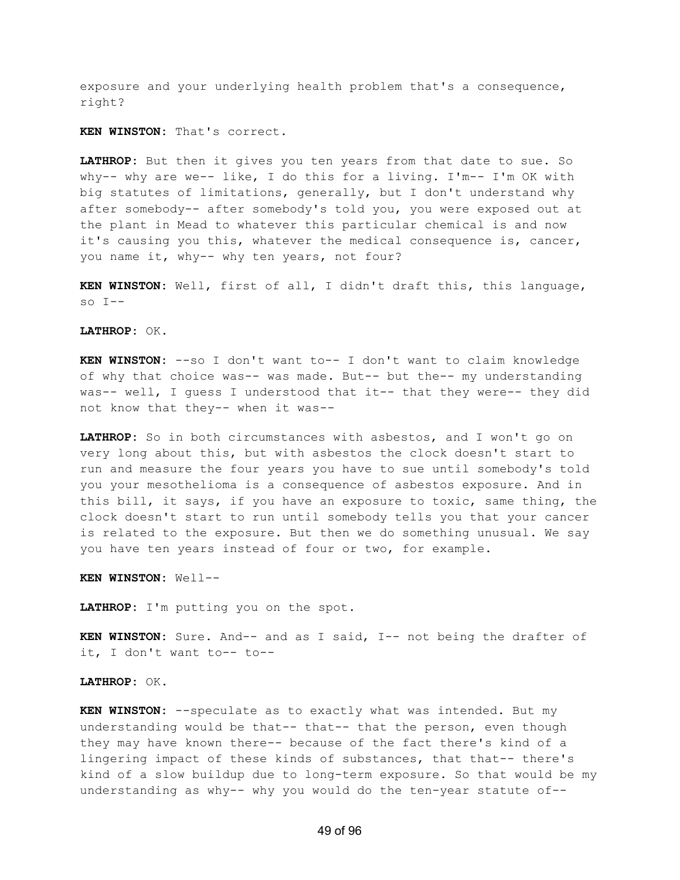exposure and your underlying health problem that's a consequence, right?

**KEN WINSTON:** That's correct.

**LATHROP:** But then it gives you ten years from that date to sue. So why-- why are we-- like, I do this for a living. I'm-- I'm OK with big statutes of limitations, generally, but I don't understand why after somebody-- after somebody's told you, you were exposed out at the plant in Mead to whatever this particular chemical is and now it's causing you this, whatever the medical consequence is, cancer, you name it, why-- why ten years, not four?

**KEN WINSTON:** Well, first of all, I didn't draft this, this language, so I--

**LATHROP:** OK.

**KEN WINSTON:** --so I don't want to-- I don't want to claim knowledge of why that choice was-- was made. But-- but the-- my understanding was-- well, I guess I understood that it-- that they were-- they did not know that they-- when it was--

**LATHROP:** So in both circumstances with asbestos, and I won't go on very long about this, but with asbestos the clock doesn't start to run and measure the four years you have to sue until somebody's told you your mesothelioma is a consequence of asbestos exposure. And in this bill, it says, if you have an exposure to toxic, same thing, the clock doesn't start to run until somebody tells you that your cancer is related to the exposure. But then we do something unusual. We say you have ten years instead of four or two, for example.

**KEN WINSTON:** Well--

**LATHROP:** I'm putting you on the spot.

**KEN WINSTON:** Sure. And-- and as I said, I-- not being the drafter of it, I don't want to-- to--

**LATHROP:** OK.

**KEN WINSTON:** --speculate as to exactly what was intended. But my understanding would be that-- that-- that the person, even though they may have known there-- because of the fact there's kind of a lingering impact of these kinds of substances, that that-- there's kind of a slow buildup due to long-term exposure. So that would be my understanding as why-- why you would do the ten-year statute of--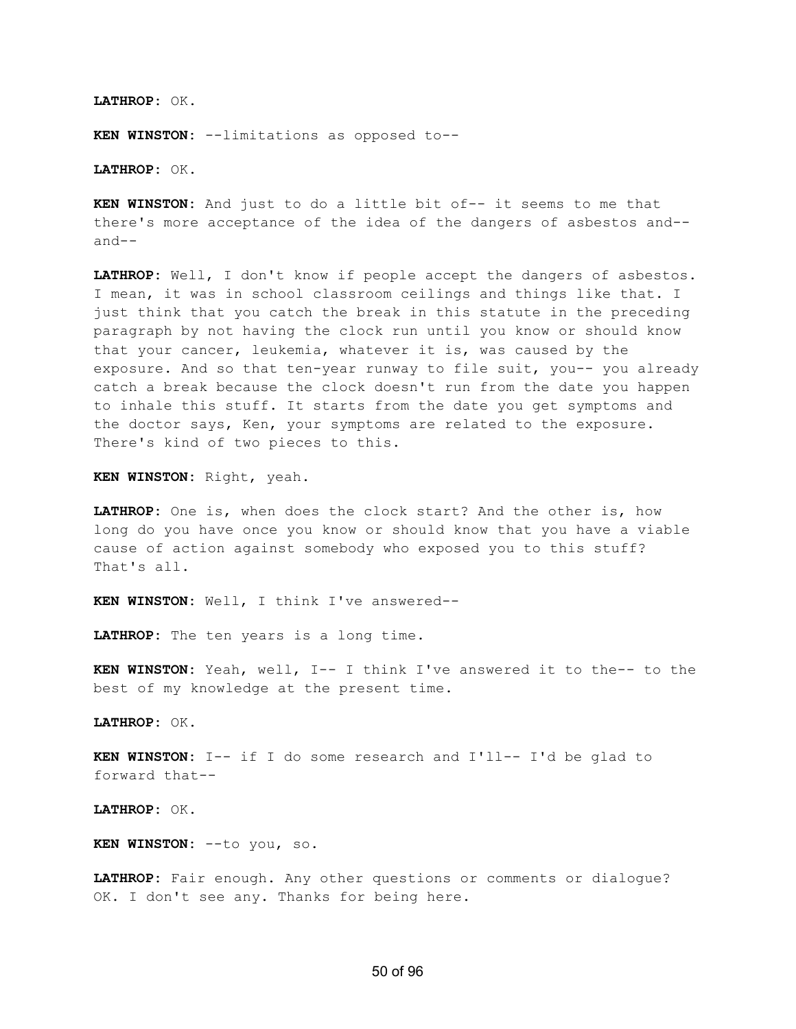**LATHROP:** OK.

**KEN WINSTON:** --limitations as opposed to--

**LATHROP:** OK.

**KEN WINSTON:** And just to do a little bit of-- it seems to me that there's more acceptance of the idea of the dangers of asbestos and-- and--

**LATHROP:** Well, I don't know if people accept the dangers of asbestos. I mean, it was in school classroom ceilings and things like that. I just think that you catch the break in this statute in the preceding paragraph by not having the clock run until you know or should know that your cancer, leukemia, whatever it is, was caused by the exposure. And so that ten-year runway to file suit, you-- you already catch a break because the clock doesn't run from the date you happen to inhale this stuff. It starts from the date you get symptoms and the doctor says, Ken, your symptoms are related to the exposure. There's kind of two pieces to this.

**KEN WINSTON:** Right, yeah.

**LATHROP:** One is, when does the clock start? And the other is, how long do you have once you know or should know that you have a viable cause of action against somebody who exposed you to this stuff? That's all.

**KEN WINSTON:** Well, I think I've answered--

**LATHROP:** The ten years is a long time.

**KEN WINSTON:** Yeah, well, I-- I think I've answered it to the-- to the best of my knowledge at the present time.

**LATHROP:** OK.

**KEN WINSTON:** I-- if I do some research and I'll-- I'd be glad to forward that--

**LATHROP:** OK.

**KEN WINSTON:** --to you, so.

**LATHROP:** Fair enough. Any other questions or comments or dialogue? OK. I don't see any. Thanks for being here.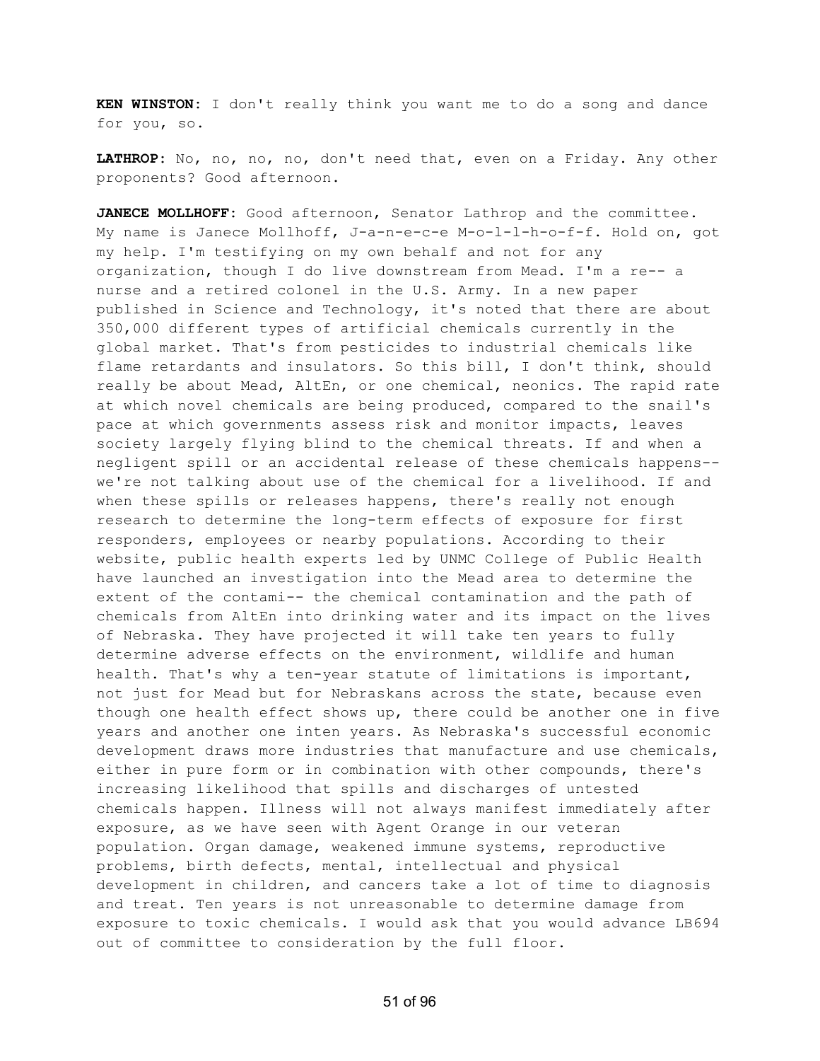**KEN WINSTON:** I don't really think you want me to do a song and dance for you, so.

**LATHROP:** No, no, no, no, don't need that, even on a Friday. Any other proponents? Good afternoon.

**JANECE MOLLHOFF:** Good afternoon, Senator Lathrop and the committee. My name is Janece Mollhoff, J-a-n-e-c-e M-o-l-l-h-o-f-f. Hold on, got my help. I'm testifying on my own behalf and not for any organization, though I do live downstream from Mead. I'm a re-- a nurse and a retired colonel in the U.S. Army. In a new paper published in Science and Technology, it's noted that there are about 350,000 different types of artificial chemicals currently in the global market. That's from pesticides to industrial chemicals like flame retardants and insulators. So this bill, I don't think, should really be about Mead, AltEn, or one chemical, neonics. The rapid rate at which novel chemicals are being produced, compared to the snail's pace at which governments assess risk and monitor impacts, leaves society largely flying blind to the chemical threats. If and when a negligent spill or an accidental release of these chemicals happens-- we're not talking about use of the chemical for a livelihood. If and when these spills or releases happens, there's really not enough research to determine the long-term effects of exposure for first responders, employees or nearby populations. According to their website, public health experts led by UNMC College of Public Health have launched an investigation into the Mead area to determine the extent of the contami-- the chemical contamination and the path of chemicals from AltEn into drinking water and its impact on the lives of Nebraska. They have projected it will take ten years to fully determine adverse effects on the environment, wildlife and human health. That's why a ten-year statute of limitations is important, not just for Mead but for Nebraskans across the state, because even though one health effect shows up, there could be another one in five years and another one inten years. As Nebraska's successful economic development draws more industries that manufacture and use chemicals, either in pure form or in combination with other compounds, there's increasing likelihood that spills and discharges of untested chemicals happen. Illness will not always manifest immediately after exposure, as we have seen with Agent Orange in our veteran population. Organ damage, weakened immune systems, reproductive problems, birth defects, mental, intellectual and physical development in children, and cancers take a lot of time to diagnosis and treat. Ten years is not unreasonable to determine damage from exposure to toxic chemicals. I would ask that you would advance LB694 out of committee to consideration by the full floor.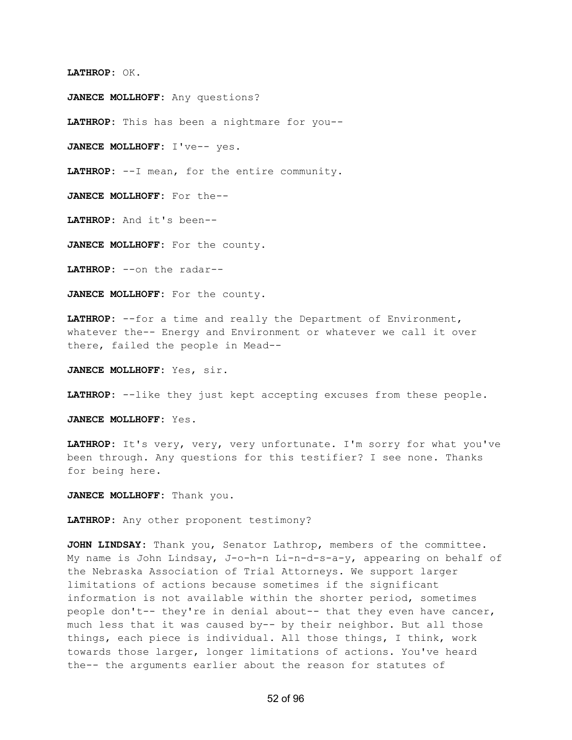**LATHROP:** OK.

**JANECE MOLLHOFF:** Any questions?

**LATHROP:** This has been a nightmare for you--

**JANECE MOLLHOFF:** I've-- yes.

**LATHROP:** --I mean, for the entire community.

**JANECE MOLLHOFF:** For the--

**LATHROP:** And it's been--

**JANECE MOLLHOFF:** For the county.

**LATHROP:** --on the radar--

**JANECE MOLLHOFF:** For the county.

**LATHROP:** --for a time and really the Department of Environment, whatever the-- Energy and Environment or whatever we call it over there, failed the people in Mead--

**JANECE MOLLHOFF:** Yes, sir.

**LATHROP:** --like they just kept accepting excuses from these people.

**JANECE MOLLHOFF:** Yes.

**LATHROP:** It's very, very, very unfortunate. I'm sorry for what you've been through. Any questions for this testifier? I see none. Thanks for being here.

**JANECE MOLLHOFF:** Thank you.

**LATHROP:** Any other proponent testimony?

**JOHN LINDSAY:** Thank you, Senator Lathrop, members of the committee. My name is John Lindsay, J-o-h-n Li-n-d-s-a-y, appearing on behalf of the Nebraska Association of Trial Attorneys. We support larger limitations of actions because sometimes if the significant information is not available within the shorter period, sometimes people don't-- they're in denial about-- that they even have cancer, much less that it was caused by-- by their neighbor. But all those things, each piece is individual. All those things, I think, work towards those larger, longer limitations of actions. You've heard the-- the arguments earlier about the reason for statutes of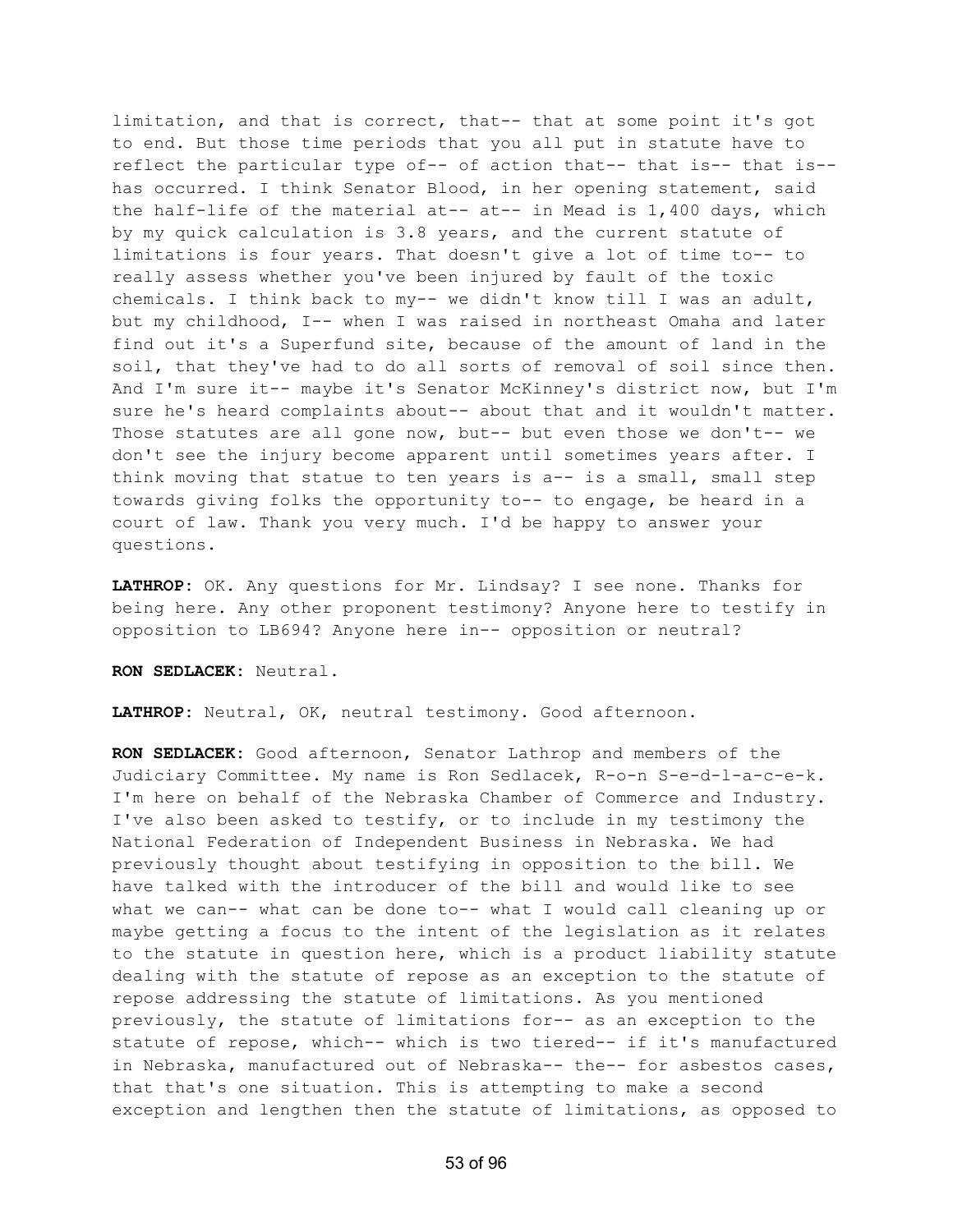limitation, and that is correct, that-- that at some point it's got to end. But those time periods that you all put in statute have to reflect the particular type of-- of action that-- that is-- that is-- has occurred. I think Senator Blood, in her opening statement, said the half-life of the material at-- at-- in Mead is 1,400 days, which by my quick calculation is 3.8 years, and the current statute of limitations is four years. That doesn't give a lot of time to-- to really assess whether you've been injured by fault of the toxic chemicals. I think back to my-- we didn't know till I was an adult, but my childhood, I-- when I was raised in northeast Omaha and later find out it's a Superfund site, because of the amount of land in the soil, that they've had to do all sorts of removal of soil since then. And I'm sure it-- maybe it's Senator McKinney's district now, but I'm sure he's heard complaints about-- about that and it wouldn't matter. Those statutes are all gone now, but-- but even those we don't-- we don't see the injury become apparent until sometimes years after. I think moving that statue to ten years is a-- is a small, small step towards giving folks the opportunity to-- to engage, be heard in a court of law. Thank you very much. I'd be happy to answer your questions.

**LATHROP:** OK. Any questions for Mr. Lindsay? I see none. Thanks for being here. Any other proponent testimony? Anyone here to testify in opposition to LB694? Anyone here in-- opposition or neutral?

**RON SEDLACEK:** Neutral.

**LATHROP:** Neutral, OK, neutral testimony. Good afternoon.

**RON SEDLACEK:** Good afternoon, Senator Lathrop and members of the Judiciary Committee. My name is Ron Sedlacek, R-o-n S-e-d-l-a-c-e-k. I'm here on behalf of the Nebraska Chamber of Commerce and Industry. I've also been asked to testify, or to include in my testimony the National Federation of Independent Business in Nebraska. We had previously thought about testifying in opposition to the bill. We have talked with the introducer of the bill and would like to see what we can-- what can be done to-- what I would call cleaning up or maybe getting a focus to the intent of the legislation as it relates to the statute in question here, which is a product liability statute dealing with the statute of repose as an exception to the statute of repose addressing the statute of limitations. As you mentioned previously, the statute of limitations for-- as an exception to the statute of repose, which-- which is two tiered-- if it's manufactured in Nebraska, manufactured out of Nebraska-- the-- for asbestos cases, that that's one situation. This is attempting to make a second exception and lengthen then the statute of limitations, as opposed to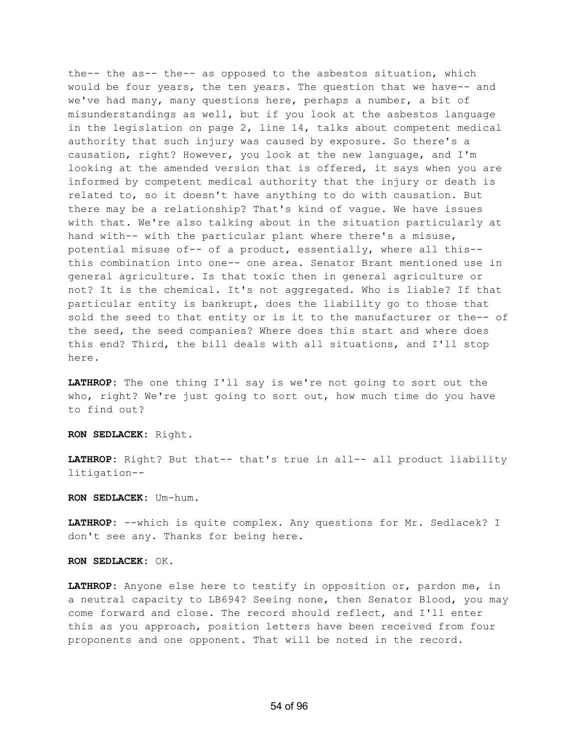the-- the as-- the-- as opposed to the asbestos situation, which would be four years, the ten years. The question that we have-- and we've had many, many questions here, perhaps a number, a bit of misunderstandings as well, but if you look at the asbestos language in the legislation on page 2, line 14, talks about competent medical authority that such injury was caused by exposure. So there's a causation, right? However, you look at the new language, and I'm looking at the amended version that is offered, it says when you are informed by competent medical authority that the injury or death is related to, so it doesn't have anything to do with causation. But there may be a relationship? That's kind of vague. We have issues with that. We're also talking about in the situation particularly at hand with-- with the particular plant where there's a misuse, potential misuse of-- of a product, essentially, where all this-- this combination into one-- one area. Senator Brant mentioned use in general agriculture. Is that toxic then in general agriculture or not? It is the chemical. It's not aggregated. Who is liable? If that particular entity is bankrupt, does the liability go to those that sold the seed to that entity or is it to the manufacturer or the-- of the seed, the seed companies? Where does this start and where does this end? Third, the bill deals with all situations, and I'll stop here.

**LATHROP:** The one thing I'll say is we're not going to sort out the who, right? We're just going to sort out, how much time do you have to find out?

**RON SEDLACEK:** Right.

**LATHROP:** Right? But that-- that's true in all-- all product liability litigation--

**RON SEDLACEK:** Um-hum.

**LATHROP:** --which is quite complex. Any questions for Mr. Sedlacek? I don't see any. Thanks for being here.

**RON SEDLACEK:** OK.

**LATHROP:** Anyone else here to testify in opposition or, pardon me, in a neutral capacity to LB694? Seeing none, then Senator Blood, you may come forward and close. The record should reflect, and I'll enter this as you approach, position letters have been received from four proponents and one opponent. That will be noted in the record.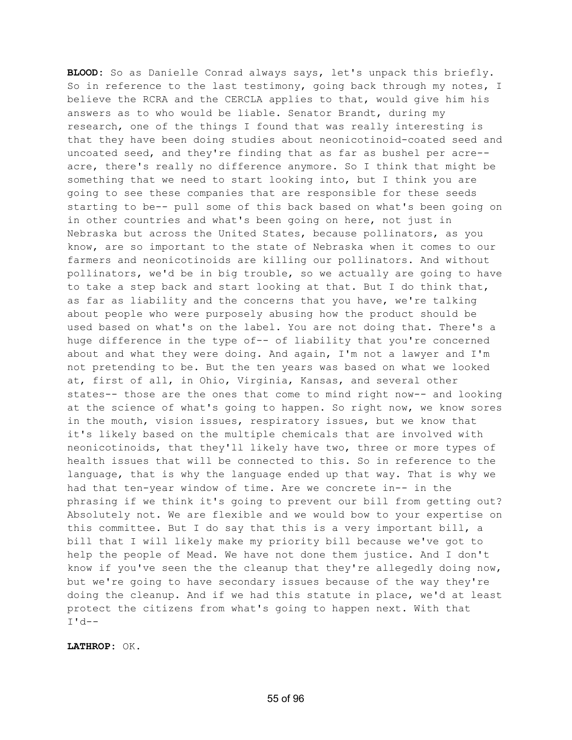**BLOOD:** So as Danielle Conrad always says, let's unpack this briefly. So in reference to the last testimony, going back through my notes, I believe the RCRA and the CERCLA applies to that, would give him his answers as to who would be liable. Senator Brandt, during my research, one of the things I found that was really interesting is that they have been doing studies about neonicotinoid-coated seed and uncoated seed, and they're finding that as far as bushel per acre-- acre, there's really no difference anymore. So I think that might be something that we need to start looking into, but I think you are going to see these companies that are responsible for these seeds starting to be-- pull some of this back based on what's been going on in other countries and what's been going on here, not just in Nebraska but across the United States, because pollinators, as you know, are so important to the state of Nebraska when it comes to our farmers and neonicotinoids are killing our pollinators. And without pollinators, we'd be in big trouble, so we actually are going to have to take a step back and start looking at that. But I do think that, as far as liability and the concerns that you have, we're talking about people who were purposely abusing how the product should be used based on what's on the label. You are not doing that. There's a huge difference in the type of-- of liability that you're concerned about and what they were doing. And again, I'm not a lawyer and I'm not pretending to be. But the ten years was based on what we looked at, first of all, in Ohio, Virginia, Kansas, and several other states-- those are the ones that come to mind right now-- and looking at the science of what's going to happen. So right now, we know sores in the mouth, vision issues, respiratory issues, but we know that it's likely based on the multiple chemicals that are involved with neonicotinoids, that they'll likely have two, three or more types of health issues that will be connected to this. So in reference to the language, that is why the language ended up that way. That is why we had that ten-year window of time. Are we concrete in-- in the phrasing if we think it's going to prevent our bill from getting out? Absolutely not. We are flexible and we would bow to your expertise on this committee. But I do say that this is a very important bill, a bill that I will likely make my priority bill because we've got to help the people of Mead. We have not done them justice. And I don't know if you've seen the the cleanup that they're allegedly doing now, but we're going to have secondary issues because of the way they're doing the cleanup. And if we had this statute in place, we'd at least protect the citizens from what's going to happen next. With that I'd--

**LATHROP:** OK.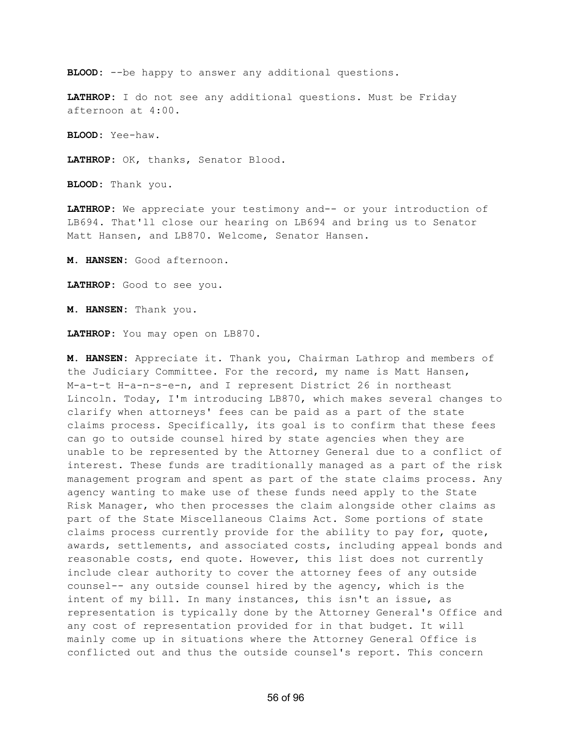**BLOOD:** --be happy to answer any additional questions.

**LATHROP:** I do not see any additional questions. Must be Friday afternoon at 4:00.

**BLOOD:** Yee-haw.

**LATHROP:** OK, thanks, Senator Blood.

**BLOOD:** Thank you.

**LATHROP:** We appreciate your testimony and-- or your introduction of LB694. That'll close our hearing on LB694 and bring us to Senator Matt Hansen, and LB870. Welcome, Senator Hansen.

**M. HANSEN:** Good afternoon.

**LATHROP:** Good to see you.

**M. HANSEN:** Thank you.

**LATHROP:** You may open on LB870.

**M. HANSEN:** Appreciate it. Thank you, Chairman Lathrop and members of the Judiciary Committee. For the record, my name is Matt Hansen, M-a-t-t H-a-n-s-e-n, and I represent District 26 in northeast Lincoln. Today, I'm introducing LB870, which makes several changes to clarify when attorneys' fees can be paid as a part of the state claims process. Specifically, its goal is to confirm that these fees can go to outside counsel hired by state agencies when they are unable to be represented by the Attorney General due to a conflict of interest. These funds are traditionally managed as a part of the risk management program and spent as part of the state claims process. Any agency wanting to make use of these funds need apply to the State Risk Manager, who then processes the claim alongside other claims as part of the State Miscellaneous Claims Act. Some portions of state claims process currently provide for the ability to pay for, quote, awards, settlements, and associated costs, including appeal bonds and reasonable costs, end quote. However, this list does not currently include clear authority to cover the attorney fees of any outside counsel-- any outside counsel hired by the agency, which is the intent of my bill. In many instances, this isn't an issue, as representation is typically done by the Attorney General's Office and any cost of representation provided for in that budget. It will mainly come up in situations where the Attorney General Office is conflicted out and thus the outside counsel's report. This concern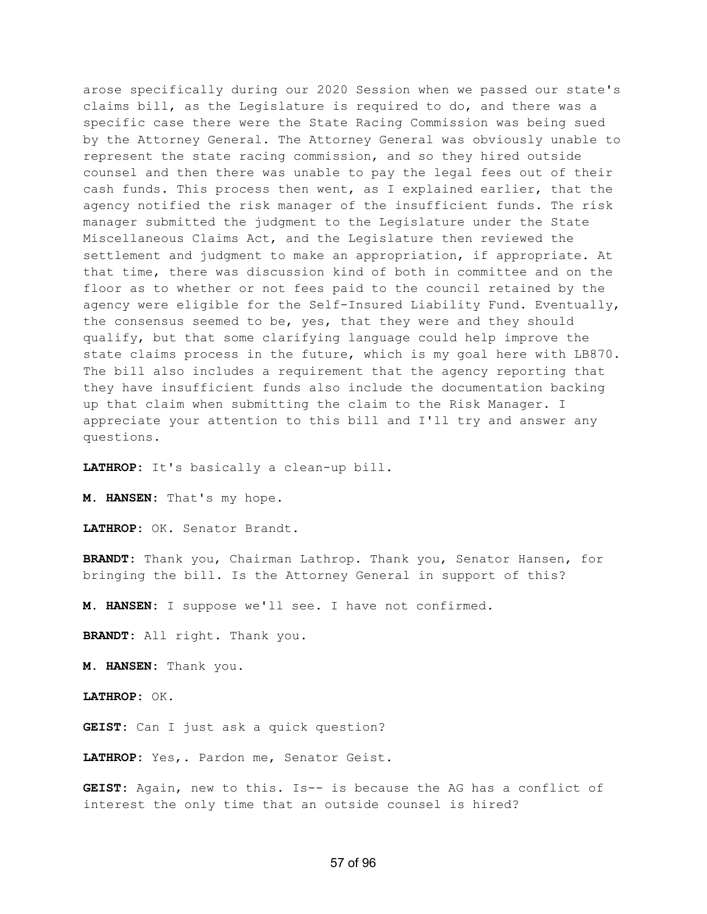arose specifically during our 2020 Session when we passed our state's claims bill, as the Legislature is required to do, and there was a specific case there were the State Racing Commission was being sued by the Attorney General. The Attorney General was obviously unable to represent the state racing commission, and so they hired outside counsel and then there was unable to pay the legal fees out of their cash funds. This process then went, as I explained earlier, that the agency notified the risk manager of the insufficient funds. The risk manager submitted the judgment to the Legislature under the State Miscellaneous Claims Act, and the Legislature then reviewed the settlement and judgment to make an appropriation, if appropriate. At that time, there was discussion kind of both in committee and on the floor as to whether or not fees paid to the council retained by the agency were eligible for the Self-Insured Liability Fund. Eventually, the consensus seemed to be, yes, that they were and they should qualify, but that some clarifying language could help improve the state claims process in the future, which is my goal here with LB870. The bill also includes a requirement that the agency reporting that they have insufficient funds also include the documentation backing up that claim when submitting the claim to the Risk Manager. I appreciate your attention to this bill and I'll try and answer any questions.

**LATHROP:** It's basically a clean-up bill.

**M. HANSEN:** That's my hope.

**LATHROP:** OK. Senator Brandt.

**BRANDT:** Thank you, Chairman Lathrop. Thank you, Senator Hansen, for bringing the bill. Is the Attorney General in support of this?

**M. HANSEN:** I suppose we'll see. I have not confirmed.

**BRANDT:** All right. Thank you.

**M. HANSEN:** Thank you.

**LATHROP:** OK.

**GEIST:** Can I just ask a quick question?

**LATHROP:** Yes,. Pardon me, Senator Geist.

**GEIST:** Again, new to this. Is-- is because the AG has a conflict of interest the only time that an outside counsel is hired?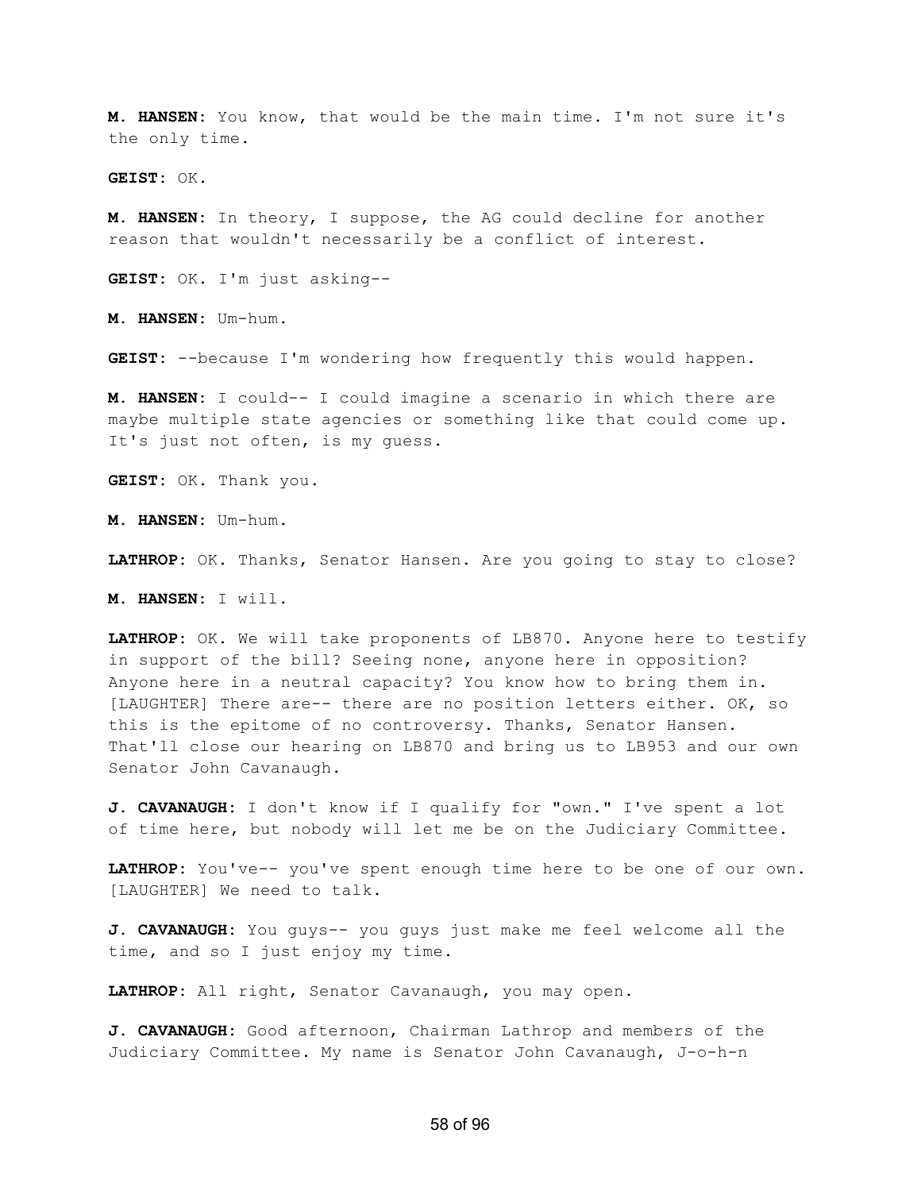**M. HANSEN:** You know, that would be the main time. I'm not sure it's the only time.

**GEIST:** OK.

**M. HANSEN:** In theory, I suppose, the AG could decline for another reason that wouldn't necessarily be a conflict of interest.

**GEIST:** OK. I'm just asking--

**M. HANSEN:** Um-hum.

**GEIST:** --because I'm wondering how frequently this would happen.

**M. HANSEN:** I could-- I could imagine a scenario in which there are maybe multiple state agencies or something like that could come up. It's just not often, is my guess.

**GEIST:** OK. Thank you.

**M. HANSEN:** Um-hum.

**LATHROP:** OK. Thanks, Senator Hansen. Are you going to stay to close?

**M. HANSEN:** I will.

**LATHROP:** OK. We will take proponents of LB870. Anyone here to testify in support of the bill? Seeing none, anyone here in opposition? Anyone here in a neutral capacity? You know how to bring them in. [LAUGHTER] There are-- there are no position letters either. OK, so this is the epitome of no controversy. Thanks, Senator Hansen. That'll close our hearing on LB870 and bring us to LB953 and our own Senator John Cavanaugh.

**J. CAVANAUGH:** I don't know if I qualify for "own." I've spent a lot of time here, but nobody will let me be on the Judiciary Committee.

**LATHROP:** You've-- you've spent enough time here to be one of our own. [LAUGHTER] We need to talk.

**J. CAVANAUGH:** You guys-- you guys just make me feel welcome all the time, and so I just enjoy my time.

**LATHROP:** All right, Senator Cavanaugh, you may open.

**J. CAVANAUGH:** Good afternoon, Chairman Lathrop and members of the Judiciary Committee. My name is Senator John Cavanaugh, J-o-h-n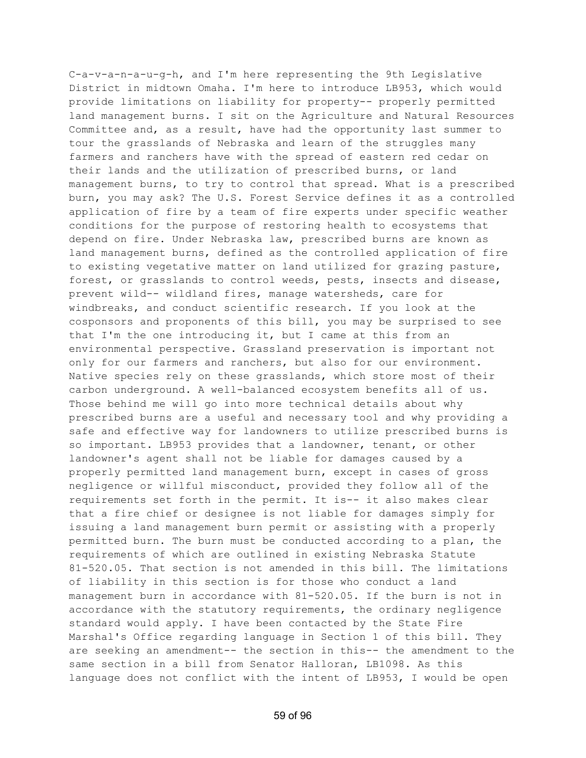C-a-v-a-n-a-u-g-h, and I'm here representing the 9th Legislative District in midtown Omaha. I'm here to introduce LB953, which would provide limitations on liability for property-- properly permitted land management burns. I sit on the Agriculture and Natural Resources Committee and, as a result, have had the opportunity last summer to tour the grasslands of Nebraska and learn of the struggles many farmers and ranchers have with the spread of eastern red cedar on their lands and the utilization of prescribed burns, or land management burns, to try to control that spread. What is a prescribed burn, you may ask? The U.S. Forest Service defines it as a controlled application of fire by a team of fire experts under specific weather conditions for the purpose of restoring health to ecosystems that depend on fire. Under Nebraska law, prescribed burns are known as land management burns, defined as the controlled application of fire to existing vegetative matter on land utilized for grazing pasture, forest, or grasslands to control weeds, pests, insects and disease, prevent wild-- wildland fires, manage watersheds, care for windbreaks, and conduct scientific research. If you look at the cosponsors and proponents of this bill, you may be surprised to see that I'm the one introducing it, but I came at this from an environmental perspective. Grassland preservation is important not only for our farmers and ranchers, but also for our environment. Native species rely on these grasslands, which store most of their carbon underground. A well-balanced ecosystem benefits all of us. Those behind me will go into more technical details about why prescribed burns are a useful and necessary tool and why providing a safe and effective way for landowners to utilize prescribed burns is so important. LB953 provides that a landowner, tenant, or other landowner's agent shall not be liable for damages caused by a properly permitted land management burn, except in cases of gross negligence or willful misconduct, provided they follow all of the requirements set forth in the permit. It is-- it also makes clear that a fire chief or designee is not liable for damages simply for issuing a land management burn permit or assisting with a properly permitted burn. The burn must be conducted according to a plan, the requirements of which are outlined in existing Nebraska Statute 81-520.05. That section is not amended in this bill. The limitations of liability in this section is for those who conduct a land management burn in accordance with 81-520.05. If the burn is not in accordance with the statutory requirements, the ordinary negligence standard would apply. I have been contacted by the State Fire Marshal's Office regarding language in Section 1 of this bill. They are seeking an amendment-- the section in this-- the amendment to the same section in a bill from Senator Halloran, LB1098. As this language does not conflict with the intent of LB953, I would be open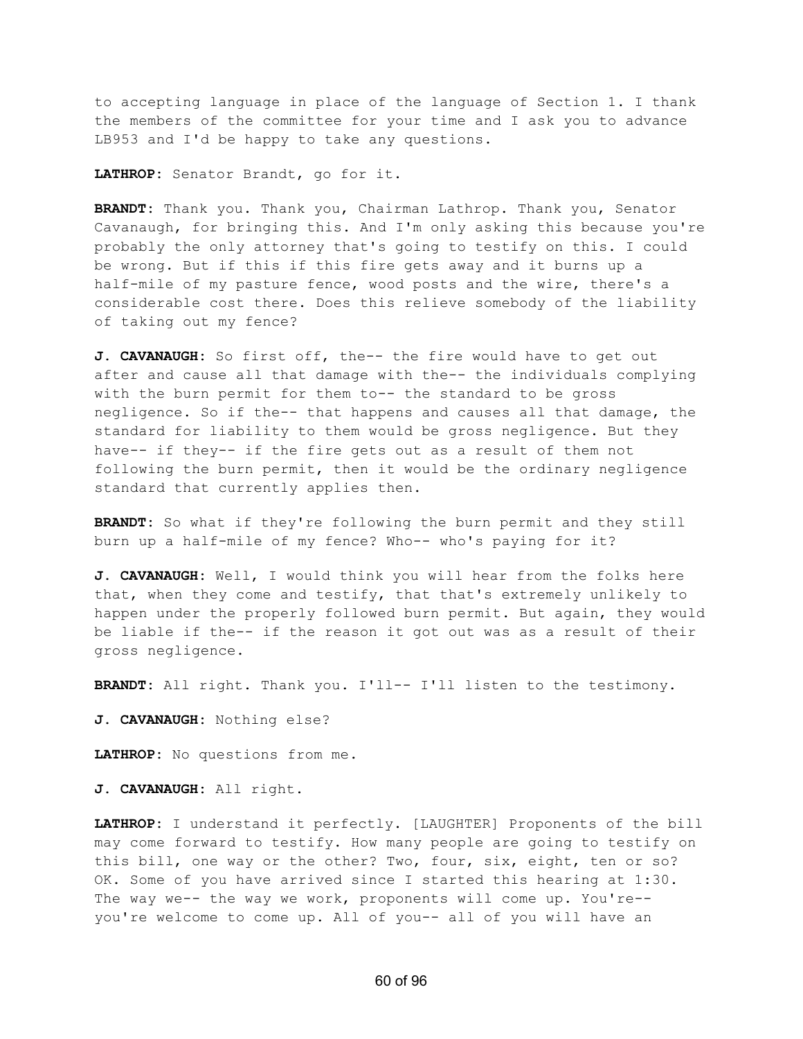to accepting language in place of the language of Section 1. I thank the members of the committee for your time and I ask you to advance LB953 and I'd be happy to take any questions.

**LATHROP:** Senator Brandt, go for it.

**BRANDT:** Thank you. Thank you, Chairman Lathrop. Thank you, Senator Cavanaugh, for bringing this. And I'm only asking this because you're probably the only attorney that's going to testify on this. I could be wrong. But if this if this fire gets away and it burns up a half-mile of my pasture fence, wood posts and the wire, there's a considerable cost there. Does this relieve somebody of the liability of taking out my fence?

**J. CAVANAUGH:** So first off, the-- the fire would have to get out after and cause all that damage with the-- the individuals complying with the burn permit for them to-- the standard to be gross negligence. So if the-- that happens and causes all that damage, the standard for liability to them would be gross negligence. But they have-- if they-- if the fire gets out as a result of them not following the burn permit, then it would be the ordinary negligence standard that currently applies then.

**BRANDT:** So what if they're following the burn permit and they still burn up a half-mile of my fence? Who-- who's paying for it?

**J. CAVANAUGH:** Well, I would think you will hear from the folks here that, when they come and testify, that that's extremely unlikely to happen under the properly followed burn permit. But again, they would be liable if the-- if the reason it got out was as a result of their gross negligence.

**BRANDT:** All right. Thank you. I'll-- I'll listen to the testimony.

**J. CAVANAUGH:** Nothing else?

**LATHROP:** No questions from me.

**J. CAVANAUGH:** All right.

**LATHROP:** I understand it perfectly. [LAUGHTER] Proponents of the bill may come forward to testify. How many people are going to testify on this bill, one way or the other? Two, four, six, eight, ten or so? OK. Some of you have arrived since I started this hearing at 1:30. The way we-- the way we work, proponents will come up. You're-- you're welcome to come up. All of you-- all of you will have an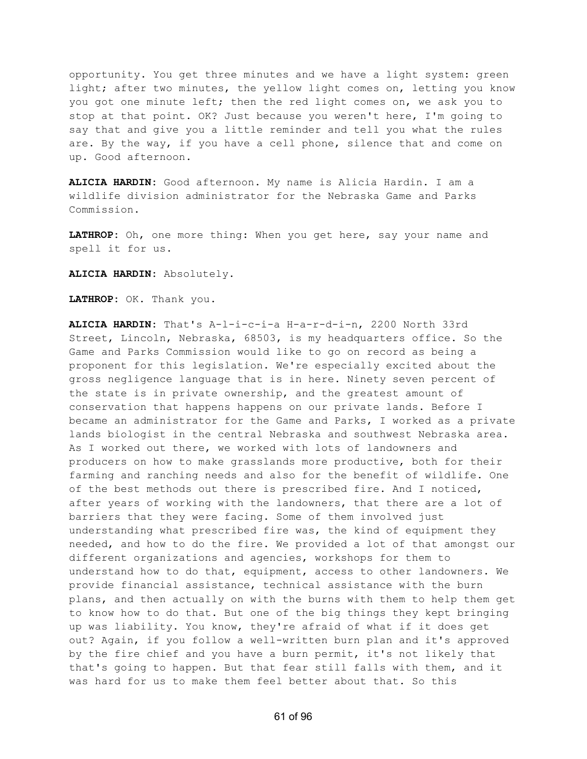opportunity. You get three minutes and we have a light system: green light; after two minutes, the yellow light comes on, letting you know you got one minute left; then the red light comes on, we ask you to stop at that point. OK? Just because you weren't here, I'm going to say that and give you a little reminder and tell you what the rules are. By the way, if you have a cell phone, silence that and come on up. Good afternoon.

**ALICIA HARDIN:** Good afternoon. My name is Alicia Hardin. I am a wildlife division administrator for the Nebraska Game and Parks Commission.

**LATHROP:** Oh, one more thing: When you get here, say your name and spell it for us.

**ALICIA HARDIN:** Absolutely.

**LATHROP:** OK. Thank you.

**ALICIA HARDIN:** That's A-l-i-c-i-a H-a-r-d-i-n, 2200 North 33rd Street, Lincoln, Nebraska, 68503, is my headquarters office. So the Game and Parks Commission would like to go on record as being a proponent for this legislation. We're especially excited about the gross negligence language that is in here. Ninety seven percent of the state is in private ownership, and the greatest amount of conservation that happens happens on our private lands. Before I became an administrator for the Game and Parks, I worked as a private lands biologist in the central Nebraska and southwest Nebraska area. As I worked out there, we worked with lots of landowners and producers on how to make grasslands more productive, both for their farming and ranching needs and also for the benefit of wildlife. One of the best methods out there is prescribed fire. And I noticed, after years of working with the landowners, that there are a lot of barriers that they were facing. Some of them involved just understanding what prescribed fire was, the kind of equipment they needed, and how to do the fire. We provided a lot of that amongst our different organizations and agencies, workshops for them to understand how to do that, equipment, access to other landowners. We provide financial assistance, technical assistance with the burn plans, and then actually on with the burns with them to help them get to know how to do that. But one of the big things they kept bringing up was liability. You know, they're afraid of what if it does get out? Again, if you follow a well-written burn plan and it's approved by the fire chief and you have a burn permit, it's not likely that that's going to happen. But that fear still falls with them, and it was hard for us to make them feel better about that. So this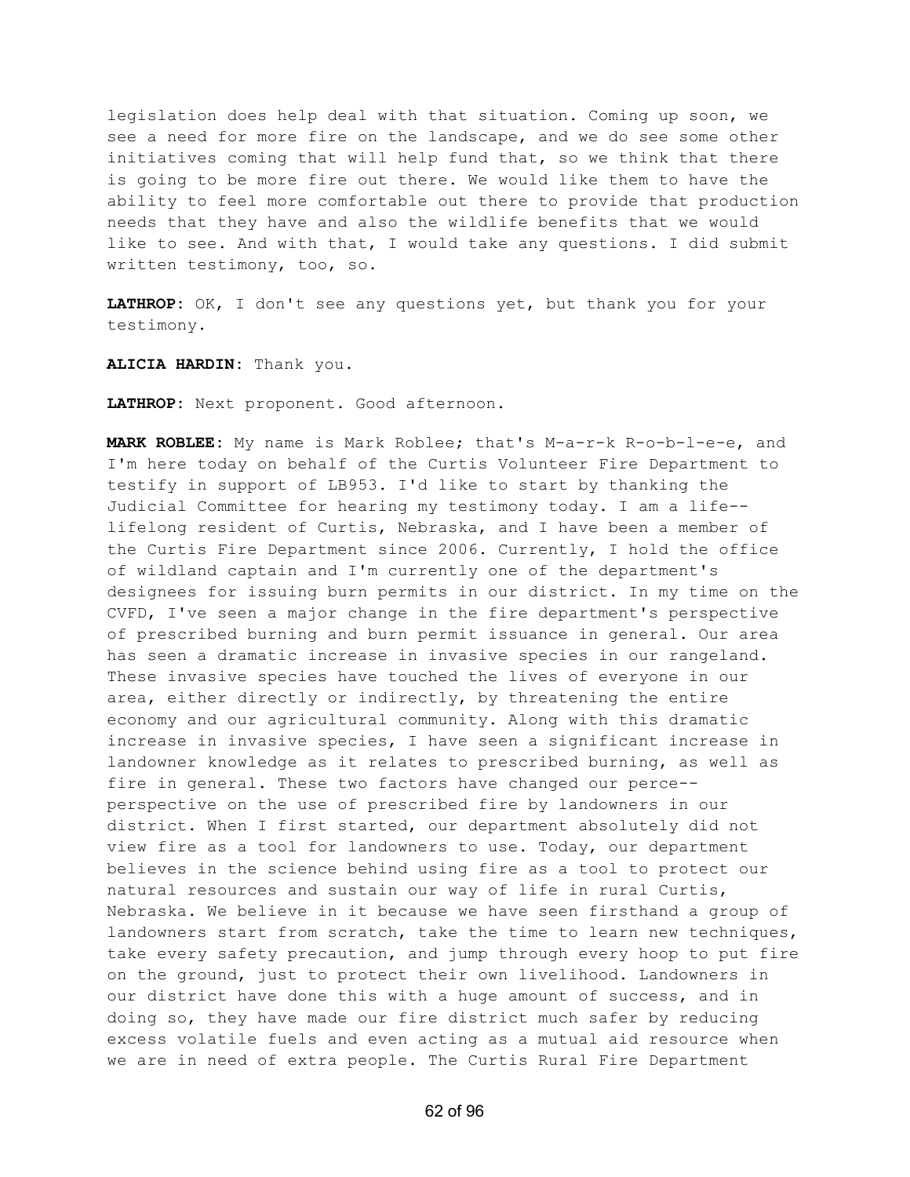legislation does help deal with that situation. Coming up soon, we see a need for more fire on the landscape, and we do see some other initiatives coming that will help fund that, so we think that there is going to be more fire out there. We would like them to have the ability to feel more comfortable out there to provide that production needs that they have and also the wildlife benefits that we would like to see. And with that, I would take any questions. I did submit written testimony, too, so.

**LATHROP:** OK, I don't see any questions yet, but thank you for your testimony.

**ALICIA HARDIN:** Thank you.

**LATHROP:** Next proponent. Good afternoon.

**MARK ROBLEE:** My name is Mark Roblee; that's M-a-r-k R-o-b-l-e-e, and I'm here today on behalf of the Curtis Volunteer Fire Department to testify in support of LB953. I'd like to start by thanking the Judicial Committee for hearing my testimony today. I am a life-- lifelong resident of Curtis, Nebraska, and I have been a member of the Curtis Fire Department since 2006. Currently, I hold the office of wildland captain and I'm currently one of the department's designees for issuing burn permits in our district. In my time on the CVFD, I've seen a major change in the fire department's perspective of prescribed burning and burn permit issuance in general. Our area has seen a dramatic increase in invasive species in our rangeland. These invasive species have touched the lives of everyone in our area, either directly or indirectly, by threatening the entire economy and our agricultural community. Along with this dramatic increase in invasive species, I have seen a significant increase in landowner knowledge as it relates to prescribed burning, as well as fire in general. These two factors have changed our perce-- perspective on the use of prescribed fire by landowners in our district. When I first started, our department absolutely did not view fire as a tool for landowners to use. Today, our department believes in the science behind using fire as a tool to protect our natural resources and sustain our way of life in rural Curtis, Nebraska. We believe in it because we have seen firsthand a group of landowners start from scratch, take the time to learn new techniques, take every safety precaution, and jump through every hoop to put fire on the ground, just to protect their own livelihood. Landowners in our district have done this with a huge amount of success, and in doing so, they have made our fire district much safer by reducing excess volatile fuels and even acting as a mutual aid resource when we are in need of extra people. The Curtis Rural Fire Department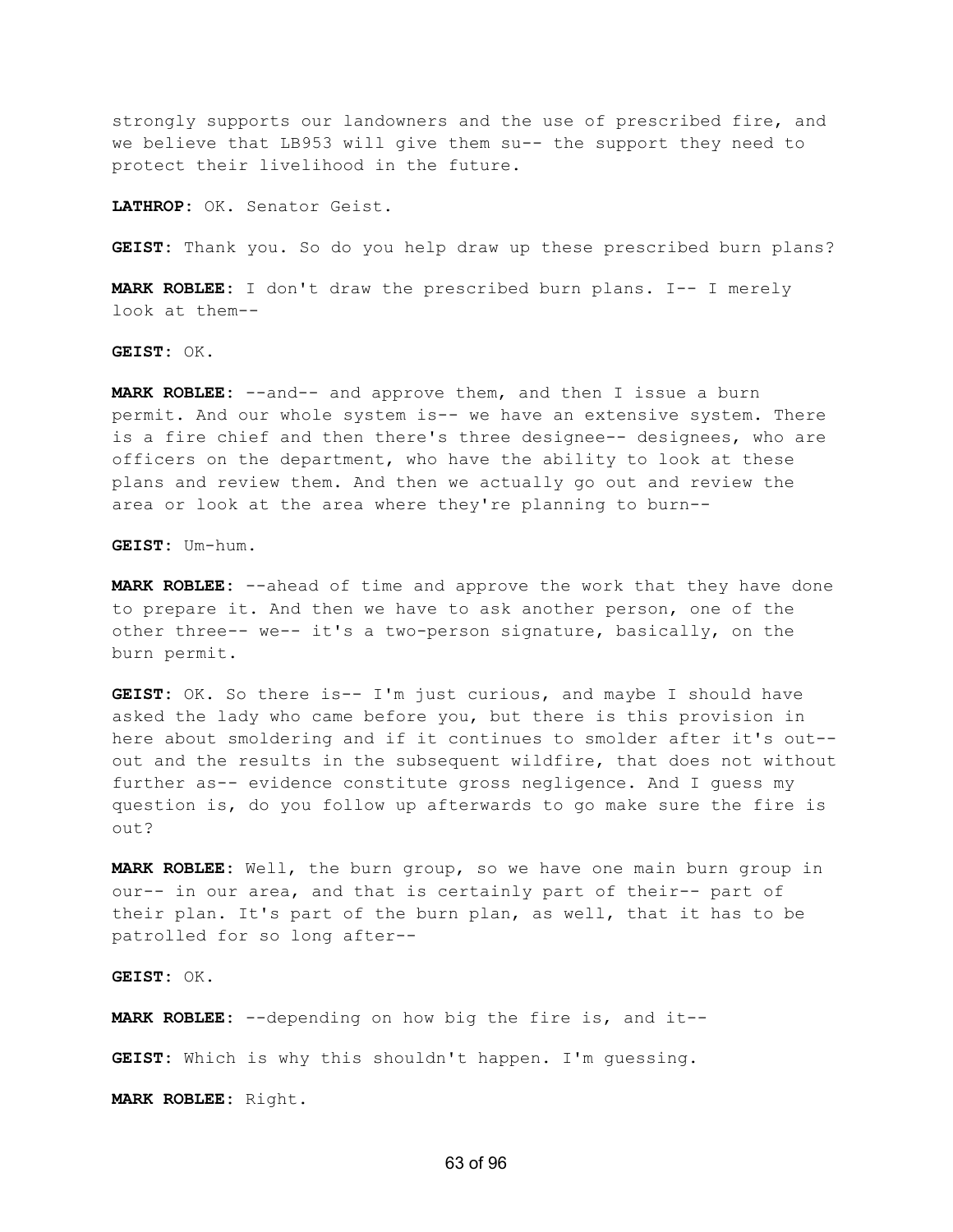strongly supports our landowners and the use of prescribed fire, and we believe that LB953 will give them su-- the support they need to protect their livelihood in the future.

**LATHROP:** OK. Senator Geist.

**GEIST:** Thank you. So do you help draw up these prescribed burn plans?

**MARK ROBLEE:** I don't draw the prescribed burn plans. I-- I merely look at them--

**GEIST:** OK.

**MARK ROBLEE:** --and-- and approve them, and then I issue a burn permit. And our whole system is-- we have an extensive system. There is a fire chief and then there's three designee-- designees, who are officers on the department, who have the ability to look at these plans and review them. And then we actually go out and review the area or look at the area where they're planning to burn--

**GEIST:** Um-hum.

**MARK ROBLEE:** --ahead of time and approve the work that they have done to prepare it. And then we have to ask another person, one of the other three-- we-- it's a two-person signature, basically, on the burn permit.

**GEIST:** OK. So there is-- I'm just curious, and maybe I should have asked the lady who came before you, but there is this provision in here about smoldering and if it continues to smolder after it's out-- out and the results in the subsequent wildfire, that does not without further as-- evidence constitute gross negligence. And I guess my question is, do you follow up afterwards to go make sure the fire is out?

**MARK ROBLEE:** Well, the burn group, so we have one main burn group in our-- in our area, and that is certainly part of their-- part of their plan. It's part of the burn plan, as well, that it has to be patrolled for so long after--

**GEIST:** OK.

**MARK ROBLEE:** --depending on how big the fire is, and it--

**GEIST:** Which is why this shouldn't happen. I'm guessing.

**MARK ROBLEE:** Right.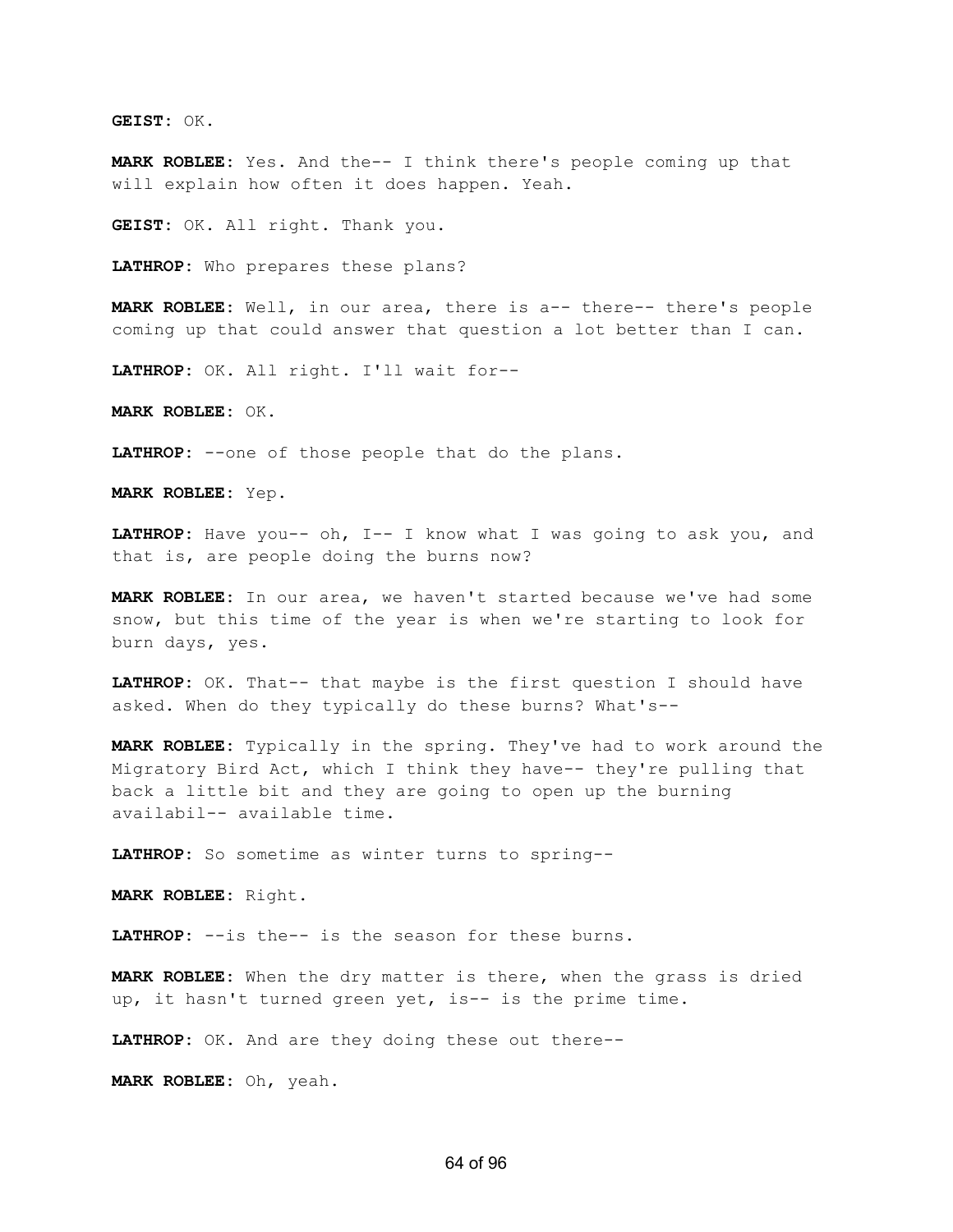**GEIST:** OK.

**MARK ROBLEE:** Yes. And the-- I think there's people coming up that will explain how often it does happen. Yeah.

**GEIST:** OK. All right. Thank you.

**LATHROP:** Who prepares these plans?

**MARK ROBLEE:** Well, in our area, there is a-- there-- there's people coming up that could answer that question a lot better than I can.

**LATHROP:** OK. All right. I'll wait for--

**MARK ROBLEE:** OK.

**LATHROP:** --one of those people that do the plans.

**MARK ROBLEE:** Yep.

**LATHROP:** Have you-- oh, I-- I know what I was going to ask you, and that is, are people doing the burns now?

**MARK ROBLEE:** In our area, we haven't started because we've had some snow, but this time of the year is when we're starting to look for burn days, yes.

**LATHROP:** OK. That-- that maybe is the first question I should have asked. When do they typically do these burns? What's--

**MARK ROBLEE:** Typically in the spring. They've had to work around the Migratory Bird Act, which I think they have-- they're pulling that back a little bit and they are going to open up the burning availabil-- available time.

**LATHROP:** So sometime as winter turns to spring--

**MARK ROBLEE:** Right.

**LATHROP:** --is the-- is the season for these burns.

**MARK ROBLEE:** When the dry matter is there, when the grass is dried up, it hasn't turned green yet, is-- is the prime time.

**LATHROP:** OK. And are they doing these out there--

**MARK ROBLEE:** Oh, yeah.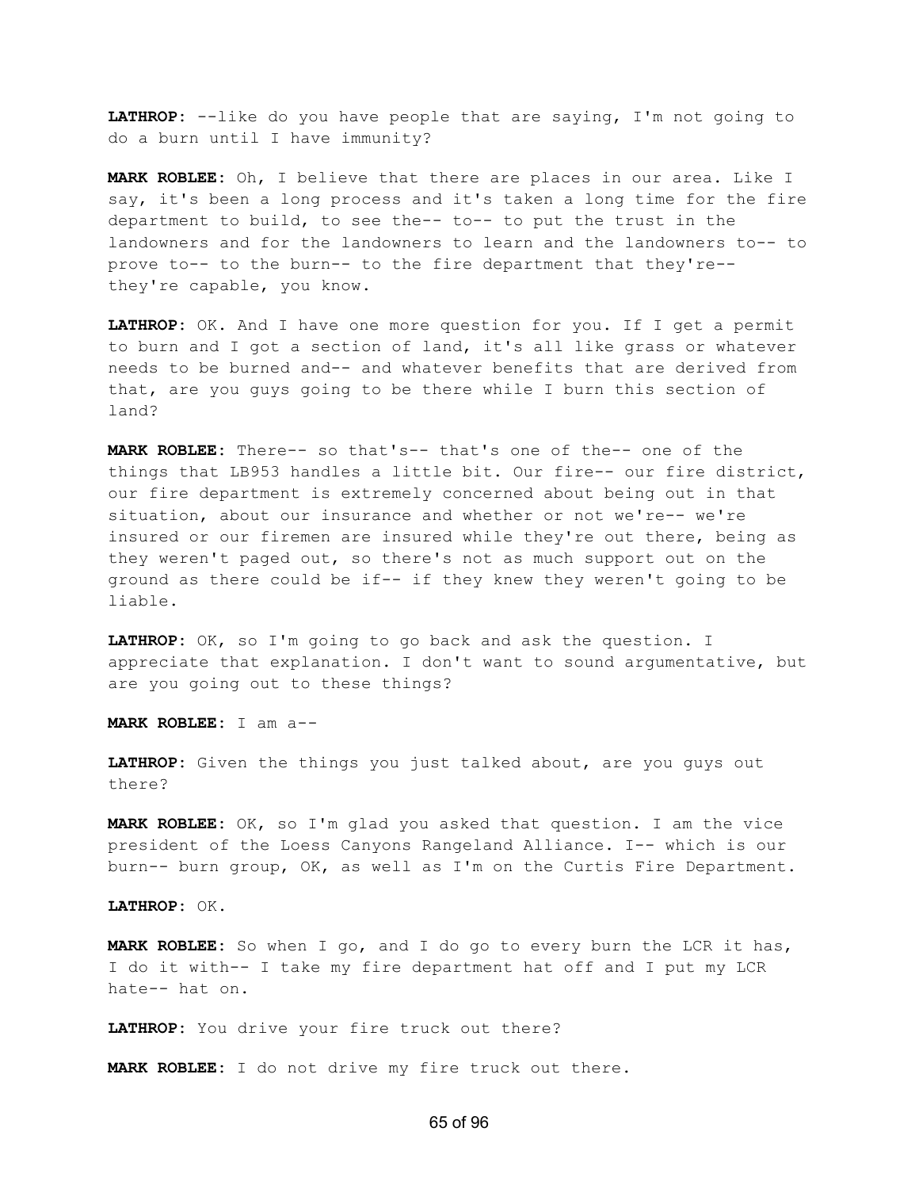**LATHROP:** --like do you have people that are saying, I'm not going to do a burn until I have immunity?

**MARK ROBLEE:** Oh, I believe that there are places in our area. Like I say, it's been a long process and it's taken a long time for the fire department to build, to see the-- to-- to put the trust in the landowners and for the landowners to learn and the landowners to-- to prove to-- to the burn-- to the fire department that they're-- they're capable, you know.

**LATHROP:** OK. And I have one more question for you. If I get a permit to burn and I got a section of land, it's all like grass or whatever needs to be burned and-- and whatever benefits that are derived from that, are you guys going to be there while I burn this section of land?

**MARK ROBLEE:** There-- so that's-- that's one of the-- one of the things that LB953 handles a little bit. Our fire-- our fire district, our fire department is extremely concerned about being out in that situation, about our insurance and whether or not we're-- we're insured or our firemen are insured while they're out there, being as they weren't paged out, so there's not as much support out on the ground as there could be if-- if they knew they weren't going to be liable.

**LATHROP:** OK, so I'm going to go back and ask the question. I appreciate that explanation. I don't want to sound argumentative, but are you going out to these things?

**MARK ROBLEE:** I am a--

**LATHROP:** Given the things you just talked about, are you guys out there?

**MARK ROBLEE:** OK, so I'm glad you asked that question. I am the vice president of the Loess Canyons Rangeland Alliance. I-- which is our burn-- burn group, OK, as well as I'm on the Curtis Fire Department.

**LATHROP:** OK.

**MARK ROBLEE:** So when I go, and I do go to every burn the LCR it has, I do it with-- I take my fire department hat off and I put my LCR hate-- hat on.

**LATHROP:** You drive your fire truck out there?

**MARK ROBLEE:** I do not drive my fire truck out there.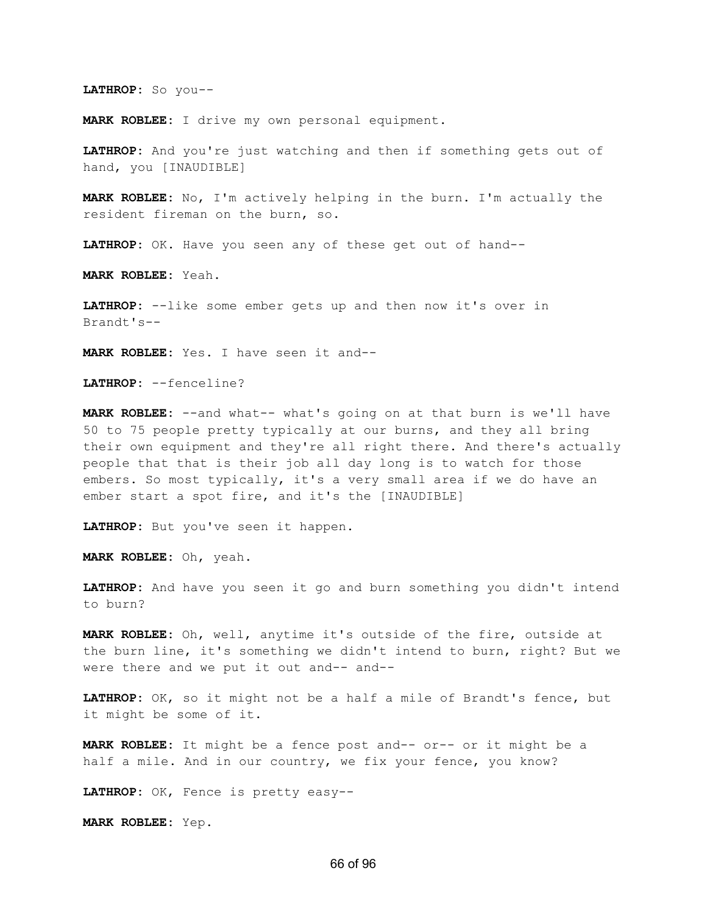**LATHROP:** So you--

**MARK ROBLEE:** I drive my own personal equipment.

**LATHROP:** And you're just watching and then if something gets out of hand, you [INAUDIBLE]

**MARK ROBLEE:** No, I'm actively helping in the burn. I'm actually the resident fireman on the burn, so.

**LATHROP:** OK. Have you seen any of these get out of hand--

**MARK ROBLEE:** Yeah.

**LATHROP:** --like some ember gets up and then now it's over in Brandt's--

**MARK ROBLEE:** Yes. I have seen it and--

**LATHROP:** --fenceline?

**MARK ROBLEE:** --and what-- what's going on at that burn is we'll have 50 to 75 people pretty typically at our burns, and they all bring their own equipment and they're all right there. And there's actually people that that is their job all day long is to watch for those embers. So most typically, it's a very small area if we do have an ember start a spot fire, and it's the [INAUDIBLE]

**LATHROP:** But you've seen it happen.

**MARK ROBLEE:** Oh, yeah.

**LATHROP:** And have you seen it go and burn something you didn't intend to burn?

**MARK ROBLEE:** Oh, well, anytime it's outside of the fire, outside at the burn line, it's something we didn't intend to burn, right? But we were there and we put it out and-- and--

**LATHROP:** OK, so it might not be a half a mile of Brandt's fence, but it might be some of it.

**MARK ROBLEE:** It might be a fence post and-- or-- or it might be a half a mile. And in our country, we fix your fence, you know?

**LATHROP:** OK, Fence is pretty easy--

**MARK ROBLEE:** Yep.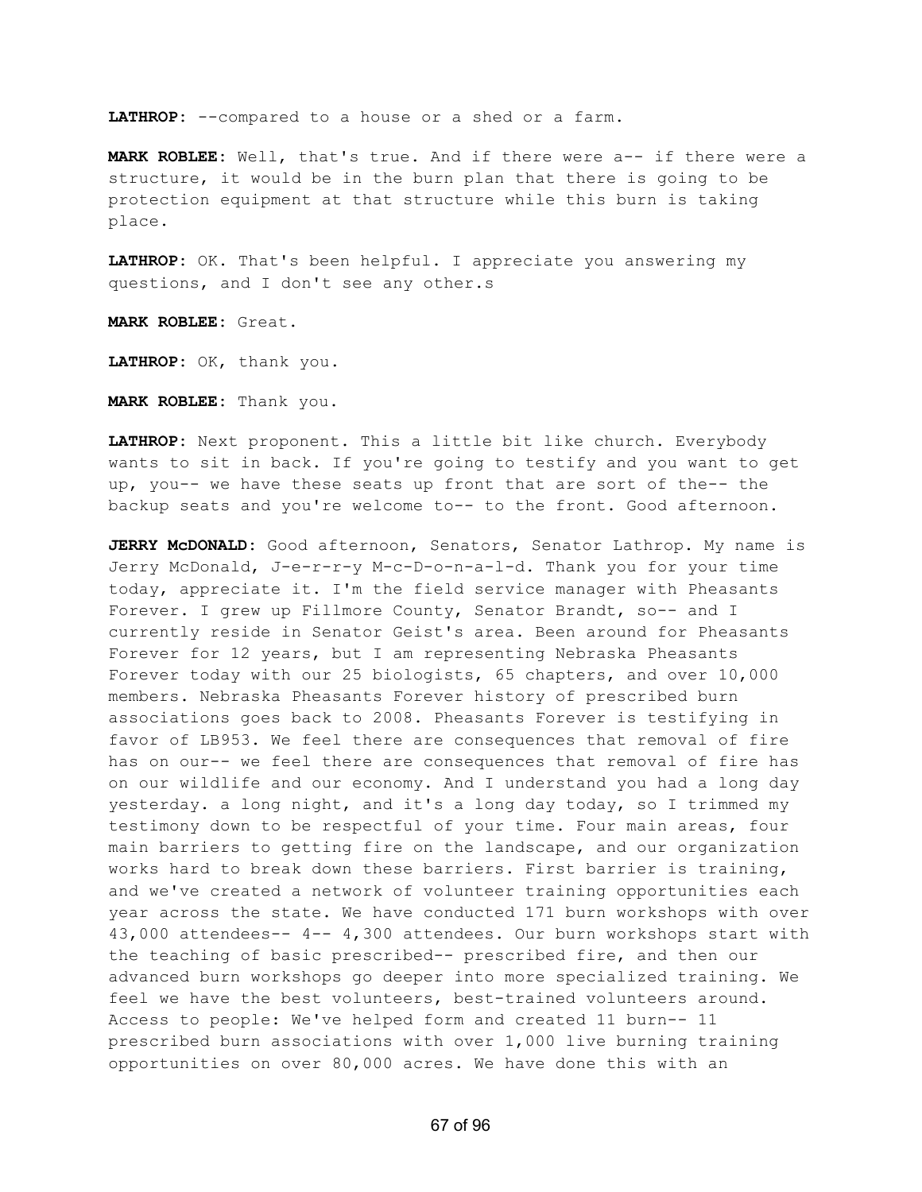**LATHROP:** --compared to a house or a shed or a farm.

**MARK ROBLEE:** Well, that's true. And if there were a-- if there were a structure, it would be in the burn plan that there is going to be protection equipment at that structure while this burn is taking place.

**LATHROP:** OK. That's been helpful. I appreciate you answering my questions, and I don't see any other.s

**MARK ROBLEE:** Great.

**LATHROP:** OK, thank you.

**MARK ROBLEE:** Thank you.

**LATHROP:** Next proponent. This a little bit like church. Everybody wants to sit in back. If you're going to testify and you want to get up, you-- we have these seats up front that are sort of the-- the backup seats and you're welcome to-- to the front. Good afternoon.

**JERRY McDONALD:** Good afternoon, Senators, Senator Lathrop. My name is Jerry McDonald, J-e-r-r-y M-c-D-o-n-a-l-d. Thank you for your time today, appreciate it. I'm the field service manager with Pheasants Forever. I grew up Fillmore County, Senator Brandt, so-- and I currently reside in Senator Geist's area. Been around for Pheasants Forever for 12 years, but I am representing Nebraska Pheasants Forever today with our 25 biologists, 65 chapters, and over 10,000 members. Nebraska Pheasants Forever history of prescribed burn associations goes back to 2008. Pheasants Forever is testifying in favor of LB953. We feel there are consequences that removal of fire has on our-- we feel there are consequences that removal of fire has on our wildlife and our economy. And I understand you had a long day yesterday. a long night, and it's a long day today, so I trimmed my testimony down to be respectful of your time. Four main areas, four main barriers to getting fire on the landscape, and our organization works hard to break down these barriers. First barrier is training, and we've created a network of volunteer training opportunities each year across the state. We have conducted 171 burn workshops with over 43,000 attendees-- 4-- 4,300 attendees. Our burn workshops start with the teaching of basic prescribed-- prescribed fire, and then our advanced burn workshops go deeper into more specialized training. We feel we have the best volunteers, best-trained volunteers around. Access to people: We've helped form and created 11 burn-- 11 prescribed burn associations with over 1,000 live burning training opportunities on over 80,000 acres. We have done this with an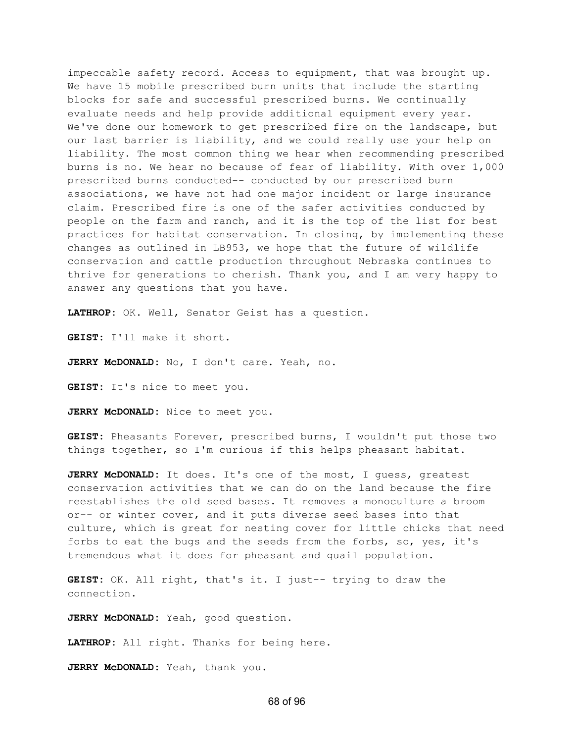impeccable safety record. Access to equipment, that was brought up. We have 15 mobile prescribed burn units that include the starting blocks for safe and successful prescribed burns. We continually evaluate needs and help provide additional equipment every year. We've done our homework to get prescribed fire on the landscape, but our last barrier is liability, and we could really use your help on liability. The most common thing we hear when recommending prescribed burns is no. We hear no because of fear of liability. With over 1,000 prescribed burns conducted-- conducted by our prescribed burn associations, we have not had one major incident or large insurance claim. Prescribed fire is one of the safer activities conducted by people on the farm and ranch, and it is the top of the list for best practices for habitat conservation. In closing, by implementing these changes as outlined in LB953, we hope that the future of wildlife conservation and cattle production throughout Nebraska continues to thrive for generations to cherish. Thank you, and I am very happy to answer any questions that you have.

**LATHROP:** OK. Well, Senator Geist has a question.

**GEIST:** I'll make it short.

**JERRY McDONALD:** No, I don't care. Yeah, no.

**GEIST:** It's nice to meet you.

**JERRY McDONALD:** Nice to meet you.

**GEIST:** Pheasants Forever, prescribed burns, I wouldn't put those two things together, so I'm curious if this helps pheasant habitat.

**JERRY McDONALD:** It does. It's one of the most, I guess, greatest conservation activities that we can do on the land because the fire reestablishes the old seed bases. It removes a monoculture a broom or-- or winter cover, and it puts diverse seed bases into that culture, which is great for nesting cover for little chicks that need forbs to eat the bugs and the seeds from the forbs, so, yes, it's tremendous what it does for pheasant and quail population.

**GEIST:** OK. All right, that's it. I just-- trying to draw the connection.

**JERRY McDONALD:** Yeah, good question.

**LATHROP:** All right. Thanks for being here.

**JERRY McDONALD:** Yeah, thank you.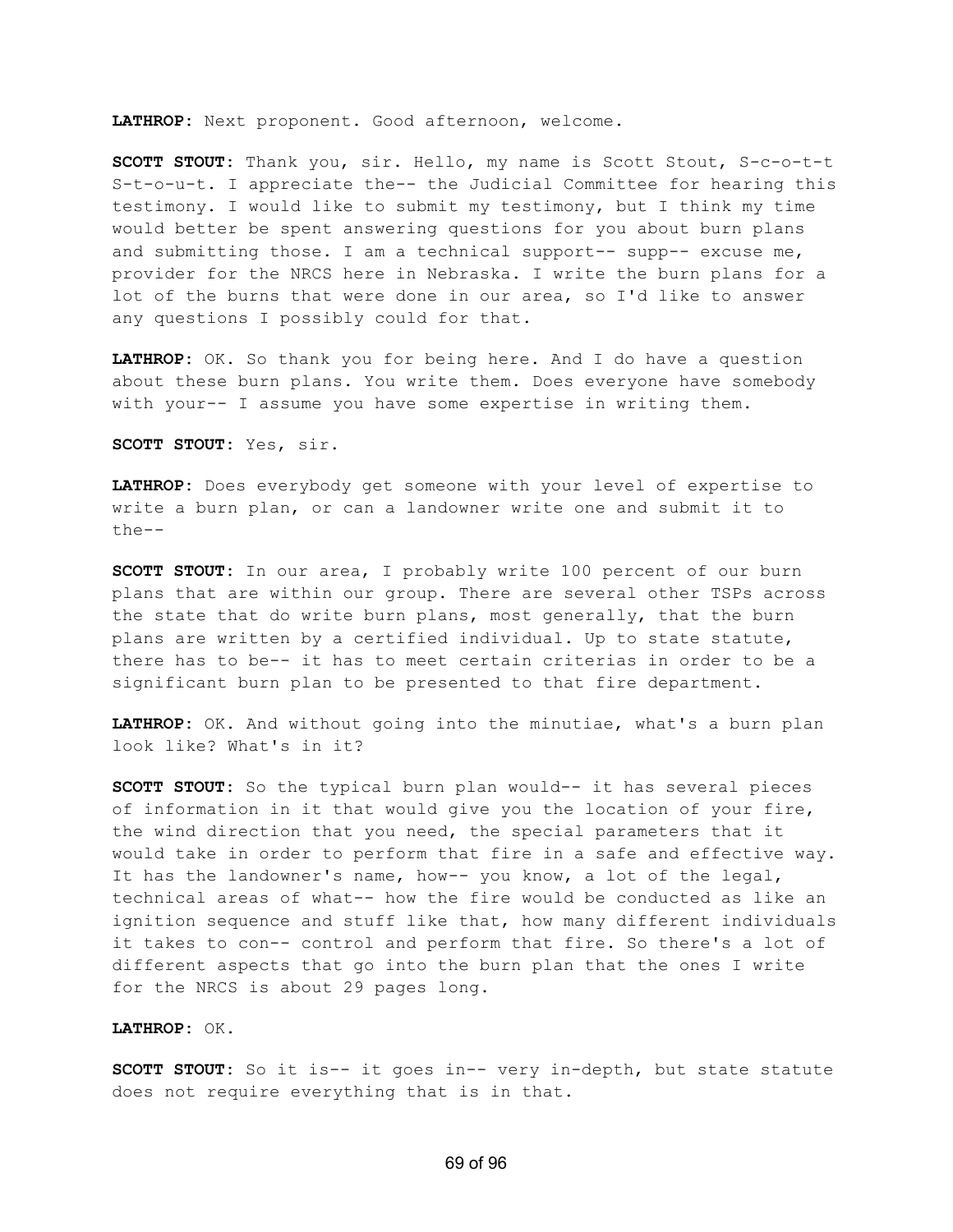**LATHROP:** Next proponent. Good afternoon, welcome.

**SCOTT STOUT:** Thank you, sir. Hello, my name is Scott Stout, S-c-o-t-t S-t-o-u-t. I appreciate the-- the Judicial Committee for hearing this testimony. I would like to submit my testimony, but I think my time would better be spent answering questions for you about burn plans and submitting those. I am a technical support-- supp-- excuse me, provider for the NRCS here in Nebraska. I write the burn plans for a lot of the burns that were done in our area, so I'd like to answer any questions I possibly could for that.

**LATHROP:** OK. So thank you for being here. And I do have a question about these burn plans. You write them. Does everyone have somebody with your-- I assume you have some expertise in writing them.

**SCOTT STOUT:** Yes, sir.

**LATHROP:** Does everybody get someone with your level of expertise to write a burn plan, or can a landowner write one and submit it to the--

**SCOTT STOUT:** In our area, I probably write 100 percent of our burn plans that are within our group. There are several other TSPs across the state that do write burn plans, most generally, that the burn plans are written by a certified individual. Up to state statute, there has to be-- it has to meet certain criterias in order to be a significant burn plan to be presented to that fire department.

**LATHROP:** OK. And without going into the minutiae, what's a burn plan look like? What's in it?

**SCOTT STOUT:** So the typical burn plan would-- it has several pieces of information in it that would give you the location of your fire, the wind direction that you need, the special parameters that it would take in order to perform that fire in a safe and effective way. It has the landowner's name, how-- you know, a lot of the legal, technical areas of what-- how the fire would be conducted as like an ignition sequence and stuff like that, how many different individuals it takes to con-- control and perform that fire. So there's a lot of different aspects that go into the burn plan that the ones I write for the NRCS is about 29 pages long.

**LATHROP:** OK.

**SCOTT STOUT:** So it is-- it goes in-- very in-depth, but state statute does not require everything that is in that.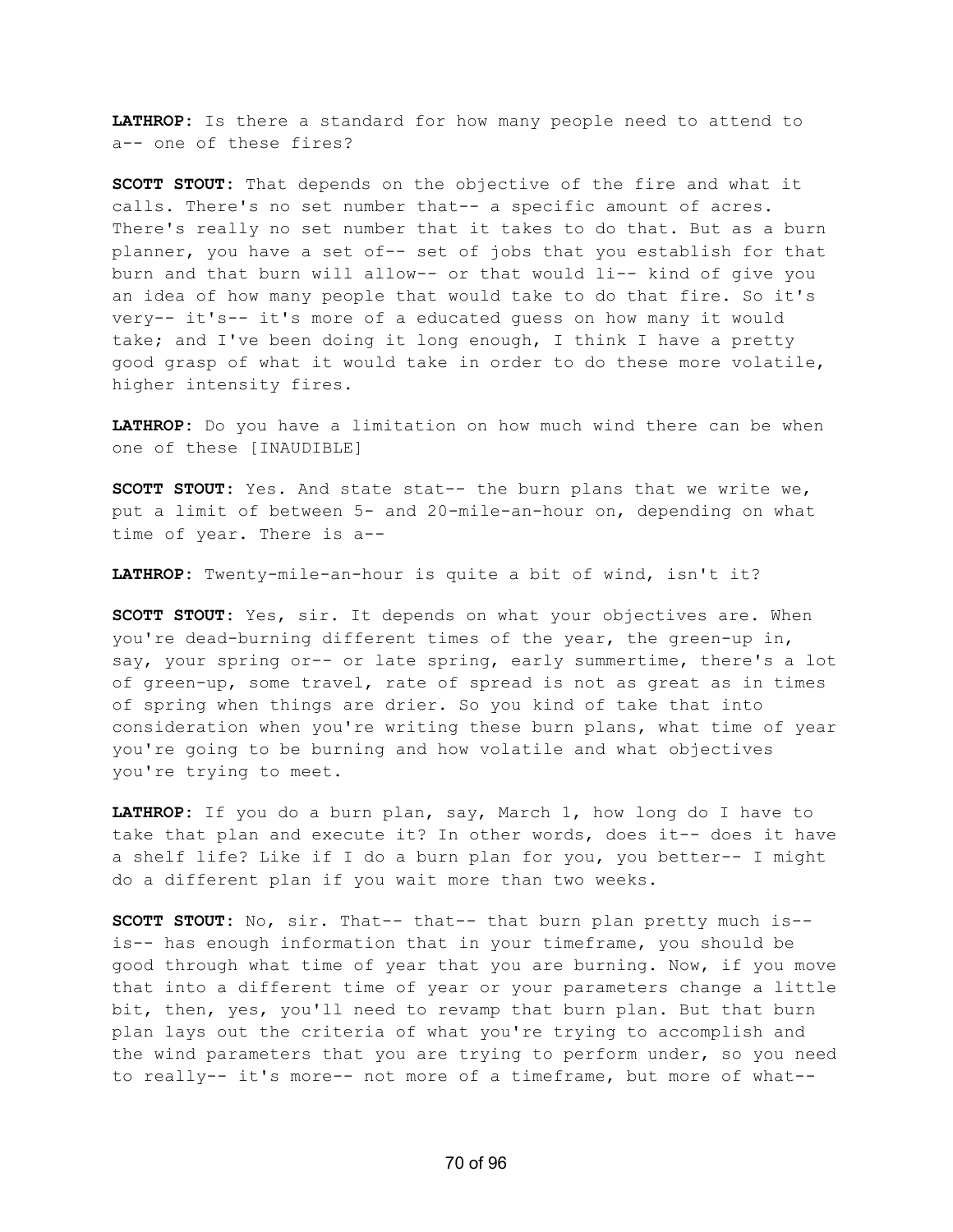**LATHROP:** Is there a standard for how many people need to attend to a-- one of these fires?

**SCOTT STOUT:** That depends on the objective of the fire and what it calls. There's no set number that-- a specific amount of acres. There's really no set number that it takes to do that. But as a burn planner, you have a set of-- set of jobs that you establish for that burn and that burn will allow-- or that would li-- kind of give you an idea of how many people that would take to do that fire. So it's very-- it's-- it's more of a educated guess on how many it would take; and I've been doing it long enough, I think I have a pretty good grasp of what it would take in order to do these more volatile, higher intensity fires.

**LATHROP:** Do you have a limitation on how much wind there can be when one of these [INAUDIBLE]

**SCOTT STOUT:** Yes. And state stat-- the burn plans that we write we, put a limit of between 5- and 20-mile-an-hour on, depending on what time of year. There is a--

**LATHROP:** Twenty-mile-an-hour is quite a bit of wind, isn't it?

**SCOTT STOUT:** Yes, sir. It depends on what your objectives are. When you're dead-burning different times of the year, the green-up in, say, your spring or-- or late spring, early summertime, there's a lot of green-up, some travel, rate of spread is not as great as in times of spring when things are drier. So you kind of take that into consideration when you're writing these burn plans, what time of year you're going to be burning and how volatile and what objectives you're trying to meet.

**LATHROP:** If you do a burn plan, say, March 1, how long do I have to take that plan and execute it? In other words, does it-- does it have a shelf life? Like if I do a burn plan for you, you better-- I might do a different plan if you wait more than two weeks.

**SCOTT STOUT:** No, sir. That-- that-- that burn plan pretty much is-- is-- has enough information that in your timeframe, you should be good through what time of year that you are burning. Now, if you move that into a different time of year or your parameters change a little bit, then, yes, you'll need to revamp that burn plan. But that burn plan lays out the criteria of what you're trying to accomplish and the wind parameters that you are trying to perform under, so you need to really-- it's more-- not more of a timeframe, but more of what--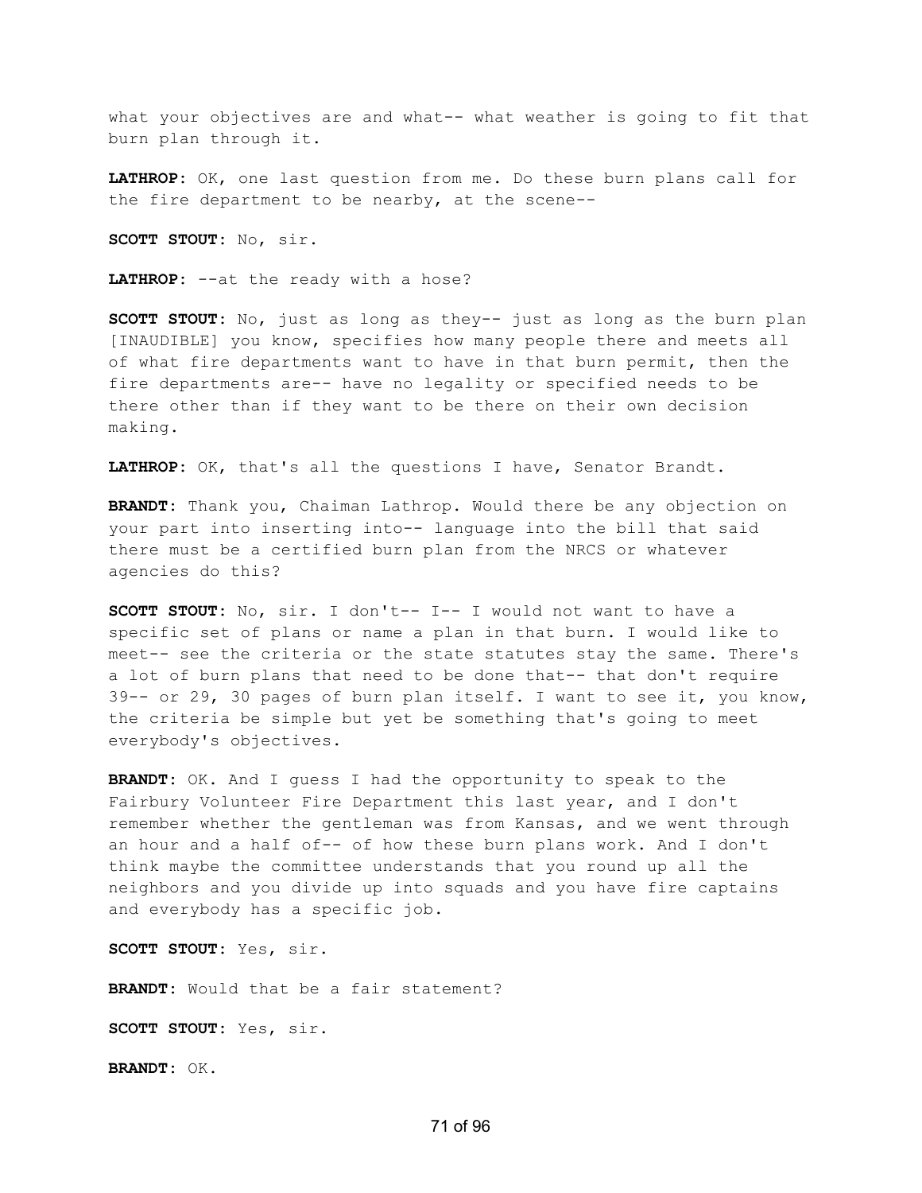what your objectives are and what-- what weather is going to fit that burn plan through it.

**LATHROP:** OK, one last question from me. Do these burn plans call for the fire department to be nearby, at the scene--

**SCOTT STOUT:** No, sir.

**LATHROP:** --at the ready with a hose?

**SCOTT STOUT:** No, just as long as they-- just as long as the burn plan [INAUDIBLE] you know, specifies how many people there and meets all of what fire departments want to have in that burn permit, then the fire departments are-- have no legality or specified needs to be there other than if they want to be there on their own decision making.

**LATHROP:** OK, that's all the questions I have, Senator Brandt.

**BRANDT:** Thank you, Chaiman Lathrop. Would there be any objection on your part into inserting into-- language into the bill that said there must be a certified burn plan from the NRCS or whatever agencies do this?

**SCOTT STOUT:** No, sir. I don't-- I-- I would not want to have a specific set of plans or name a plan in that burn. I would like to meet-- see the criteria or the state statutes stay the same. There's a lot of burn plans that need to be done that-- that don't require 39-- or 29, 30 pages of burn plan itself. I want to see it, you know, the criteria be simple but yet be something that's going to meet everybody's objectives.

**BRANDT:** OK. And I guess I had the opportunity to speak to the Fairbury Volunteer Fire Department this last year, and I don't remember whether the gentleman was from Kansas, and we went through an hour and a half of-- of how these burn plans work. And I don't think maybe the committee understands that you round up all the neighbors and you divide up into squads and you have fire captains and everybody has a specific job.

**SCOTT STOUT:** Yes, sir.

**BRANDT:** Would that be a fair statement?

**SCOTT STOUT:** Yes, sir.

**BRANDT:** OK.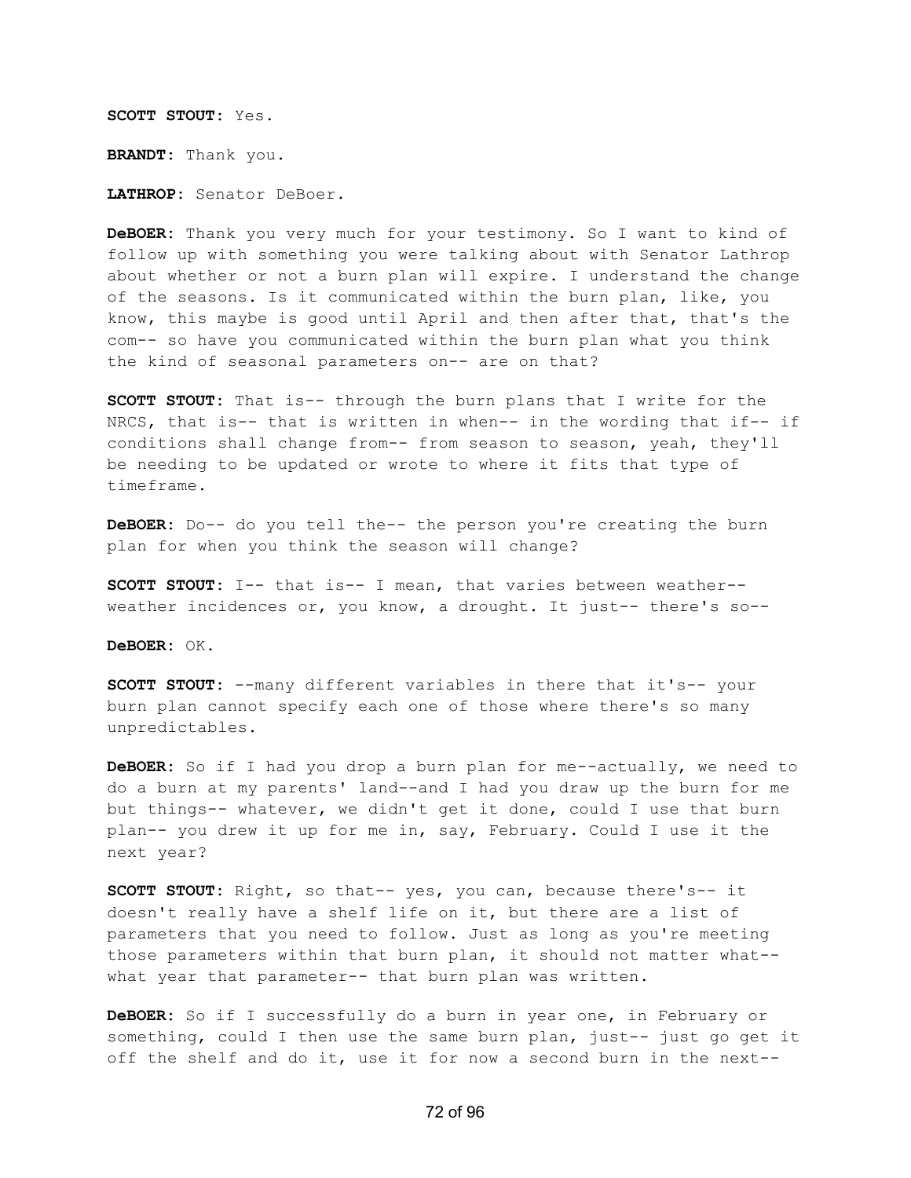**SCOTT STOUT:** Yes.

**BRANDT:** Thank you.

**LATHROP:** Senator DeBoer.

**DeBOER:** Thank you very much for your testimony. So I want to kind of follow up with something you were talking about with Senator Lathrop about whether or not a burn plan will expire. I understand the change of the seasons. Is it communicated within the burn plan, like, you know, this maybe is good until April and then after that, that's the com-- so have you communicated within the burn plan what you think the kind of seasonal parameters on-- are on that?

**SCOTT STOUT:** That is-- through the burn plans that I write for the NRCS, that is-- that is written in when-- in the wording that if-- if conditions shall change from-- from season to season, yeah, they'll be needing to be updated or wrote to where it fits that type of timeframe.

**DeBOER:** Do-- do you tell the-- the person you're creating the burn plan for when you think the season will change?

**SCOTT STOUT:** I-- that is-- I mean, that varies between weather-- weather incidences or, you know, a drought. It just-- there's so--

**DeBOER:** OK.

**SCOTT STOUT:** --many different variables in there that it's-- your burn plan cannot specify each one of those where there's so many unpredictables.

**DeBOER:** So if I had you drop a burn plan for me--actually, we need to do a burn at my parents' land--and I had you draw up the burn for me but things-- whatever, we didn't get it done, could I use that burn plan-- you drew it up for me in, say, February. Could I use it the next year?

**SCOTT STOUT:** Right, so that-- yes, you can, because there's-- it doesn't really have a shelf life on it, but there are a list of parameters that you need to follow. Just as long as you're meeting those parameters within that burn plan, it should not matter what-- what year that parameter-- that burn plan was written.

**DeBOER:** So if I successfully do a burn in year one, in February or something, could I then use the same burn plan, just-- just go get it off the shelf and do it, use it for now a second burn in the next--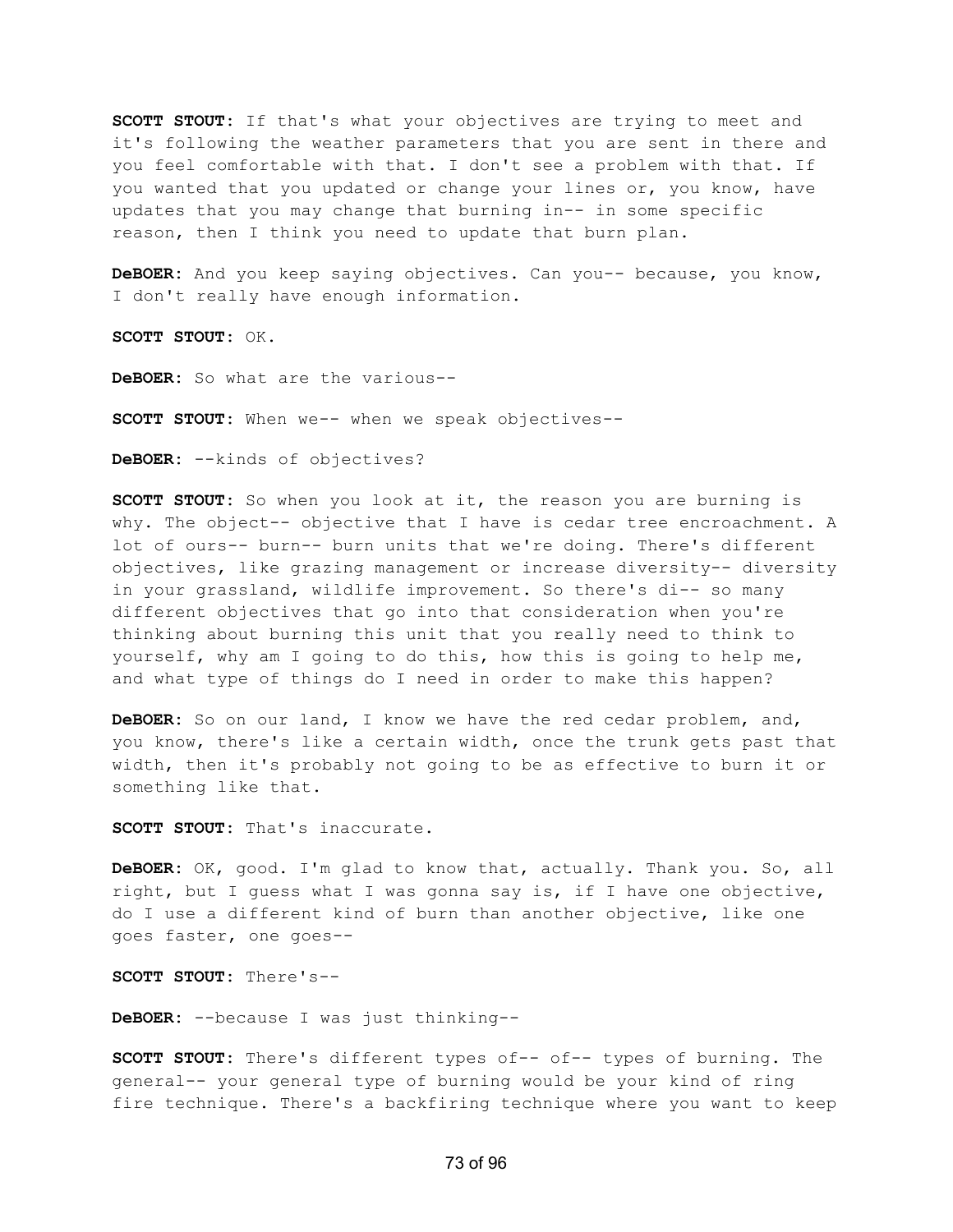**SCOTT STOUT:** If that's what your objectives are trying to meet and it's following the weather parameters that you are sent in there and you feel comfortable with that. I don't see a problem with that. If you wanted that you updated or change your lines or, you know, have updates that you may change that burning in-- in some specific reason, then I think you need to update that burn plan.

**DeBOER:** And you keep saying objectives. Can you-- because, you know, I don't really have enough information.

**SCOTT STOUT:** OK.

**DeBOER:** So what are the various--

**SCOTT STOUT:** When we-- when we speak objectives--

**DeBOER:** --kinds of objectives?

**SCOTT STOUT:** So when you look at it, the reason you are burning is why. The object-- objective that I have is cedar tree encroachment. A lot of ours-- burn-- burn units that we're doing. There's different objectives, like grazing management or increase diversity-- diversity in your grassland, wildlife improvement. So there's di-- so many different objectives that go into that consideration when you're thinking about burning this unit that you really need to think to yourself, why am I going to do this, how this is going to help me, and what type of things do I need in order to make this happen?

**DeBOER:** So on our land, I know we have the red cedar problem, and, you know, there's like a certain width, once the trunk gets past that width, then it's probably not going to be as effective to burn it or something like that.

**SCOTT STOUT:** That's inaccurate.

**DeBOER:** OK, good. I'm glad to know that, actually. Thank you. So, all right, but I guess what I was gonna say is, if I have one objective, do I use a different kind of burn than another objective, like one goes faster, one goes--

**SCOTT STOUT:** There's--

**DeBOER:** --because I was just thinking--

**SCOTT STOUT:** There's different types of-- of-- types of burning. The general-- your general type of burning would be your kind of ring fire technique. There's a backfiring technique where you want to keep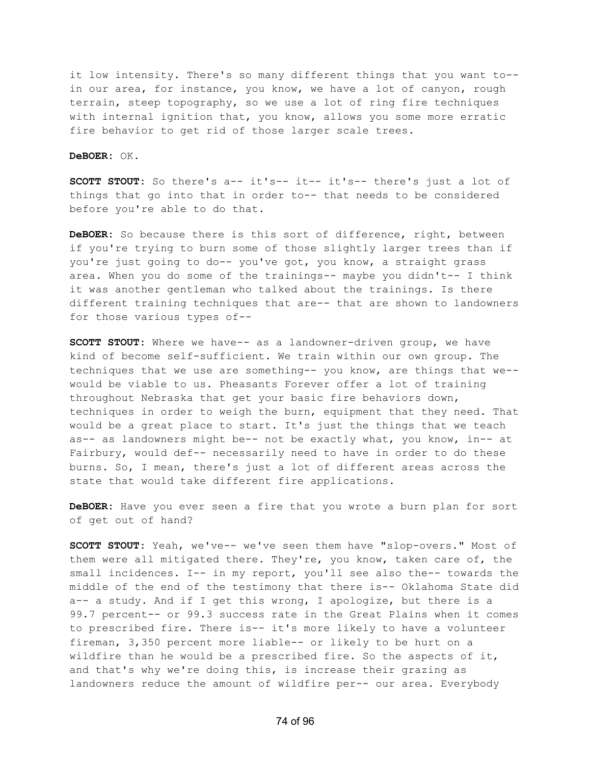it low intensity. There's so many different things that you want to-- in our area, for instance, you know, we have a lot of canyon, rough terrain, steep topography, so we use a lot of ring fire techniques with internal ignition that, you know, allows you some more erratic fire behavior to get rid of those larger scale trees.

**DeBOER:** OK.

**SCOTT STOUT:** So there's a-- it's-- it-- it's-- there's just a lot of things that go into that in order to-- that needs to be considered before you're able to do that.

**DeBOER:** So because there is this sort of difference, right, between if you're trying to burn some of those slightly larger trees than if you're just going to do-- you've got, you know, a straight grass area. When you do some of the trainings-- maybe you didn't-- I think it was another gentleman who talked about the trainings. Is there different training techniques that are-- that are shown to landowners for those various types of--

**SCOTT STOUT:** Where we have-- as a landowner-driven group, we have kind of become self-sufficient. We train within our own group. The techniques that we use are something-- you know, are things that we-- would be viable to us. Pheasants Forever offer a lot of training throughout Nebraska that get your basic fire behaviors down, techniques in order to weigh the burn, equipment that they need. That would be a great place to start. It's just the things that we teach as-- as landowners might be-- not be exactly what, you know, in-- at Fairbury, would def-- necessarily need to have in order to do these burns. So, I mean, there's just a lot of different areas across the state that would take different fire applications.

**DeBOER:** Have you ever seen a fire that you wrote a burn plan for sort of get out of hand?

**SCOTT STOUT:** Yeah, we've-- we've seen them have "slop-overs." Most of them were all mitigated there. They're, you know, taken care of, the small incidences. I-- in my report, you'll see also the-- towards the middle of the end of the testimony that there is-- Oklahoma State did a-- a study. And if I get this wrong, I apologize, but there is a 99.7 percent-- or 99.3 success rate in the Great Plains when it comes to prescribed fire. There is-- it's more likely to have a volunteer fireman, 3,350 percent more liable-- or likely to be hurt on a wildfire than he would be a prescribed fire. So the aspects of it, and that's why we're doing this, is increase their grazing as landowners reduce the amount of wildfire per-- our area. Everybody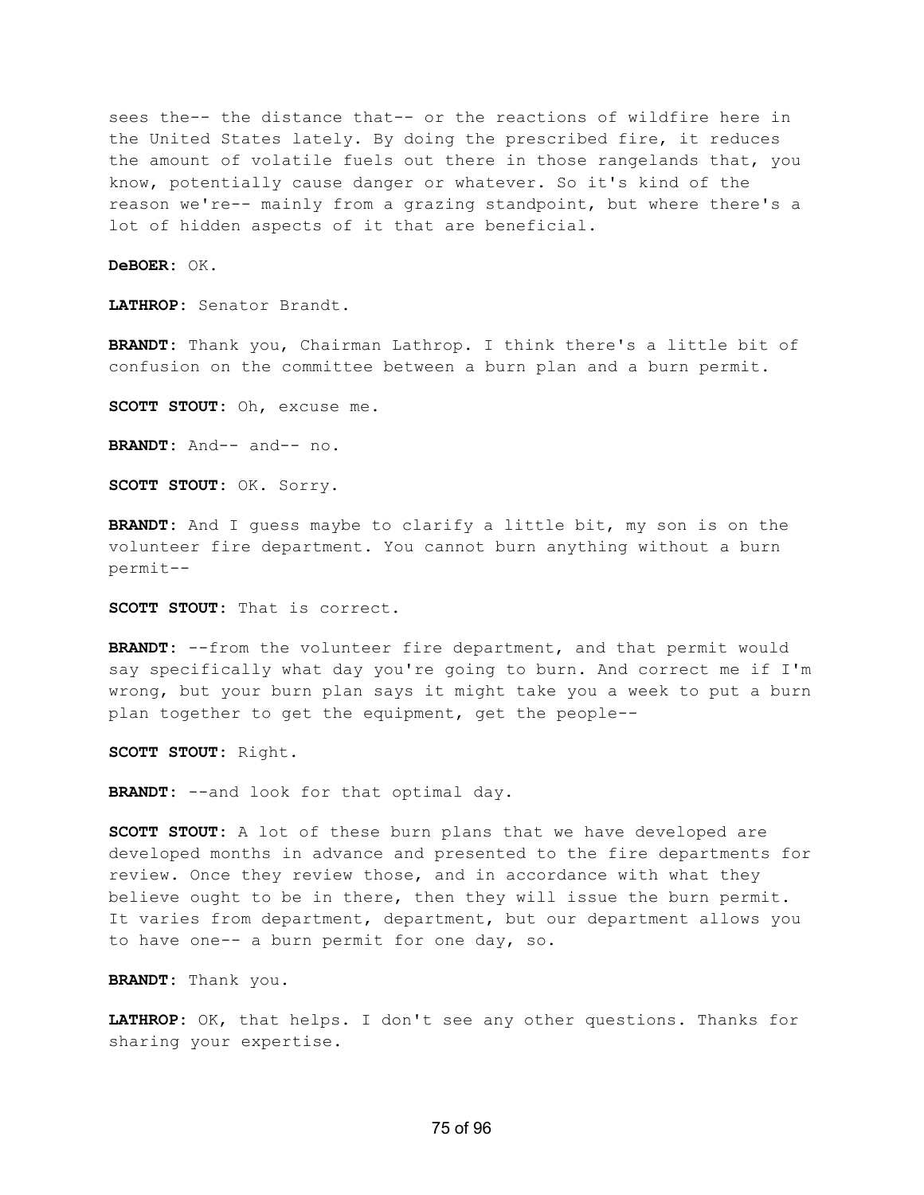sees the-- the distance that-- or the reactions of wildfire here in the United States lately. By doing the prescribed fire, it reduces the amount of volatile fuels out there in those rangelands that, you know, potentially cause danger or whatever. So it's kind of the reason we're-- mainly from a grazing standpoint, but where there's a lot of hidden aspects of it that are beneficial.

**DeBOER:** OK.

**LATHROP:** Senator Brandt.

**BRANDT:** Thank you, Chairman Lathrop. I think there's a little bit of confusion on the committee between a burn plan and a burn permit.

**SCOTT STOUT:** Oh, excuse me.

**BRANDT:** And-- and-- no.

**SCOTT STOUT:** OK. Sorry.

**BRANDT:** And I guess maybe to clarify a little bit, my son is on the volunteer fire department. You cannot burn anything without a burn permit--

**SCOTT STOUT:** That is correct.

**BRANDT:** --from the volunteer fire department, and that permit would say specifically what day you're going to burn. And correct me if I'm wrong, but your burn plan says it might take you a week to put a burn plan together to get the equipment, get the people--

**SCOTT STOUT:** Right.

**BRANDT:** --and look for that optimal day.

**SCOTT STOUT:** A lot of these burn plans that we have developed are developed months in advance and presented to the fire departments for review. Once they review those, and in accordance with what they believe ought to be in there, then they will issue the burn permit. It varies from department, department, but our department allows you to have one-- a burn permit for one day, so.

**BRANDT:** Thank you.

**LATHROP:** OK, that helps. I don't see any other questions. Thanks for sharing your expertise.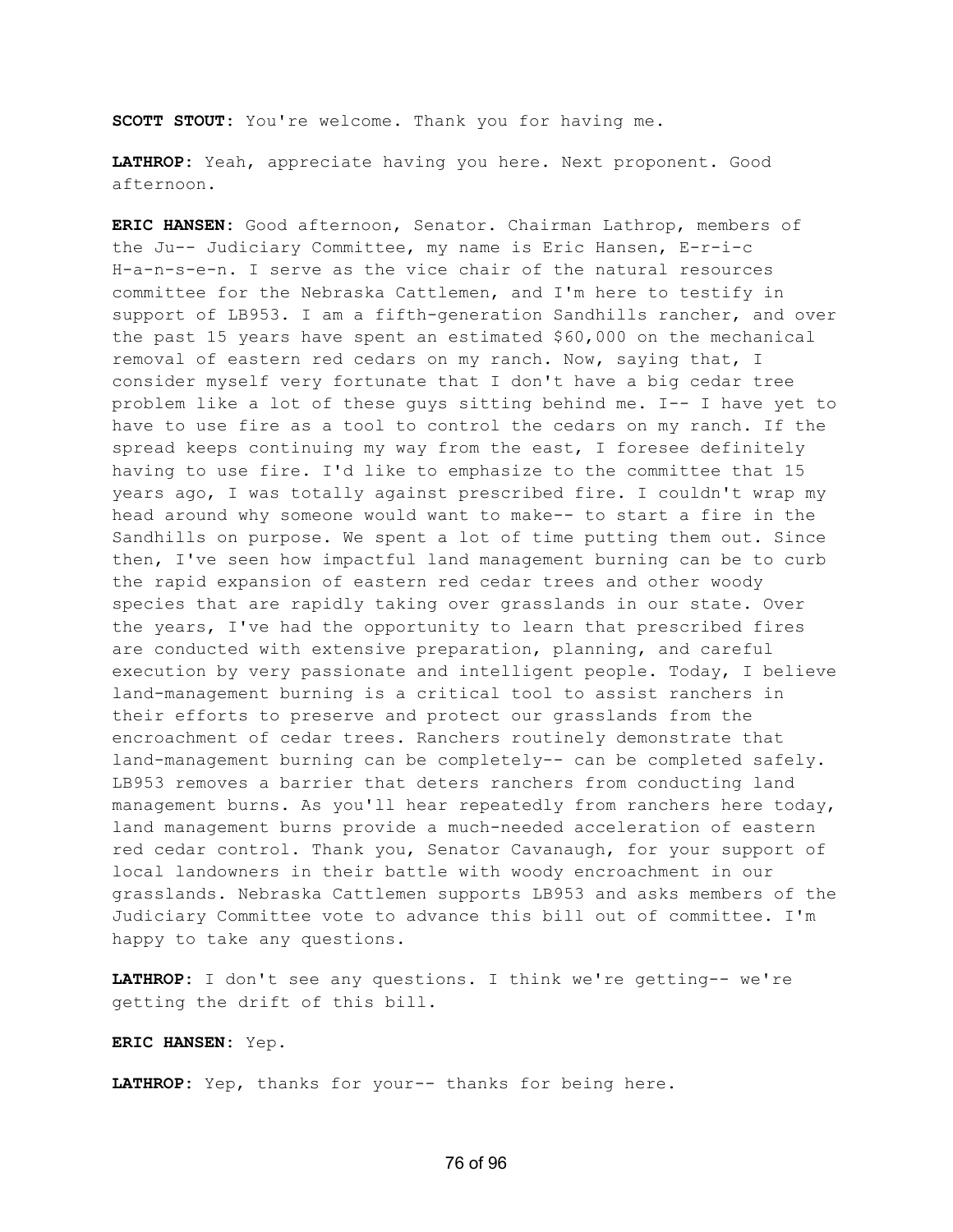**SCOTT STOUT:** You're welcome. Thank you for having me.

**LATHROP:** Yeah, appreciate having you here. Next proponent. Good afternoon.

**ERIC HANSEN:** Good afternoon, Senator. Chairman Lathrop, members of the Ju-- Judiciary Committee, my name is Eric Hansen, E-r-i-c H-a-n-s-e-n. I serve as the vice chair of the natural resources committee for the Nebraska Cattlemen, and I'm here to testify in support of LB953. I am a fifth-generation Sandhills rancher, and over the past 15 years have spent an estimated $60,000 on the mechanical removal of eastern red cedars on my ranch. Now, saying that, I consider myself very fortunate that I don't have a big cedar tree problem like a lot of these guys sitting behind me. I-- I have yet to have to use fire as a tool to control the cedars on my ranch. If the spread keeps continuing my way from the east, I foresee definitely having to use fire. I'd like to emphasize to the committee that 15 years ago, I was totally against prescribed fire. I couldn't wrap my head around why someone would want to make-- to start a fire in the Sandhills on purpose. We spent a lot of time putting them out. Since then, I've seen how impactful land management burning can be to curb the rapid expansion of eastern red cedar trees and other woody species that are rapidly taking over grasslands in our state. Over the years, I've had the opportunity to learn that prescribed fires are conducted with extensive preparation, planning, and careful execution by very passionate and intelligent people. Today, I believe land-management burning is a critical tool to assist ranchers in their efforts to preserve and protect our grasslands from the encroachment of cedar trees. Ranchers routinely demonstrate that land-management burning can be completely-- can be completed safely. LB953 removes a barrier that deters ranchers from conducting land management burns. As you'll hear repeatedly from ranchers here today, land management burns provide a much-needed acceleration of eastern red cedar control. Thank you, Senator Cavanaugh, for your support of local landowners in their battle with woody encroachment in our grasslands. Nebraska Cattlemen supports LB953 and asks members of the Judiciary Committee vote to advance this bill out of committee. I'm happy to take any questions.

**LATHROP:** I don't see any questions. I think we're getting-- we're getting the drift of this bill.

**ERIC HANSEN:** Yep.

**LATHROP:** Yep, thanks for your-- thanks for being here.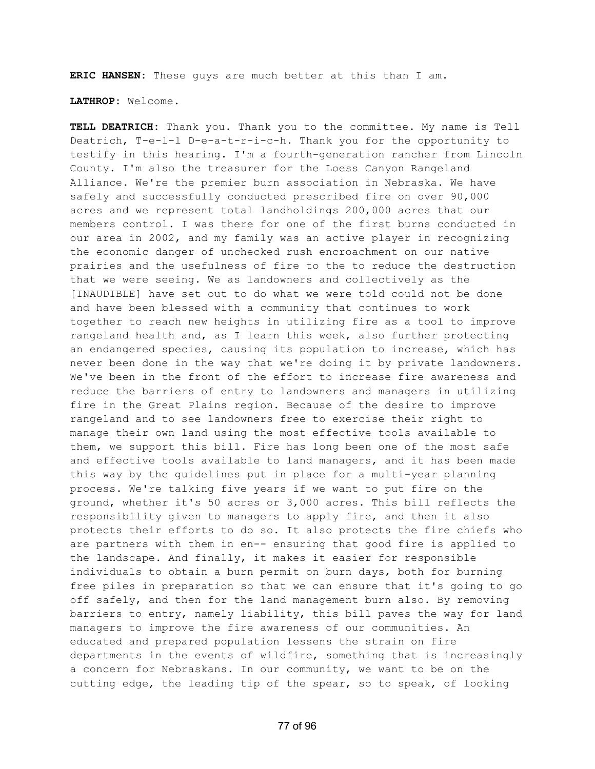**ERIC HANSEN:** These guys are much better at this than I am.

**LATHROP:** Welcome.

**TELL DEATRICH:** Thank you. Thank you to the committee. My name is Tell Deatrich, T-e-l-l D-e-a-t-r-i-c-h. Thank you for the opportunity to testify in this hearing. I'm a fourth-generation rancher from Lincoln County. I'm also the treasurer for the Loess Canyon Rangeland Alliance. We're the premier burn association in Nebraska. We have safely and successfully conducted prescribed fire on over 90,000 acres and we represent total landholdings 200,000 acres that our members control. I was there for one of the first burns conducted in our area in 2002, and my family was an active player in recognizing the economic danger of unchecked rush encroachment on our native prairies and the usefulness of fire to the to reduce the destruction that we were seeing. We as landowners and collectively as the [INAUDIBLE] have set out to do what we were told could not be done and have been blessed with a community that continues to work together to reach new heights in utilizing fire as a tool to improve rangeland health and, as I learn this week, also further protecting an endangered species, causing its population to increase, which has never been done in the way that we're doing it by private landowners. We've been in the front of the effort to increase fire awareness and reduce the barriers of entry to landowners and managers in utilizing fire in the Great Plains region. Because of the desire to improve rangeland and to see landowners free to exercise their right to manage their own land using the most effective tools available to them, we support this bill. Fire has long been one of the most safe and effective tools available to land managers, and it has been made this way by the guidelines put in place for a multi-year planning process. We're talking five years if we want to put fire on the ground, whether it's 50 acres or 3,000 acres. This bill reflects the responsibility given to managers to apply fire, and then it also protects their efforts to do so. It also protects the fire chiefs who are partners with them in en-- ensuring that good fire is applied to the landscape. And finally, it makes it easier for responsible individuals to obtain a burn permit on burn days, both for burning free piles in preparation so that we can ensure that it's going to go off safely, and then for the land management burn also. By removing barriers to entry, namely liability, this bill paves the way for land managers to improve the fire awareness of our communities. An educated and prepared population lessens the strain on fire departments in the events of wildfire, something that is increasingly a concern for Nebraskans. In our community, we want to be on the cutting edge, the leading tip of the spear, so to speak, of looking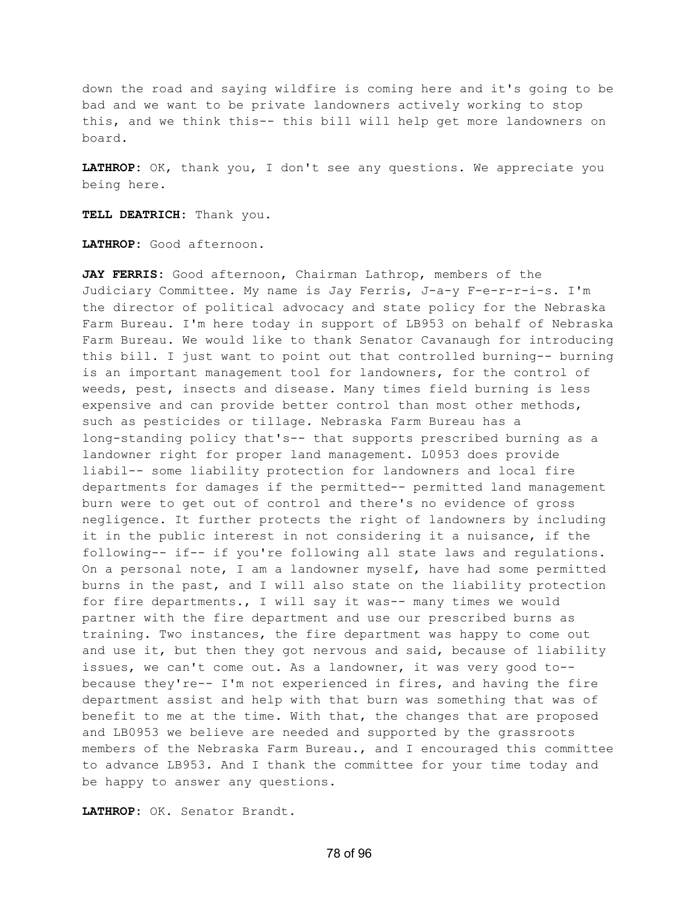down the road and saying wildfire is coming here and it's going to be bad and we want to be private landowners actively working to stop this, and we think this-- this bill will help get more landowners on board.

**LATHROP:** OK, thank you, I don't see any questions. We appreciate you being here.

**TELL DEATRICH:** Thank you.

**LATHROP:** Good afternoon.

**JAY FERRIS:** Good afternoon, Chairman Lathrop, members of the Judiciary Committee. My name is Jay Ferris, J-a-y F-e-r-r-i-s. I'm the director of political advocacy and state policy for the Nebraska Farm Bureau. I'm here today in support of LB953 on behalf of Nebraska Farm Bureau. We would like to thank Senator Cavanaugh for introducing this bill. I just want to point out that controlled burning-- burning is an important management tool for landowners, for the control of weeds, pest, insects and disease. Many times field burning is less expensive and can provide better control than most other methods, such as pesticides or tillage. Nebraska Farm Bureau has a long-standing policy that's-- that supports prescribed burning as a landowner right for proper land management. L0953 does provide liabil-- some liability protection for landowners and local fire departments for damages if the permitted-- permitted land management burn were to get out of control and there's no evidence of gross negligence. It further protects the right of landowners by including it in the public interest in not considering it a nuisance, if the following-- if-- if you're following all state laws and regulations. On a personal note, I am a landowner myself, have had some permitted burns in the past, and I will also state on the liability protection for fire departments., I will say it was-- many times we would partner with the fire department and use our prescribed burns as training. Two instances, the fire department was happy to come out and use it, but then they got nervous and said, because of liability issues, we can't come out. As a landowner, it was very good to-- because they're-- I'm not experienced in fires, and having the fire department assist and help with that burn was something that was of benefit to me at the time. With that, the changes that are proposed and LB0953 we believe are needed and supported by the grassroots members of the Nebraska Farm Bureau., and I encouraged this committee to advance LB953. And I thank the committee for your time today and be happy to answer any questions.

**LATHROP:** OK. Senator Brandt.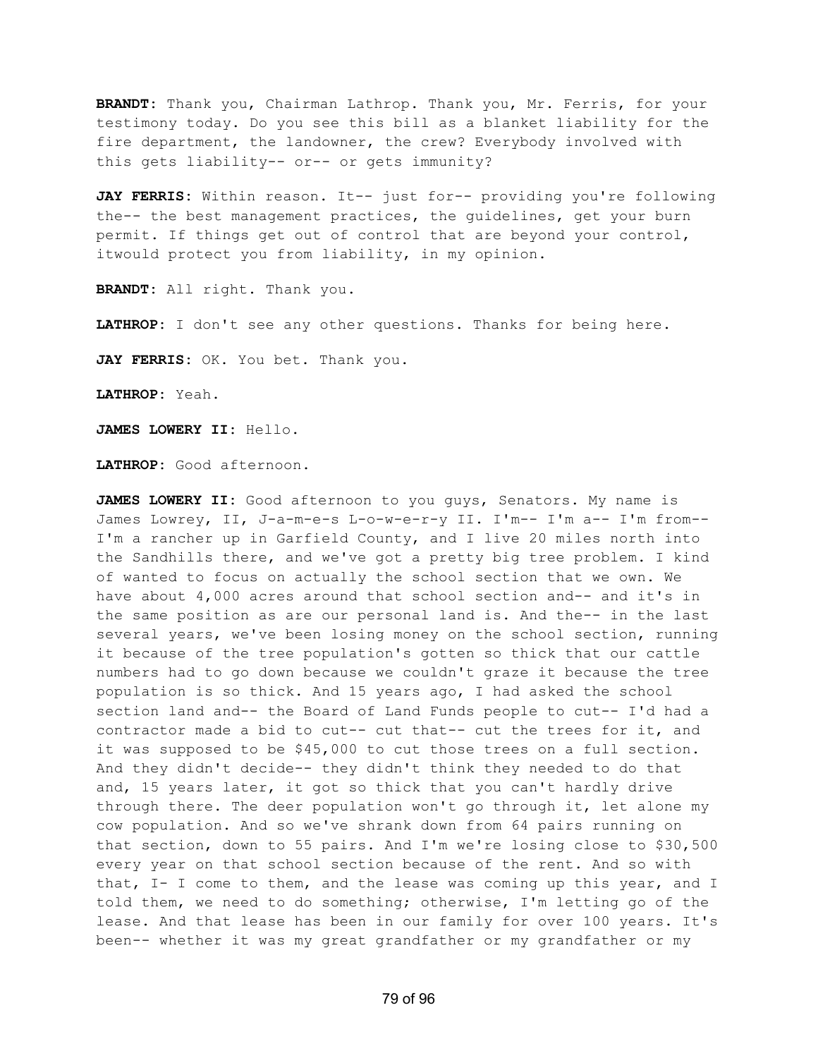**BRANDT:** Thank you, Chairman Lathrop. Thank you, Mr. Ferris, for your testimony today. Do you see this bill as a blanket liability for the fire department, the landowner, the crew? Everybody involved with this gets liability-- or-- or gets immunity?

**JAY FERRIS:** Within reason. It-- just for-- providing you're following the-- the best management practices, the guidelines, get your burn permit. If things get out of control that are beyond your control, itwould protect you from liability, in my opinion.

**BRANDT:** All right. Thank you.

**LATHROP:** I don't see any other questions. Thanks for being here.

**JAY FERRIS:** OK. You bet. Thank you.

**LATHROP:** Yeah.

**JAMES LOWERY II:** Hello.

**LATHROP:** Good afternoon.

**JAMES LOWERY II:** Good afternoon to you guys, Senators. My name is James Lowrey, II, J-a-m-e-s L-o-w-e-r-y II. I'm-- I'm a-- I'm from-- I'm a rancher up in Garfield County, and I live 20 miles north into the Sandhills there, and we've got a pretty big tree problem. I kind of wanted to focus on actually the school section that we own. We have about 4,000 acres around that school section and-- and it's in the same position as are our personal land is. And the-- in the last several years, we've been losing money on the school section, running it because of the tree population's gotten so thick that our cattle numbers had to go down because we couldn't graze it because the tree population is so thick. And 15 years ago, I had asked the school section land and-- the Board of Land Funds people to cut-- I'd had a contractor made a bid to cut-- cut that-- cut the trees for it, and it was supposed to be $45,000 to cut those trees on a full section. And they didn't decide-- they didn't think they needed to do that and, 15 years later, it got so thick that you can't hardly drive through there. The deer population won't go through it, let alone my cow population. And so we've shrank down from 64 pairs running on that section, down to 55 pairs. And I'm we're losing close to $30,500 every year on that school section because of the rent. And so with that, I- I come to them, and the lease was coming up this year, and I told them, we need to do something; otherwise, I'm letting go of the lease. And that lease has been in our family for over 100 years. It's been-- whether it was my great grandfather or my grandfather or my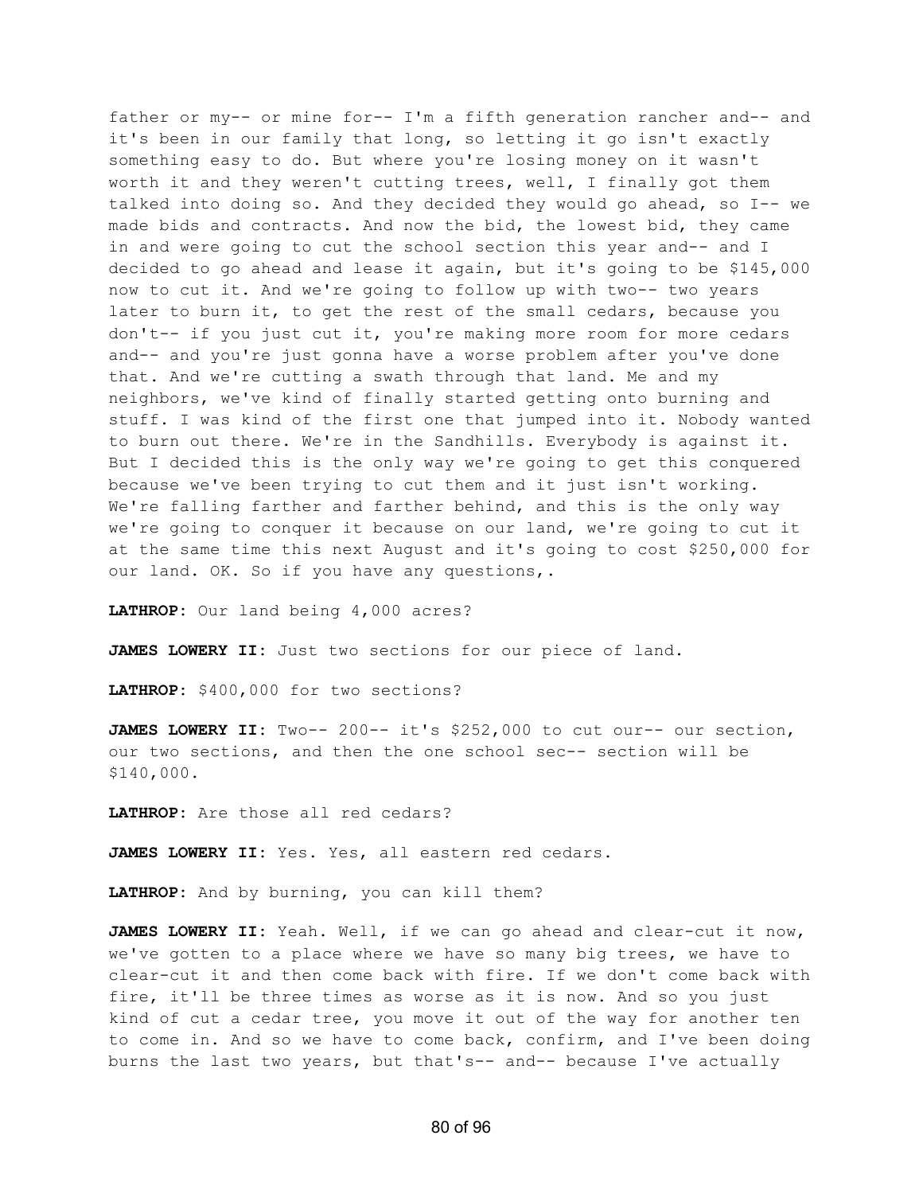father or my-- or mine for-- I'm a fifth generation rancher and-- and it's been in our family that long, so letting it go isn't exactly something easy to do. But where you're losing money on it wasn't worth it and they weren't cutting trees, well, I finally got them talked into doing so. And they decided they would go ahead, so I-- we made bids and contracts. And now the bid, the lowest bid, they came in and were going to cut the school section this year and-- and I decided to go ahead and lease it again, but it's going to be $145,000 now to cut it. And we're going to follow up with two-- two years later to burn it, to get the rest of the small cedars, because you don't-- if you just cut it, you're making more room for more cedars and-- and you're just gonna have a worse problem after you've done that. And we're cutting a swath through that land. Me and my neighbors, we've kind of finally started getting onto burning and stuff. I was kind of the first one that jumped into it. Nobody wanted to burn out there. We're in the Sandhills. Everybody is against it. But I decided this is the only way we're going to get this conquered because we've been trying to cut them and it just isn't working. We're falling farther and farther behind, and this is the only way we're going to conquer it because on our land, we're going to cut it at the same time this next August and it's going to cost $250,000 for our land. OK. So if you have any questions,.

**LATHROP:** Our land being 4,000 acres?

**JAMES LOWERY II:** Just two sections for our piece of land.

**LATHROP:** $400,000 for two sections?

**JAMES LOWERY II:** Two-- 200-- it's $252,000 to cut our-- our section, our two sections, and then the one school sec-- section will be $140,000.

**LATHROP:** Are those all red cedars?

**JAMES LOWERY II:** Yes. Yes, all eastern red cedars.

**LATHROP:** And by burning, you can kill them?

**JAMES LOWERY II:** Yeah. Well, if we can go ahead and clear-cut it now, we've gotten to a place where we have so many big trees, we have to clear-cut it and then come back with fire. If we don't come back with fire, it'll be three times as worse as it is now. And so you just kind of cut a cedar tree, you move it out of the way for another ten to come in. And so we have to come back, confirm, and I've been doing burns the last two years, but that's-- and-- because I've actually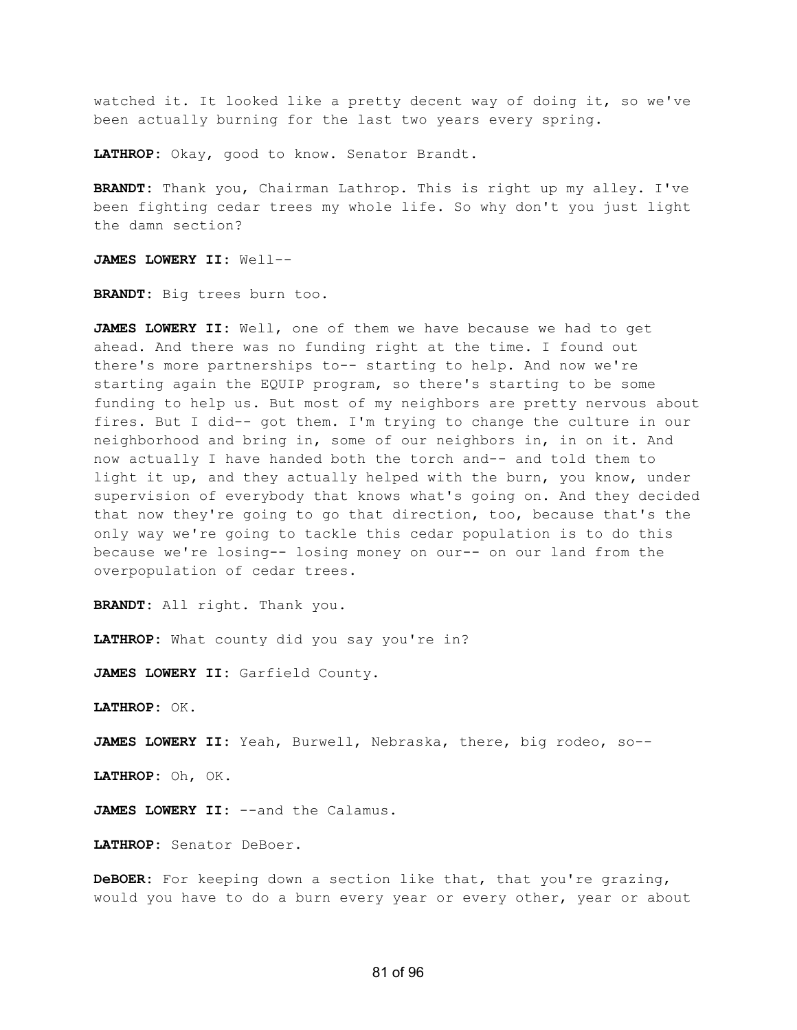watched it. It looked like a pretty decent way of doing it, so we've been actually burning for the last two years every spring.

**LATHROP:** Okay, good to know. Senator Brandt.

**BRANDT:** Thank you, Chairman Lathrop. This is right up my alley. I've been fighting cedar trees my whole life. So why don't you just light the damn section?

**JAMES LOWERY II:** Well--

**BRANDT:** Big trees burn too.

**JAMES LOWERY II:** Well, one of them we have because we had to get ahead. And there was no funding right at the time. I found out there's more partnerships to-- starting to help. And now we're starting again the EQUIP program, so there's starting to be some funding to help us. But most of my neighbors are pretty nervous about fires. But I did-- got them. I'm trying to change the culture in our neighborhood and bring in, some of our neighbors in, in on it. And now actually I have handed both the torch and-- and told them to light it up, and they actually helped with the burn, you know, under supervision of everybody that knows what's going on. And they decided that now they're going to go that direction, too, because that's the only way we're going to tackle this cedar population is to do this because we're losing-- losing money on our-- on our land from the overpopulation of cedar trees.

**BRANDT:** All right. Thank you.

**LATHROP:** What county did you say you're in?

**JAMES LOWERY II:** Garfield County.

**LATHROP:** OK.

**JAMES LOWERY II:** Yeah, Burwell, Nebraska, there, big rodeo, so--

**LATHROP:** Oh, OK.

**JAMES LOWERY II:** --and the Calamus.

**LATHROP:** Senator DeBoer.

**DeBOER:** For keeping down a section like that, that you're grazing, would you have to do a burn every year or every other, year or about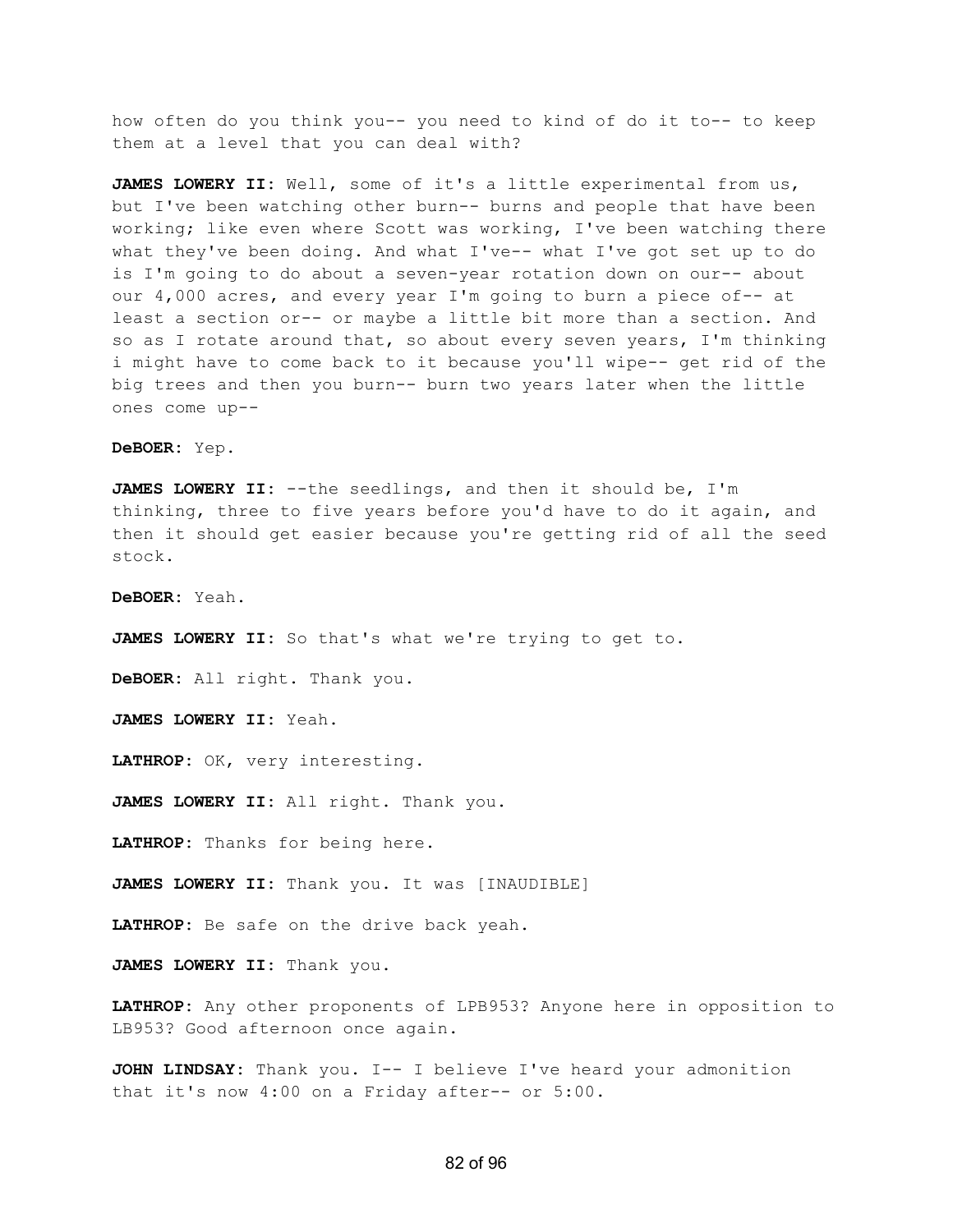how often do you think you-- you need to kind of do it to-- to keep them at a level that you can deal with?

**JAMES LOWERY II:** Well, some of it's a little experimental from us, but I've been watching other burn-- burns and people that have been working; like even where Scott was working, I've been watching there what they've been doing. And what I've-- what I've got set up to do is I'm going to do about a seven-year rotation down on our-- about our 4,000 acres, and every year I'm going to burn a piece of-- at least a section or-- or maybe a little bit more than a section. And so as I rotate around that, so about every seven years, I'm thinking i might have to come back to it because you'll wipe-- get rid of the big trees and then you burn-- burn two years later when the little ones come up--

**DeBOER:** Yep.

**JAMES LOWERY II:** --the seedlings, and then it should be, I'm thinking, three to five years before you'd have to do it again, and then it should get easier because you're getting rid of all the seed stock.

**DeBOER:** Yeah.

**JAMES LOWERY II:** So that's what we're trying to get to.

**DeBOER:** All right. Thank you.

**JAMES LOWERY II:** Yeah.

**LATHROP:** OK, very interesting.

**JAMES LOWERY II:** All right. Thank you.

**LATHROP:** Thanks for being here.

**JAMES LOWERY II:** Thank you. It was [INAUDIBLE]

**LATHROP:** Be safe on the drive back yeah.

**JAMES LOWERY II:** Thank you.

**LATHROP:** Any other proponents of LPB953? Anyone here in opposition to LB953? Good afternoon once again.

**JOHN LINDSAY:** Thank you. I-- I believe I've heard your admonition that it's now 4:00 on a Friday after-- or 5:00.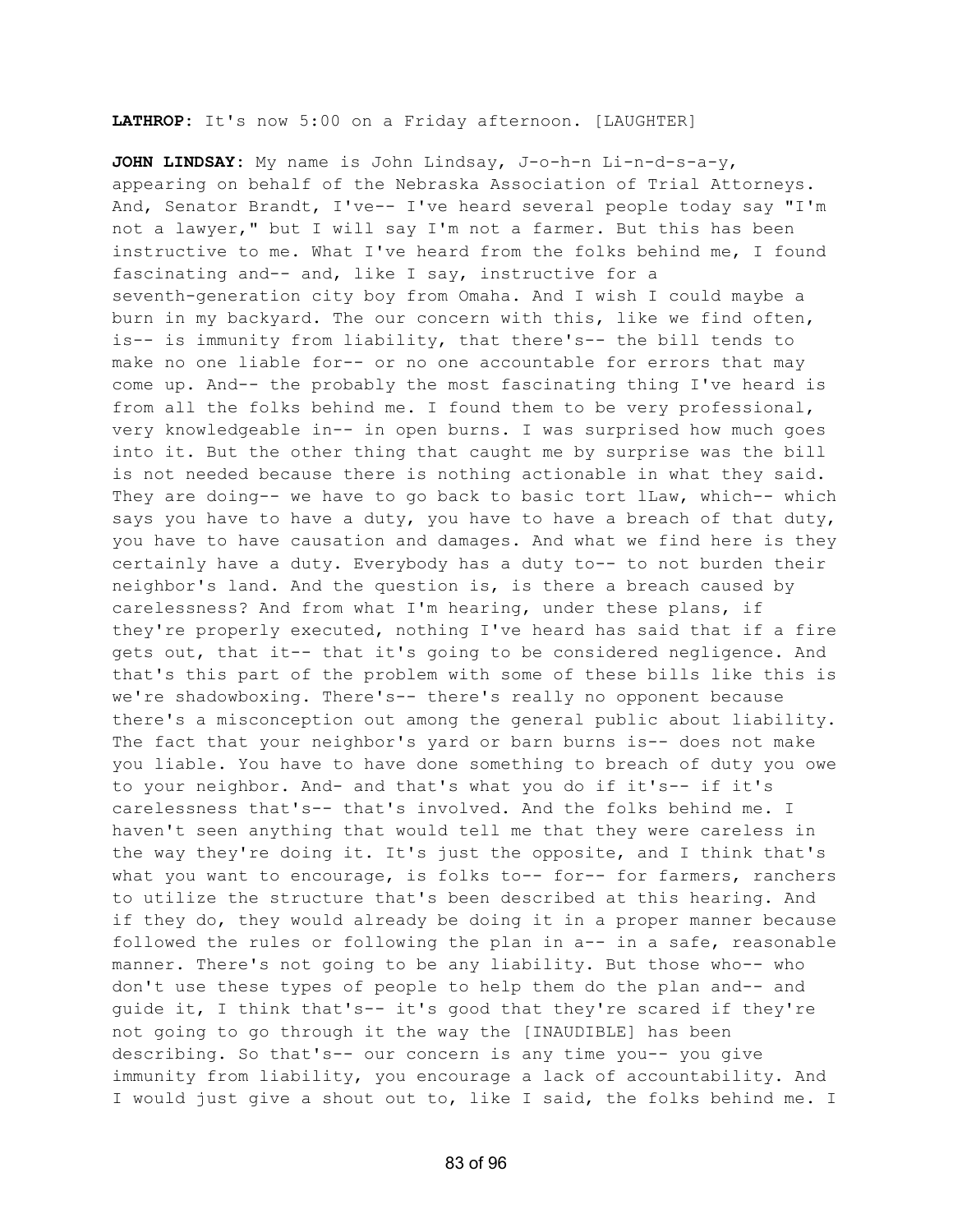**LATHROP:** It's now 5:00 on a Friday afternoon. [LAUGHTER]

**JOHN LINDSAY:** My name is John Lindsay, J-o-h-n Li-n-d-s-a-y, appearing on behalf of the Nebraska Association of Trial Attorneys. And, Senator Brandt, I've-- I've heard several people today say "I'm not a lawyer," but I will say I'm not a farmer. But this has been instructive to me. What I've heard from the folks behind me, I found fascinating and-- and, like I say, instructive for a seventh-generation city boy from Omaha. And I wish I could maybe a burn in my backyard. The our concern with this, like we find often, is-- is immunity from liability, that there's-- the bill tends to make no one liable for-- or no one accountable for errors that may come up. And-- the probably the most fascinating thing I've heard is from all the folks behind me. I found them to be very professional, very knowledgeable in-- in open burns. I was surprised how much goes into it. But the other thing that caught me by surprise was the bill is not needed because there is nothing actionable in what they said. They are doing-- we have to go back to basic tort lLaw, which-- which says you have to have a duty, you have to have a breach of that duty, you have to have causation and damages. And what we find here is they certainly have a duty. Everybody has a duty to-- to not burden their neighbor's land. And the question is, is there a breach caused by carelessness? And from what I'm hearing, under these plans, if they're properly executed, nothing I've heard has said that if a fire gets out, that it-- that it's going to be considered negligence. And that's this part of the problem with some of these bills like this is we're shadowboxing. There's-- there's really no opponent because there's a misconception out among the general public about liability. The fact that your neighbor's yard or barn burns is-- does not make you liable. You have to have done something to breach of duty you owe to your neighbor. And- and that's what you do if it's-- if it's carelessness that's-- that's involved. And the folks behind me. I haven't seen anything that would tell me that they were careless in the way they're doing it. It's just the opposite, and I think that's what you want to encourage, is folks to-- for-- for farmers, ranchers to utilize the structure that's been described at this hearing. And if they do, they would already be doing it in a proper manner because followed the rules or following the plan in a-- in a safe, reasonable manner. There's not going to be any liability. But those who-- who don't use these types of people to help them do the plan and-- and guide it, I think that's-- it's good that they're scared if they're not going to go through it the way the [INAUDIBLE] has been describing. So that's-- our concern is any time you-- you give immunity from liability, you encourage a lack of accountability. And I would just give a shout out to, like I said, the folks behind me. I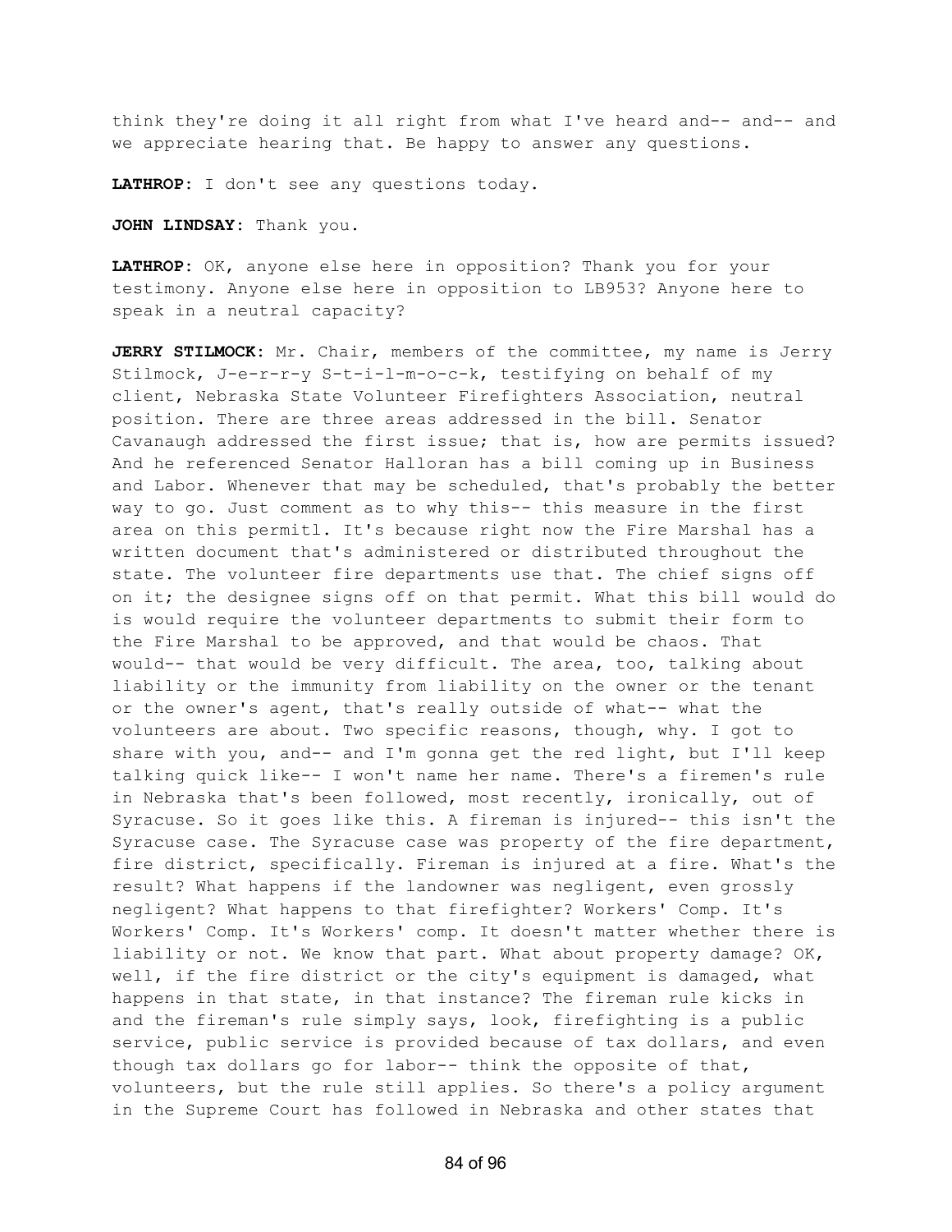think they're doing it all right from what I've heard and-- and-- and we appreciate hearing that. Be happy to answer any questions.

**LATHROP:** I don't see any questions today.

**JOHN LINDSAY:** Thank you.

**LATHROP:** OK, anyone else here in opposition? Thank you for your testimony. Anyone else here in opposition to LB953? Anyone here to speak in a neutral capacity?

**JERRY STILMOCK:** Mr. Chair, members of the committee, my name is Jerry Stilmock, J-e-r-r-y S-t-i-l-m-o-c-k, testifying on behalf of my client, Nebraska State Volunteer Firefighters Association, neutral position. There are three areas addressed in the bill. Senator Cavanaugh addressed the first issue; that is, how are permits issued? And he referenced Senator Halloran has a bill coming up in Business and Labor. Whenever that may be scheduled, that's probably the better way to go. Just comment as to why this-- this measure in the first area on this permitl. It's because right now the Fire Marshal has a written document that's administered or distributed throughout the state. The volunteer fire departments use that. The chief signs off on it; the designee signs off on that permit. What this bill would do is would require the volunteer departments to submit their form to the Fire Marshal to be approved, and that would be chaos. That would-- that would be very difficult. The area, too, talking about liability or the immunity from liability on the owner or the tenant or the owner's agent, that's really outside of what-- what the volunteers are about. Two specific reasons, though, why. I got to share with you, and-- and I'm gonna get the red light, but I'll keep talking quick like-- I won't name her name. There's a firemen's rule in Nebraska that's been followed, most recently, ironically, out of Syracuse. So it goes like this. A fireman is injured-- this isn't the Syracuse case. The Syracuse case was property of the fire department, fire district, specifically. Fireman is injured at a fire. What's the result? What happens if the landowner was negligent, even grossly negligent? What happens to that firefighter? Workers' Comp. It's Workers' Comp. It's Workers' comp. It doesn't matter whether there is liability or not. We know that part. What about property damage? OK, well, if the fire district or the city's equipment is damaged, what happens in that state, in that instance? The fireman rule kicks in and the fireman's rule simply says, look, firefighting is a public service, public service is provided because of tax dollars, and even though tax dollars go for labor-- think the opposite of that, volunteers, but the rule still applies. So there's a policy argument in the Supreme Court has followed in Nebraska and other states that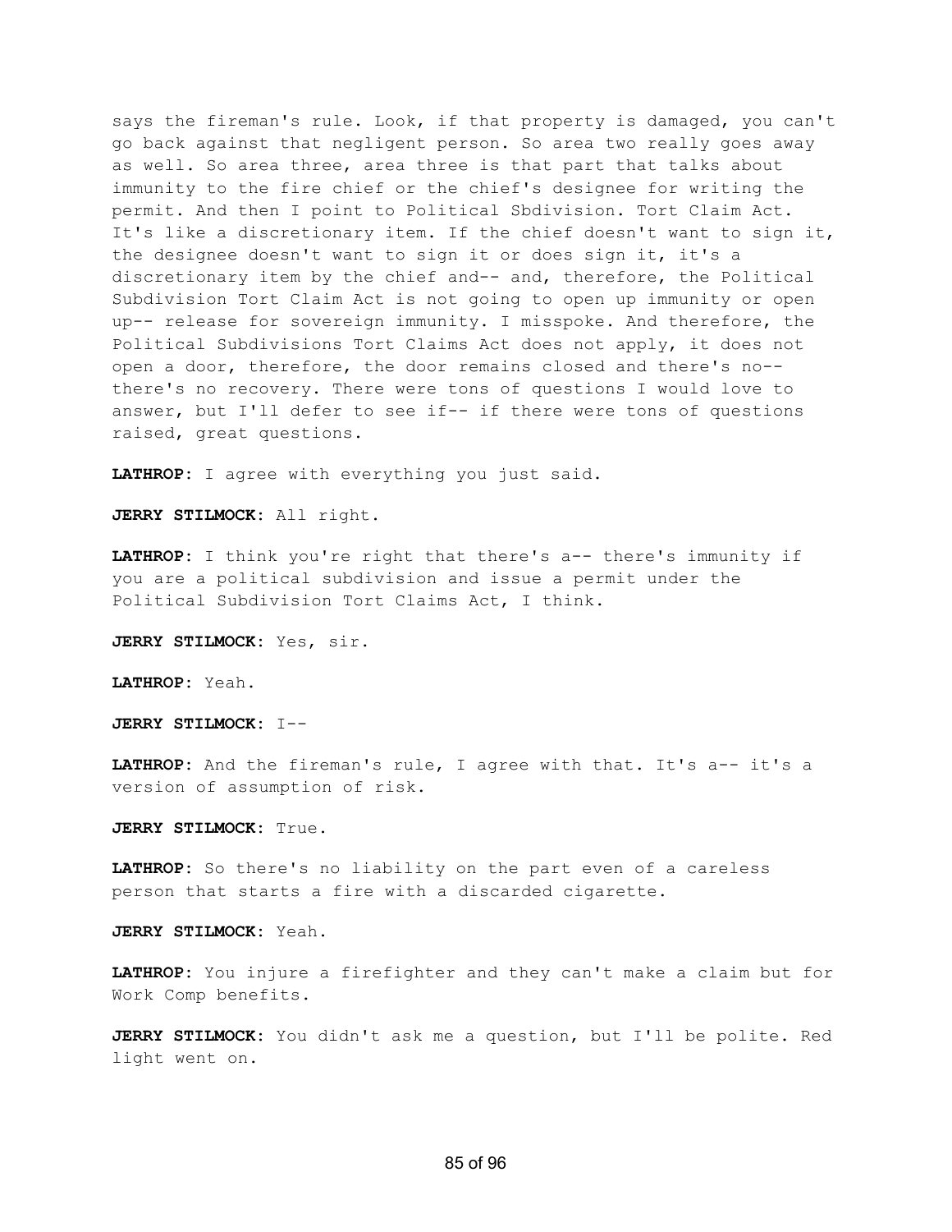says the fireman's rule. Look, if that property is damaged, you can't go back against that negligent person. So area two really goes away as well. So area three, area three is that part that talks about immunity to the fire chief or the chief's designee for writing the permit. And then I point to Political Sbdivision. Tort Claim Act. It's like a discretionary item. If the chief doesn't want to sign it, the designee doesn't want to sign it or does sign it, it's a discretionary item by the chief and-- and, therefore, the Political Subdivision Tort Claim Act is not going to open up immunity or open up-- release for sovereign immunity. I misspoke. And therefore, the Political Subdivisions Tort Claims Act does not apply, it does not open a door, therefore, the door remains closed and there's no-- there's no recovery. There were tons of questions I would love to answer, but I'll defer to see if-- if there were tons of questions raised, great questions.

**LATHROP:** I agree with everything you just said.

**JERRY STILMOCK:** All right.

**LATHROP:** I think you're right that there's a-- there's immunity if you are a political subdivision and issue a permit under the Political Subdivision Tort Claims Act, I think.

**JERRY STILMOCK:** Yes, sir.

**LATHROP:** Yeah.

**JERRY STILMOCK:** I--

**LATHROP:** And the fireman's rule, I agree with that. It's a-- it's a version of assumption of risk.

**JERRY STILMOCK:** True.

**LATHROP:** So there's no liability on the part even of a careless person that starts a fire with a discarded cigarette.

**JERRY STILMOCK:** Yeah.

**LATHROP:** You injure a firefighter and they can't make a claim but for Work Comp benefits.

**JERRY STILMOCK:** You didn't ask me a question, but I'll be polite. Red light went on.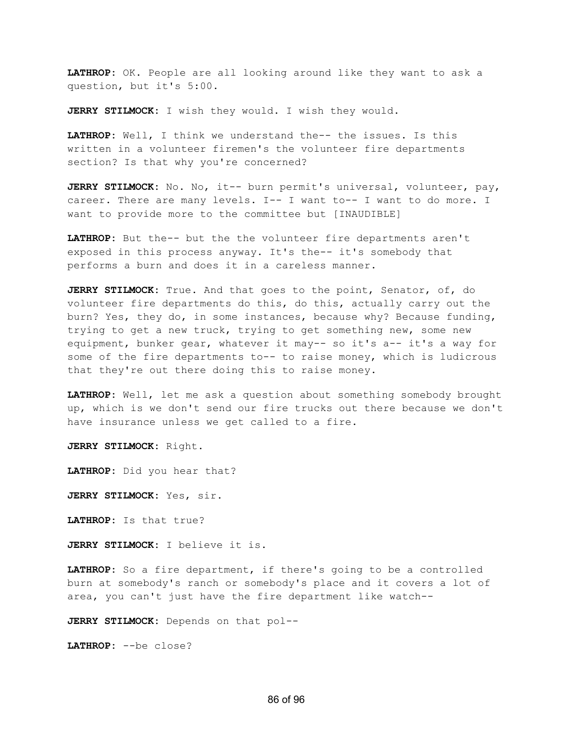**LATHROP:** OK. People are all looking around like they want to ask a question, but it's 5:00.

**JERRY STILMOCK:** I wish they would. I wish they would.

**LATHROP:** Well, I think we understand the-- the issues. Is this written in a volunteer firemen's the volunteer fire departments section? Is that why you're concerned?

**JERRY STILMOCK:** No. No, it-- burn permit's universal, volunteer, pay, career. There are many levels. I-- I want to-- I want to do more. I want to provide more to the committee but [INAUDIBLE]

**LATHROP:** But the-- but the the volunteer fire departments aren't exposed in this process anyway. It's the-- it's somebody that performs a burn and does it in a careless manner.

**JERRY STILMOCK:** True. And that goes to the point, Senator, of, do volunteer fire departments do this, do this, actually carry out the burn? Yes, they do, in some instances, because why? Because funding, trying to get a new truck, trying to get something new, some new equipment, bunker gear, whatever it may-- so it's a-- it's a way for some of the fire departments to-- to raise money, which is ludicrous that they're out there doing this to raise money.

**LATHROP:** Well, let me ask a question about something somebody brought up, which is we don't send our fire trucks out there because we don't have insurance unless we get called to a fire.

**JERRY STILMOCK:** Right.

**LATHROP:** Did you hear that?

**JERRY STILMOCK:** Yes, sir.

**LATHROP:** Is that true?

**JERRY STILMOCK:** I believe it is.

**LATHROP:** So a fire department, if there's going to be a controlled burn at somebody's ranch or somebody's place and it covers a lot of area, you can't just have the fire department like watch--

**JERRY STILMOCK:** Depends on that pol--

**LATHROP:** --be close?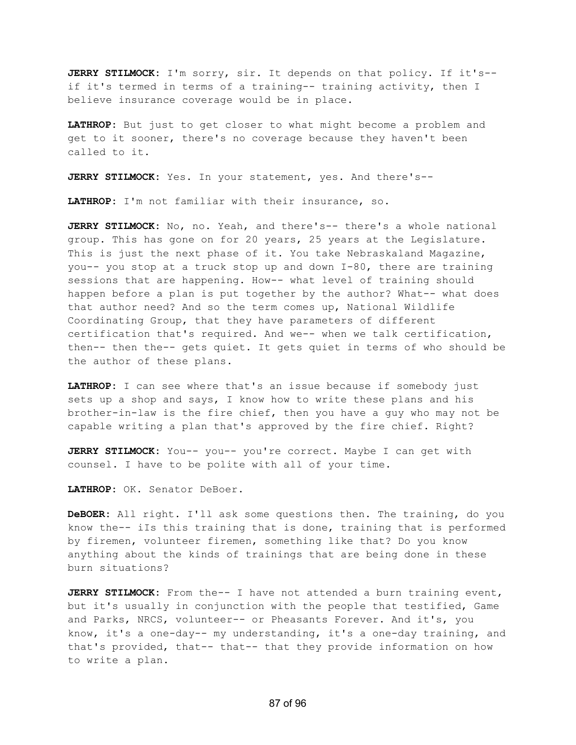**JERRY STILMOCK:** I'm sorry, sir. It depends on that policy. If it's-- if it's termed in terms of a training-- training activity, then I believe insurance coverage would be in place.

**LATHROP:** But just to get closer to what might become a problem and get to it sooner, there's no coverage because they haven't been called to it.

**JERRY STILMOCK:** Yes. In your statement, yes. And there's--

**LATHROP:** I'm not familiar with their insurance, so.

**JERRY STILMOCK:** No, no. Yeah, and there's-- there's a whole national group. This has gone on for 20 years, 25 years at the Legislature. This is just the next phase of it. You take Nebraskaland Magazine, you-- you stop at a truck stop up and down I-80, there are training sessions that are happening. How-- what level of training should happen before a plan is put together by the author? What-- what does that author need? And so the term comes up, National Wildlife Coordinating Group, that they have parameters of different certification that's required. And we-- when we talk certification, then-- then the-- gets quiet. It gets quiet in terms of who should be the author of these plans.

**LATHROP:** I can see where that's an issue because if somebody just sets up a shop and says, I know how to write these plans and his brother-in-law is the fire chief, then you have a guy who may not be capable writing a plan that's approved by the fire chief. Right?

**JERRY STILMOCK:** You-- you-- you're correct. Maybe I can get with counsel. I have to be polite with all of your time.

**LATHROP:** OK. Senator DeBoer.

**DeBOER:** All right. I'll ask some questions then. The training, do you know the-- iIs this training that is done, training that is performed by firemen, volunteer firemen, something like that? Do you know anything about the kinds of trainings that are being done in these burn situations?

**JERRY STILMOCK:** From the-- I have not attended a burn training event, but it's usually in conjunction with the people that testified, Game and Parks, NRCS, volunteer-- or Pheasants Forever. And it's, you know, it's a one-day-- my understanding, it's a one-day training, and that's provided, that-- that-- that they provide information on how to write a plan.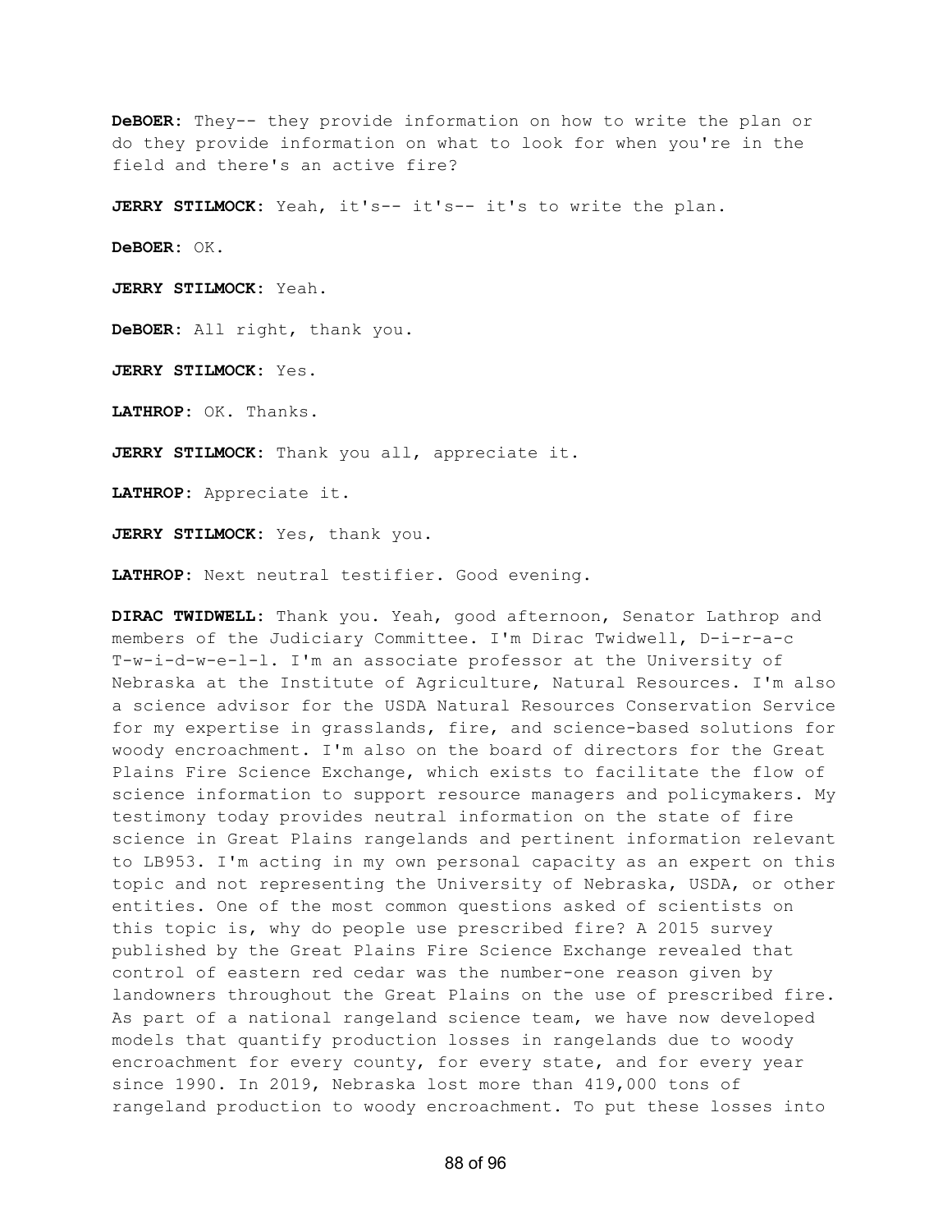**DeBOER:** They-- they provide information on how to write the plan or do they provide information on what to look for when you're in the field and there's an active fire?

**JERRY STILMOCK:** Yeah, it's-- it's-- it's to write the plan.

**DeBOER:** OK.

**JERRY STILMOCK:** Yeah.

**DeBOER:** All right, thank you.

**JERRY STILMOCK:** Yes.

**LATHROP:** OK. Thanks.

**JERRY STILMOCK:** Thank you all, appreciate it.

**LATHROP:** Appreciate it.

**JERRY STILMOCK:** Yes, thank you.

**LATHROP:** Next neutral testifier. Good evening.

**DIRAC TWIDWELL:** Thank you. Yeah, good afternoon, Senator Lathrop and members of the Judiciary Committee. I'm Dirac Twidwell, D-i-r-a-c T-w-i-d-w-e-l-l. I'm an associate professor at the University of Nebraska at the Institute of Agriculture, Natural Resources. I'm also a science advisor for the USDA Natural Resources Conservation Service for my expertise in grasslands, fire, and science-based solutions for woody encroachment. I'm also on the board of directors for the Great Plains Fire Science Exchange, which exists to facilitate the flow of science information to support resource managers and policymakers. My testimony today provides neutral information on the state of fire science in Great Plains rangelands and pertinent information relevant to LB953. I'm acting in my own personal capacity as an expert on this topic and not representing the University of Nebraska, USDA, or other entities. One of the most common questions asked of scientists on this topic is, why do people use prescribed fire? A 2015 survey published by the Great Plains Fire Science Exchange revealed that control of eastern red cedar was the number-one reason given by landowners throughout the Great Plains on the use of prescribed fire. As part of a national rangeland science team, we have now developed models that quantify production losses in rangelands due to woody encroachment for every county, for every state, and for every year since 1990. In 2019, Nebraska lost more than 419,000 tons of rangeland production to woody encroachment. To put these losses into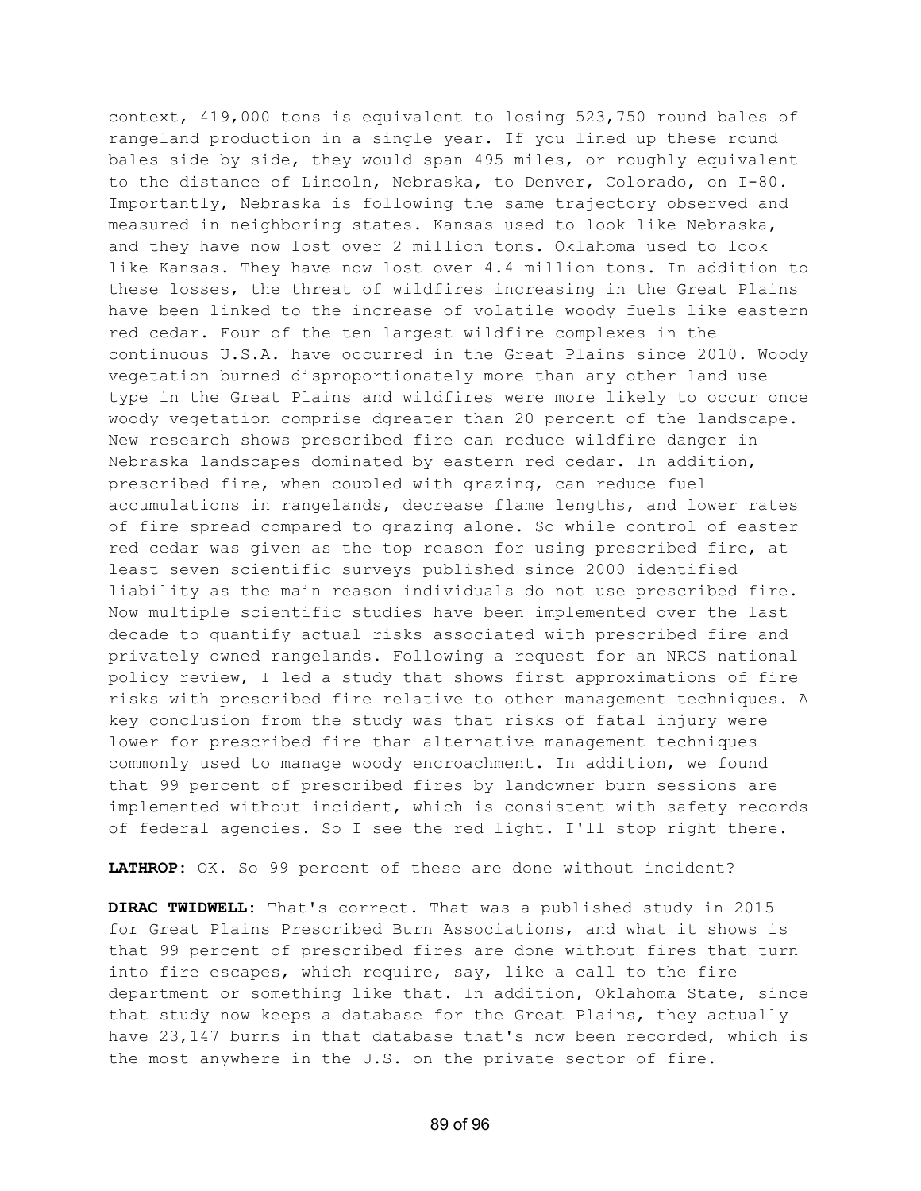context, 419,000 tons is equivalent to losing 523,750 round bales of rangeland production in a single year. If you lined up these round bales side by side, they would span 495 miles, or roughly equivalent to the distance of Lincoln, Nebraska, to Denver, Colorado, on I-80. Importantly, Nebraska is following the same trajectory observed and measured in neighboring states. Kansas used to look like Nebraska, and they have now lost over 2 million tons. Oklahoma used to look like Kansas. They have now lost over 4.4 million tons. In addition to these losses, the threat of wildfires increasing in the Great Plains have been linked to the increase of volatile woody fuels like eastern red cedar. Four of the ten largest wildfire complexes in the continuous U.S.A. have occurred in the Great Plains since 2010. Woody vegetation burned disproportionately more than any other land use type in the Great Plains and wildfires were more likely to occur once woody vegetation comprise dgreater than 20 percent of the landscape. New research shows prescribed fire can reduce wildfire danger in Nebraska landscapes dominated by eastern red cedar. In addition, prescribed fire, when coupled with grazing, can reduce fuel accumulations in rangelands, decrease flame lengths, and lower rates of fire spread compared to grazing alone. So while control of easter red cedar was given as the top reason for using prescribed fire, at least seven scientific surveys published since 2000 identified liability as the main reason individuals do not use prescribed fire. Now multiple scientific studies have been implemented over the last decade to quantify actual risks associated with prescribed fire and privately owned rangelands. Following a request for an NRCS national policy review, I led a study that shows first approximations of fire risks with prescribed fire relative to other management techniques. A key conclusion from the study was that risks of fatal injury were lower for prescribed fire than alternative management techniques commonly used to manage woody encroachment. In addition, we found that 99 percent of prescribed fires by landowner burn sessions are implemented without incident, which is consistent with safety records of federal agencies. So I see the red light. I'll stop right there.

**LATHROP:** OK. So 99 percent of these are done without incident?

**DIRAC TWIDWELL:** That's correct. That was a published study in 2015 for Great Plains Prescribed Burn Associations, and what it shows is that 99 percent of prescribed fires are done without fires that turn into fire escapes, which require, say, like a call to the fire department or something like that. In addition, Oklahoma State, since that study now keeps a database for the Great Plains, they actually have 23,147 burns in that database that's now been recorded, which is the most anywhere in the U.S. on the private sector of fire.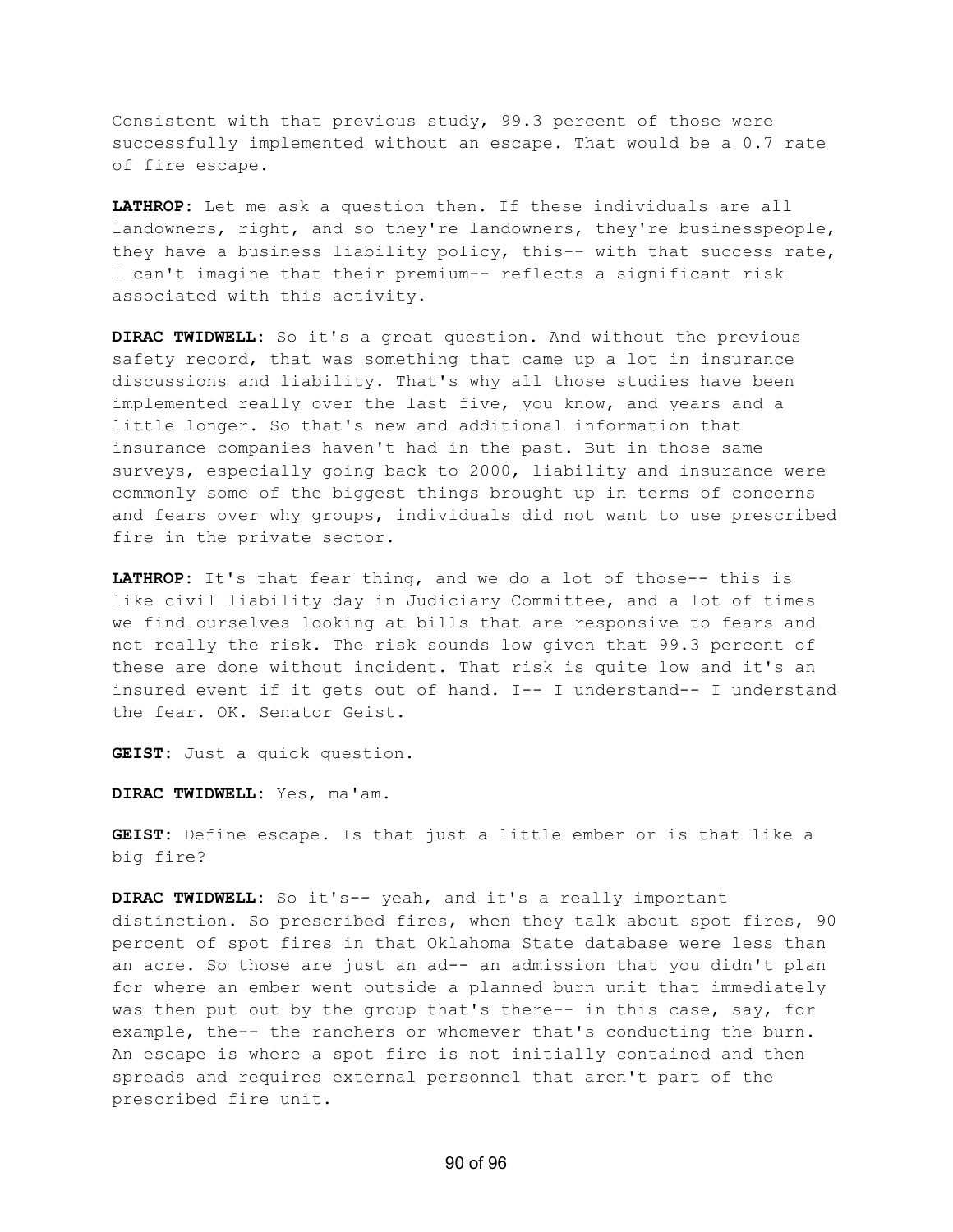Consistent with that previous study, 99.3 percent of those were successfully implemented without an escape. That would be a 0.7 rate of fire escape.

**LATHROP**: Let me ask a question then. If these individuals are all landowners, right, and so they're landowners, they're businesspeople, they have a business liability policy, this-- with that success rate, I can't imagine that their premium-- reflects a significant risk associated with this activity.

**DIRAC TWIDWELL**: So it's a great question. And without the previous safety record, that was something that came up a lot in insurance discussions and liability. That's why all those studies have been implemented really over the last five, you know, and years and a little longer. So that's new and additional information that insurance companies haven't had in the past. But in those same surveys, especially going back to 2000, liability and insurance were commonly some of the biggest things brought up in terms of concerns and fears over why groups, individuals did not want to use prescribed fire in the private sector.

**LATHROP**: It's that fear thing, and we do a lot of those-- this is like civil liability day in Judiciary Committee, and a lot of times we find ourselves looking at bills that are responsive to fears and not really the risk. The risk sounds low given that 99.3 percent of these are done without incident. That risk is quite low and it's an insured event if it gets out of hand. I-- I understand-- I understand the fear. OK. Senator Geist.

**GEIST**: Just a quick question.

**DIRAC TWIDWELL**: Yes, ma'am.

**GEIST**: Define escape. Is that just a little ember or is that like a big fire?

**DIRAC TWIDWELL**: So it's-- yeah, and it's a really important distinction. So prescribed fires, when they talk about spot fires, 90 percent of spot fires in that Oklahoma State database were less than an acre. So those are just an ad-- an admission that you didn't plan for where an ember went outside a planned burn unit that immediately was then put out by the group that's there-- in this case, say, for example, the-- the ranchers or whomever that's conducting the burn. An escape is where a spot fire is not initially contained and then spreads and requires external personnel that aren't part of the prescribed fire unit.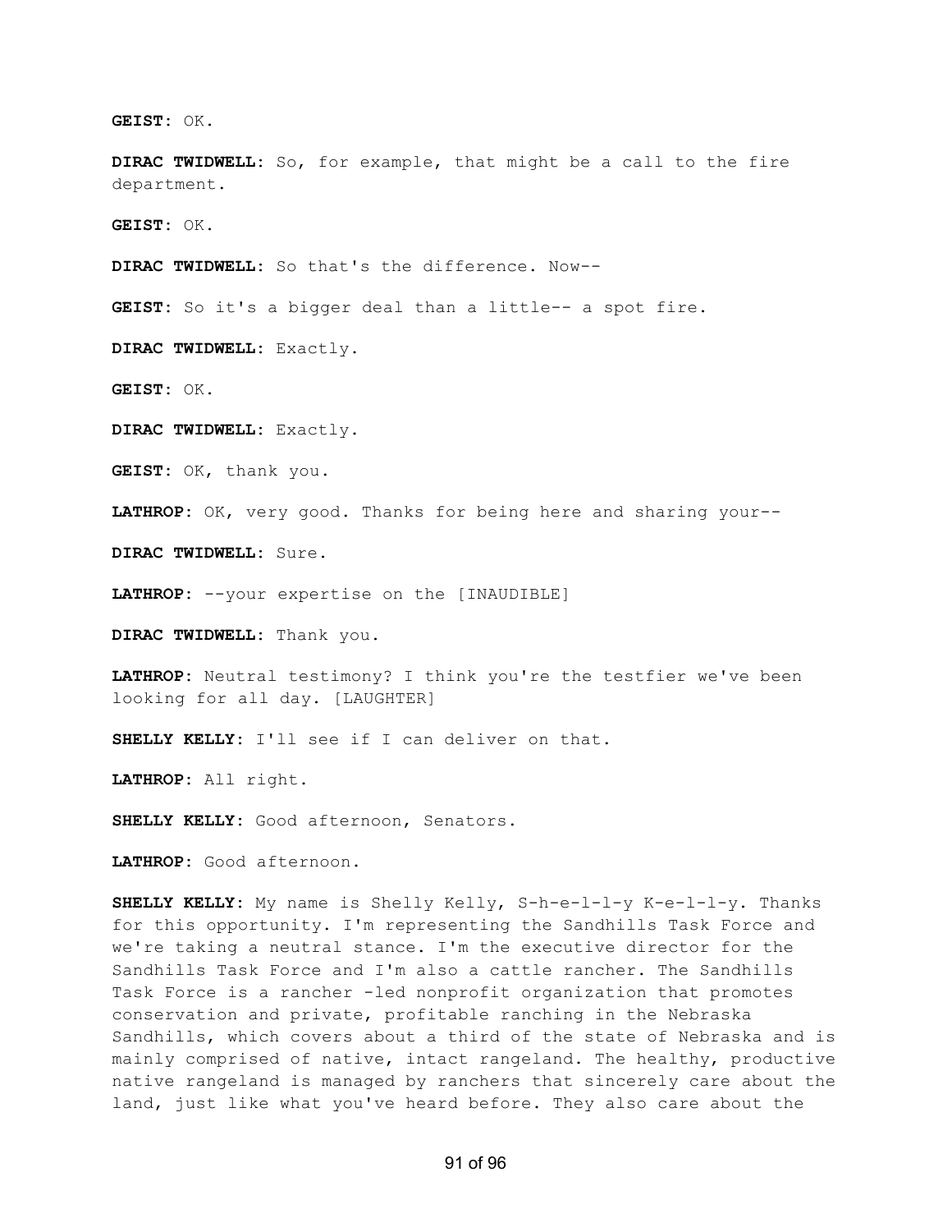**GEIST:** OK.

**DIRAC TWIDWELL:** So, for example, that might be a call to the fire department.

**GEIST:** OK.

**DIRAC TWIDWELL:** So that's the difference. Now--

**GEIST:** So it's a bigger deal than a little-- a spot fire.

**DIRAC TWIDWELL:** Exactly.

**GEIST:** OK.

**DIRAC TWIDWELL:** Exactly.

**GEIST:** OK, thank you.

**LATHROP:** OK, very good. Thanks for being here and sharing your--

**DIRAC TWIDWELL:** Sure.

**LATHROP:** --your expertise on the [INAUDIBLE]

**DIRAC TWIDWELL:** Thank you.

**LATHROP:** Neutral testimony? I think you're the testfier we've been looking for all day. [LAUGHTER]

**SHELLY KELLY:** I'll see if I can deliver on that.

**LATHROP:** All right.

**SHELLY KELLY:** Good afternoon, Senators.

**LATHROP:** Good afternoon.

**SHELLY KELLY:** My name is Shelly Kelly, S-h-e-l-l-y K-e-l-l-y. Thanks for this opportunity. I'm representing the Sandhills Task Force and we're taking a neutral stance. I'm the executive director for the Sandhills Task Force and I'm also a cattle rancher. The Sandhills Task Force is a rancher -led nonprofit organization that promotes conservation and private, profitable ranching in the Nebraska Sandhills, which covers about a third of the state of Nebraska and is mainly comprised of native, intact rangeland. The healthy, productive native rangeland is managed by ranchers that sincerely care about the land, just like what you've heard before. They also care about the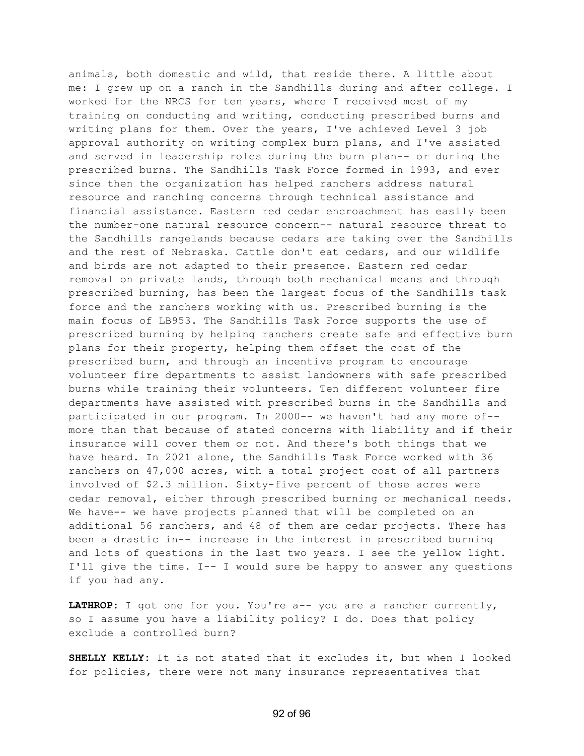animals, both domestic and wild, that reside there. A little about me: I grew up on a ranch in the Sandhills during and after college. I worked for the NRCS for ten years, where I received most of my training on conducting and writing, conducting prescribed burns and writing plans for them. Over the years, I've achieved Level 3 job approval authority on writing complex burn plans, and I've assisted and served in leadership roles during the burn plan-- or during the prescribed burns. The Sandhills Task Force formed in 1993, and ever since then the organization has helped ranchers address natural resource and ranching concerns through technical assistance and financial assistance. Eastern red cedar encroachment has easily been the number-one natural resource concern-- natural resource threat to the Sandhills rangelands because cedars are taking over the Sandhills and the rest of Nebraska. Cattle don't eat cedars, and our wildlife and birds are not adapted to their presence. Eastern red cedar removal on private lands, through both mechanical means and through prescribed burning, has been the largest focus of the Sandhills task force and the ranchers working with us. Prescribed burning is the main focus of LB953. The Sandhills Task Force supports the use of prescribed burning by helping ranchers create safe and effective burn plans for their property, helping them offset the cost of the prescribed burn, and through an incentive program to encourage volunteer fire departments to assist landowners with safe prescribed burns while training their volunteers. Ten different volunteer fire departments have assisted with prescribed burns in the Sandhills and participated in our program. In 2000-- we haven't had any more of-- more than that because of stated concerns with liability and if their insurance will cover them or not. And there's both things that we have heard. In 2021 alone, the Sandhills Task Force worked with 36 ranchers on 47,000 acres, with a total project cost of all partners involved of $2.3 million. Sixty-five percent of those acres were cedar removal, either through prescribed burning or mechanical needs. We have-- we have projects planned that will be completed on an additional 56 ranchers, and 48 of them are cedar projects. There has been a drastic in-- increase in the interest in prescribed burning and lots of questions in the last two years. I see the yellow light. I'll give the time. I-- I would sure be happy to answer any questions if you had any.

**LATHROP:** I got one for you. You're a-- you are a rancher currently, so I assume you have a liability policy? I do. Does that policy exclude a controlled burn?

**SHELLY KELLY:** It is not stated that it excludes it, but when I looked for policies, there were not many insurance representatives that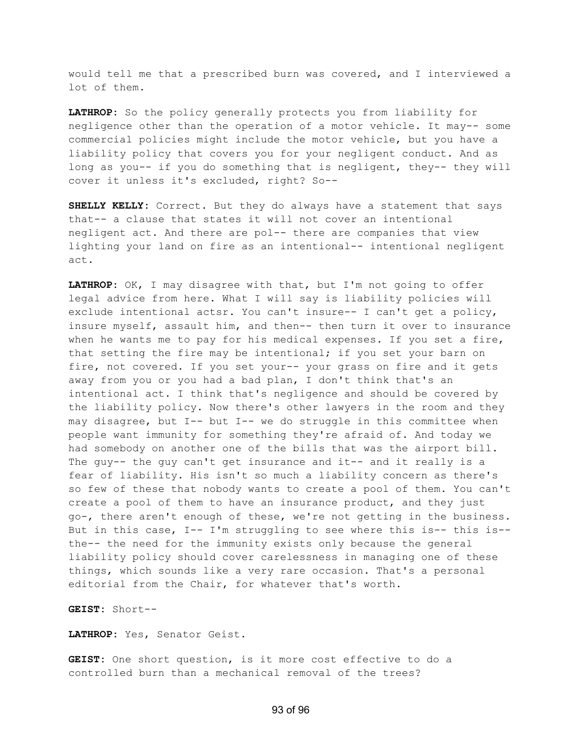would tell me that a prescribed burn was covered, and I interviewed a lot of them.

**LATHROP:** So the policy generally protects you from liability for negligence other than the operation of a motor vehicle. It may-- some commercial policies might include the motor vehicle, but you have a liability policy that covers you for your negligent conduct. And as long as you-- if you do something that is negligent, they-- they will cover it unless it's excluded, right? So--

**SHELLY KELLY:** Correct. But they do always have a statement that says that-- a clause that states it will not cover an intentional negligent act. And there are pol-- there are companies that view lighting your land on fire as an intentional-- intentional negligent act.

**LATHROP:** OK, I may disagree with that, but I'm not going to offer legal advice from here. What I will say is liability policies will exclude intentional actsr. You can't insure-- I can't get a policy, insure myself, assault him, and then-- then turn it over to insurance when he wants me to pay for his medical expenses. If you set a fire, that setting the fire may be intentional; if you set your barn on fire, not covered. If you set your-- your grass on fire and it gets away from you or you had a bad plan, I don't think that's an intentional act. I think that's negligence and should be covered by the liability policy. Now there's other lawyers in the room and they may disagree, but I-- but I-- we do struggle in this committee when people want immunity for something they're afraid of. And today we had somebody on another one of the bills that was the airport bill. The guy-- the guy can't get insurance and it-- and it really is a fear of liability. His isn't so much a liability concern as there's so few of these that nobody wants to create a pool of them. You can't create a pool of them to have an insurance product, and they just go-, there aren't enough of these, we're not getting in the business. But in this case, I-- I'm struggling to see where this is-- this is-- the-- the need for the immunity exists only because the general liability policy should cover carelessness in managing one of these things, which sounds like a very rare occasion. That's a personal editorial from the Chair, for whatever that's worth.

**GEIST:** Short--

**LATHROP:** Yes, Senator Geist.

**GEIST:** One short question, is it more cost effective to do a controlled burn than a mechanical removal of the trees?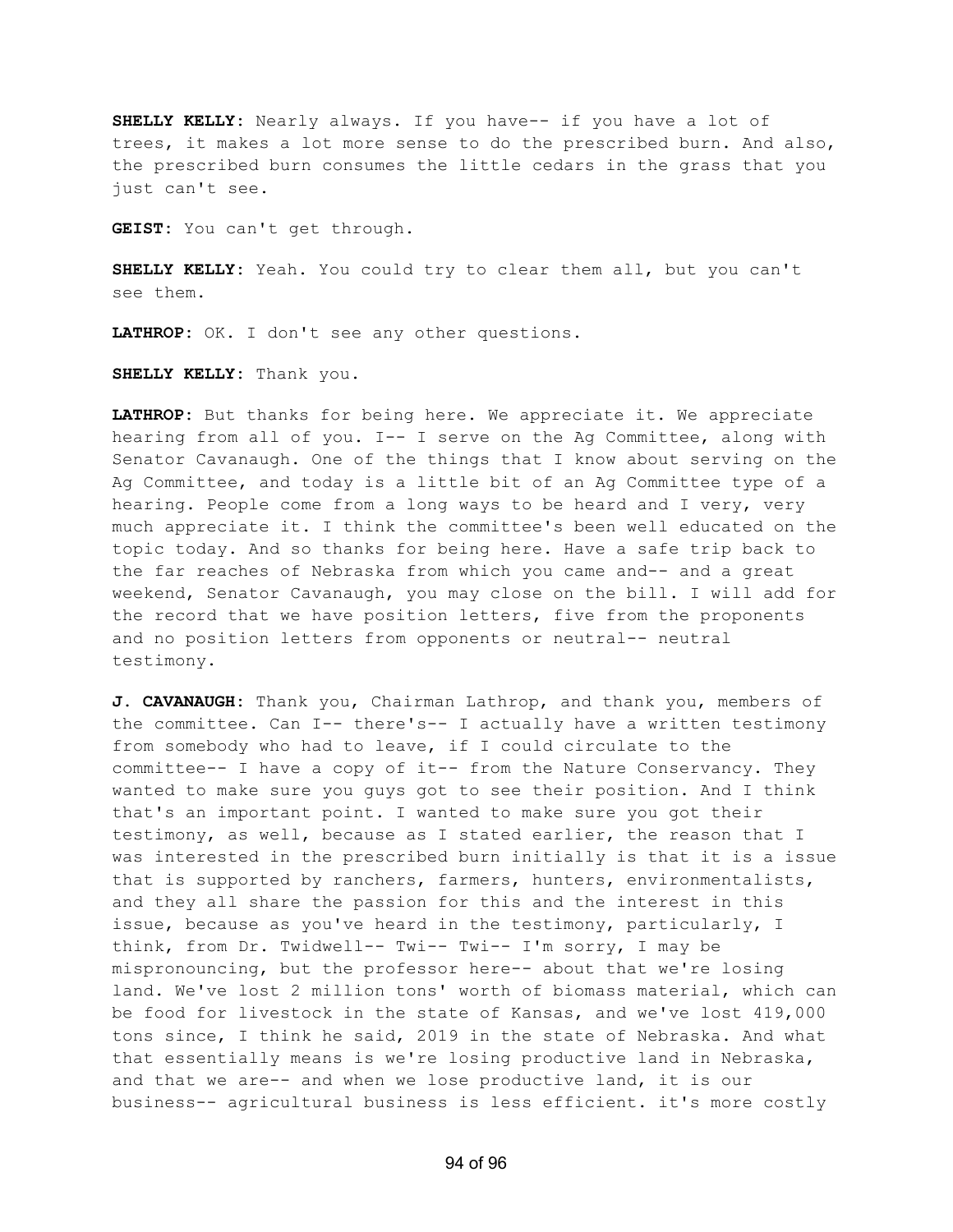**SHELLY KELLY:** Nearly always. If you have-- if you have a lot of trees, it makes a lot more sense to do the prescribed burn. And also, the prescribed burn consumes the little cedars in the grass that you just can't see.

**GEIST:** You can't get through.

**SHELLY KELLY:** Yeah. You could try to clear them all, but you can't see them.

**LATHROP:** OK. I don't see any other questions.

**SHELLY KELLY:** Thank you.

**LATHROP:** But thanks for being here. We appreciate it. We appreciate hearing from all of you. I-- I serve on the Ag Committee, along with Senator Cavanaugh. One of the things that I know about serving on the Ag Committee, and today is a little bit of an Ag Committee type of a hearing. People come from a long ways to be heard and I very, very much appreciate it. I think the committee's been well educated on the topic today. And so thanks for being here. Have a safe trip back to the far reaches of Nebraska from which you came and-- and a great weekend, Senator Cavanaugh, you may close on the bill. I will add for the record that we have position letters, five from the proponents and no position letters from opponents or neutral-- neutral testimony.

**J. CAVANAUGH:** Thank you, Chairman Lathrop, and thank you, members of the committee. Can I-- there's-- I actually have a written testimony from somebody who had to leave, if I could circulate to the committee-- I have a copy of it-- from the Nature Conservancy. They wanted to make sure you guys got to see their position. And I think that's an important point. I wanted to make sure you got their testimony, as well, because as I stated earlier, the reason that I was interested in the prescribed burn initially is that it is a issue that is supported by ranchers, farmers, hunters, environmentalists, and they all share the passion for this and the interest in this issue, because as you've heard in the testimony, particularly, I think, from Dr. Twidwell-- Twi-- Twi-- I'm sorry, I may be mispronouncing, but the professor here-- about that we're losing land. We've lost 2 million tons' worth of biomass material, which can be food for livestock in the state of Kansas, and we've lost 419,000 tons since, I think he said, 2019 in the state of Nebraska. And what that essentially means is we're losing productive land in Nebraska, and that we are-- and when we lose productive land, it is our business-- agricultural business is less efficient. it's more costly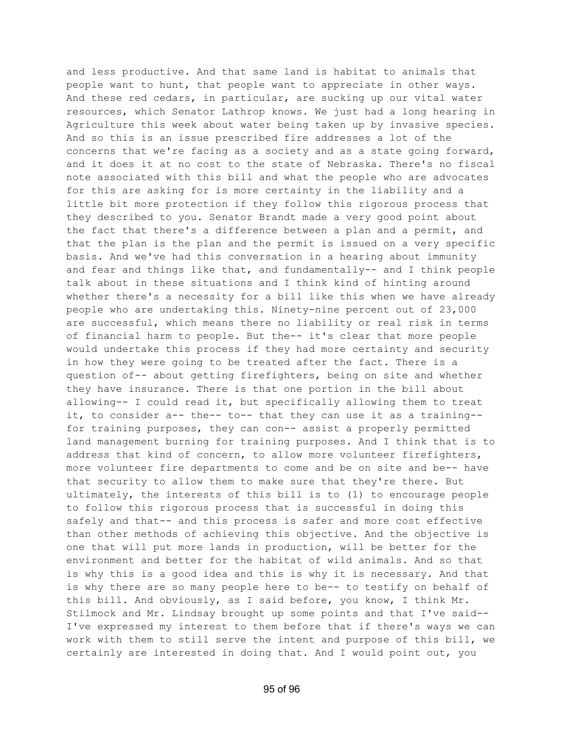and less productive. And that same land is habitat to animals that people want to hunt, that people want to appreciate in other ways. And these red cedars, in particular, are sucking up our vital water resources, which Senator Lathrop knows. We just had a long hearing in Agriculture this week about water being taken up by invasive species. And so this is an issue prescribed fire addresses a lot of the concerns that we're facing as a society and as a state going forward, and it does it at no cost to the state of Nebraska. There's no fiscal note associated with this bill and what the people who are advocates for this are asking for is more certainty in the liability and a little bit more protection if they follow this rigorous process that they described to you. Senator Brandt made a very good point about the fact that there's a difference between a plan and a permit, and that the plan is the plan and the permit is issued on a very specific basis. And we've had this conversation in a hearing about immunity and fear and things like that, and fundamentally-- and I think people talk about in these situations and I think kind of hinting around whether there's a necessity for a bill like this when we have already people who are undertaking this. Ninety-nine percent out of 23,000 are successful, which means there no liability or real risk in terms of financial harm to people. But the-- it's clear that more people would undertake this process if they had more certainty and security in how they were going to be treated after the fact. There is a question of-- about getting firefighters, being on site and whether they have insurance. There is that one portion in the bill about allowing-- I could read it, but specifically allowing them to treat it, to consider a-- the-- to-- that they can use it as a training-- for training purposes, they can con-- assist a properly permitted land management burning for training purposes. And I think that is to address that kind of concern, to allow more volunteer firefighters, more volunteer fire departments to come and be on site and be-- have that security to allow them to make sure that they're there. But ultimately, the interests of this bill is to (1) to encourage people to follow this rigorous process that is successful in doing this safely and that-- and this process is safer and more cost effective than other methods of achieving this objective. And the objective is one that will put more lands in production, will be better for the environment and better for the habitat of wild animals. And so that is why this is a good idea and this is why it is necessary. And that is why there are so many people here to be-- to testify on behalf of this bill. And obviously, as I said before, you know, I think Mr. Stilmock and Mr. Lindsay brought up some points and that I've said-- I've expressed my interest to them before that if there's ways we can work with them to still serve the intent and purpose of this bill, we certainly are interested in doing that. And I would point out, you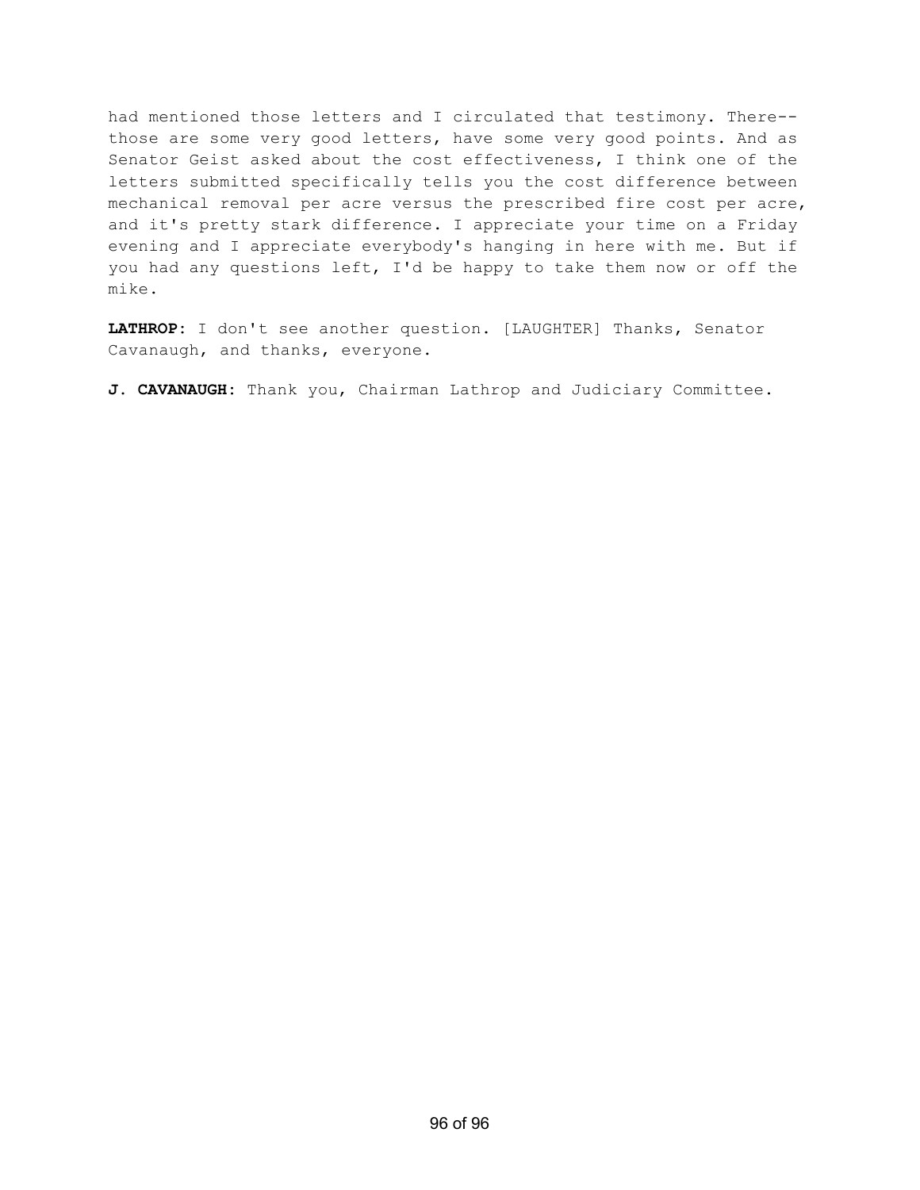had mentioned those letters and I circulated that testimony. There-- those are some very good letters, have some very good points. And as Senator Geist asked about the cost effectiveness, I think one of the letters submitted specifically tells you the cost difference between mechanical removal per acre versus the prescribed fire cost per acre, and it's pretty stark difference. I appreciate your time on a Friday evening and I appreciate everybody's hanging in here with me. But if you had any questions left, I'd be happy to take them now or off the mike.

**LATHROP:** I don't see another question. [LAUGHTER] Thanks, Senator Cavanaugh, and thanks, everyone.

**J. CAVANAUGH:** Thank you, Chairman Lathrop and Judiciary Committee.